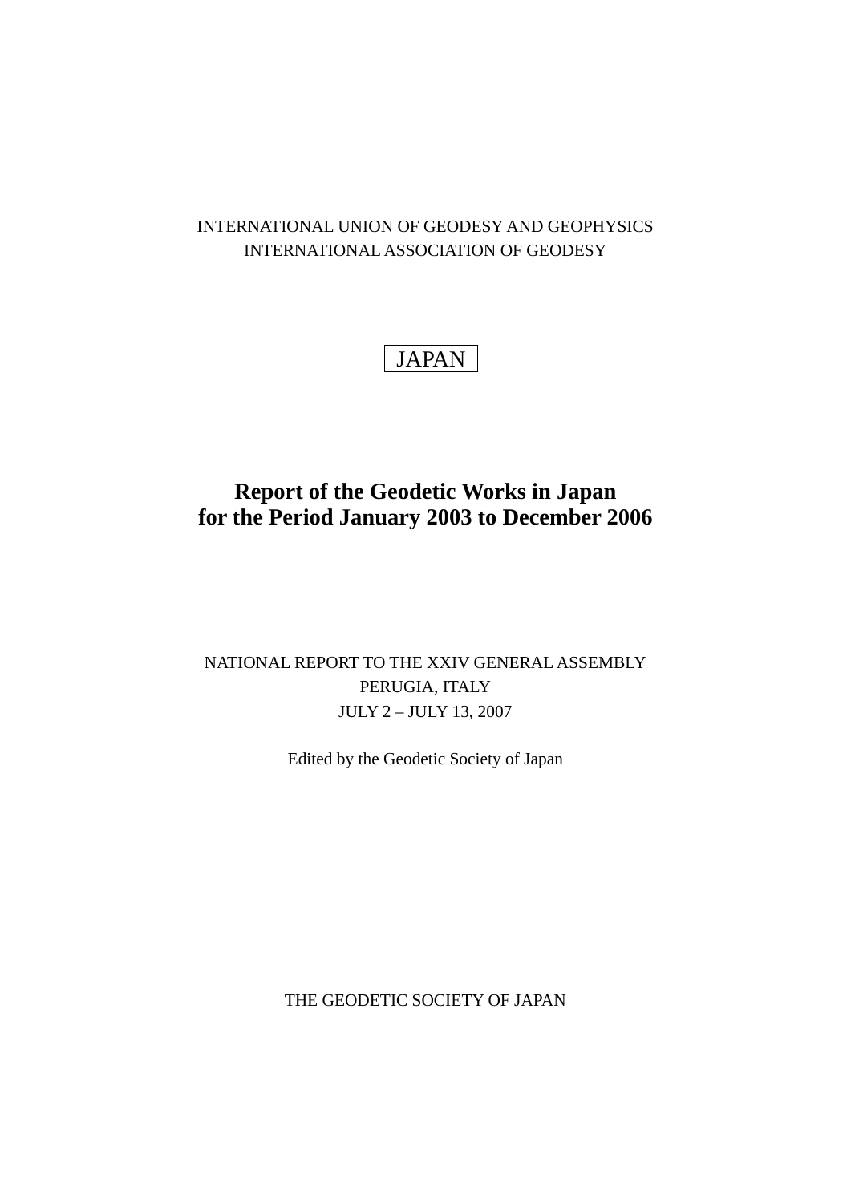INTERNATIONAL UNION OF GEODESY AND GEOPHYSICS
INTERNATIONAL ASSOCIATION OF GEODESY

JAPAN

# Report of the Geodetic Works in Japan for the Period January 2003 to December 2006

NATIONAL REPORT TO THE XXIV GENERAL ASSEMBLY
PERUGIA, ITALY
JULY 2 – JULY 13, 2007

Edited by the Geodetic Society of Japan

THE GEODETIC SOCIETY OF JAPAN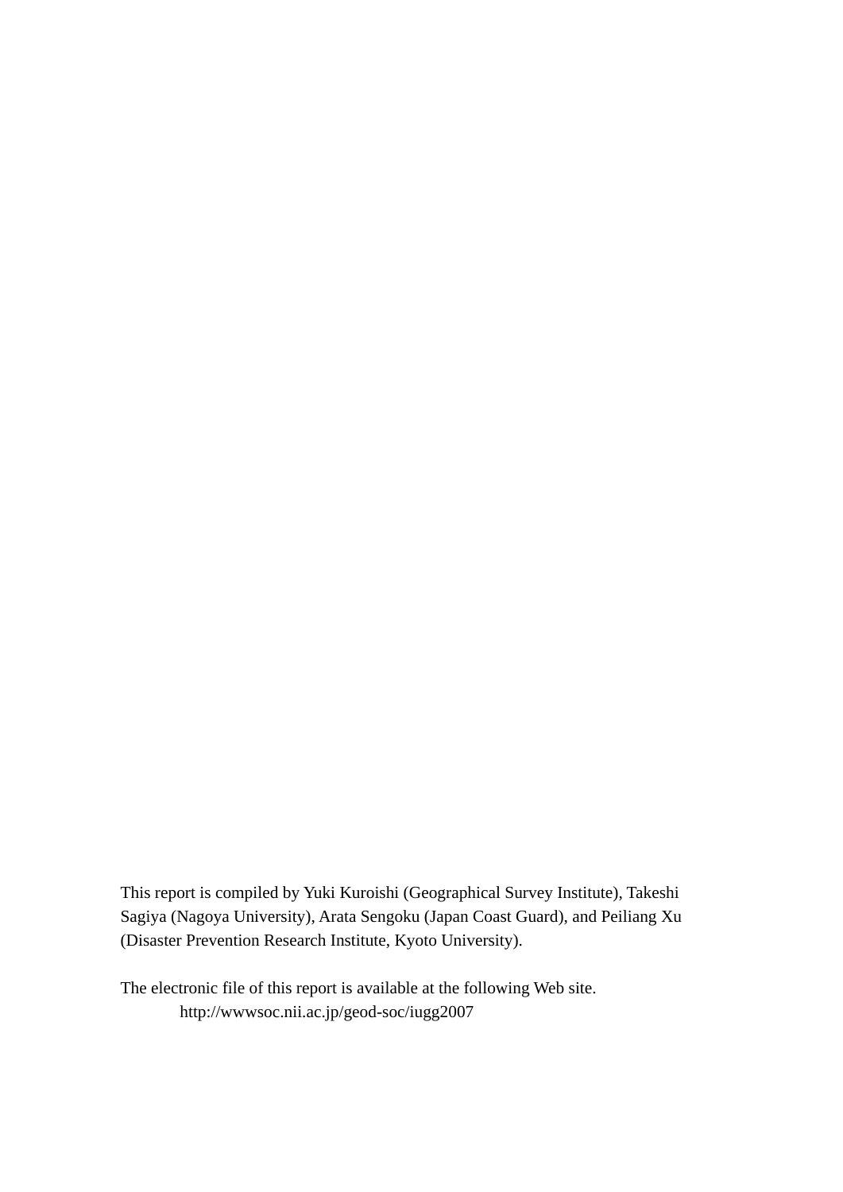This report is compiled by Yuki Kuroishi (Geographical Survey Institute), Takeshi Sagiya (Nagoya University), Arata Sengoku (Japan Coast Guard), and Peiliang Xu (Disaster Prevention Research Institute, Kyoto University).

The electronic file of this report is available at the following Web site.

http://wwwsoc.nii.ac.jp/geod-soc/iugg2007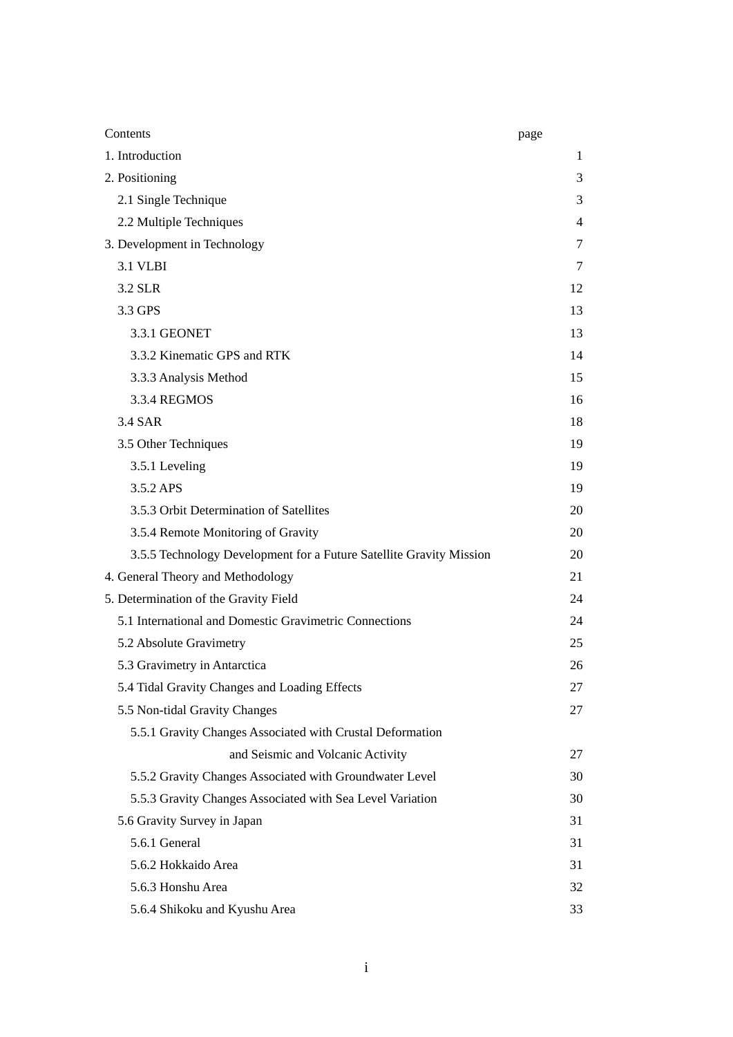| Contents | page |
|---|---|
| 1. Introduction | 1 |
| 2. Positioning | 3 |
| 2.1 Single Technique | 3 |
| 2.2 Multiple Techniques | 4 |
| 3. Development in Technology | 7 |
| 3.1 VLBI | 7 |
| 3.2 SLR | 12 |
| 3.3 GPS | 13 |
| 3.3.1 GEONET | 13 |
| 3.3.2 Kinematic GPS and RTK | 14 |
| 3.3.3 Analysis Method | 15 |
| 3.3.4 REGMOS | 16 |
| 3.4 SAR | 18 |
| 3.5 Other Techniques | 19 |
| 3.5.1 Leveling | 19 |
| 3.5.2 APS | 19 |
| 3.5.3 Orbit Determination of Satellites | 20 |
| 3.5.4 Remote Monitoring of Gravity | 20 |
| 3.5.5 Technology Development for a Future Satellite Gravity Mission | 20 |
| 4. General Theory and Methodology | 21 |
| 5. Determination of the Gravity Field | 24 |
| 5.1 International and Domestic Gravimetric Connections | 24 |
| 5.2 Absolute Gravimetry | 25 |
| 5.3 Gravimetry in Antarctica | 26 |
| 5.4 Tidal Gravity Changes and Loading Effects | 27 |
| 5.5 Non-tidal Gravity Changes | 27 |
| 5.5.1 Gravity Changes Associated with Crustal Deformation and Seismic and Volcanic Activity | 27 |
| 5.5.2 Gravity Changes Associated with Groundwater Level | 30 |
| 5.5.3 Gravity Changes Associated with Sea Level Variation | 30 |
| 5.6 Gravity Survey in Japan | 31 |
| 5.6.1 General | 31 |
| 5.6.2 Hokkaido Area | 31 |
| 5.6.3 Honshu Area | 32 |
| 5.6.4 Shikoku and Kyushu Area | 33 |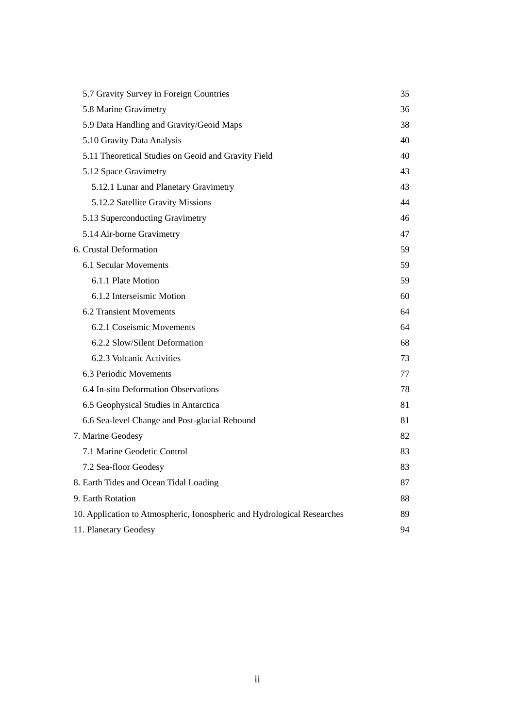| | |
|---|---|
| 5.7 Gravity Survey in Foreign Countries | 35 |
| 5.8 Marine Gravimetry | 36 |
| 5.9 Data Handling and Gravity/Geoid Maps | 38 |
| 5.10 Gravity Data Analysis | 40 |
| 5.11 Theoretical Studies on Geoid and Gravity Field | 40 |
| 5.12 Space Gravimetry | 43 |
| 5.12.1 Lunar and Planetary Gravimetry | 43 |
| 5.12.2 Satellite Gravity Missions | 44 |
| 5.13 Superconducting Gravimetry | 46 |
| 5.14 Air-borne Gravimetry | 47 |
| 6. Crustal Deformation | 59 |
| 6.1 Secular Movements | 59 |
| 6.1.1 Plate Motion | 59 |
| 6.1.2 Interseismic Motion | 60 |
| 6.2 Transient Movements | 64 |
| 6.2.1 Coseismic Movements | 64 |
| 6.2.2 Slow/Silent Deformation | 68 |
| 6.2.3 Volcanic Activities | 73 |
| 6.3 Periodic Movements | 77 |
| 6.4 In-situ Deformation Observations | 78 |
| 6.5 Geophysical Studies in Antarctica | 81 |
| 6.6 Sea-level Change and Post-glacial Rebound | 81 |
| 7. Marine Geodesy | 82 |
| 7.1 Marine Geodetic Control | 83 |
| 7.2 Sea-floor Geodesy | 83 |
| 8. Earth Tides and Ocean Tidal Loading | 87 |
| 9. Earth Rotation | 88 |
| 10. Application to Atmospheric, Ionospheric and Hydrological Researches | 89 |
| 11. Planetary Geodesy | 94 |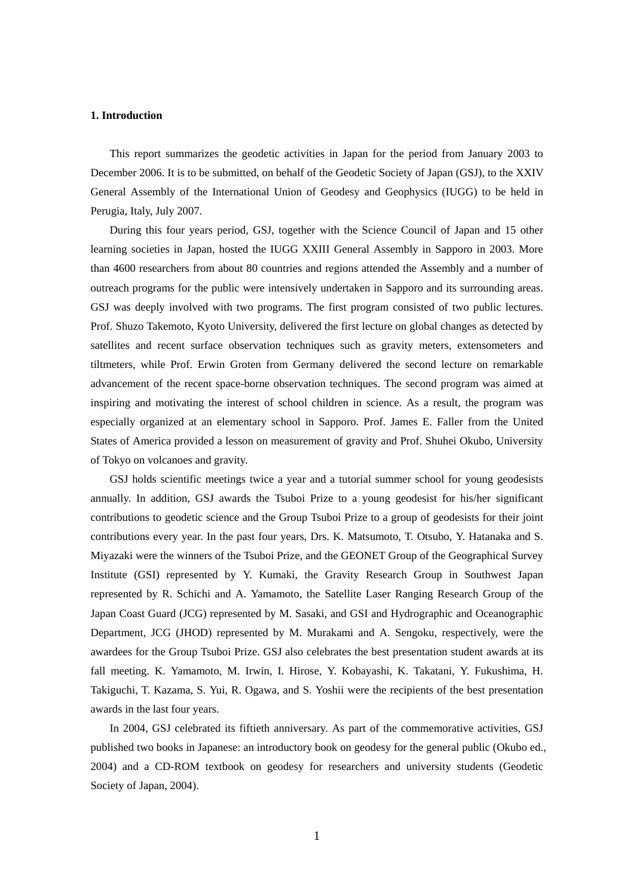## 1. Introduction

This report summarizes the geodetic activities in Japan for the period from January 2003 to December 2006. It is to be submitted, on behalf of the Geodetic Society of Japan (GSJ), to the XXIV General Assembly of the International Union of Geodesy and Geophysics (IUGG) to be held in Perugia, Italy, July 2007.

During this four years period, GSJ, together with the Science Council of Japan and 15 other learning societies in Japan, hosted the IUGG XXIII General Assembly in Sapporo in 2003. More than 4600 researchers from about 80 countries and regions attended the Assembly and a number of outreach programs for the public were intensively undertaken in Sapporo and its surrounding areas. GSJ was deeply involved with two programs. The first program consisted of two public lectures. Prof. Shuzo Takemoto, Kyoto University, delivered the first lecture on global changes as detected by satellites and recent surface observation techniques such as gravity meters, extensometers and tiltmeters, while Prof. Erwin Groten from Germany delivered the second lecture on remarkable advancement of the recent space-borne observation techniques. The second program was aimed at inspiring and motivating the interest of school children in science. As a result, the program was especially organized at an elementary school in Sapporo. Prof. James E. Faller from the United States of America provided a lesson on measurement of gravity and Prof. Shuhei Okubo, University of Tokyo on volcanoes and gravity.

GSJ holds scientific meetings twice a year and a tutorial summer school for young geodesists annually. In addition, GSJ awards the Tsuboi Prize to a young geodesist for his/her significant contributions to geodetic science and the Group Tsuboi Prize to a group of geodesists for their joint contributions every year. In the past four years, Drs. K. Matsumoto, T. Otsubo, Y. Hatanaka and S. Miyazaki were the winners of the Tsuboi Prize, and the GEONET Group of the Geographical Survey Institute (GSI) represented by Y. Kumaki, the Gravity Research Group in Southwest Japan represented by R. Schichi and A. Yamamoto, the Satellite Laser Ranging Research Group of the Japan Coast Guard (JCG) represented by M. Sasaki, and GSI and Hydrographic and Oceanographic Department, JCG (JHOD) represented by M. Murakami and A. Sengoku, respectively, were the awardees for the Group Tsuboi Prize. GSJ also celebrates the best presentation student awards at its fall meeting. K. Yamamoto, M. Irwin, I. Hirose, Y. Kobayashi, K. Takatani, Y. Fukushima, H. Takiguchi, T. Kazama, S. Yui, R. Ogawa, and S. Yoshii were the recipients of the best presentation awards in the last four years.

In 2004, GSJ celebrated its fiftieth anniversary. As part of the commemorative activities, GSJ published two books in Japanese: an introductory book on geodesy for the general public (Okubo ed., 2004) and a CD-ROM textbook on geodesy for researchers and university students (Geodetic Society of Japan, 2004).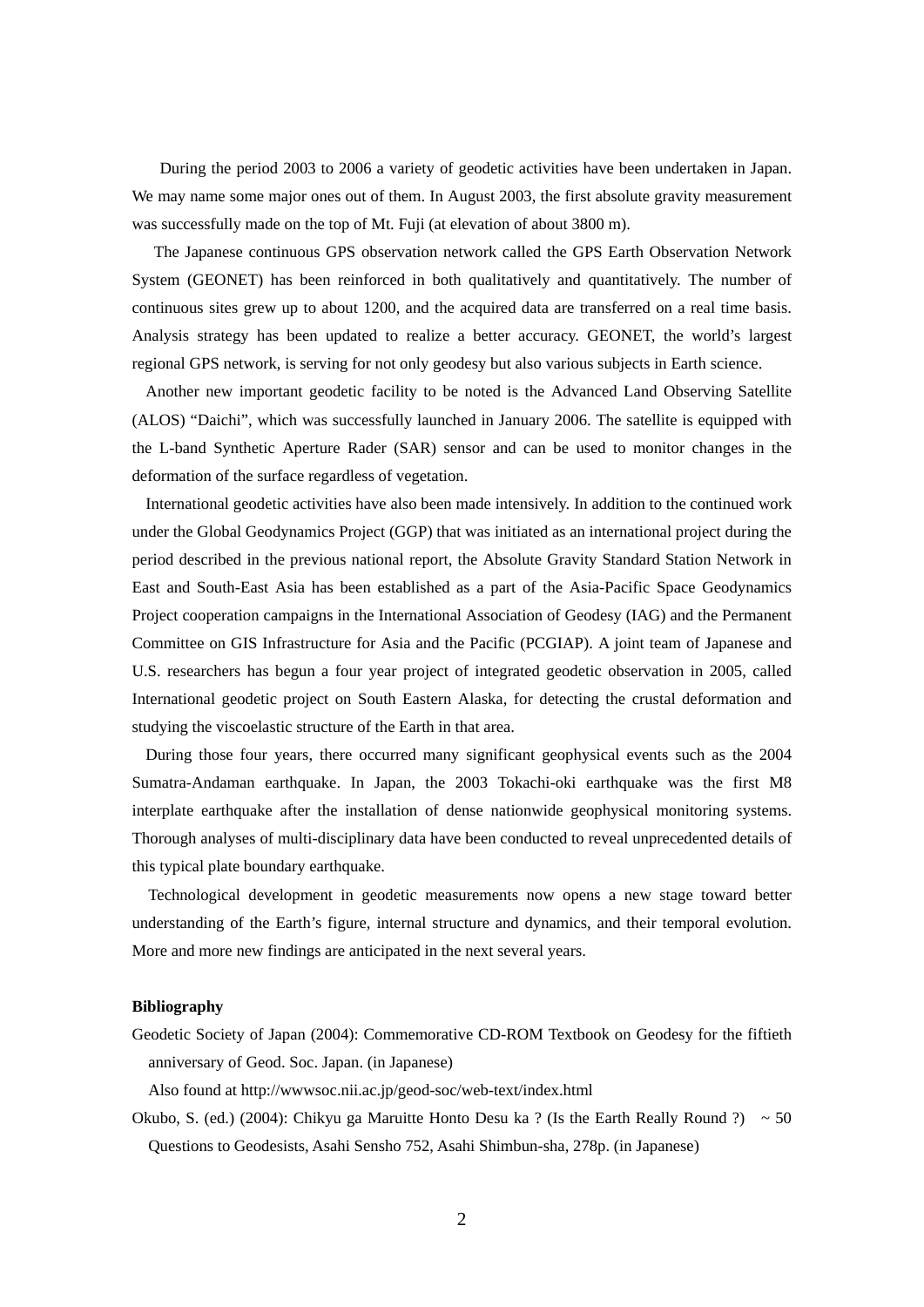During the period 2003 to 2006 a variety of geodetic activities have been undertaken in Japan. We may name some major ones out of them. In August 2003, the first absolute gravity measurement was successfully made on the top of Mt. Fuji (at elevation of about 3800 m).

The Japanese continuous GPS observation network called the GPS Earth Observation Network System (GEONET) has been reinforced in both qualitatively and quantitatively. The number of continuous sites grew up to about 1200, and the acquired data are transferred on a real time basis. Analysis strategy has been updated to realize a better accuracy. GEONET, the world's largest regional GPS network, is serving for not only geodesy but also various subjects in Earth science.

Another new important geodetic facility to be noted is the Advanced Land Observing Satellite (ALOS) "Daichi", which was successfully launched in January 2006. The satellite is equipped with the L-band Synthetic Aperture Rader (SAR) sensor and can be used to monitor changes in the deformation of the surface regardless of vegetation.

International geodetic activities have also been made intensively. In addition to the continued work under the Global Geodynamics Project (GGP) that was initiated as an international project during the period described in the previous national report, the Absolute Gravity Standard Station Network in East and South-East Asia has been established as a part of the Asia-Pacific Space Geodynamics Project cooperation campaigns in the International Association of Geodesy (IAG) and the Permanent Committee on GIS Infrastructure for Asia and the Pacific (PCGIAP). A joint team of Japanese and U.S. researchers has begun a four year project of integrated geodetic observation in 2005, called International geodetic project on South Eastern Alaska, for detecting the crustal deformation and studying the viscoelastic structure of the Earth in that area.

During those four years, there occurred many significant geophysical events such as the 2004 Sumatra-Andaman earthquake. In Japan, the 2003 Tokachi-oki earthquake was the first M8 interplate earthquake after the installation of dense nationwide geophysical monitoring systems. Thorough analyses of multi-disciplinary data have been conducted to reveal unprecedented details of this typical plate boundary earthquake.

Technological development in geodetic measurements now opens a new stage toward better understanding of the Earth's figure, internal structure and dynamics, and their temporal evolution. More and more new findings are anticipated in the next several years.

**Bibliography**

Geodetic Society of Japan (2004): Commemorative CD-ROM Textbook on Geodesy for the fiftieth anniversary of Geod. Soc. Japan. (in Japanese)
Also found at http://wwwsoc.nii.ac.jp/geod-soc/web-text/index.html

Okubo, S. (ed.) (2004): Chikyu ga Maruitte Honto Desu ka ? (Is the Earth Really Round ?) ~ 50 Questions to Geodesists, Asahi Sensho 752, Asahi Shimbun-sha, 278p. (in Japanese)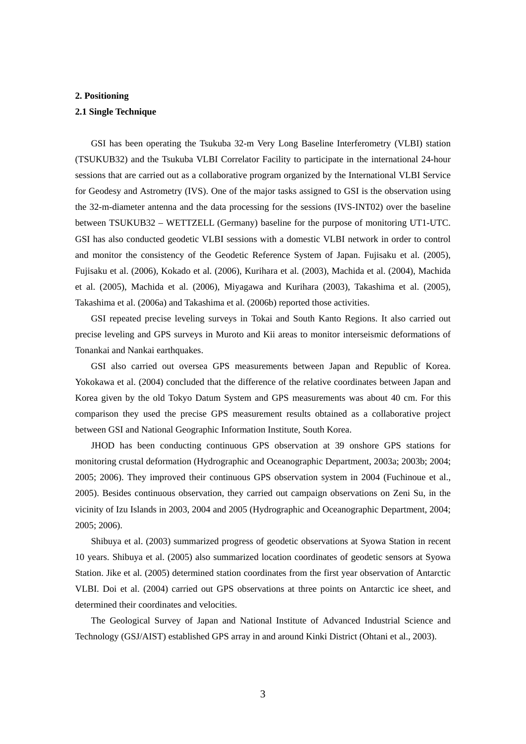## 2. Positioning

### 2.1 Single Technique

GSI has been operating the Tsukuba 32-m Very Long Baseline Interferometry (VLBI) station (TSUKUB32) and the Tsukuba VLBI Correlator Facility to participate in the international 24-hour sessions that are carried out as a collaborative program organized by the International VLBI Service for Geodesy and Astrometry (IVS). One of the major tasks assigned to GSI is the observation using the 32-m-diameter antenna and the data processing for the sessions (IVS-INT02) over the baseline between TSUKUB32 – WETTZELL (Germany) baseline for the purpose of monitoring UT1-UTC. GSI has also conducted geodetic VLBI sessions with a domestic VLBI network in order to control and monitor the consistency of the Geodetic Reference System of Japan. Fujisaku et al. (2005), Fujisaku et al. (2006), Kokado et al. (2006), Kurihara et al. (2003), Machida et al. (2004), Machida et al. (2005), Machida et al. (2006), Miyagawa and Kurihara (2003), Takashima et al. (2005), Takashima et al. (2006a) and Takashima et al. (2006b) reported those activities.

GSI repeated precise leveling surveys in Tokai and South Kanto Regions. It also carried out precise leveling and GPS surveys in Muroto and Kii areas to monitor interseismic deformations of Tonankai and Nankai earthquakes.

GSI also carried out oversea GPS measurements between Japan and Republic of Korea. Yokokawa et al. (2004) concluded that the difference of the relative coordinates between Japan and Korea given by the old Tokyo Datum System and GPS measurements was about 40 cm. For this comparison they used the precise GPS measurement results obtained as a collaborative project between GSI and National Geographic Information Institute, South Korea.

JHOD has been conducting continuous GPS observation at 39 onshore GPS stations for monitoring crustal deformation (Hydrographic and Oceanographic Department, 2003a; 2003b; 2004; 2005; 2006). They improved their continuous GPS observation system in 2004 (Fuchinoue et al., 2005). Besides continuous observation, they carried out campaign observations on Zeni Su, in the vicinity of Izu Islands in 2003, 2004 and 2005 (Hydrographic and Oceanographic Department, 2004; 2005; 2006).

Shibuya et al. (2003) summarized progress of geodetic observations at Syowa Station in recent 10 years. Shibuya et al. (2005) also summarized location coordinates of geodetic sensors at Syowa Station. Jike et al. (2005) determined station coordinates from the first year observation of Antarctic VLBI. Doi et al. (2004) carried out GPS observations at three points on Antarctic ice sheet, and determined their coordinates and velocities.

The Geological Survey of Japan and National Institute of Advanced Industrial Science and Technology (GSJ/AIST) established GPS array in and around Kinki District (Ohtani et al., 2003).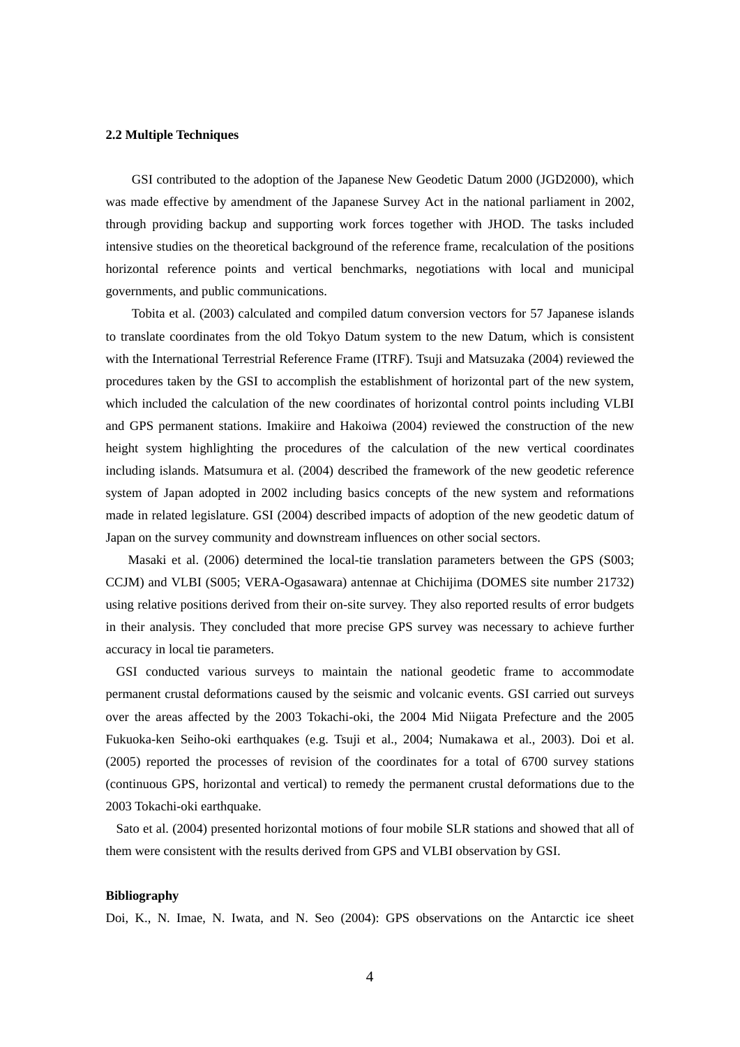### 2.2 Multiple Techniques

GSI contributed to the adoption of the Japanese New Geodetic Datum 2000 (JGD2000), which was made effective by amendment of the Japanese Survey Act in the national parliament in 2002, through providing backup and supporting work forces together with JHOD. The tasks included intensive studies on the theoretical background of the reference frame, recalculation of the positions horizontal reference points and vertical benchmarks, negotiations with local and municipal governments, and public communications.

Tobita et al. (2003) calculated and compiled datum conversion vectors for 57 Japanese islands to translate coordinates from the old Tokyo Datum system to the new Datum, which is consistent with the International Terrestrial Reference Frame (ITRF). Tsuji and Matsuzaka (2004) reviewed the procedures taken by the GSI to accomplish the establishment of horizontal part of the new system, which included the calculation of the new coordinates of horizontal control points including VLBI and GPS permanent stations. Imakiire and Hakoiwa (2004) reviewed the construction of the new height system highlighting the procedures of the calculation of the new vertical coordinates including islands. Matsumura et al. (2004) described the framework of the new geodetic reference system of Japan adopted in 2002 including basics concepts of the new system and reformations made in related legislature. GSI (2004) described impacts of adoption of the new geodetic datum of Japan on the survey community and downstream influences on other social sectors.

Masaki et al. (2006) determined the local-tie translation parameters between the GPS (S003; CCJM) and VLBI (S005; VERA-Ogasawara) antennae at Chichijima (DOMES site number 21732) using relative positions derived from their on-site survey. They also reported results of error budgets in their analysis. They concluded that more precise GPS survey was necessary to achieve further accuracy in local tie parameters.

GSI conducted various surveys to maintain the national geodetic frame to accommodate permanent crustal deformations caused by the seismic and volcanic events. GSI carried out surveys over the areas affected by the 2003 Tokachi-oki, the 2004 Mid Niigata Prefecture and the 2005 Fukuoka-ken Seiho-oki earthquakes (e.g. Tsuji et al., 2004; Numakawa et al., 2003). Doi et al. (2005) reported the processes of revision of the coordinates for a total of 6700 survey stations (continuous GPS, horizontal and vertical) to remedy the permanent crustal deformations due to the 2003 Tokachi-oki earthquake.

Sato et al. (2004) presented horizontal motions of four mobile SLR stations and showed that all of them were consistent with the results derived from GPS and VLBI observation by GSI.

**Bibliography**

Doi, K., N. Imae, N. Iwata, and N. Seo (2004): GPS observations on the Antarctic ice sheet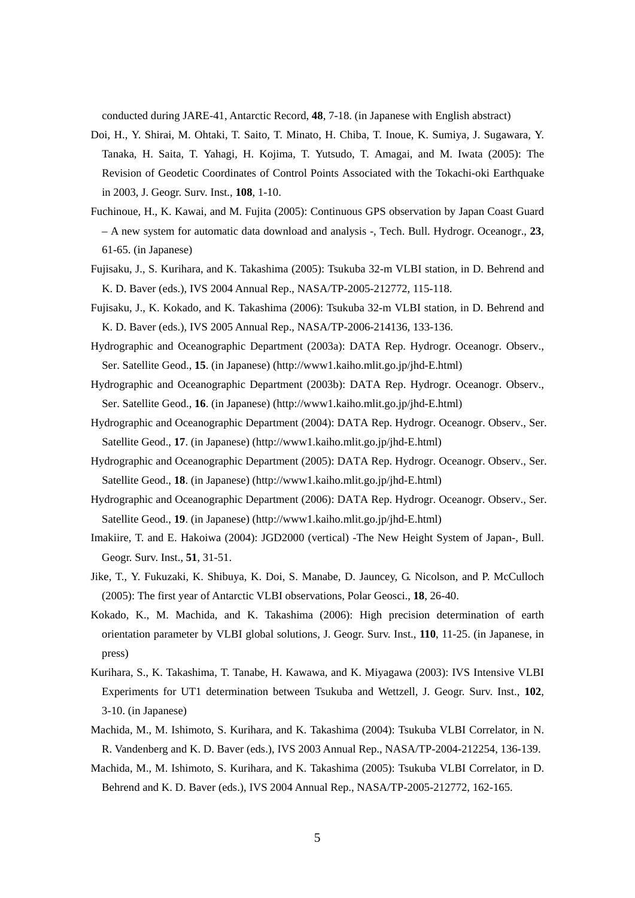conducted during JARE-41, Antarctic Record, **48**, 7-18. (in Japanese with English abstract)

Doi, H., Y. Shirai, M. Ohtaki, T. Saito, T. Minato, H. Chiba, T. Inoue, K. Sumiya, J. Sugawara, Y. Tanaka, H. Saita, T. Yahagi, H. Kojima, T. Yutsudo, T. Amagai, and M. Iwata (2005): The Revision of Geodetic Coordinates of Control Points Associated with the Tokachi-oki Earthquake in 2003, J. Geogr. Surv. Inst., **108**, 1-10.

Fuchinoue, H., K. Kawai, and M. Fujita (2005): Continuous GPS observation by Japan Coast Guard – A new system for automatic data download and analysis -, Tech. Bull. Hydrogr. Oceanogr., **23**, 61-65. (in Japanese)

Fujisaku, J., S. Kurihara, and K. Takashima (2005): Tsukuba 32-m VLBI station, in D. Behrend and K. D. Baver (eds.), IVS 2004 Annual Rep., NASA/TP-2005-212772, 115-118.

Fujisaku, J., K. Kokado, and K. Takashima (2006): Tsukuba 32-m VLBI station, in D. Behrend and K. D. Baver (eds.), IVS 2005 Annual Rep., NASA/TP-2006-214136, 133-136.

Hydrographic and Oceanographic Department (2003a): DATA Rep. Hydrogr. Oceanogr. Observ., Ser. Satellite Geod., **15**. (in Japanese) (http://www1.kaiho.mlit.go.jp/jhd-E.html)

Hydrographic and Oceanographic Department (2003b): DATA Rep. Hydrogr. Oceanogr. Observ., Ser. Satellite Geod., **16**. (in Japanese) (http://www1.kaiho.mlit.go.jp/jhd-E.html)

Hydrographic and Oceanographic Department (2004): DATA Rep. Hydrogr. Oceanogr. Observ., Ser. Satellite Geod., **17**. (in Japanese) (http://www1.kaiho.mlit.go.jp/jhd-E.html)

Hydrographic and Oceanographic Department (2005): DATA Rep. Hydrogr. Oceanogr. Observ., Ser. Satellite Geod., **18**. (in Japanese) (http://www1.kaiho.mlit.go.jp/jhd-E.html)

Hydrographic and Oceanographic Department (2006): DATA Rep. Hydrogr. Oceanogr. Observ., Ser. Satellite Geod., **19**. (in Japanese) (http://www1.kaiho.mlit.go.jp/jhd-E.html)

Imakiire, T. and E. Hakoiwa (2004): JGD2000 (vertical) -The New Height System of Japan-, Bull. Geogr. Surv. Inst., **51**, 31-51.

Jike, T., Y. Fukuzaki, K. Shibuya, K. Doi, S. Manabe, D. Jauncey, G. Nicolson, and P. McCulloch (2005): The first year of Antarctic VLBI observations, Polar Geosci., **18**, 26-40.

Kokado, K., M. Machida, and K. Takashima (2006): High precision determination of earth orientation parameter by VLBI global solutions, J. Geogr. Surv. Inst., **110**, 11-25. (in Japanese, in press)

Kurihara, S., K. Takashima, T. Tanabe, H. Kawawa, and K. Miyagawa (2003): IVS Intensive VLBI Experiments for UT1 determination between Tsukuba and Wettzell, J. Geogr. Surv. Inst., **102**, 3-10. (in Japanese)

Machida, M., M. Ishimoto, S. Kurihara, and K. Takashima (2004): Tsukuba VLBI Correlator, in N. R. Vandenberg and K. D. Baver (eds.), IVS 2003 Annual Rep., NASA/TP-2004-212254, 136-139.

Machida, M., M. Ishimoto, S. Kurihara, and K. Takashima (2005): Tsukuba VLBI Correlator, in D. Behrend and K. D. Baver (eds.), IVS 2004 Annual Rep., NASA/TP-2005-212772, 162-165.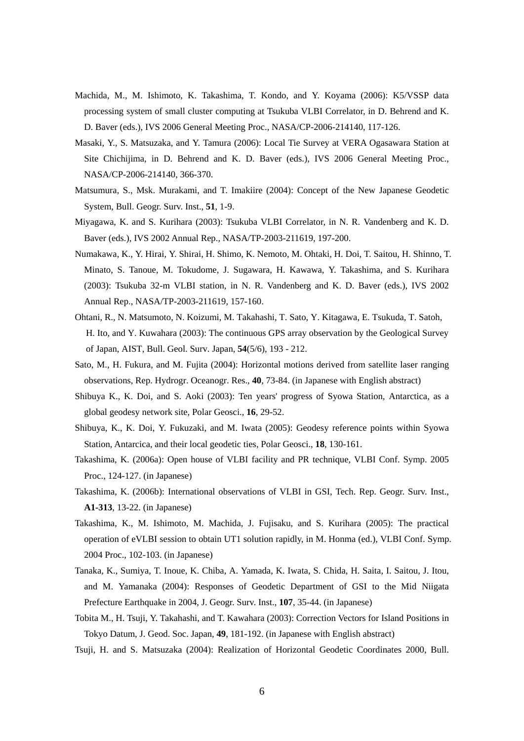Machida, M., M. Ishimoto, K. Takashima, T. Kondo, and Y. Koyama (2006): K5/VSSP data processing system of small cluster computing at Tsukuba VLBI Correlator, in D. Behrend and K. D. Baver (eds.), IVS 2006 General Meeting Proc., NASA/CP-2006-214140, 117-126.

Masaki, Y., S. Matsuzaka, and Y. Tamura (2006): Local Tie Survey at VERA Ogasawara Station at Site Chichijima, in D. Behrend and K. D. Baver (eds.), IVS 2006 General Meeting Proc., NASA/CP-2006-214140, 366-370.

Matsumura, S., Msk. Murakami, and T. Imakiire (2004): Concept of the New Japanese Geodetic System, Bull. Geogr. Surv. Inst., **51**, 1-9.

Miyagawa, K. and S. Kurihara (2003): Tsukuba VLBI Correlator, in N. R. Vandenberg and K. D. Baver (eds.), IVS 2002 Annual Rep., NASA/TP-2003-211619, 197-200.

Numakawa, K., Y. Hirai, Y. Shirai, H. Shimo, K. Nemoto, M. Ohtaki, H. Doi, T. Saitou, H. Shinno, T. Minato, S. Tanoue, M. Tokudome, J. Sugawara, H. Kawawa, Y. Takashima, and S. Kurihara (2003): Tsukuba 32-m VLBI station, in N. R. Vandenberg and K. D. Baver (eds.), IVS 2002 Annual Rep., NASA/TP-2003-211619, 157-160.

Ohtani, R., N. Matsumoto, N. Koizumi, M. Takahashi, T. Sato, Y. Kitagawa, E. Tsukuda, T. Satoh, H. Ito, and Y. Kuwahara (2003): The continuous GPS array observation by the Geological Survey of Japan, AIST, Bull. Geol. Surv. Japan, **54**(5/6), 193 - 212.

Sato, M., H. Fukura, and M. Fujita (2004): Horizontal motions derived from satellite laser ranging observations, Rep. Hydrogr. Oceanogr. Res., **40**, 73-84. (in Japanese with English abstract)

Shibuya K., K. Doi, and S. Aoki (2003): Ten years' progress of Syowa Station, Antarctica, as a global geodesy network site, Polar Geosci., **16**, 29-52.

Shibuya, K., K. Doi, Y. Fukuzaki, and M. Iwata (2005): Geodesy reference points within Syowa Station, Antarcica, and their local geodetic ties, Polar Geosci., **18**, 130-161.

Takashima, K. (2006a): Open house of VLBI facility and PR technique, VLBI Conf. Symp. 2005 Proc., 124-127. (in Japanese)

Takashima, K. (2006b): International observations of VLBI in GSI, Tech. Rep. Geogr. Surv. Inst., **A1-313**, 13-22. (in Japanese)

Takashima, K., M. Ishimoto, M. Machida, J. Fujisaku, and S. Kurihara (2005): The practical operation of eVLBI session to obtain UT1 solution rapidly, in M. Honma (ed.), VLBI Conf. Symp. 2004 Proc., 102-103. (in Japanese)

Tanaka, K., Sumiya, T. Inoue, K. Chiba, A. Yamada, K. Iwata, S. Chida, H. Saita, I. Saitou, J. Itou, and M. Yamanaka (2004): Responses of Geodetic Department of GSI to the Mid Niigata Prefecture Earthquake in 2004, J. Geogr. Surv. Inst., **107**, 35-44. (in Japanese)

Tobita M., H. Tsuji, Y. Takahashi, and T. Kawahara (2003): Correction Vectors for Island Positions in Tokyo Datum, J. Geod. Soc. Japan, **49**, 181-192. (in Japanese with English abstract)

Tsuji, H. and S. Matsuzaka (2004): Realization of Horizontal Geodetic Coordinates 2000, Bull.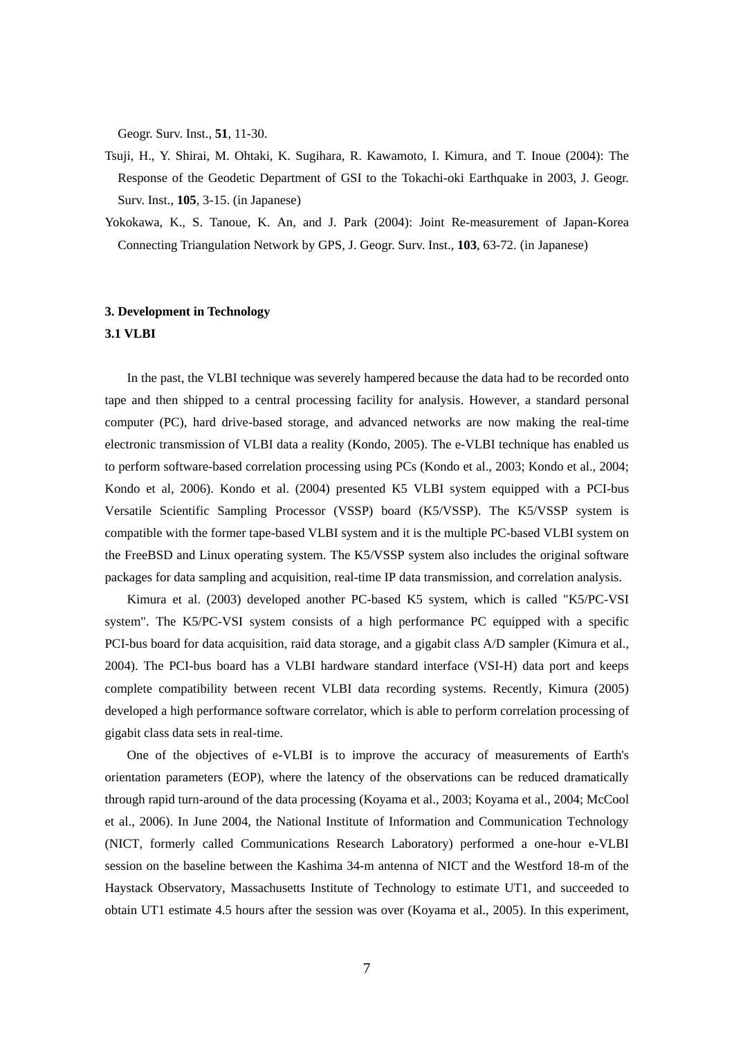Geogr. Surv. Inst., **51**, 11-30.

Tsuji, H., Y. Shirai, M. Ohtaki, K. Sugihara, R. Kawamoto, I. Kimura, and T. Inoue (2004): The Response of the Geodetic Department of GSI to the Tokachi-oki Earthquake in 2003, J. Geogr. Surv. Inst., **105**, 3-15. (in Japanese)

Yokokawa, K., S. Tanoue, K. An, and J. Park (2004): Joint Re-measurement of Japan-Korea Connecting Triangulation Network by GPS, J. Geogr. Surv. Inst., **103**, 63-72. (in Japanese)

## 3. Development in Technology

### 3.1 VLBI

In the past, the VLBI technique was severely hampered because the data had to be recorded onto tape and then shipped to a central processing facility for analysis. However, a standard personal computer (PC), hard drive-based storage, and advanced networks are now making the real-time electronic transmission of VLBI data a reality (Kondo, 2005). The e-VLBI technique has enabled us to perform software-based correlation processing using PCs (Kondo et al., 2003; Kondo et al., 2004; Kondo et al, 2006). Kondo et al. (2004) presented K5 VLBI system equipped with a PCI-bus Versatile Scientific Sampling Processor (VSSP) board (K5/VSSP). The K5/VSSP system is compatible with the former tape-based VLBI system and it is the multiple PC-based VLBI system on the FreeBSD and Linux operating system. The K5/VSSP system also includes the original software packages for data sampling and acquisition, real-time IP data transmission, and correlation analysis.

Kimura et al. (2003) developed another PC-based K5 system, which is called "K5/PC-VSI system". The K5/PC-VSI system consists of a high performance PC equipped with a specific PCI-bus board for data acquisition, raid data storage, and a gigabit class A/D sampler (Kimura et al., 2004). The PCI-bus board has a VLBI hardware standard interface (VSI-H) data port and keeps complete compatibility between recent VLBI data recording systems. Recently, Kimura (2005) developed a high performance software correlator, which is able to perform correlation processing of gigabit class data sets in real-time.

One of the objectives of e-VLBI is to improve the accuracy of measurements of Earth's orientation parameters (EOP), where the latency of the observations can be reduced dramatically through rapid turn-around of the data processing (Koyama et al., 2003; Koyama et al., 2004; McCool et al., 2006). In June 2004, the National Institute of Information and Communication Technology (NICT, formerly called Communications Research Laboratory) performed a one-hour e-VLBI session on the baseline between the Kashima 34-m antenna of NICT and the Westford 18-m of the Haystack Observatory, Massachusetts Institute of Technology to estimate UT1, and succeeded to obtain UT1 estimate 4.5 hours after the session was over (Koyama et al., 2005). In this experiment,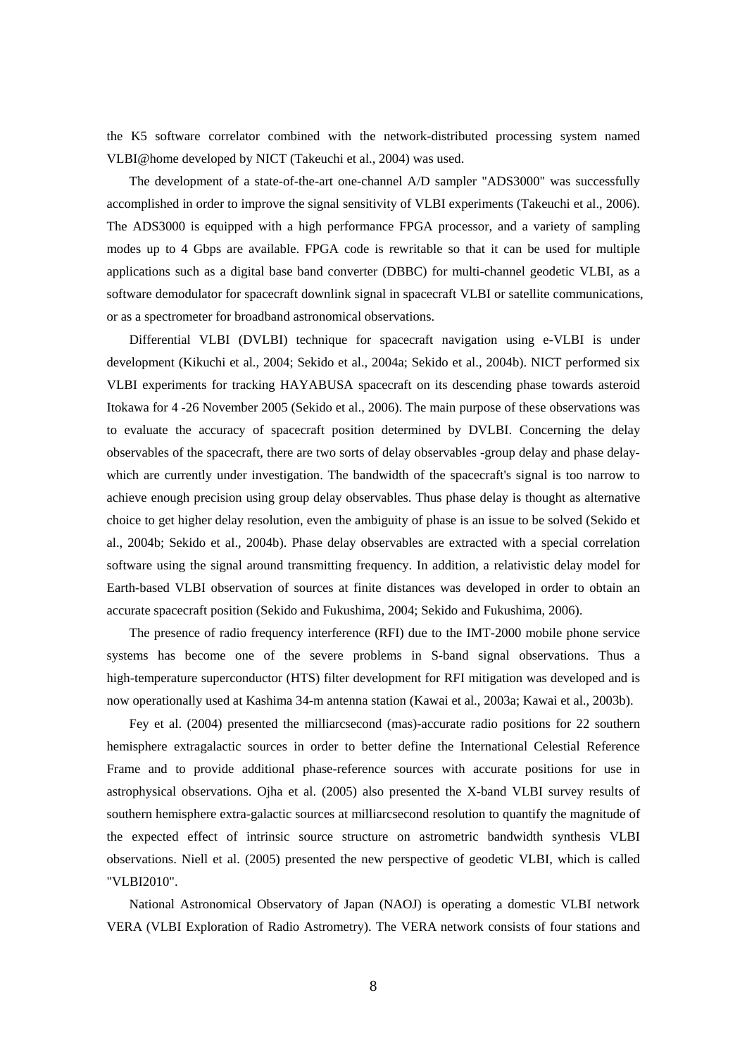the K5 software correlator combined with the network-distributed processing system named VLBI@home developed by NICT (Takeuchi et al., 2004) was used.

The development of a state-of-the-art one-channel A/D sampler "ADS3000" was successfully accomplished in order to improve the signal sensitivity of VLBI experiments (Takeuchi et al., 2006). The ADS3000 is equipped with a high performance FPGA processor, and a variety of sampling modes up to 4 Gbps are available. FPGA code is rewritable so that it can be used for multiple applications such as a digital base band converter (DBBC) for multi-channel geodetic VLBI, as a software demodulator for spacecraft downlink signal in spacecraft VLBI or satellite communications, or as a spectrometer for broadband astronomical observations.

Differential VLBI (DVLBI) technique for spacecraft navigation using e-VLBI is under development (Kikuchi et al., 2004; Sekido et al., 2004a; Sekido et al., 2004b). NICT performed six VLBI experiments for tracking HAYABUSA spacecraft on its descending phase towards asteroid Itokawa for 4 -26 November 2005 (Sekido et al., 2006). The main purpose of these observations was to evaluate the accuracy of spacecraft position determined by DVLBI. Concerning the delay observables of the spacecraft, there are two sorts of delay observables -group delay and phase delay- which are currently under investigation. The bandwidth of the spacecraft's signal is too narrow to achieve enough precision using group delay observables. Thus phase delay is thought as alternative choice to get higher delay resolution, even the ambiguity of phase is an issue to be solved (Sekido et al., 2004b; Sekido et al., 2004b). Phase delay observables are extracted with a special correlation software using the signal around transmitting frequency. In addition, a relativistic delay model for Earth-based VLBI observation of sources at finite distances was developed in order to obtain an accurate spacecraft position (Sekido and Fukushima, 2004; Sekido and Fukushima, 2006).

The presence of radio frequency interference (RFI) due to the IMT-2000 mobile phone service systems has become one of the severe problems in S-band signal observations. Thus a high-temperature superconductor (HTS) filter development for RFI mitigation was developed and is now operationally used at Kashima 34-m antenna station (Kawai et al., 2003a; Kawai et al., 2003b).

Fey et al. (2004) presented the milliarcsecond (mas)-accurate radio positions for 22 southern hemisphere extragalactic sources in order to better define the International Celestial Reference Frame and to provide additional phase-reference sources with accurate positions for use in astrophysical observations. Ojha et al. (2005) also presented the X-band VLBI survey results of southern hemisphere extra-galactic sources at milliarcsecond resolution to quantify the magnitude of the expected effect of intrinsic source structure on astrometric bandwidth synthesis VLBI observations. Niell et al. (2005) presented the new perspective of geodetic VLBI, which is called "VLBI2010".

National Astronomical Observatory of Japan (NAOJ) is operating a domestic VLBI network VERA (VLBI Exploration of Radio Astrometry). The VERA network consists of four stations and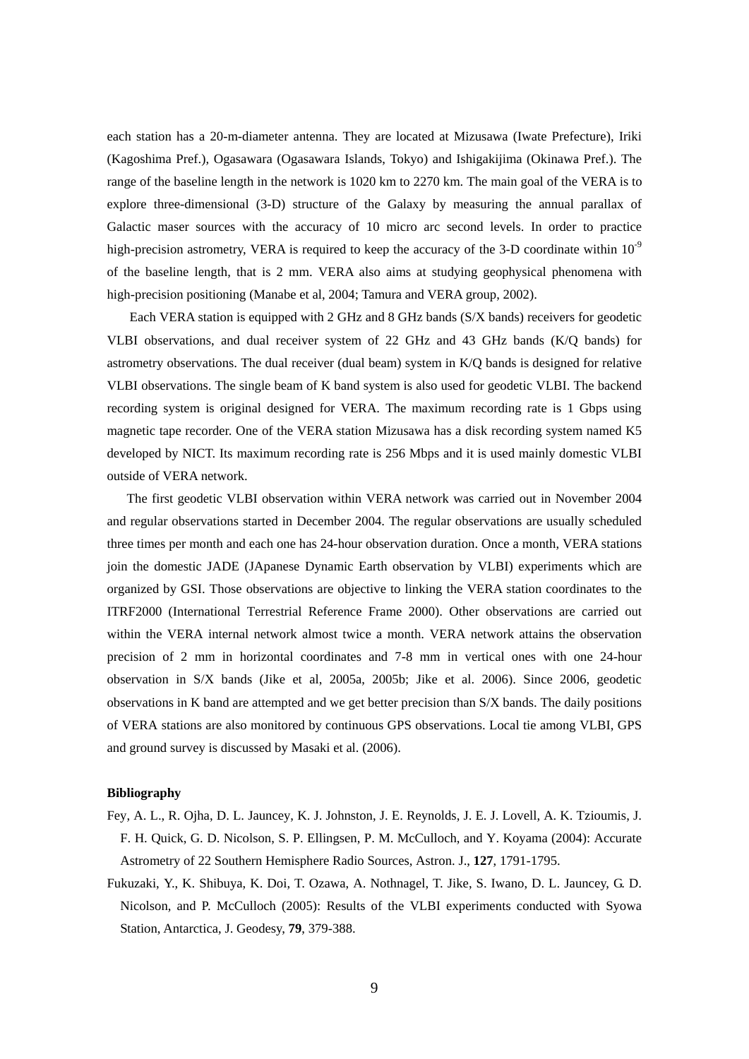each station has a 20-m-diameter antenna. They are located at Mizusawa (Iwate Prefecture), Iriki (Kagoshima Pref.), Ogasawara (Ogasawara Islands, Tokyo) and Ishigakijima (Okinawa Pref.). The range of the baseline length in the network is 1020 km to 2270 km. The main goal of the VERA is to explore three-dimensional (3-D) structure of the Galaxy by measuring the annual parallax of Galactic maser sources with the accuracy of 10 micro arc second levels. In order to practice high-precision astrometry, VERA is required to keep the accuracy of the 3-D coordinate within $10^{-9}$ of the baseline length, that is 2 mm. VERA also aims at studying geophysical phenomena with high-precision positioning (Manabe et al, 2004; Tamura and VERA group, 2002).

Each VERA station is equipped with 2 GHz and 8 GHz bands (S/X bands) receivers for geodetic VLBI observations, and dual receiver system of 22 GHz and 43 GHz bands (K/Q bands) for astrometry observations. The dual receiver (dual beam) system in K/Q bands is designed for relative VLBI observations. The single beam of K band system is also used for geodetic VLBI. The backend recording system is original designed for VERA. The maximum recording rate is 1 Gbps using magnetic tape recorder. One of the VERA station Mizusawa has a disk recording system named K5 developed by NICT. Its maximum recording rate is 256 Mbps and it is used mainly domestic VLBI outside of VERA network.

The first geodetic VLBI observation within VERA network was carried out in November 2004 and regular observations started in December 2004. The regular observations are usually scheduled three times per month and each one has 24-hour observation duration. Once a month, VERA stations join the domestic JADE (JApanese Dynamic Earth observation by VLBI) experiments which are organized by GSI. Those observations are objective to linking the VERA station coordinates to the ITRF2000 (International Terrestrial Reference Frame 2000). Other observations are carried out within the VERA internal network almost twice a month. VERA network attains the observation precision of 2 mm in horizontal coordinates and 7-8 mm in vertical ones with one 24-hour observation in S/X bands (Jike et al, 2005a, 2005b; Jike et al. 2006). Since 2006, geodetic observations in K band are attempted and we get better precision than S/X bands. The daily positions of VERA stations are also monitored by continuous GPS observations. Local tie among VLBI, GPS and ground survey is discussed by Masaki et al. (2006).

**Bibliography**

Fey, A. L., R. Ojha, D. L. Jauncey, K. J. Johnston, J. E. Reynolds, J. E. J. Lovell, A. K. Tzioumis, J. F. H. Quick, G. D. Nicolson, S. P. Ellingsen, P. M. McCulloch, and Y. Koyama (2004): Accurate Astrometry of 22 Southern Hemisphere Radio Sources, Astron. J., **127**, 1791-1795.

Fukuzaki, Y., K. Shibuya, K. Doi, T. Ozawa, A. Nothnagel, T. Jike, S. Iwano, D. L. Jauncey, G. D. Nicolson, and P. McCulloch (2005): Results of the VLBI experiments conducted with Syowa Station, Antarctica, J. Geodesy, **79**, 379-388.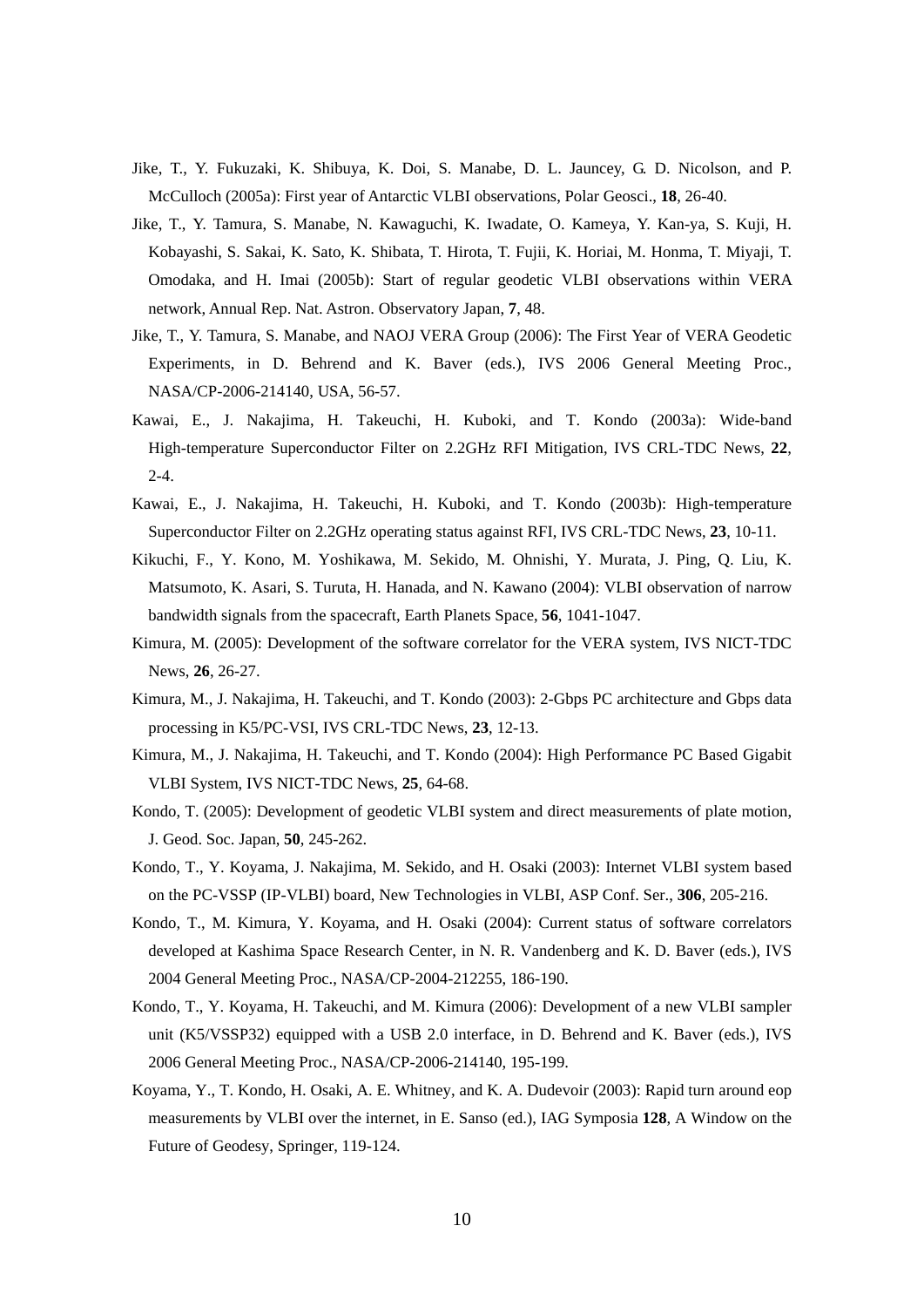Jike, T., Y. Fukuzaki, K. Shibuya, K. Doi, S. Manabe, D. L. Jauncey, G. D. Nicolson, and P. McCulloch (2005a): First year of Antarctic VLBI observations, Polar Geosci., **18**, 26-40.

Jike, T., Y. Tamura, S. Manabe, N. Kawaguchi, K. Iwadate, O. Kameya, Y. Kan-ya, S. Kuji, H. Kobayashi, S. Sakai, K. Sato, K. Shibata, T. Hirota, T. Fujii, K. Horiai, M. Honma, T. Miyaji, T. Omodaka, and H. Imai (2005b): Start of regular geodetic VLBI observations within VERA network, Annual Rep. Nat. Astron. Observatory Japan, **7**, 48.

Jike, T., Y. Tamura, S. Manabe, and NAOJ VERA Group (2006): The First Year of VERA Geodetic Experiments, in D. Behrend and K. Baver (eds.), IVS 2006 General Meeting Proc., NASA/CP-2006-214140, USA, 56-57.

Kawai, E., J. Nakajima, H. Takeuchi, H. Kuboki, and T. Kondo (2003a): Wide-band High-temperature Superconductor Filter on 2.2GHz RFI Mitigation, IVS CRL-TDC News, **22**, 2-4.

Kawai, E., J. Nakajima, H. Takeuchi, H. Kuboki, and T. Kondo (2003b): High-temperature Superconductor Filter on 2.2GHz operating status against RFI, IVS CRL-TDC News, **23**, 10-11.

Kikuchi, F., Y. Kono, M. Yoshikawa, M. Sekido, M. Ohnishi, Y. Murata, J. Ping, Q. Liu, K. Matsumoto, K. Asari, S. Turuta, H. Hanada, and N. Kawano (2004): VLBI observation of narrow bandwidth signals from the spacecraft, Earth Planets Space, **56**, 1041-1047.

Kimura, M. (2005): Development of the software correlator for the VERA system, IVS NICT-TDC News, **26**, 26-27.

Kimura, M., J. Nakajima, H. Takeuchi, and T. Kondo (2003): 2-Gbps PC architecture and Gbps data processing in K5/PC-VSI, IVS CRL-TDC News, **23**, 12-13.

Kimura, M., J. Nakajima, H. Takeuchi, and T. Kondo (2004): High Performance PC Based Gigabit VLBI System, IVS NICT-TDC News, **25**, 64-68.

Kondo, T. (2005): Development of geodetic VLBI system and direct measurements of plate motion, J. Geod. Soc. Japan, **50**, 245-262.

Kondo, T., Y. Koyama, J. Nakajima, M. Sekido, and H. Osaki (2003): Internet VLBI system based on the PC-VSSP (IP-VLBI) board, New Technologies in VLBI, ASP Conf. Ser., **306**, 205-216.

Kondo, T., M. Kimura, Y. Koyama, and H. Osaki (2004): Current status of software correlators developed at Kashima Space Research Center, in N. R. Vandenberg and K. D. Baver (eds.), IVS 2004 General Meeting Proc., NASA/CP-2004-212255, 186-190.

Kondo, T., Y. Koyama, H. Takeuchi, and M. Kimura (2006): Development of a new VLBI sampler unit (K5/VSSP32) equipped with a USB 2.0 interface, in D. Behrend and K. Baver (eds.), IVS 2006 General Meeting Proc., NASA/CP-2006-214140, 195-199.

Koyama, Y., T. Kondo, H. Osaki, A. E. Whitney, and K. A. Dudevoir (2003): Rapid turn around eop measurements by VLBI over the internet, in E. Sanso (ed.), IAG Symposia **128**, A Window on the Future of Geodesy, Springer, 119-124.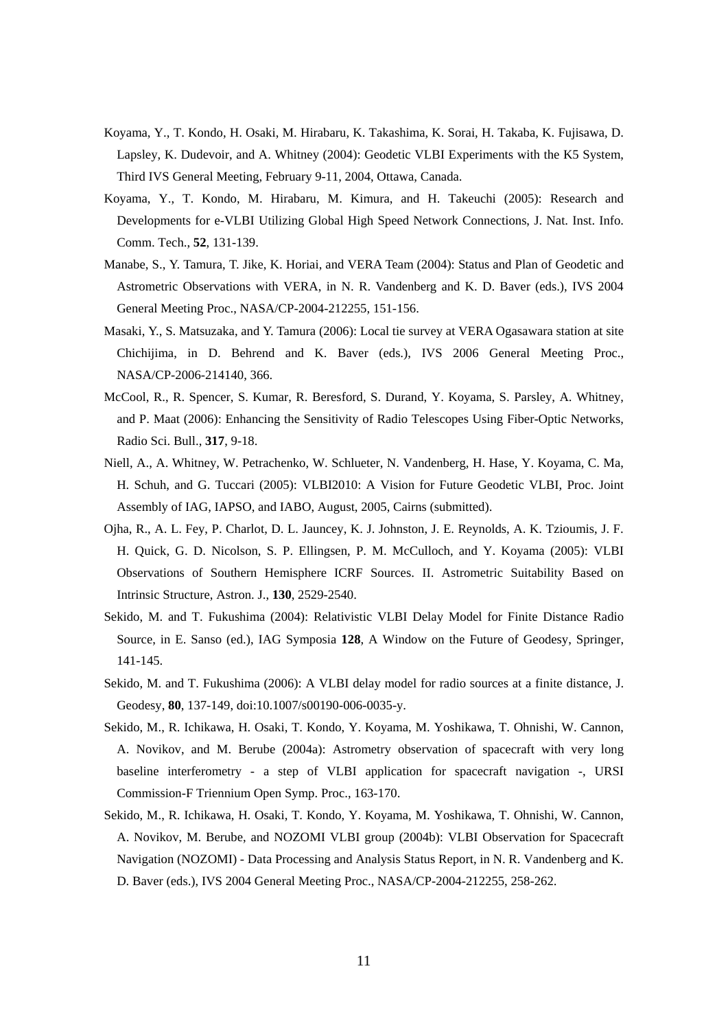Koyama, Y., T. Kondo, H. Osaki, M. Hirabaru, K. Takashima, K. Sorai, H. Takaba, K. Fujisawa, D. Lapsley, K. Dudevoir, and A. Whitney (2004): Geodetic VLBI Experiments with the K5 System, Third IVS General Meeting, February 9-11, 2004, Ottawa, Canada.

Koyama, Y., T. Kondo, M. Hirabaru, M. Kimura, and H. Takeuchi (2005): Research and Developments for e-VLBI Utilizing Global High Speed Network Connections, J. Nat. Inst. Info. Comm. Tech., **52**, 131-139.

Manabe, S., Y. Tamura, T. Jike, K. Horiai, and VERA Team (2004): Status and Plan of Geodetic and Astrometric Observations with VERA, in N. R. Vandenberg and K. D. Baver (eds.), IVS 2004 General Meeting Proc., NASA/CP-2004-212255, 151-156.

Masaki, Y., S. Matsuzaka, and Y. Tamura (2006): Local tie survey at VERA Ogasawara station at site Chichijima, in D. Behrend and K. Baver (eds.), IVS 2006 General Meeting Proc., NASA/CP-2006-214140, 366.

McCool, R., R. Spencer, S. Kumar, R. Beresford, S. Durand, Y. Koyama, S. Parsley, A. Whitney, and P. Maat (2006): Enhancing the Sensitivity of Radio Telescopes Using Fiber-Optic Networks, Radio Sci. Bull., **317**, 9-18.

Niell, A., A. Whitney, W. Petrachenko, W. Schlueter, N. Vandenberg, H. Hase, Y. Koyama, C. Ma, H. Schuh, and G. Tuccari (2005): VLBI2010: A Vision for Future Geodetic VLBI, Proc. Joint Assembly of IAG, IAPSO, and IABO, August, 2005, Cairns (submitted).

Ojha, R., A. L. Fey, P. Charlot, D. L. Jauncey, K. J. Johnston, J. E. Reynolds, A. K. Tzioumis, J. F. H. Quick, G. D. Nicolson, S. P. Ellingsen, P. M. McCulloch, and Y. Koyama (2005): VLBI Observations of Southern Hemisphere ICRF Sources. II. Astrometric Suitability Based on Intrinsic Structure, Astron. J., **130**, 2529-2540.

Sekido, M. and T. Fukushima (2004): Relativistic VLBI Delay Model for Finite Distance Radio Source, in E. Sanso (ed.), IAG Symposia **128**, A Window on the Future of Geodesy, Springer, 141-145.

Sekido, M. and T. Fukushima (2006): A VLBI delay model for radio sources at a finite distance, J. Geodesy, **80**, 137-149, doi:10.1007/s00190-006-0035-y.

Sekido, M., R. Ichikawa, H. Osaki, T. Kondo, Y. Koyama, M. Yoshikawa, T. Ohnishi, W. Cannon, A. Novikov, and M. Berube (2004a): Astrometry observation of spacecraft with very long baseline interferometry - a step of VLBI application for spacecraft navigation -, URSI Commission-F Triennium Open Symp. Proc., 163-170.

Sekido, M., R. Ichikawa, H. Osaki, T. Kondo, Y. Koyama, M. Yoshikawa, T. Ohnishi, W. Cannon, A. Novikov, M. Berube, and NOZOMI VLBI group (2004b): VLBI Observation for Spacecraft Navigation (NOZOMI) - Data Processing and Analysis Status Report, in N. R. Vandenberg and K. D. Baver (eds.), IVS 2004 General Meeting Proc., NASA/CP-2004-212255, 258-262.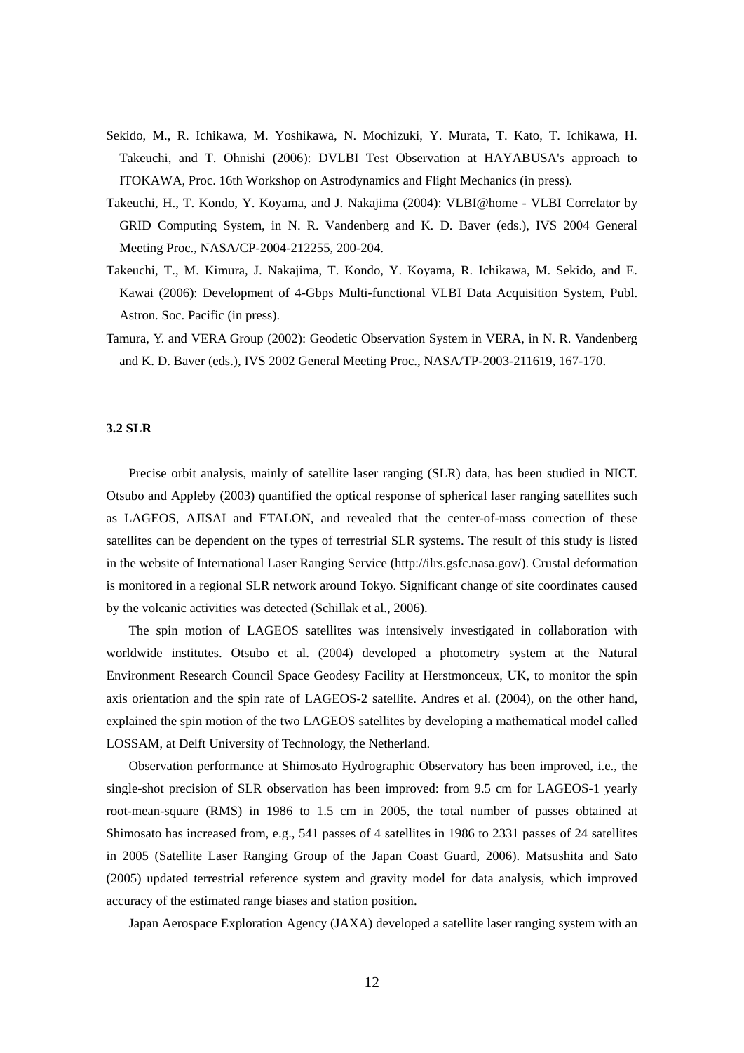Sekido, M., R. Ichikawa, M. Yoshikawa, N. Mochizuki, Y. Murata, T. Kato, T. Ichikawa, H. Takeuchi, and T. Ohnishi (2006): DVLBI Test Observation at HAYABUSA's approach to ITOKAWA, Proc. 16th Workshop on Astrodynamics and Flight Mechanics (in press).

Takeuchi, H., T. Kondo, Y. Koyama, and J. Nakajima (2004): VLBI@home - VLBI Correlator by GRID Computing System, in N. R. Vandenberg and K. D. Baver (eds.), IVS 2004 General Meeting Proc., NASA/CP-2004-212255, 200-204.

Takeuchi, T., M. Kimura, J. Nakajima, T. Kondo, Y. Koyama, R. Ichikawa, M. Sekido, and E. Kawai (2006): Development of 4-Gbps Multi-functional VLBI Data Acquisition System, Publ. Astron. Soc. Pacific (in press).

Tamura, Y. and VERA Group (2002): Geodetic Observation System in VERA, in N. R. Vandenberg and K. D. Baver (eds.), IVS 2002 General Meeting Proc., NASA/TP-2003-211619, 167-170.

### 3.2 SLR

Precise orbit analysis, mainly of satellite laser ranging (SLR) data, has been studied in NICT. Otsubo and Appleby (2003) quantified the optical response of spherical laser ranging satellites such as LAGEOS, AJISAI and ETALON, and revealed that the center-of-mass correction of these satellites can be dependent on the types of terrestrial SLR systems. The result of this study is listed in the website of International Laser Ranging Service (http://ilrs.gsfc.nasa.gov/). Crustal deformation is monitored in a regional SLR network around Tokyo. Significant change of site coordinates caused by the volcanic activities was detected (Schillak et al., 2006).

The spin motion of LAGEOS satellites was intensively investigated in collaboration with worldwide institutes. Otsubo et al. (2004) developed a photometry system at the Natural Environment Research Council Space Geodesy Facility at Herstmonceux, UK, to monitor the spin axis orientation and the spin rate of LAGEOS-2 satellite. Andres et al. (2004), on the other hand, explained the spin motion of the two LAGEOS satellites by developing a mathematical model called LOSSAM, at Delft University of Technology, the Netherland.

Observation performance at Shimosato Hydrographic Observatory has been improved, i.e., the single-shot precision of SLR observation has been improved: from 9.5 cm for LAGEOS-1 yearly root-mean-square (RMS) in 1986 to 1.5 cm in 2005, the total number of passes obtained at Shimosato has increased from, e.g., 541 passes of 4 satellites in 1986 to 2331 passes of 24 satellites in 2005 (Satellite Laser Ranging Group of the Japan Coast Guard, 2006). Matsushita and Sato (2005) updated terrestrial reference system and gravity model for data analysis, which improved accuracy of the estimated range biases and station position.

Japan Aerospace Exploration Agency (JAXA) developed a satellite laser ranging system with an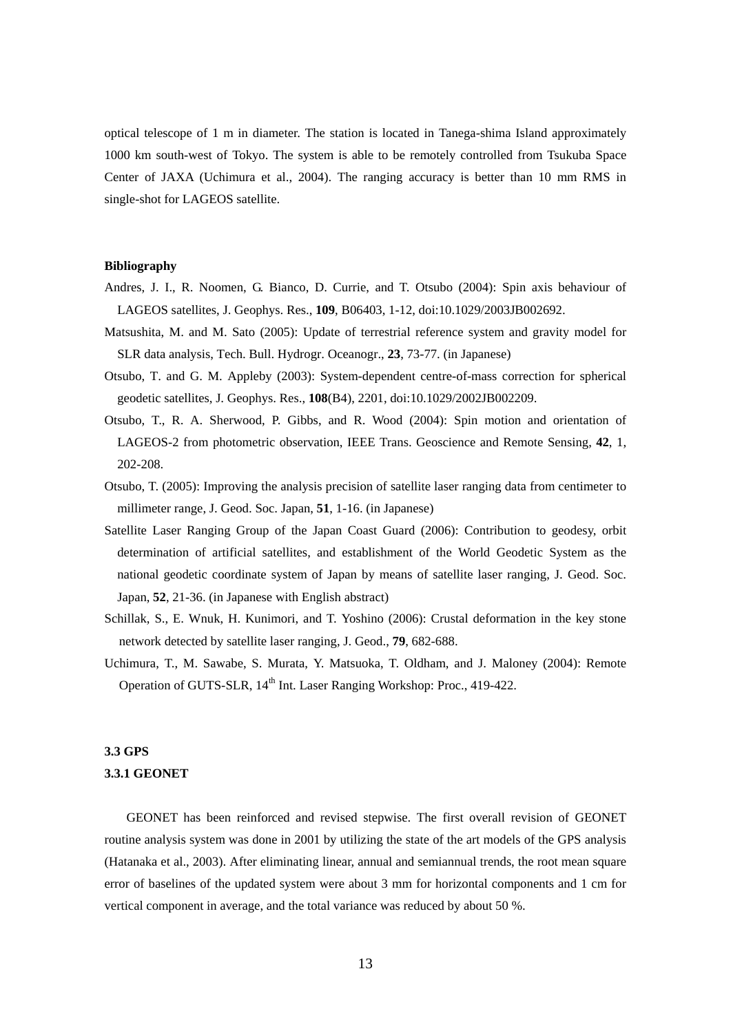optical telescope of 1 m in diameter. The station is located in Tanega-shima Island approximately 1000 km south-west of Tokyo. The system is able to be remotely controlled from Tsukuba Space Center of JAXA (Uchimura et al., 2004). The ranging accuracy is better than 10 mm RMS in single-shot for LAGEOS satellite.

**Bibliography**

Andres, J. I., R. Noomen, G. Bianco, D. Currie, and T. Otsubo (2004): Spin axis behaviour of LAGEOS satellites, J. Geophys. Res., **109**, B06403, 1-12, doi:10.1029/2003JB002692.

Matsushita, M. and M. Sato (2005): Update of terrestrial reference system and gravity model for SLR data analysis, Tech. Bull. Hydrogr. Oceanogr., **23**, 73-77. (in Japanese)

Otsubo, T. and G. M. Appleby (2003): System-dependent centre-of-mass correction for spherical geodetic satellites, J. Geophys. Res., **108**(B4), 2201, doi:10.1029/2002JB002209.

Otsubo, T., R. A. Sherwood, P. Gibbs, and R. Wood (2004): Spin motion and orientation of LAGEOS-2 from photometric observation, IEEE Trans. Geoscience and Remote Sensing, **42**, 1, 202-208.

Otsubo, T. (2005): Improving the analysis precision of satellite laser ranging data from centimeter to millimeter range, J. Geod. Soc. Japan, **51**, 1-16. (in Japanese)

Satellite Laser Ranging Group of the Japan Coast Guard (2006): Contribution to geodesy, orbit determination of artificial satellites, and establishment of the World Geodetic System as the national geodetic coordinate system of Japan by means of satellite laser ranging, J. Geod. Soc. Japan, **52**, 21-36. (in Japanese with English abstract)

Schillak, S., E. Wnuk, H. Kunimori, and T. Yoshino (2006): Crustal deformation in the key stone network detected by satellite laser ranging, J. Geod., **79**, 682-688.

Uchimura, T., M. Sawabe, S. Murata, Y. Matsuoka, T. Oldham, and J. Maloney (2004): Remote Operation of GUTS-SLR, 14th Int. Laser Ranging Workshop: Proc., 419-422.

### 3.3 GPS

#### 3.3.1 GEONET

GEONET has been reinforced and revised stepwise. The first overall revision of GEONET routine analysis system was done in 2001 by utilizing the state of the art models of the GPS analysis (Hatanaka et al., 2003). After eliminating linear, annual and semiannual trends, the root mean square error of baselines of the updated system were about 3 mm for horizontal components and 1 cm for vertical component in average, and the total variance was reduced by about 50 %.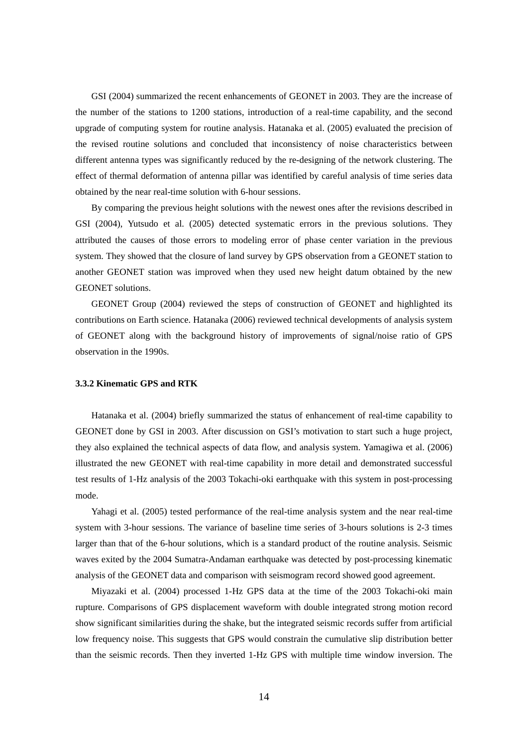GSI (2004) summarized the recent enhancements of GEONET in 2003. They are the increase of the number of the stations to 1200 stations, introduction of a real-time capability, and the second upgrade of computing system for routine analysis. Hatanaka et al. (2005) evaluated the precision of the revised routine solutions and concluded that inconsistency of noise characteristics between different antenna types was significantly reduced by the re-designing of the network clustering. The effect of thermal deformation of antenna pillar was identified by careful analysis of time series data obtained by the near real-time solution with 6-hour sessions.

By comparing the previous height solutions with the newest ones after the revisions described in GSI (2004), Yutsudo et al. (2005) detected systematic errors in the previous solutions. They attributed the causes of those errors to modeling error of phase center variation in the previous system. They showed that the closure of land survey by GPS observation from a GEONET station to another GEONET station was improved when they used new height datum obtained by the new GEONET solutions.

GEONET Group (2004) reviewed the steps of construction of GEONET and highlighted its contributions on Earth science. Hatanaka (2006) reviewed technical developments of analysis system of GEONET along with the background history of improvements of signal/noise ratio of GPS observation in the 1990s.

### 3.3.2 Kinematic GPS and RTK

Hatanaka et al. (2004) briefly summarized the status of enhancement of real-time capability to GEONET done by GSI in 2003. After discussion on GSI's motivation to start such a huge project, they also explained the technical aspects of data flow, and analysis system. Yamagiwa et al. (2006) illustrated the new GEONET with real-time capability in more detail and demonstrated successful test results of 1-Hz analysis of the 2003 Tokachi-oki earthquake with this system in post-processing mode.

Yahagi et al. (2005) tested performance of the real-time analysis system and the near real-time system with 3-hour sessions. The variance of baseline time series of 3-hours solutions is 2-3 times larger than that of the 6-hour solutions, which is a standard product of the routine analysis. Seismic waves exited by the 2004 Sumatra-Andaman earthquake was detected by post-processing kinematic analysis of the GEONET data and comparison with seismogram record showed good agreement.

Miyazaki et al. (2004) processed 1-Hz GPS data at the time of the 2003 Tokachi-oki main rupture. Comparisons of GPS displacement waveform with double integrated strong motion record show significant similarities during the shake, but the integrated seismic records suffer from artificial low frequency noise. This suggests that GPS would constrain the cumulative slip distribution better than the seismic records. Then they inverted 1-Hz GPS with multiple time window inversion. The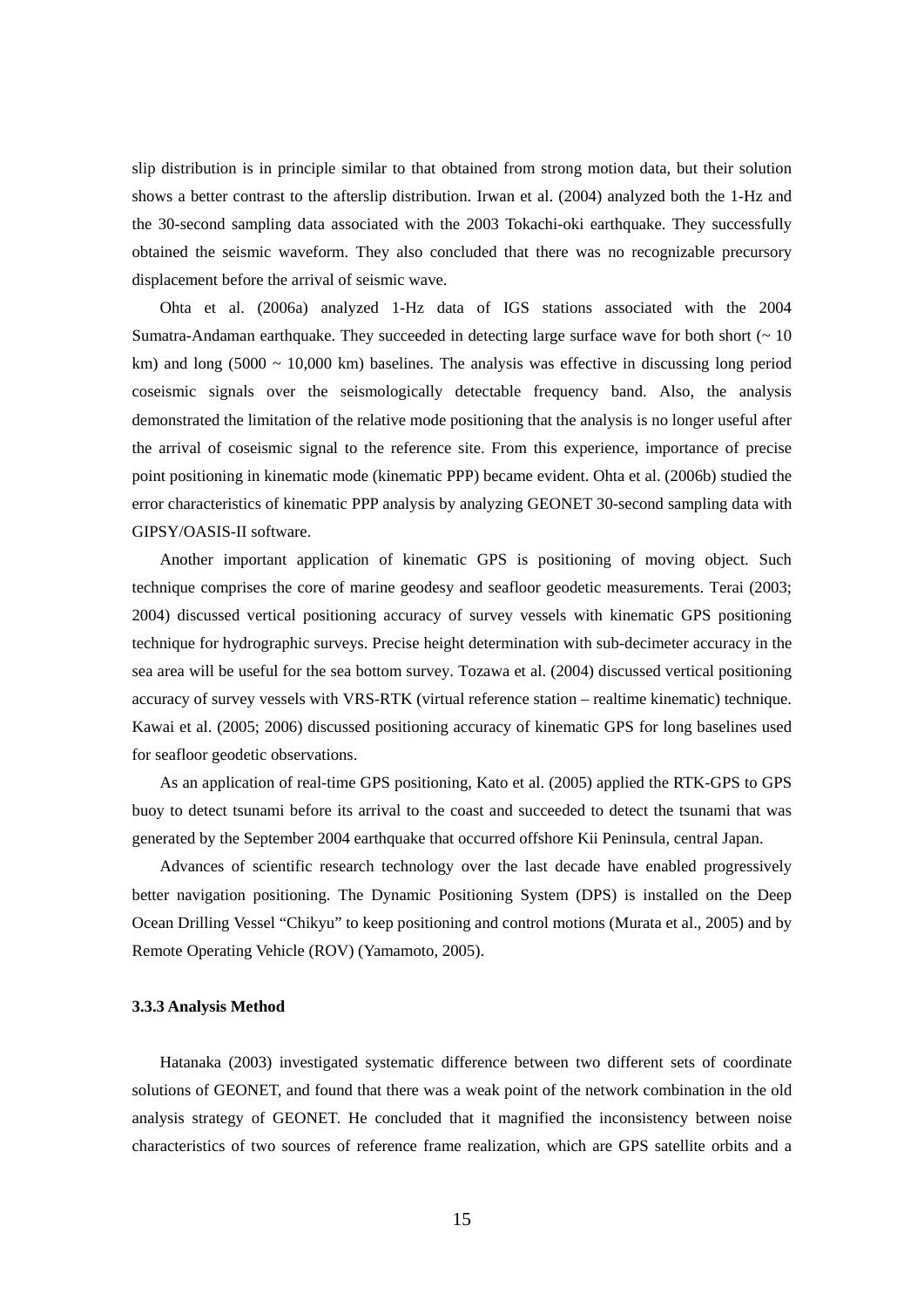slip distribution is in principle similar to that obtained from strong motion data, but their solution shows a better contrast to the afterslip distribution. Irwan et al. (2004) analyzed both the 1-Hz and the 30-second sampling data associated with the 2003 Tokachi-oki earthquake. They successfully obtained the seismic waveform. They also concluded that there was no recognizable precursory displacement before the arrival of seismic wave.

Ohta et al. (2006a) analyzed 1-Hz data of IGS stations associated with the 2004 Sumatra-Andaman earthquake. They succeeded in detecting large surface wave for both short (~ 10 km) and long (5000 ~ 10,000 km) baselines. The analysis was effective in discussing long period coseismic signals over the seismologically detectable frequency band. Also, the analysis demonstrated the limitation of the relative mode positioning that the analysis is no longer useful after the arrival of coseismic signal to the reference site. From this experience, importance of precise point positioning in kinematic mode (kinematic PPP) became evident. Ohta et al. (2006b) studied the error characteristics of kinematic PPP analysis by analyzing GEONET 30-second sampling data with GIPSY/OASIS-II software.

Another important application of kinematic GPS is positioning of moving object. Such technique comprises the core of marine geodesy and seafloor geodetic measurements. Terai (2003; 2004) discussed vertical positioning accuracy of survey vessels with kinematic GPS positioning technique for hydrographic surveys. Precise height determination with sub-decimeter accuracy in the sea area will be useful for the sea bottom survey. Tozawa et al. (2004) discussed vertical positioning accuracy of survey vessels with VRS-RTK (virtual reference station – realtime kinematic) technique. Kawai et al. (2005; 2006) discussed positioning accuracy of kinematic GPS for long baselines used for seafloor geodetic observations.

As an application of real-time GPS positioning, Kato et al. (2005) applied the RTK-GPS to GPS buoy to detect tsunami before its arrival to the coast and succeeded to detect the tsunami that was generated by the September 2004 earthquake that occurred offshore Kii Peninsula, central Japan.

Advances of scientific research technology over the last decade have enabled progressively better navigation positioning. The Dynamic Positioning System (DPS) is installed on the Deep Ocean Drilling Vessel "Chikyu" to keep positioning and control motions (Murata et al., 2005) and by Remote Operating Vehicle (ROV) (Yamamoto, 2005).

### 3.3.3 Analysis Method

Hatanaka (2003) investigated systematic difference between two different sets of coordinate solutions of GEONET, and found that there was a weak point of the network combination in the old analysis strategy of GEONET. He concluded that it magnified the inconsistency between noise characteristics of two sources of reference frame realization, which are GPS satellite orbits and a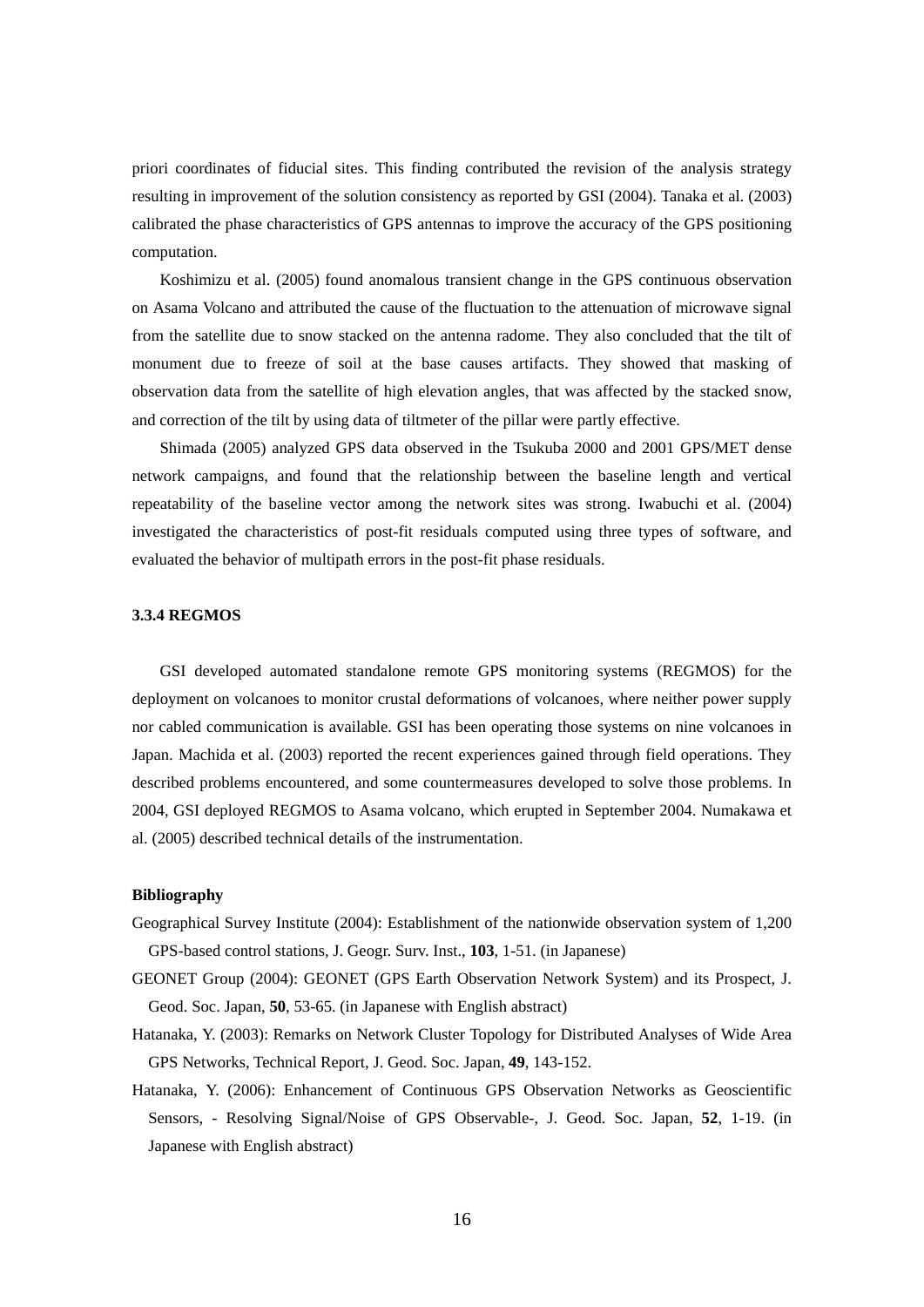priori coordinates of fiducial sites. This finding contributed the revision of the analysis strategy resulting in improvement of the solution consistency as reported by GSI (2004). Tanaka et al. (2003) calibrated the phase characteristics of GPS antennas to improve the accuracy of the GPS positioning computation.

Koshimizu et al. (2005) found anomalous transient change in the GPS continuous observation on Asama Volcano and attributed the cause of the fluctuation to the attenuation of microwave signal from the satellite due to snow stacked on the antenna radome. They also concluded that the tilt of monument due to freeze of soil at the base causes artifacts. They showed that masking of observation data from the satellite of high elevation angles, that was affected by the stacked snow, and correction of the tilt by using data of tiltmeter of the pillar were partly effective.

Shimada (2005) analyzed GPS data observed in the Tsukuba 2000 and 2001 GPS/MET dense network campaigns, and found that the relationship between the baseline length and vertical repeatability of the baseline vector among the network sites was strong. Iwabuchi et al. (2004) investigated the characteristics of post-fit residuals computed using three types of software, and evaluated the behavior of multipath errors in the post-fit phase residuals.

### 3.3.4 REGMOS

GSI developed automated standalone remote GPS monitoring systems (REGMOS) for the deployment on volcanoes to monitor crustal deformations of volcanoes, where neither power supply nor cabled communication is available. GSI has been operating those systems on nine volcanoes in Japan. Machida et al. (2003) reported the recent experiences gained through field operations. They described problems encountered, and some countermeasures developed to solve those problems. In 2004, GSI deployed REGMOS to Asama volcano, which erupted in September 2004. Numakawa et al. (2005) described technical details of the instrumentation.

**Bibliography**

Geographical Survey Institute (2004): Establishment of the nationwide observation system of 1,200 GPS-based control stations, J. Geogr. Surv. Inst., **103**, 1-51. (in Japanese)

GEONET Group (2004): GEONET (GPS Earth Observation Network System) and its Prospect, J. Geod. Soc. Japan, **50**, 53-65. (in Japanese with English abstract)

Hatanaka, Y. (2003): Remarks on Network Cluster Topology for Distributed Analyses of Wide Area GPS Networks, Technical Report, J. Geod. Soc. Japan, **49**, 143-152.

Hatanaka, Y. (2006): Enhancement of Continuous GPS Observation Networks as Geoscientific Sensors, - Resolving Signal/Noise of GPS Observable-, J. Geod. Soc. Japan, **52**, 1-19. (in Japanese with English abstract)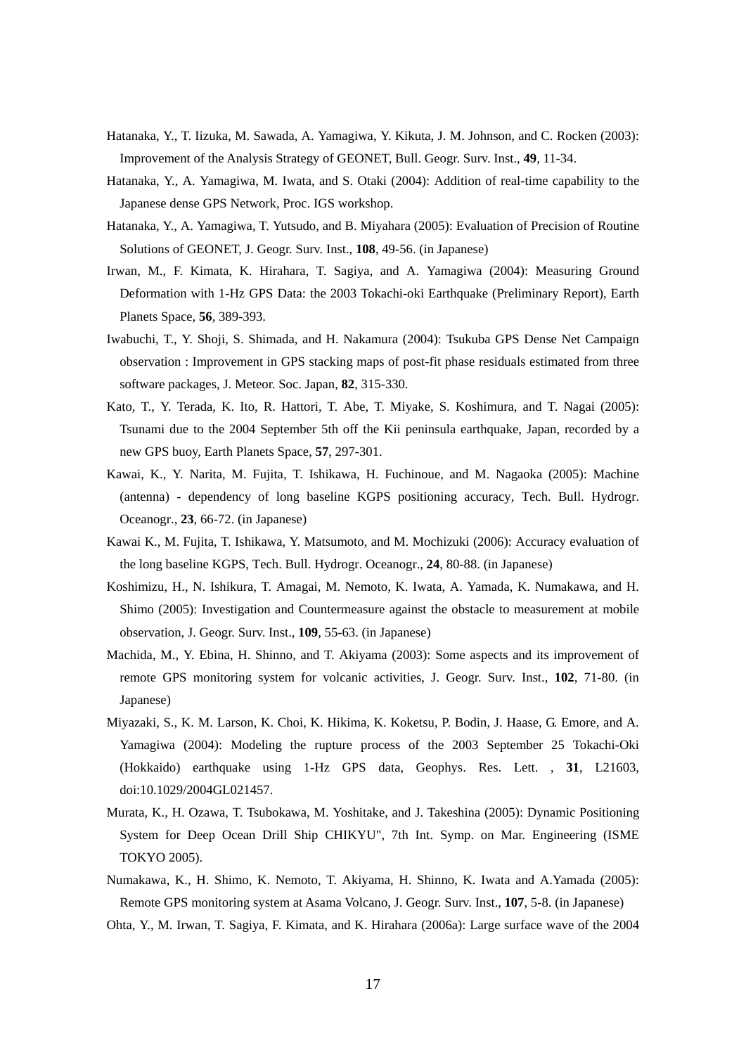Hatanaka, Y., T. Iizuka, M. Sawada, A. Yamagiwa, Y. Kikuta, J. M. Johnson, and C. Rocken (2003): Improvement of the Analysis Strategy of GEONET, Bull. Geogr. Surv. Inst., **49**, 11-34.

Hatanaka, Y., A. Yamagiwa, M. Iwata, and S. Otaki (2004): Addition of real-time capability to the Japanese dense GPS Network, Proc. IGS workshop.

Hatanaka, Y., A. Yamagiwa, T. Yutsudo, and B. Miyahara (2005): Evaluation of Precision of Routine Solutions of GEONET, J. Geogr. Surv. Inst., **108**, 49-56. (in Japanese)

Irwan, M., F. Kimata, K. Hirahara, T. Sagiya, and A. Yamagiwa (2004): Measuring Ground Deformation with 1-Hz GPS Data: the 2003 Tokachi-oki Earthquake (Preliminary Report), Earth Planets Space, **56**, 389-393.

Iwabuchi, T., Y. Shoji, S. Shimada, and H. Nakamura (2004): Tsukuba GPS Dense Net Campaign observation : Improvement in GPS stacking maps of post-fit phase residuals estimated from three software packages, J. Meteor. Soc. Japan, **82**, 315-330.

Kato, T., Y. Terada, K. Ito, R. Hattori, T. Abe, T. Miyake, S. Koshimura, and T. Nagai (2005): Tsunami due to the 2004 September 5th off the Kii peninsula earthquake, Japan, recorded by a new GPS buoy, Earth Planets Space, **57**, 297-301.

Kawai, K., Y. Narita, M. Fujita, T. Ishikawa, H. Fuchinoue, and M. Nagaoka (2005): Machine (antenna) - dependency of long baseline KGPS positioning accuracy, Tech. Bull. Hydrogr. Oceanogr., **23**, 66-72. (in Japanese)

Kawai K., M. Fujita, T. Ishikawa, Y. Matsumoto, and M. Mochizuki (2006): Accuracy evaluation of the long baseline KGPS, Tech. Bull. Hydrogr. Oceanogr., **24**, 80-88. (in Japanese)

Koshimizu, H., N. Ishikura, T. Amagai, M. Nemoto, K. Iwata, A. Yamada, K. Numakawa, and H. Shimo (2005): Investigation and Countermeasure against the obstacle to measurement at mobile observation, J. Geogr. Surv. Inst., **109**, 55-63. (in Japanese)

Machida, M., Y. Ebina, H. Shinno, and T. Akiyama (2003): Some aspects and its improvement of remote GPS monitoring system for volcanic activities, J. Geogr. Surv. Inst., **102**, 71-80. (in Japanese)

Miyazaki, S., K. M. Larson, K. Choi, K. Hikima, K. Koketsu, P. Bodin, J. Haase, G. Emore, and A. Yamagiwa (2004): Modeling the rupture process of the 2003 September 25 Tokachi-Oki (Hokkaido) earthquake using 1-Hz GPS data, Geophys. Res. Lett. , **31**, L21603, doi:10.1029/2004GL021457.

Murata, K., H. Ozawa, T. Tsubokawa, M. Yoshitake, and J. Takeshina (2005): Dynamic Positioning System for Deep Ocean Drill Ship CHIKYU", 7th Int. Symp. on Mar. Engineering (ISME TOKYO 2005).

Numakawa, K., H. Shimo, K. Nemoto, T. Akiyama, H. Shinno, K. Iwata and A.Yamada (2005): Remote GPS monitoring system at Asama Volcano, J. Geogr. Surv. Inst., **107**, 5-8. (in Japanese)

Ohta, Y., M. Irwan, T. Sagiya, F. Kimata, and K. Hirahara (2006a): Large surface wave of the 2004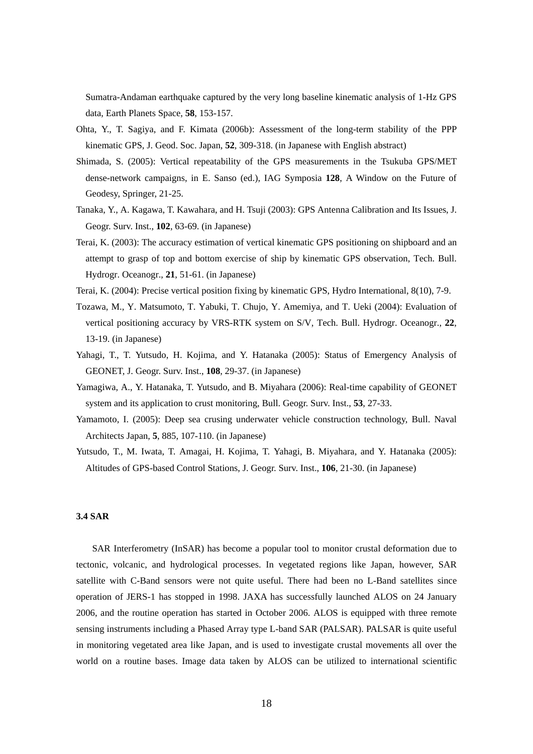Sumatra-Andaman earthquake captured by the very long baseline kinematic analysis of 1-Hz GPS data, Earth Planets Space, **58**, 153-157.

Ohta, Y., T. Sagiya, and F. Kimata (2006b): Assessment of the long-term stability of the PPP kinematic GPS, J. Geod. Soc. Japan, **52**, 309-318. (in Japanese with English abstract)

Shimada, S. (2005): Vertical repeatability of the GPS measurements in the Tsukuba GPS/MET dense-network campaigns, in E. Sanso (ed.), IAG Symposia **128**, A Window on the Future of Geodesy, Springer, 21-25.

Tanaka, Y., A. Kagawa, T. Kawahara, and H. Tsuji (2003): GPS Antenna Calibration and Its Issues, J. Geogr. Surv. Inst., **102**, 63-69. (in Japanese)

Terai, K. (2003): The accuracy estimation of vertical kinematic GPS positioning on shipboard and an attempt to grasp of top and bottom exercise of ship by kinematic GPS observation, Tech. Bull. Hydrogr. Oceanogr., **21**, 51-61. (in Japanese)

Terai, K. (2004): Precise vertical position fixing by kinematic GPS, Hydro International, 8(10), 7-9.

Tozawa, M., Y. Matsumoto, T. Yabuki, T. Chujo, Y. Amemiya, and T. Ueki (2004): Evaluation of vertical positioning accuracy by VRS-RTK system on S/V, Tech. Bull. Hydrogr. Oceanogr., **22**, 13-19. (in Japanese)

Yahagi, T., T. Yutsudo, H. Kojima, and Y. Hatanaka (2005): Status of Emergency Analysis of GEONET, J. Geogr. Surv. Inst., **108**, 29-37. (in Japanese)

Yamagiwa, A., Y. Hatanaka, T. Yutsudo, and B. Miyahara (2006): Real-time capability of GEONET system and its application to crust monitoring, Bull. Geogr. Surv. Inst., **53**, 27-33.

Yamamoto, I. (2005): Deep sea crusing underwater vehicle construction technology, Bull. Naval Architects Japan, **5**, 885, 107-110. (in Japanese)

Yutsudo, T., M. Iwata, T. Amagai, H. Kojima, T. Yahagi, B. Miyahara, and Y. Hatanaka (2005): Altitudes of GPS-based Control Stations, J. Geogr. Surv. Inst., **106**, 21-30. (in Japanese)

### 3.4 SAR

SAR Interferometry (InSAR) has become a popular tool to monitor crustal deformation due to tectonic, volcanic, and hydrological processes. In vegetated regions like Japan, however, SAR satellite with C-Band sensors were not quite useful. There had been no L-Band satellites since operation of JERS-1 has stopped in 1998. JAXA has successfully launched ALOS on 24 January 2006, and the routine operation has started in October 2006. ALOS is equipped with three remote sensing instruments including a Phased Array type L-band SAR (PALSAR). PALSAR is quite useful in monitoring vegetated area like Japan, and is used to investigate crustal movements all over the world on a routine bases. Image data taken by ALOS can be utilized to international scientific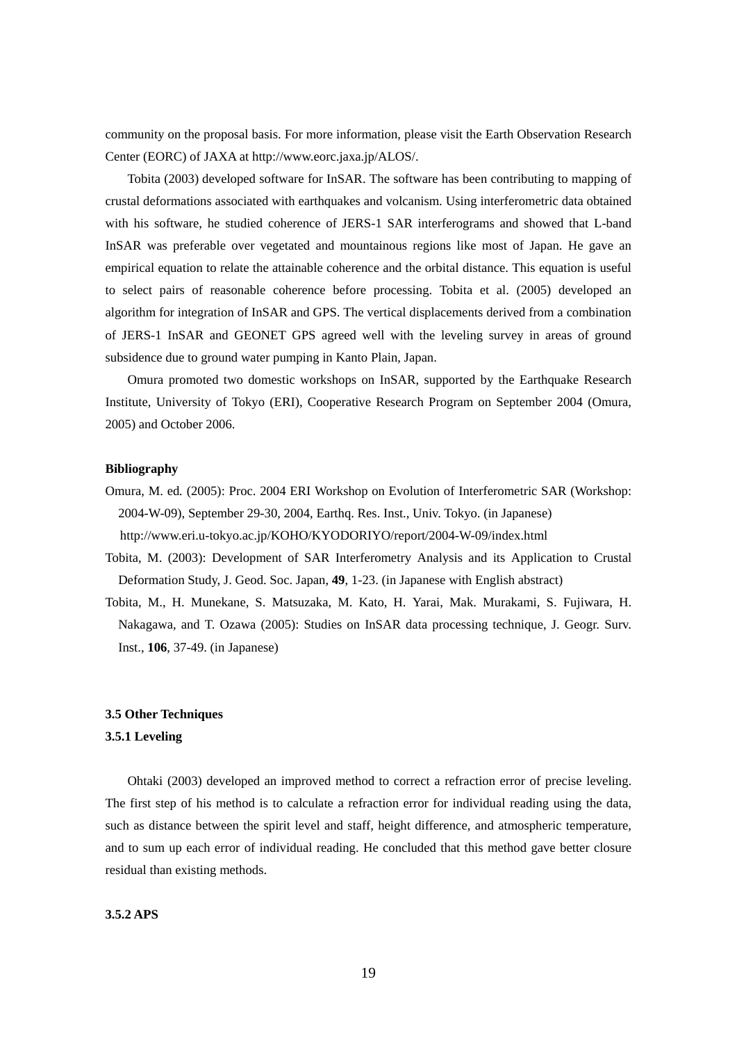community on the proposal basis. For more information, please visit the Earth Observation Research Center (EORC) of JAXA at http://www.eorc.jaxa.jp/ALOS/.

Tobita (2003) developed software for InSAR. The software has been contributing to mapping of crustal deformations associated with earthquakes and volcanism. Using interferometric data obtained with his software, he studied coherence of JERS-1 SAR interferograms and showed that L-band InSAR was preferable over vegetated and mountainous regions like most of Japan. He gave an empirical equation to relate the attainable coherence and the orbital distance. This equation is useful to select pairs of reasonable coherence before processing. Tobita et al. (2005) developed an algorithm for integration of InSAR and GPS. The vertical displacements derived from a combination of JERS-1 InSAR and GEONET GPS agreed well with the leveling survey in areas of ground subsidence due to ground water pumping in Kanto Plain, Japan.

Omura promoted two domestic workshops on InSAR, supported by the Earthquake Research Institute, University of Tokyo (ERI), Cooperative Research Program on September 2004 (Omura, 2005) and October 2006.

**Bibliography**

Omura, M. ed. (2005): Proc. 2004 ERI Workshop on Evolution of Interferometric SAR (Workshop: 2004-W-09), September 29-30, 2004, Earthq. Res. Inst., Univ. Tokyo. (in Japanese) http://www.eri.u-tokyo.ac.jp/KOHO/KYODORIYO/report/2004-W-09/index.html

Tobita, M. (2003): Development of SAR Interferometry Analysis and its Application to Crustal Deformation Study, J. Geod. Soc. Japan, **49**, 1-23. (in Japanese with English abstract)

Tobita, M., H. Munekane, S. Matsuzaka, M. Kato, H. Yarai, Mak. Murakami, S. Fujiwara, H. Nakagawa, and T. Ozawa (2005): Studies on InSAR data processing technique, J. Geogr. Surv. Inst., **106**, 37-49. (in Japanese)

### 3.5 Other Techniques

#### 3.5.1 Leveling

Ohtaki (2003) developed an improved method to correct a refraction error of precise leveling. The first step of his method is to calculate a refraction error for individual reading using the data, such as distance between the spirit level and staff, height difference, and atmospheric temperature, and to sum up each error of individual reading. He concluded that this method gave better closure residual than existing methods.

#### 3.5.2 APS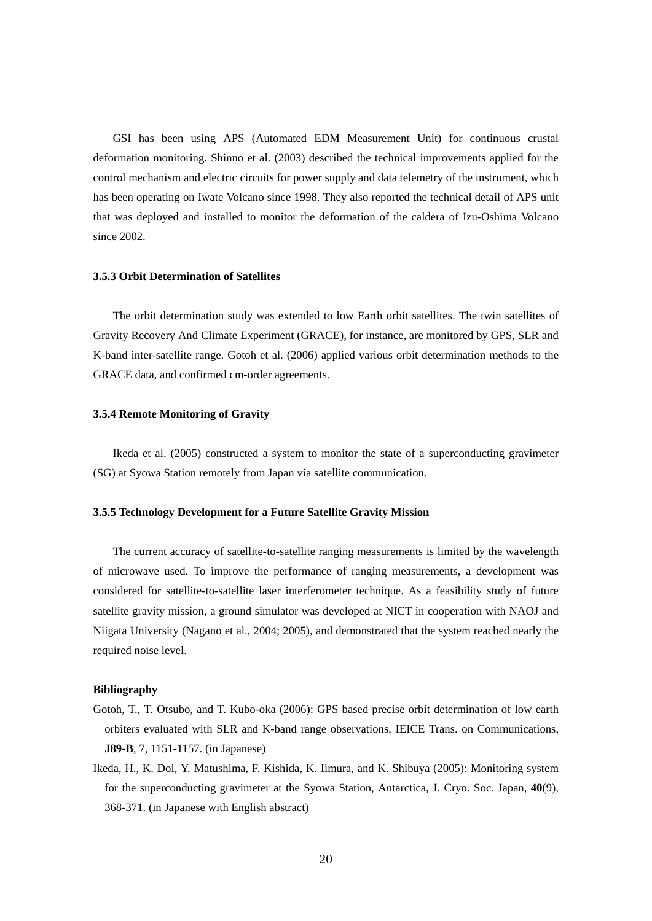GSI has been using APS (Automated EDM Measurement Unit) for continuous crustal deformation monitoring. Shinno et al. (2003) described the technical improvements applied for the control mechanism and electric circuits for power supply and data telemetry of the instrument, which has been operating on Iwate Volcano since 1998. They also reported the technical detail of APS unit that was deployed and installed to monitor the deformation of the caldera of Izu-Oshima Volcano since 2002.

### 3.5.3 Orbit Determination of Satellites

The orbit determination study was extended to low Earth orbit satellites. The twin satellites of Gravity Recovery And Climate Experiment (GRACE), for instance, are monitored by GPS, SLR and K-band inter-satellite range. Gotoh et al. (2006) applied various orbit determination methods to the GRACE data, and confirmed cm-order agreements.

### 3.5.4 Remote Monitoring of Gravity

Ikeda et al. (2005) constructed a system to monitor the state of a superconducting gravimeter (SG) at Syowa Station remotely from Japan via satellite communication.

### 3.5.5 Technology Development for a Future Satellite Gravity Mission

The current accuracy of satellite-to-satellite ranging measurements is limited by the wavelength of microwave used. To improve the performance of ranging measurements, a development was considered for satellite-to-satellite laser interferometer technique. As a feasibility study of future satellite gravity mission, a ground simulator was developed at NICT in cooperation with NAOJ and Niigata University (Nagano et al., 2004; 2005), and demonstrated that the system reached nearly the required noise level.

#### Bibliography

Gotoh, T., T. Otsubo, and T. Kubo-oka (2006): GPS based precise orbit determination of low earth orbiters evaluated with SLR and K-band range observations, IEICE Trans. on Communications, **J89-B**, 7, 1151-1157. (in Japanese)

Ikeda, H., K. Doi, Y. Matushima, F. Kishida, K. Iimura, and K. Shibuya (2005): Monitoring system for the superconducting gravimeter at the Syowa Station, Antarctica, J. Cryo. Soc. Japan, **40**(9), 368-371. (in Japanese with English abstract)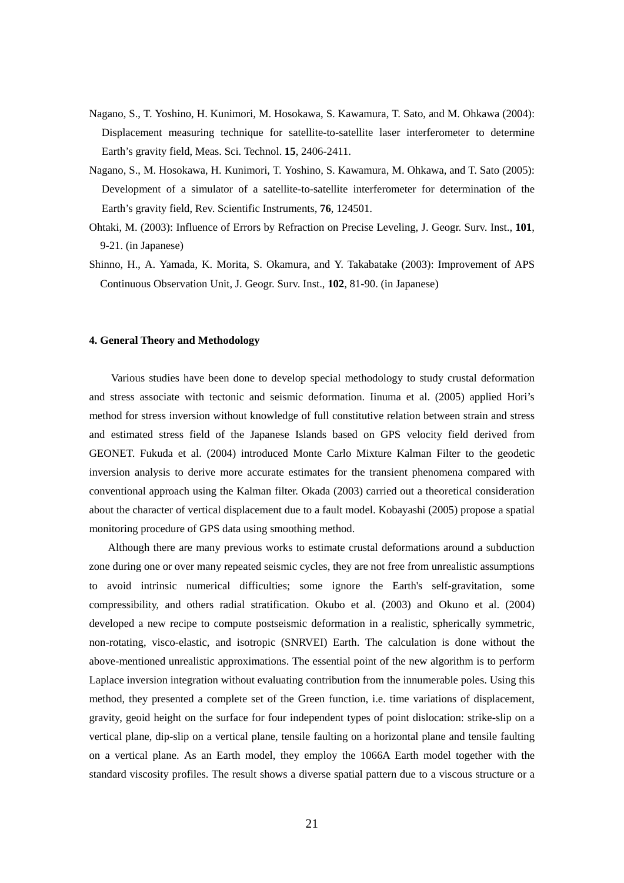Nagano, S., T. Yoshino, H. Kunimori, M. Hosokawa, S. Kawamura, T. Sato, and M. Ohkawa (2004): Displacement measuring technique for satellite-to-satellite laser interferometer to determine Earth's gravity field, Meas. Sci. Technol. **15**, 2406-2411.

Nagano, S., M. Hosokawa, H. Kunimori, T. Yoshino, S. Kawamura, M. Ohkawa, and T. Sato (2005): Development of a simulator of a satellite-to-satellite interferometer for determination of the Earth's gravity field, Rev. Scientific Instruments, **76**, 124501.

Ohtaki, M. (2003): Influence of Errors by Refraction on Precise Leveling, J. Geogr. Surv. Inst., **101**, 9-21. (in Japanese)

Shinno, H., A. Yamada, K. Morita, S. Okamura, and Y. Takabatake (2003): Improvement of APS Continuous Observation Unit, J. Geogr. Surv. Inst., **102**, 81-90. (in Japanese)

#### 4. General Theory and Methodology

Various studies have been done to develop special methodology to study crustal deformation and stress associate with tectonic and seismic deformation. Iinuma et al. (2005) applied Hori's method for stress inversion without knowledge of full constitutive relation between strain and stress and estimated stress field of the Japanese Islands based on GPS velocity field derived from GEONET. Fukuda et al. (2004) introduced Monte Carlo Mixture Kalman Filter to the geodetic inversion analysis to derive more accurate estimates for the transient phenomena compared with conventional approach using the Kalman filter. Okada (2003) carried out a theoretical consideration about the character of vertical displacement due to a fault model. Kobayashi (2005) propose a spatial monitoring procedure of GPS data using smoothing method.

Although there are many previous works to estimate crustal deformations around a subduction zone during one or over many repeated seismic cycles, they are not free from unrealistic assumptions to avoid intrinsic numerical difficulties; some ignore the Earth's self-gravitation, some compressibility, and others radial stratification. Okubo et al. (2003) and Okuno et al. (2004) developed a new recipe to compute postseismic deformation in a realistic, spherically symmetric, non-rotating, visco-elastic, and isotropic (SNRVEI) Earth. The calculation is done without the above-mentioned unrealistic approximations. The essential point of the new algorithm is to perform Laplace inversion integration without evaluating contribution from the innumerable poles. Using this method, they presented a complete set of the Green function, i.e. time variations of displacement, gravity, geoid height on the surface for four independent types of point dislocation: strike-slip on a vertical plane, dip-slip on a vertical plane, tensile faulting on a horizontal plane and tensile faulting on a vertical plane. As an Earth model, they employ the 1066A Earth model together with the standard viscosity profiles. The result shows a diverse spatial pattern due to a viscous structure or a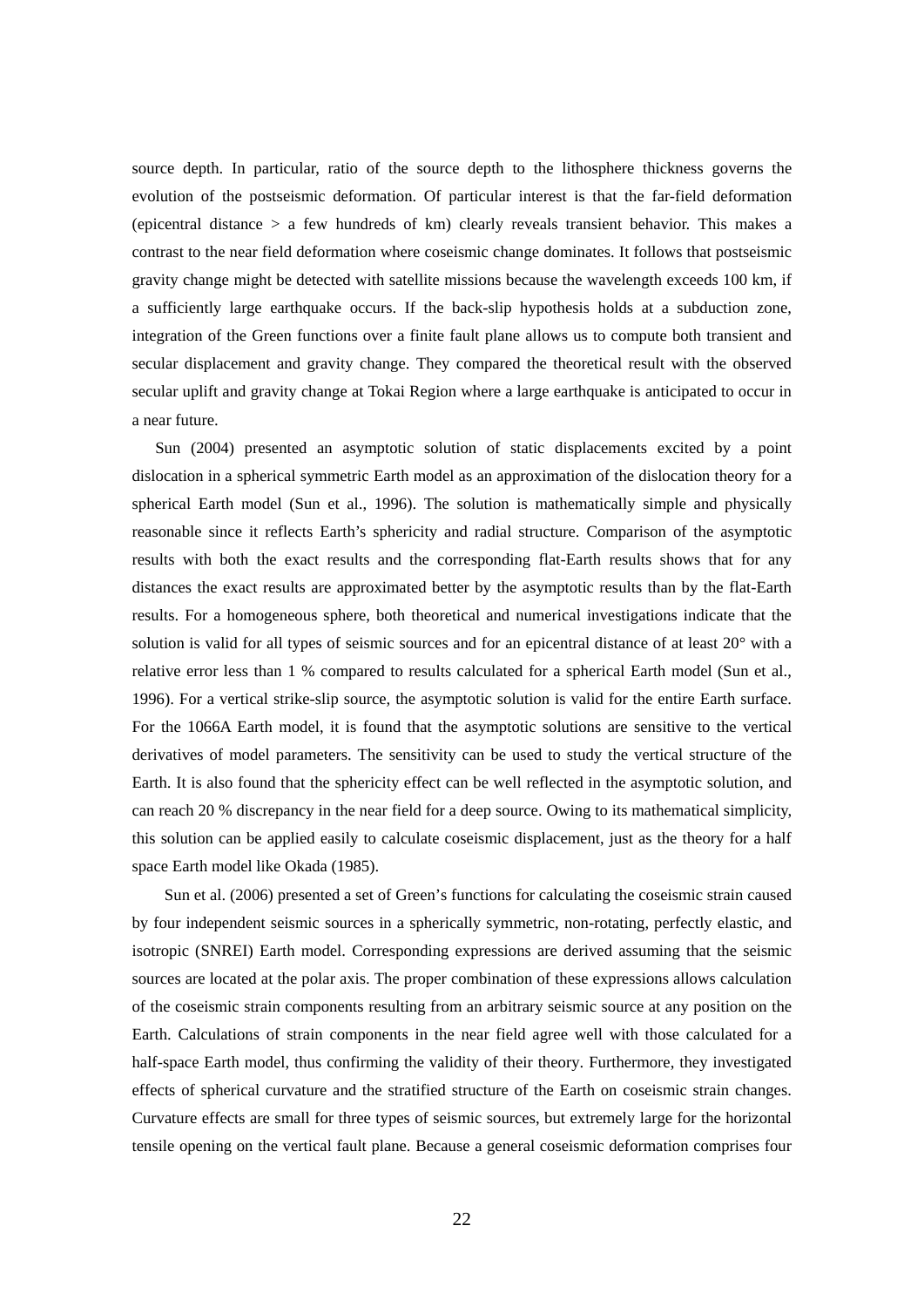source depth. In particular, ratio of the source depth to the lithosphere thickness governs the evolution of the postseismic deformation. Of particular interest is that the far-field deformation (epicentral distance > a few hundreds of km) clearly reveals transient behavior. This makes a contrast to the near field deformation where coseismic change dominates. It follows that postseismic gravity change might be detected with satellite missions because the wavelength exceeds 100 km, if a sufficiently large earthquake occurs. If the back-slip hypothesis holds at a subduction zone, integration of the Green functions over a finite fault plane allows us to compute both transient and secular displacement and gravity change. They compared the theoretical result with the observed secular uplift and gravity change at Tokai Region where a large earthquake is anticipated to occur in a near future.

Sun (2004) presented an asymptotic solution of static displacements excited by a point dislocation in a spherical symmetric Earth model as an approximation of the dislocation theory for a spherical Earth model (Sun et al., 1996). The solution is mathematically simple and physically reasonable since it reflects Earth's sphericity and radial structure. Comparison of the asymptotic results with both the exact results and the corresponding flat-Earth results shows that for any distances the exact results are approximated better by the asymptotic results than by the flat-Earth results. For a homogeneous sphere, both theoretical and numerical investigations indicate that the solution is valid for all types of seismic sources and for an epicentral distance of at least 20° with a relative error less than 1 % compared to results calculated for a spherical Earth model (Sun et al., 1996). For a vertical strike-slip source, the asymptotic solution is valid for the entire Earth surface. For the 1066A Earth model, it is found that the asymptotic solutions are sensitive to the vertical derivatives of model parameters. The sensitivity can be used to study the vertical structure of the Earth. It is also found that the sphericity effect can be well reflected in the asymptotic solution, and can reach 20 % discrepancy in the near field for a deep source. Owing to its mathematical simplicity, this solution can be applied easily to calculate coseismic displacement, just as the theory for a half space Earth model like Okada (1985).

Sun et al. (2006) presented a set of Green's functions for calculating the coseismic strain caused by four independent seismic sources in a spherically symmetric, non-rotating, perfectly elastic, and isotropic (SNREI) Earth model. Corresponding expressions are derived assuming that the seismic sources are located at the polar axis. The proper combination of these expressions allows calculation of the coseismic strain components resulting from an arbitrary seismic source at any position on the Earth. Calculations of strain components in the near field agree well with those calculated for a half-space Earth model, thus confirming the validity of their theory. Furthermore, they investigated effects of spherical curvature and the stratified structure of the Earth on coseismic strain changes. Curvature effects are small for three types of seismic sources, but extremely large for the horizontal tensile opening on the vertical fault plane. Because a general coseismic deformation comprises four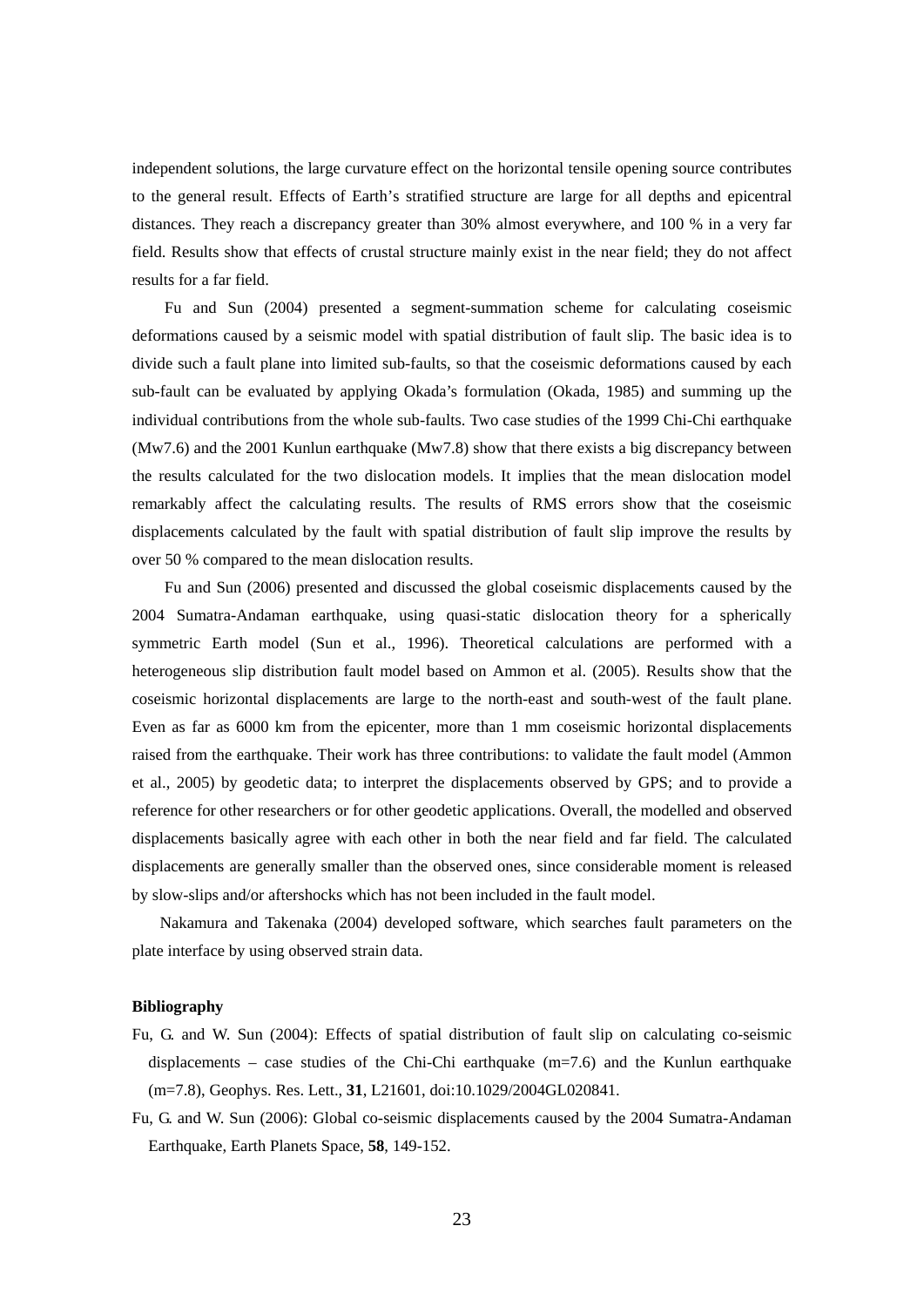independent solutions, the large curvature effect on the horizontal tensile opening source contributes to the general result. Effects of Earth's stratified structure are large for all depths and epicentral distances. They reach a discrepancy greater than 30% almost everywhere, and 100 % in a very far field. Results show that effects of crustal structure mainly exist in the near field; they do not affect results for a far field.

Fu and Sun (2004) presented a segment-summation scheme for calculating coseismic deformations caused by a seismic model with spatial distribution of fault slip. The basic idea is to divide such a fault plane into limited sub-faults, so that the coseismic deformations caused by each sub-fault can be evaluated by applying Okada's formulation (Okada, 1985) and summing up the individual contributions from the whole sub-faults. Two case studies of the 1999 Chi-Chi earthquake (Mw7.6) and the 2001 Kunlun earthquake (Mw7.8) show that there exists a big discrepancy between the results calculated for the two dislocation models. It implies that the mean dislocation model remarkably affect the calculating results. The results of RMS errors show that the coseismic displacements calculated by the fault with spatial distribution of fault slip improve the results by over 50 % compared to the mean dislocation results.

Fu and Sun (2006) presented and discussed the global coseismic displacements caused by the 2004 Sumatra-Andaman earthquake, using quasi-static dislocation theory for a spherically symmetric Earth model (Sun et al., 1996). Theoretical calculations are performed with a heterogeneous slip distribution fault model based on Ammon et al. (2005). Results show that the coseismic horizontal displacements are large to the north-east and south-west of the fault plane. Even as far as 6000 km from the epicenter, more than 1 mm coseismic horizontal displacements raised from the earthquake. Their work has three contributions: to validate the fault model (Ammon et al., 2005) by geodetic data; to interpret the displacements observed by GPS; and to provide a reference for other researchers or for other geodetic applications. Overall, the modelled and observed displacements basically agree with each other in both the near field and far field. The calculated displacements are generally smaller than the observed ones, since considerable moment is released by slow-slips and/or aftershocks which has not been included in the fault model.

Nakamura and Takenaka (2004) developed software, which searches fault parameters on the plate interface by using observed strain data.

**Bibliography**

Fu, G. and W. Sun (2004): Effects of spatial distribution of fault slip on calculating co-seismic displacements – case studies of the Chi-Chi earthquake (m=7.6) and the Kunlun earthquake (m=7.8), Geophys. Res. Lett., **31**, L21601, doi:10.1029/2004GL020841.

Fu, G. and W. Sun (2006): Global co-seismic displacements caused by the 2004 Sumatra-Andaman Earthquake, Earth Planets Space, **58**, 149-152.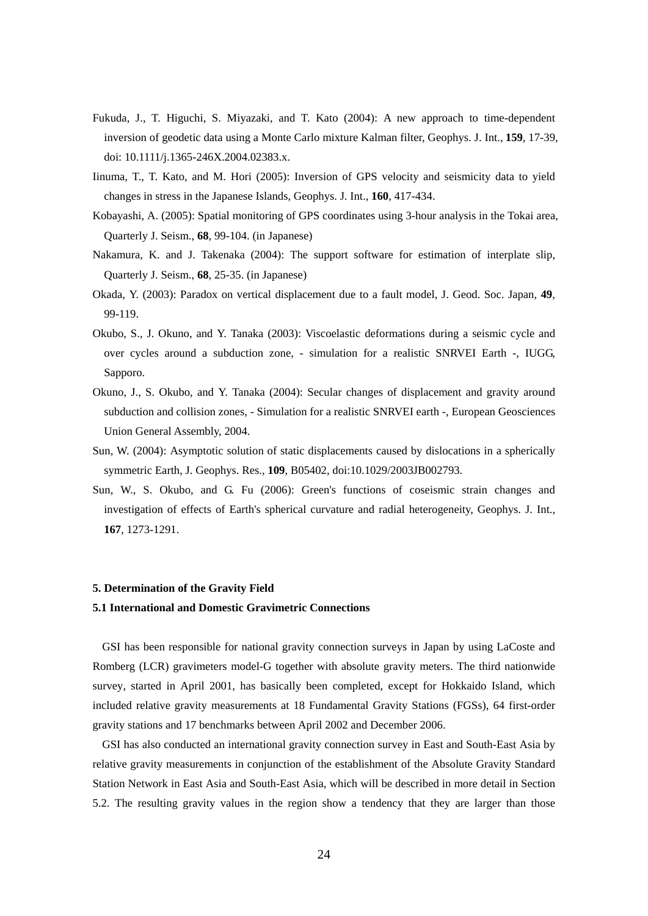Fukuda, J., T. Higuchi, S. Miyazaki, and T. Kato (2004): A new approach to time-dependent inversion of geodetic data using a Monte Carlo mixture Kalman filter, Geophys. J. Int., **159**, 17-39, doi: 10.1111/j.1365-246X.2004.02383.x.

Iinuma, T., T. Kato, and M. Hori (2005): Inversion of GPS velocity and seismicity data to yield changes in stress in the Japanese Islands, Geophys. J. Int., **160**, 417-434.

Kobayashi, A. (2005): Spatial monitoring of GPS coordinates using 3-hour analysis in the Tokai area, Quarterly J. Seism., **68**, 99-104. (in Japanese)

Nakamura, K. and J. Takenaka (2004): The support software for estimation of interplate slip, Quarterly J. Seism., **68**, 25-35. (in Japanese)

Okada, Y. (2003): Paradox on vertical displacement due to a fault model, J. Geod. Soc. Japan, **49**, 99-119.

Okubo, S., J. Okuno, and Y. Tanaka (2003): Viscoelastic deformations during a seismic cycle and over cycles around a subduction zone, - simulation for a realistic SNRVEI Earth -, IUGG, Sapporo.

Okuno, J., S. Okubo, and Y. Tanaka (2004): Secular changes of displacement and gravity around subduction and collision zones, - Simulation for a realistic SNRVEI earth -, European Geosciences Union General Assembly, 2004.

Sun, W. (2004): Asymptotic solution of static displacements caused by dislocations in a spherically symmetric Earth, J. Geophys. Res., **109**, B05402, doi:10.1029/2003JB002793.

Sun, W., S. Okubo, and G. Fu (2006): Green's functions of coseismic strain changes and investigation of effects of Earth's spherical curvature and radial heterogeneity, Geophys. J. Int., **167**, 1273-1291.

## 5. Determination of the Gravity Field

### 5.1 International and Domestic Gravimetric Connections

GSI has been responsible for national gravity connection surveys in Japan by using LaCoste and Romberg (LCR) gravimeters model-G together with absolute gravity meters. The third nationwide survey, started in April 2001, has basically been completed, except for Hokkaido Island, which included relative gravity measurements at 18 Fundamental Gravity Stations (FGSs), 64 first-order gravity stations and 17 benchmarks between April 2002 and December 2006.

GSI has also conducted an international gravity connection survey in East and South-East Asia by relative gravity measurements in conjunction of the establishment of the Absolute Gravity Standard Station Network in East Asia and South-East Asia, which will be described in more detail in Section 5.2. The resulting gravity values in the region show a tendency that they are larger than those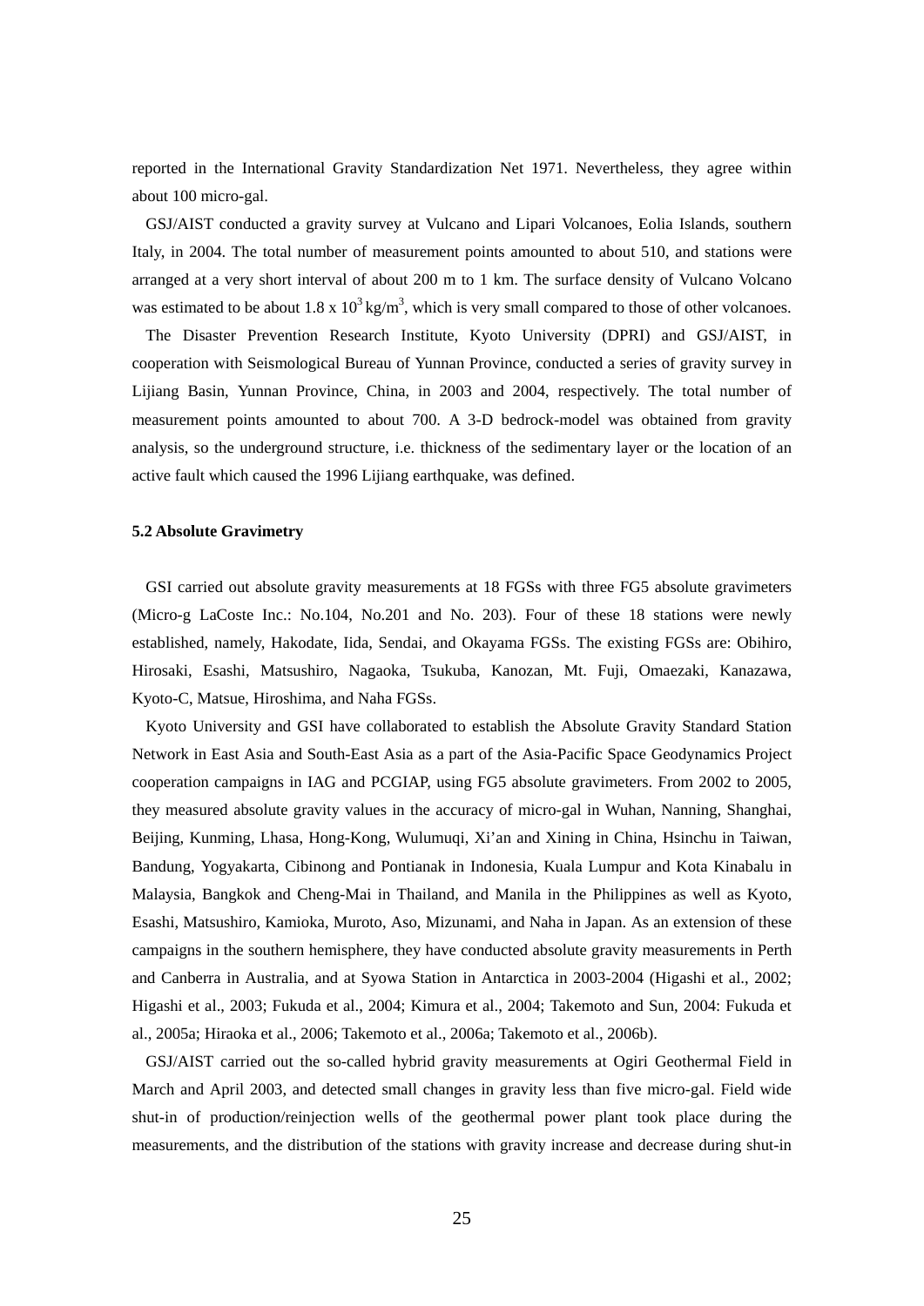reported in the International Gravity Standardization Net 1971. Nevertheless, they agree within about 100 micro-gal.

GSJ/AIST conducted a gravity survey at Vulcano and Lipari Volcanoes, Eolia Islands, southern Italy, in 2004. The total number of measurement points amounted to about 510, and stations were arranged at a very short interval of about 200 m to 1 km. The surface density of Vulcano Volcano was estimated to be about $1.8 \times 10^3$ kg/m$^3$, which is very small compared to those of other volcanoes.

The Disaster Prevention Research Institute, Kyoto University (DPRI) and GSJ/AIST, in cooperation with Seismological Bureau of Yunnan Province, conducted a series of gravity survey in Lijiang Basin, Yunnan Province, China, in 2003 and 2004, respectively. The total number of measurement points amounted to about 700. A 3-D bedrock-model was obtained from gravity analysis, so the underground structure, i.e. thickness of the sedimentary layer or the location of an active fault which caused the 1996 Lijiang earthquake, was defined.

### 5.2 Absolute Gravimetry

GSI carried out absolute gravity measurements at 18 FGSs with three FG5 absolute gravimeters (Micro-g LaCoste Inc.: No.104, No.201 and No. 203). Four of these 18 stations were newly established, namely, Hakodate, Iida, Sendai, and Okayama FGSs. The existing FGSs are: Obihiro, Hirosaki, Esashi, Matsushiro, Nagaoka, Tsukuba, Kanozan, Mt. Fuji, Omaezaki, Kanazawa, Kyoto-C, Matsue, Hiroshima, and Naha FGSs.

Kyoto University and GSI have collaborated to establish the Absolute Gravity Standard Station Network in East Asia and South-East Asia as a part of the Asia-Pacific Space Geodynamics Project cooperation campaigns in IAG and PCGIAP, using FG5 absolute gravimeters. From 2002 to 2005, they measured absolute gravity values in the accuracy of micro-gal in Wuhan, Nanning, Shanghai, Beijing, Kunming, Lhasa, Hong-Kong, Wulumuqi, Xi'an and Xining in China, Hsinchu in Taiwan, Bandung, Yogyakarta, Cibinong and Pontianak in Indonesia, Kuala Lumpur and Kota Kinabalu in Malaysia, Bangkok and Cheng-Mai in Thailand, and Manila in the Philippines as well as Kyoto, Esashi, Matsushiro, Kamioka, Muroto, Aso, Mizunami, and Naha in Japan. As an extension of these campaigns in the southern hemisphere, they have conducted absolute gravity measurements in Perth and Canberra in Australia, and at Syowa Station in Antarctica in 2003-2004 (Higashi et al., 2002; Higashi et al., 2003; Fukuda et al., 2004; Kimura et al., 2004; Takemoto and Sun, 2004: Fukuda et al., 2005a; Hiraoka et al., 2006; Takemoto et al., 2006a; Takemoto et al., 2006b).

GSJ/AIST carried out the so-called hybrid gravity measurements at Ogiri Geothermal Field in March and April 2003, and detected small changes in gravity less than five micro-gal. Field wide shut-in of production/reinjection wells of the geothermal power plant took place during the measurements, and the distribution of the stations with gravity increase and decrease during shut-in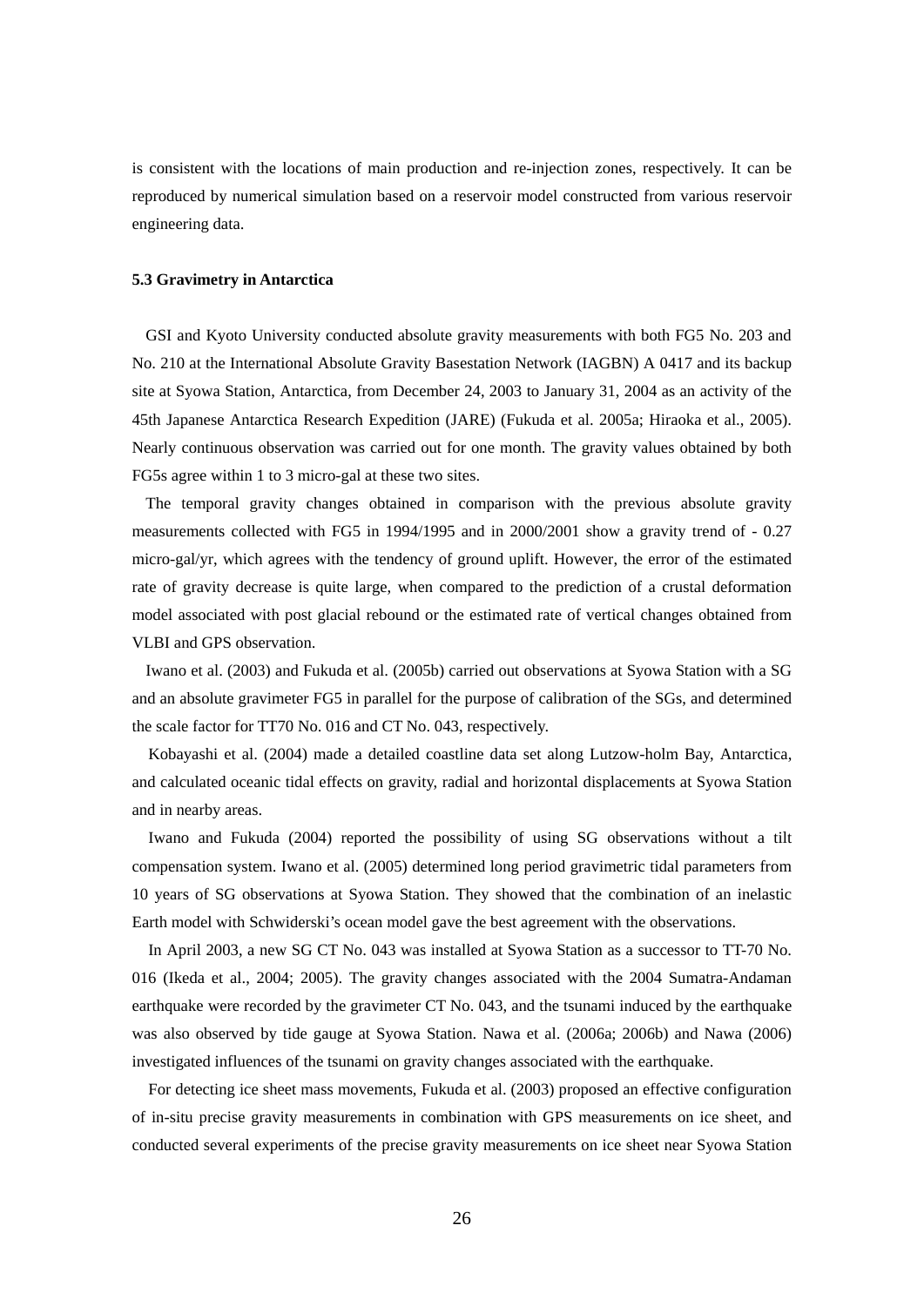is consistent with the locations of main production and re-injection zones, respectively. It can be reproduced by numerical simulation based on a reservoir model constructed from various reservoir engineering data.

### 5.3 Gravimetry in Antarctica

GSI and Kyoto University conducted absolute gravity measurements with both FG5 No. 203 and No. 210 at the International Absolute Gravity Basestation Network (IAGBN) A 0417 and its backup site at Syowa Station, Antarctica, from December 24, 2003 to January 31, 2004 as an activity of the 45th Japanese Antarctica Research Expedition (JARE) (Fukuda et al. 2005a; Hiraoka et al., 2005). Nearly continuous observation was carried out for one month. The gravity values obtained by both FG5s agree within 1 to 3 micro-gal at these two sites.

The temporal gravity changes obtained in comparison with the previous absolute gravity measurements collected with FG5 in 1994/1995 and in 2000/2001 show a gravity trend of - 0.27 micro-gal/yr, which agrees with the tendency of ground uplift. However, the error of the estimated rate of gravity decrease is quite large, when compared to the prediction of a crustal deformation model associated with post glacial rebound or the estimated rate of vertical changes obtained from VLBI and GPS observation.

Iwano et al. (2003) and Fukuda et al. (2005b) carried out observations at Syowa Station with a SG and an absolute gravimeter FG5 in parallel for the purpose of calibration of the SGs, and determined the scale factor for TT70 No. 016 and CT No. 043, respectively.

Kobayashi et al. (2004) made a detailed coastline data set along Lutzow-holm Bay, Antarctica, and calculated oceanic tidal effects on gravity, radial and horizontal displacements at Syowa Station and in nearby areas.

Iwano and Fukuda (2004) reported the possibility of using SG observations without a tilt compensation system. Iwano et al. (2005) determined long period gravimetric tidal parameters from 10 years of SG observations at Syowa Station. They showed that the combination of an inelastic Earth model with Schwiderski’s ocean model gave the best agreement with the observations.

In April 2003, a new SG CT No. 043 was installed at Syowa Station as a successor to TT-70 No. 016 (Ikeda et al., 2004; 2005). The gravity changes associated with the 2004 Sumatra-Andaman earthquake were recorded by the gravimeter CT No. 043, and the tsunami induced by the earthquake was also observed by tide gauge at Syowa Station. Nawa et al. (2006a; 2006b) and Nawa (2006) investigated influences of the tsunami on gravity changes associated with the earthquake.

For detecting ice sheet mass movements, Fukuda et al. (2003) proposed an effective configuration of in-situ precise gravity measurements in combination with GPS measurements on ice sheet, and conducted several experiments of the precise gravity measurements on ice sheet near Syowa Station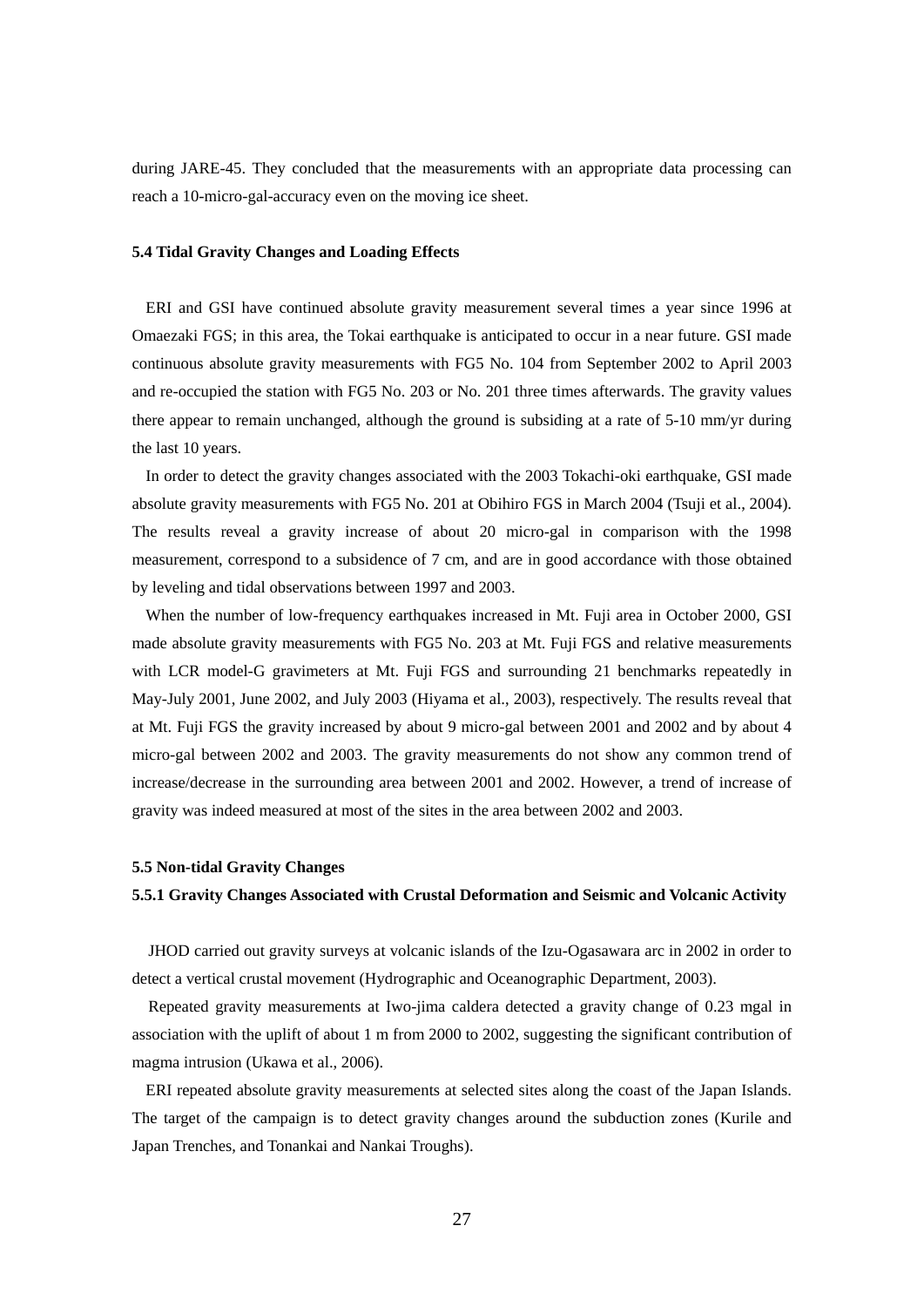during JARE-45. They concluded that the measurements with an appropriate data processing can reach a 10-micro-gal-accuracy even on the moving ice sheet.

### 5.4 Tidal Gravity Changes and Loading Effects

ERI and GSI have continued absolute gravity measurement several times a year since 1996 at Omaezaki FGS; in this area, the Tokai earthquake is anticipated to occur in a near future. GSI made continuous absolute gravity measurements with FG5 No. 104 from September 2002 to April 2003 and re-occupied the station with FG5 No. 203 or No. 201 three times afterwards. The gravity values there appear to remain unchanged, although the ground is subsiding at a rate of 5-10 mm/yr during the last 10 years.

In order to detect the gravity changes associated with the 2003 Tokachi-oki earthquake, GSI made absolute gravity measurements with FG5 No. 201 at Obihiro FGS in March 2004 (Tsuji et al., 2004). The results reveal a gravity increase of about 20 micro-gal in comparison with the 1998 measurement, correspond to a subsidence of 7 cm, and are in good accordance with those obtained by leveling and tidal observations between 1997 and 2003.

When the number of low-frequency earthquakes increased in Mt. Fuji area in October 2000, GSI made absolute gravity measurements with FG5 No. 203 at Mt. Fuji FGS and relative measurements with LCR model-G gravimeters at Mt. Fuji FGS and surrounding 21 benchmarks repeatedly in May-July 2001, June 2002, and July 2003 (Hiyama et al., 2003), respectively. The results reveal that at Mt. Fuji FGS the gravity increased by about 9 micro-gal between 2001 and 2002 and by about 4 micro-gal between 2002 and 2003. The gravity measurements do not show any common trend of increase/decrease in the surrounding area between 2001 and 2002. However, a trend of increase of gravity was indeed measured at most of the sites in the area between 2002 and 2003.

### 5.5 Non-tidal Gravity Changes

#### 5.5.1 Gravity Changes Associated with Crustal Deformation and Seismic and Volcanic Activity

JHOD carried out gravity surveys at volcanic islands of the Izu-Ogasawara arc in 2002 in order to detect a vertical crustal movement (Hydrographic and Oceanographic Department, 2003).

Repeated gravity measurements at Iwo-jima caldera detected a gravity change of 0.23 mgal in association with the uplift of about 1 m from 2000 to 2002, suggesting the significant contribution of magma intrusion (Ukawa et al., 2006).

ERI repeated absolute gravity measurements at selected sites along the coast of the Japan Islands. The target of the campaign is to detect gravity changes around the subduction zones (Kurile and Japan Trenches, and Tonankai and Nankai Troughs).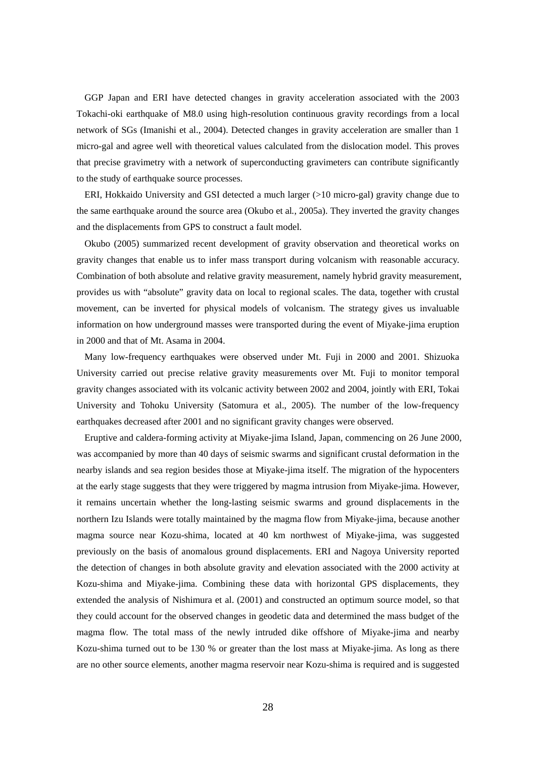GGP Japan and ERI have detected changes in gravity acceleration associated with the 2003 Tokachi-oki earthquake of M8.0 using high-resolution continuous gravity recordings from a local network of SGs (Imanishi et al., 2004). Detected changes in gravity acceleration are smaller than 1 micro-gal and agree well with theoretical values calculated from the dislocation model. This proves that precise gravimetry with a network of superconducting gravimeters can contribute significantly to the study of earthquake source processes.

ERI, Hokkaido University and GSI detected a much larger (>10 micro-gal) gravity change due to the same earthquake around the source area (Okubo et al., 2005a). They inverted the gravity changes and the displacements from GPS to construct a fault model.

Okubo (2005) summarized recent development of gravity observation and theoretical works on gravity changes that enable us to infer mass transport during volcanism with reasonable accuracy. Combination of both absolute and relative gravity measurement, namely hybrid gravity measurement, provides us with "absolute" gravity data on local to regional scales. The data, together with crustal movement, can be inverted for physical models of volcanism. The strategy gives us invaluable information on how underground masses were transported during the event of Miyake-jima eruption in 2000 and that of Mt. Asama in 2004.

Many low-frequency earthquakes were observed under Mt. Fuji in 2000 and 2001. Shizuoka University carried out precise relative gravity measurements over Mt. Fuji to monitor temporal gravity changes associated with its volcanic activity between 2002 and 2004, jointly with ERI, Tokai University and Tohoku University (Satomura et al., 2005). The number of the low-frequency earthquakes decreased after 2001 and no significant gravity changes were observed.

Eruptive and caldera-forming activity at Miyake-jima Island, Japan, commencing on 26 June 2000, was accompanied by more than 40 days of seismic swarms and significant crustal deformation in the nearby islands and sea region besides those at Miyake-jima itself. The migration of the hypocenters at the early stage suggests that they were triggered by magma intrusion from Miyake-jima. However, it remains uncertain whether the long-lasting seismic swarms and ground displacements in the northern Izu Islands were totally maintained by the magma flow from Miyake-jima, because another magma source near Kozu-shima, located at 40 km northwest of Miyake-jima, was suggested previously on the basis of anomalous ground displacements. ERI and Nagoya University reported the detection of changes in both absolute gravity and elevation associated with the 2000 activity at Kozu-shima and Miyake-jima. Combining these data with horizontal GPS displacements, they extended the analysis of Nishimura et al. (2001) and constructed an optimum source model, so that they could account for the observed changes in geodetic data and determined the mass budget of the magma flow. The total mass of the newly intruded dike offshore of Miyake-jima and nearby Kozu-shima turned out to be 130 % or greater than the lost mass at Miyake-jima. As long as there are no other source elements, another magma reservoir near Kozu-shima is required and is suggested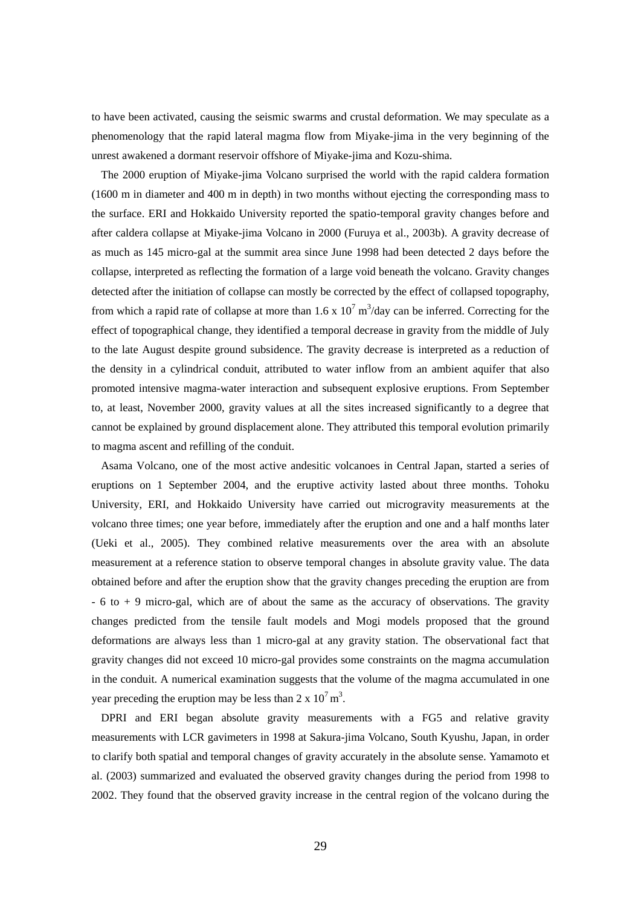to have been activated, causing the seismic swarms and crustal deformation. We may speculate as a phenomenology that the rapid lateral magma flow from Miyake-jima in the very beginning of the unrest awakened a dormant reservoir offshore of Miyake-jima and Kozu-shima.

The 2000 eruption of Miyake-jima Volcano surprised the world with the rapid caldera formation (1600 m in diameter and 400 m in depth) in two months without ejecting the corresponding mass to the surface. ERI and Hokkaido University reported the spatio-temporal gravity changes before and after caldera collapse at Miyake-jima Volcano in 2000 (Furuya et al., 2003b). A gravity decrease of as much as 145 micro-gal at the summit area since June 1998 had been detected 2 days before the collapse, interpreted as reflecting the formation of a large void beneath the volcano. Gravity changes detected after the initiation of collapse can mostly be corrected by the effect of collapsed topography, from which a rapid rate of collapse at more than 1.6 x $10^7$ $m^3$/day can be inferred. Correcting for the effect of topographical change, they identified a temporal decrease in gravity from the middle of July to the late August despite ground subsidence. The gravity decrease is interpreted as a reduction of the density in a cylindrical conduit, attributed to water inflow from an ambient aquifer that also promoted intensive magma-water interaction and subsequent explosive eruptions. From September to, at least, November 2000, gravity values at all the sites increased significantly to a degree that cannot be explained by ground displacement alone. They attributed this temporal evolution primarily to magma ascent and refilling of the conduit.

Asama Volcano, one of the most active andesitic volcanoes in Central Japan, started a series of eruptions on 1 September 2004, and the eruptive activity lasted about three months. Tohoku University, ERI, and Hokkaido University have carried out microgravity measurements at the volcano three times; one year before, immediately after the eruption and one and a half months later (Ueki et al., 2005). They combined relative measurements over the area with an absolute measurement at a reference station to observe temporal changes in absolute gravity value. The data obtained before and after the eruption show that the gravity changes preceding the eruption are from - 6 to + 9 micro-gal, which are of about the same as the accuracy of observations. The gravity changes predicted from the tensile fault models and Mogi models proposed that the ground deformations are always less than 1 micro-gal at any gravity station. The observational fact that gravity changes did not exceed 10 micro-gal provides some constraints on the magma accumulation in the conduit. A numerical examination suggests that the volume of the magma accumulated in one year preceding the eruption may be less than 2 x $10^7$ $m^3$.

DPRI and ERI began absolute gravity measurements with a FG5 and relative gravity measurements with LCR gavimeters in 1998 at Sakura-jima Volcano, South Kyushu, Japan, in order to clarify both spatial and temporal changes of gravity accurately in the absolute sense. Yamamoto et al. (2003) summarized and evaluated the observed gravity changes during the period from 1998 to 2002. They found that the observed gravity increase in the central region of the volcano during the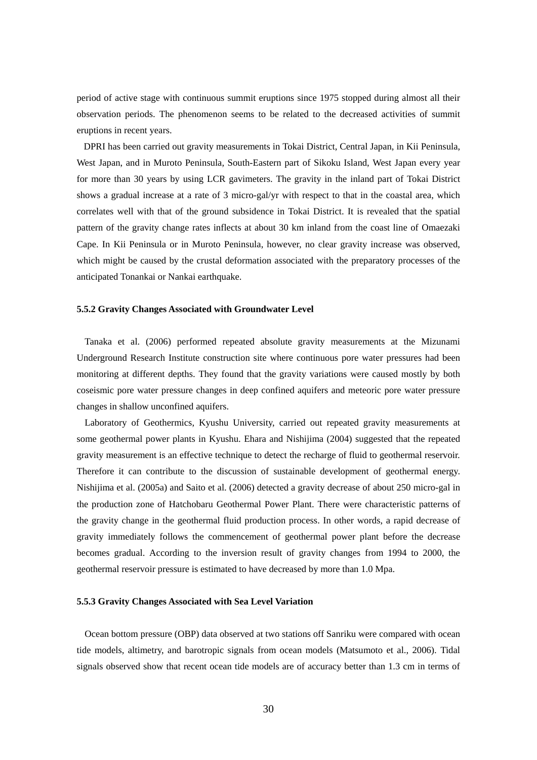period of active stage with continuous summit eruptions since 1975 stopped during almost all their observation periods. The phenomenon seems to be related to the decreased activities of summit eruptions in recent years.

DPRI has been carried out gravity measurements in Tokai District, Central Japan, in Kii Peninsula, West Japan, and in Muroto Peninsula, South-Eastern part of Sikoku Island, West Japan every year for more than 30 years by using LCR gavimeters. The gravity in the inland part of Tokai District shows a gradual increase at a rate of 3 micro-gal/yr with respect to that in the coastal area, which correlates well with that of the ground subsidence in Tokai District. It is revealed that the spatial pattern of the gravity change rates inflects at about 30 km inland from the coast line of Omaezaki Cape. In Kii Peninsula or in Muroto Peninsula, however, no clear gravity increase was observed, which might be caused by the crustal deformation associated with the preparatory processes of the anticipated Tonankai or Nankai earthquake.

### 5.5.2 Gravity Changes Associated with Groundwater Level

Tanaka et al. (2006) performed repeated absolute gravity measurements at the Mizunami Underground Research Institute construction site where continuous pore water pressures had been monitoring at different depths. They found that the gravity variations were caused mostly by both coseismic pore water pressure changes in deep confined aquifers and meteoric pore water pressure changes in shallow unconfined aquifers.

Laboratory of Geothermics, Kyushu University, carried out repeated gravity measurements at some geothermal power plants in Kyushu. Ehara and Nishijima (2004) suggested that the repeated gravity measurement is an effective technique to detect the recharge of fluid to geothermal reservoir. Therefore it can contribute to the discussion of sustainable development of geothermal energy. Nishijima et al. (2005a) and Saito et al. (2006) detected a gravity decrease of about 250 micro-gal in the production zone of Hatchobaru Geothermal Power Plant. There were characteristic patterns of the gravity change in the geothermal fluid production process. In other words, a rapid decrease of gravity immediately follows the commencement of geothermal power plant before the decrease becomes gradual. According to the inversion result of gravity changes from 1994 to 2000, the geothermal reservoir pressure is estimated to have decreased by more than 1.0 Mpa.

### 5.5.3 Gravity Changes Associated with Sea Level Variation

Ocean bottom pressure (OBP) data observed at two stations off Sanriku were compared with ocean tide models, altimetry, and barotropic signals from ocean models (Matsumoto et al., 2006). Tidal signals observed show that recent ocean tide models are of accuracy better than 1.3 cm in terms of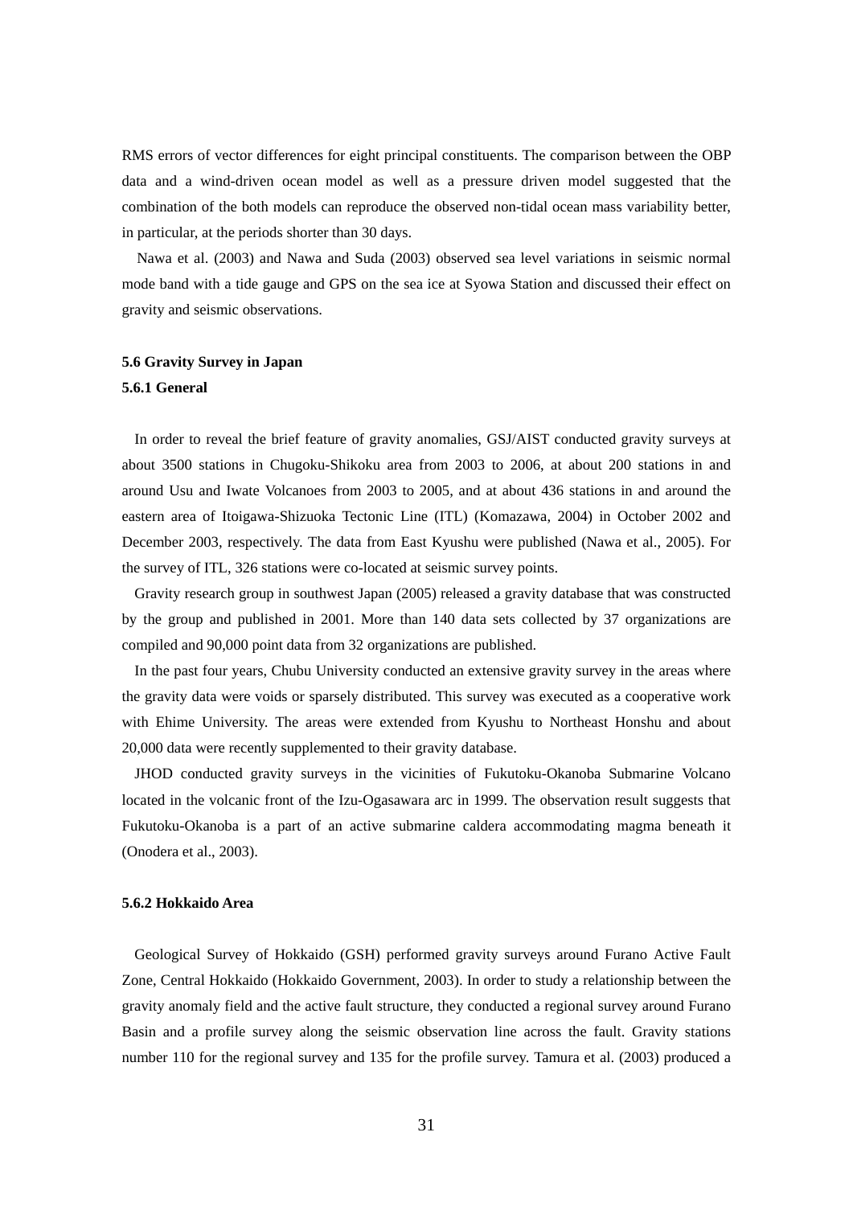RMS errors of vector differences for eight principal constituents. The comparison between the OBP data and a wind-driven ocean model as well as a pressure driven model suggested that the combination of the both models can reproduce the observed non-tidal ocean mass variability better, in particular, at the periods shorter than 30 days.

Nawa et al. (2003) and Nawa and Suda (2003) observed sea level variations in seismic normal mode band with a tide gauge and GPS on the sea ice at Syowa Station and discussed their effect on gravity and seismic observations.

### 5.6 Gravity Survey in Japan

#### 5.6.1 General

In order to reveal the brief feature of gravity anomalies, GSJ/AIST conducted gravity surveys at about 3500 stations in Chugoku-Shikoku area from 2003 to 2006, at about 200 stations in and around Usu and Iwate Volcanoes from 2003 to 2005, and at about 436 stations in and around the eastern area of Itoigawa-Shizuoka Tectonic Line (ITL) (Komazawa, 2004) in October 2002 and December 2003, respectively. The data from East Kyushu were published (Nawa et al., 2005). For the survey of ITL, 326 stations were co-located at seismic survey points.

Gravity research group in southwest Japan (2005) released a gravity database that was constructed by the group and published in 2001. More than 140 data sets collected by 37 organizations are compiled and 90,000 point data from 32 organizations are published.

In the past four years, Chubu University conducted an extensive gravity survey in the areas where the gravity data were voids or sparsely distributed. This survey was executed as a cooperative work with Ehime University. The areas were extended from Kyushu to Northeast Honshu and about 20,000 data were recently supplemented to their gravity database.

JHOD conducted gravity surveys in the vicinities of Fukutoku-Okanoba Submarine Volcano located in the volcanic front of the Izu-Ogasawara arc in 1999. The observation result suggests that Fukutoku-Okanoba is a part of an active submarine caldera accommodating magma beneath it (Onodera et al., 2003).

#### 5.6.2 Hokkaido Area

Geological Survey of Hokkaido (GSH) performed gravity surveys around Furano Active Fault Zone, Central Hokkaido (Hokkaido Government, 2003). In order to study a relationship between the gravity anomaly field and the active fault structure, they conducted a regional survey around Furano Basin and a profile survey along the seismic observation line across the fault. Gravity stations number 110 for the regional survey and 135 for the profile survey. Tamura et al. (2003) produced a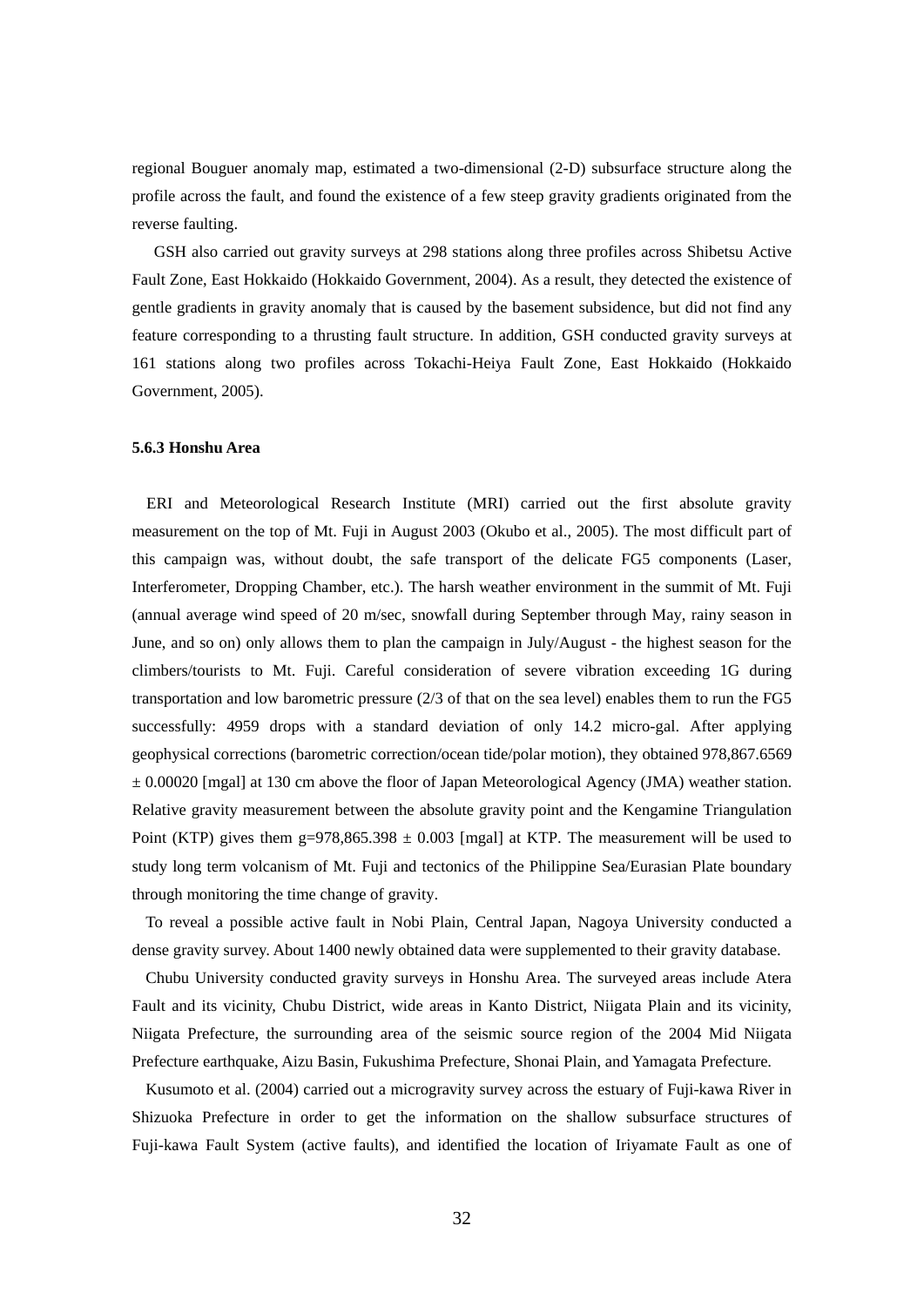regional Bouguer anomaly map, estimated a two-dimensional (2-D) subsurface structure along the profile across the fault, and found the existence of a few steep gravity gradients originated from the reverse faulting.

GSH also carried out gravity surveys at 298 stations along three profiles across Shibetsu Active Fault Zone, East Hokkaido (Hokkaido Government, 2004). As a result, they detected the existence of gentle gradients in gravity anomaly that is caused by the basement subsidence, but did not find any feature corresponding to a thrusting fault structure. In addition, GSH conducted gravity surveys at 161 stations along two profiles across Tokachi-Heiya Fault Zone, East Hokkaido (Hokkaido Government, 2005).

### 5.6.3 Honshu Area

ERI and Meteorological Research Institute (MRI) carried out the first absolute gravity measurement on the top of Mt. Fuji in August 2003 (Okubo et al., 2005). The most difficult part of this campaign was, without doubt, the safe transport of the delicate FG5 components (Laser, Interferometer, Dropping Chamber, etc.). The harsh weather environment in the summit of Mt. Fuji (annual average wind speed of 20 m/sec, snowfall during September through May, rainy season in June, and so on) only allows them to plan the campaign in July/August - the highest season for the climbers/tourists to Mt. Fuji. Careful consideration of severe vibration exceeding 1G during transportation and low barometric pressure (2/3 of that on the sea level) enables them to run the FG5 successfully: 4959 drops with a standard deviation of only 14.2 micro-gal. After applying geophysical corrections (barometric correction/ocean tide/polar motion), they obtained 978,867.6569 $\pm$ 0.00020 [mgal] at 130 cm above the floor of Japan Meteorological Agency (JMA) weather station. Relative gravity measurement between the absolute gravity point and the Kengamine Triangulation Point (KTP) gives them g=978,865.398 $\pm$ 0.003 [mgal] at KTP. The measurement will be used to study long term volcanism of Mt. Fuji and tectonics of the Philippine Sea/Eurasian Plate boundary through monitoring the time change of gravity.

To reveal a possible active fault in Nobi Plain, Central Japan, Nagoya University conducted a dense gravity survey. About 1400 newly obtained data were supplemented to their gravity database.

Chubu University conducted gravity surveys in Honshu Area. The surveyed areas include Atera Fault and its vicinity, Chubu District, wide areas in Kanto District, Niigata Plain and its vicinity, Niigata Prefecture, the surrounding area of the seismic source region of the 2004 Mid Niigata Prefecture earthquake, Aizu Basin, Fukushima Prefecture, Shonai Plain, and Yamagata Prefecture.

Kusumoto et al. (2004) carried out a microgravity survey across the estuary of Fuji-kawa River in Shizuoka Prefecture in order to get the information on the shallow subsurface structures of Fuji-kawa Fault System (active faults), and identified the location of Iriyamate Fault as one of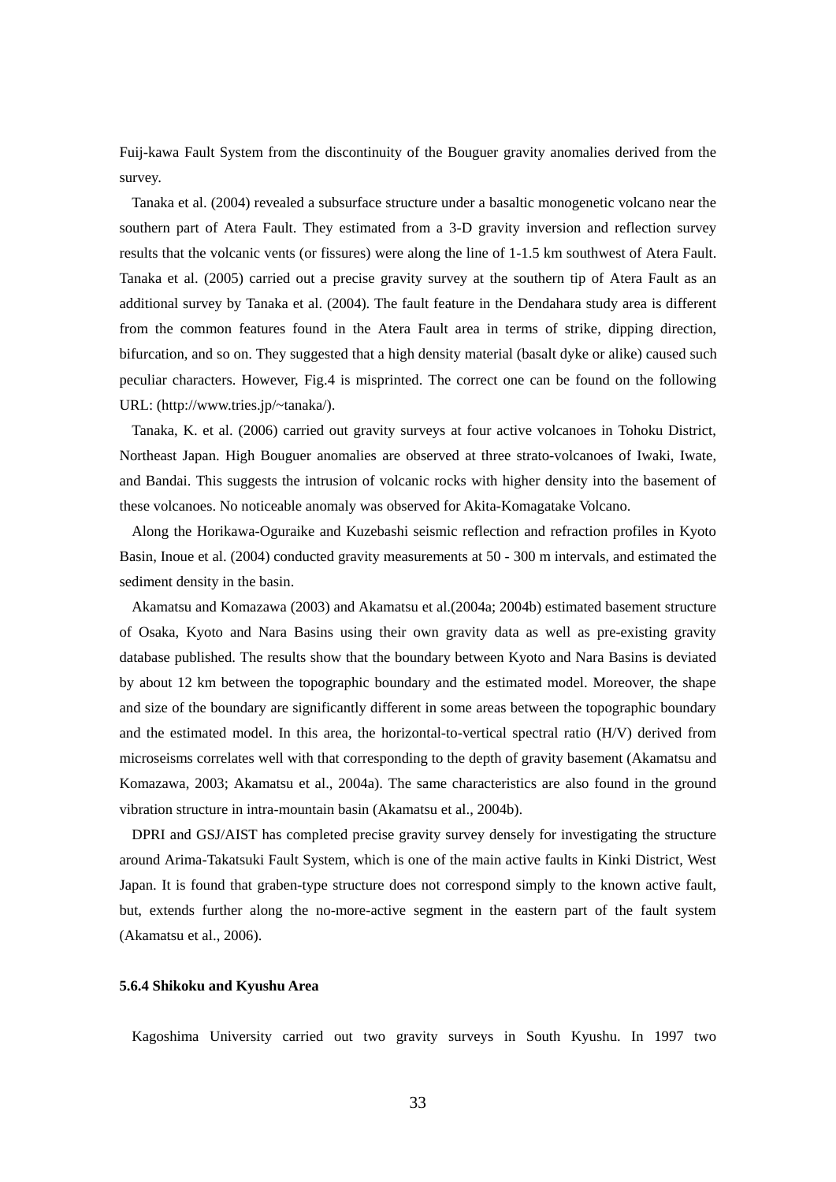Fuij-kawa Fault System from the discontinuity of the Bouguer gravity anomalies derived from the survey.

Tanaka et al. (2004) revealed a subsurface structure under a basaltic monogenetic volcano near the southern part of Atera Fault. They estimated from a 3-D gravity inversion and reflection survey results that the volcanic vents (or fissures) were along the line of 1-1.5 km southwest of Atera Fault. Tanaka et al. (2005) carried out a precise gravity survey at the southern tip of Atera Fault as an additional survey by Tanaka et al. (2004). The fault feature in the Dendahara study area is different from the common features found in the Atera Fault area in terms of strike, dipping direction, bifurcation, and so on. They suggested that a high density material (basalt dyke or alike) caused such peculiar characters. However, Fig.4 is misprinted. The correct one can be found on the following URL: (http://www.tries.jp/~tanaka/).

Tanaka, K. et al. (2006) carried out gravity surveys at four active volcanoes in Tohoku District, Northeast Japan. High Bouguer anomalies are observed at three strato-volcanoes of Iwaki, Iwate, and Bandai. This suggests the intrusion of volcanic rocks with higher density into the basement of these volcanoes. No noticeable anomaly was observed for Akita-Komagatake Volcano.

Along the Horikawa-Oguraike and Kuzebashi seismic reflection and refraction profiles in Kyoto Basin, Inoue et al. (2004) conducted gravity measurements at 50 - 300 m intervals, and estimated the sediment density in the basin.

Akamatsu and Komazawa (2003) and Akamatsu et al.(2004a; 2004b) estimated basement structure of Osaka, Kyoto and Nara Basins using their own gravity data as well as pre-existing gravity database published. The results show that the boundary between Kyoto and Nara Basins is deviated by about 12 km between the topographic boundary and the estimated model. Moreover, the shape and size of the boundary are significantly different in some areas between the topographic boundary and the estimated model. In this area, the horizontal-to-vertical spectral ratio (H/V) derived from microseisms correlates well with that corresponding to the depth of gravity basement (Akamatsu and Komazawa, 2003; Akamatsu et al., 2004a). The same characteristics are also found in the ground vibration structure in intra-mountain basin (Akamatsu et al., 2004b).

DPRI and GSJ/AIST has completed precise gravity survey densely for investigating the structure around Arima-Takatsuki Fault System, which is one of the main active faults in Kinki District, West Japan. It is found that graben-type structure does not correspond simply to the known active fault, but, extends further along the no-more-active segment in the eastern part of the fault system (Akamatsu et al., 2006).

#### 5.6.4 Shikoku and Kyushu Area

Kagoshima University carried out two gravity surveys in South Kyushu. In 1997 two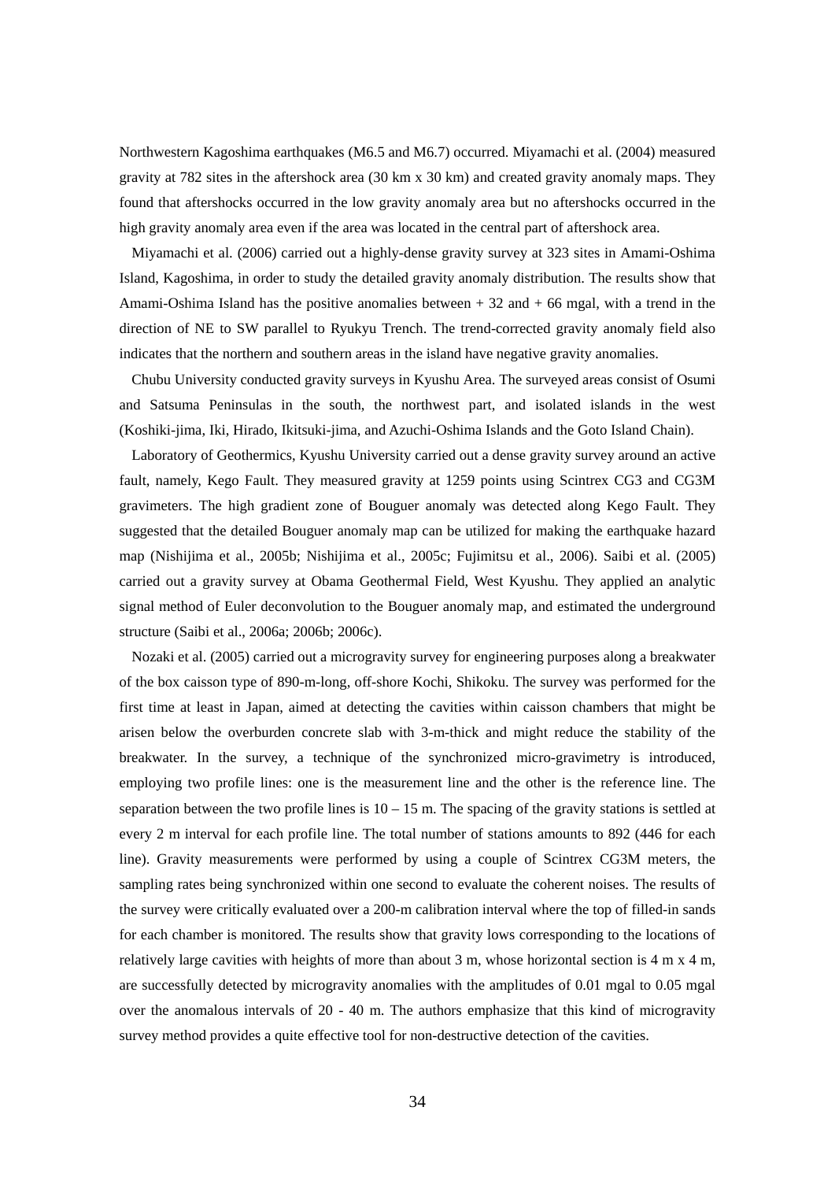Northwestern Kagoshima earthquakes (M6.5 and M6.7) occurred. Miyamachi et al. (2004) measured gravity at 782 sites in the aftershock area (30 km x 30 km) and created gravity anomaly maps. They found that aftershocks occurred in the low gravity anomaly area but no aftershocks occurred in the high gravity anomaly area even if the area was located in the central part of aftershock area.

Miyamachi et al. (2006) carried out a highly-dense gravity survey at 323 sites in Amami-Oshima Island, Kagoshima, in order to study the detailed gravity anomaly distribution. The results show that Amami-Oshima Island has the positive anomalies between + 32 and + 66 mgal, with a trend in the direction of NE to SW parallel to Ryukyu Trench. The trend-corrected gravity anomaly field also indicates that the northern and southern areas in the island have negative gravity anomalies.

Chubu University conducted gravity surveys in Kyushu Area. The surveyed areas consist of Osumi and Satsuma Peninsulas in the south, the northwest part, and isolated islands in the west (Koshiki-jima, Iki, Hirado, Ikitsuki-jima, and Azuchi-Oshima Islands and the Goto Island Chain).

Laboratory of Geothermics, Kyushu University carried out a dense gravity survey around an active fault, namely, Kego Fault. They measured gravity at 1259 points using Scintrex CG3 and CG3M gravimeters. The high gradient zone of Bouguer anomaly was detected along Kego Fault. They suggested that the detailed Bouguer anomaly map can be utilized for making the earthquake hazard map (Nishijima et al., 2005b; Nishijima et al., 2005c; Fujimitsu et al., 2006). Saibi et al. (2005) carried out a gravity survey at Obama Geothermal Field, West Kyushu. They applied an analytic signal method of Euler deconvolution to the Bouguer anomaly map, and estimated the underground structure (Saibi et al., 2006a; 2006b; 2006c).

Nozaki et al. (2005) carried out a microgravity survey for engineering purposes along a breakwater of the box caisson type of 890-m-long, off-shore Kochi, Shikoku. The survey was performed for the first time at least in Japan, aimed at detecting the cavities within caisson chambers that might be arisen below the overburden concrete slab with 3-m-thick and might reduce the stability of the breakwater. In the survey, a technique of the synchronized micro-gravimetry is introduced, employing two profile lines: one is the measurement line and the other is the reference line. The separation between the two profile lines is 10 – 15 m. The spacing of the gravity stations is settled at every 2 m interval for each profile line. The total number of stations amounts to 892 (446 for each line). Gravity measurements were performed by using a couple of Scintrex CG3M meters, the sampling rates being synchronized within one second to evaluate the coherent noises. The results of the survey were critically evaluated over a 200-m calibration interval where the top of filled-in sands for each chamber is monitored. The results show that gravity lows corresponding to the locations of relatively large cavities with heights of more than about 3 m, whose horizontal section is 4 m x 4 m, are successfully detected by microgravity anomalies with the amplitudes of 0.01 mgal to 0.05 mgal over the anomalous intervals of 20 - 40 m. The authors emphasize that this kind of microgravity survey method provides a quite effective tool for non-destructive detection of the cavities.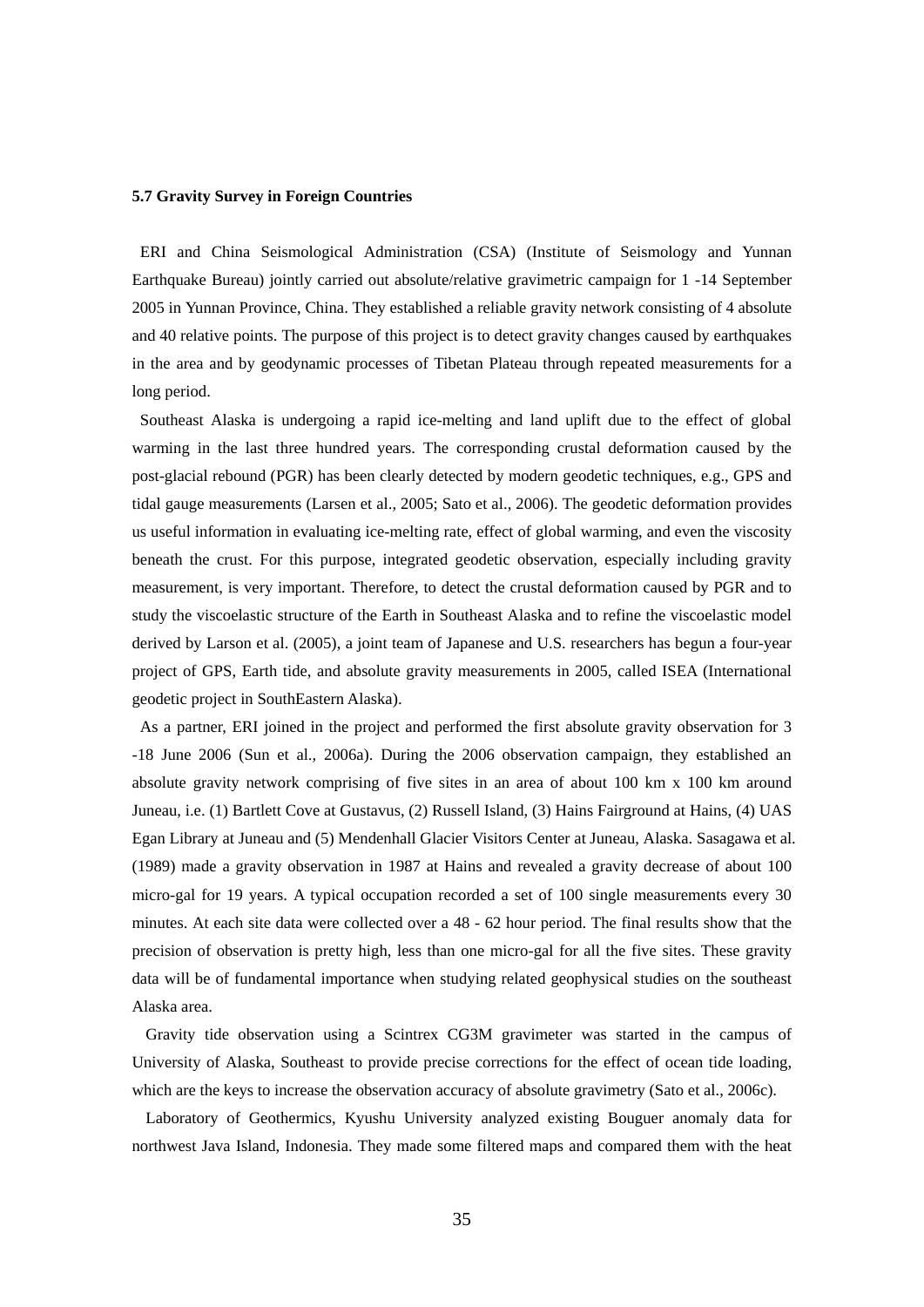### 5.7 Gravity Survey in Foreign Countries

ERI and China Seismological Administration (CSA) (Institute of Seismology and Yunnan Earthquake Bureau) jointly carried out absolute/relative gravimetric campaign for 1 -14 September 2005 in Yunnan Province, China. They established a reliable gravity network consisting of 4 absolute and 40 relative points. The purpose of this project is to detect gravity changes caused by earthquakes in the area and by geodynamic processes of Tibetan Plateau through repeated measurements for a long period.

Southeast Alaska is undergoing a rapid ice-melting and land uplift due to the effect of global warming in the last three hundred years. The corresponding crustal deformation caused by the post-glacial rebound (PGR) has been clearly detected by modern geodetic techniques, e.g., GPS and tidal gauge measurements (Larsen et al., 2005; Sato et al., 2006). The geodetic deformation provides us useful information in evaluating ice-melting rate, effect of global warming, and even the viscosity beneath the crust. For this purpose, integrated geodetic observation, especially including gravity measurement, is very important. Therefore, to detect the crustal deformation caused by PGR and to study the viscoelastic structure of the Earth in Southeast Alaska and to refine the viscoelastic model derived by Larson et al. (2005), a joint team of Japanese and U.S. researchers has begun a four-year project of GPS, Earth tide, and absolute gravity measurements in 2005, called ISEA (International geodetic project in SouthEastern Alaska).

As a partner, ERI joined in the project and performed the first absolute gravity observation for 3 -18 June 2006 (Sun et al., 2006a). During the 2006 observation campaign, they established an absolute gravity network comprising of five sites in an area of about 100 km x 100 km around Juneau, i.e. (1) Bartlett Cove at Gustavus, (2) Russell Island, (3) Hains Fairground at Hains, (4) UAS Egan Library at Juneau and (5) Mendenhall Glacier Visitors Center at Juneau, Alaska. Sasagawa et al. (1989) made a gravity observation in 1987 at Hains and revealed a gravity decrease of about 100 micro-gal for 19 years. A typical occupation recorded a set of 100 single measurements every 30 minutes. At each site data were collected over a 48 - 62 hour period. The final results show that the precision of observation is pretty high, less than one micro-gal for all the five sites. These gravity data will be of fundamental importance when studying related geophysical studies on the southeast Alaska area.

Gravity tide observation using a Scintrex CG3M gravimeter was started in the campus of University of Alaska, Southeast to provide precise corrections for the effect of ocean tide loading, which are the keys to increase the observation accuracy of absolute gravimetry (Sato et al., 2006c).

Laboratory of Geothermics, Kyushu University analyzed existing Bouguer anomaly data for northwest Java Island, Indonesia. They made some filtered maps and compared them with the heat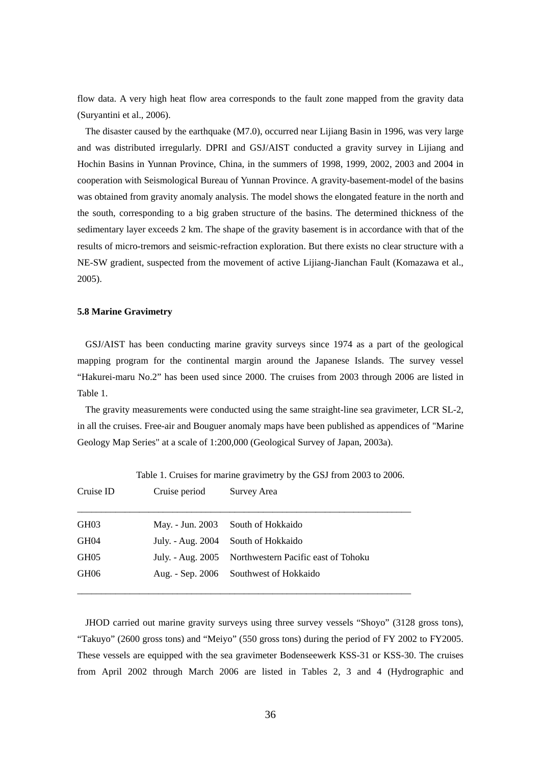flow data. A very high heat flow area corresponds to the fault zone mapped from the gravity data (Suryantini et al., 2006).

The disaster caused by the earthquake (M7.0), occurred near Lijiang Basin in 1996, was very large and was distributed irregularly. DPRI and GSJ/AIST conducted a gravity survey in Lijiang and Hochin Basins in Yunnan Province, China, in the summers of 1998, 1999, 2002, 2003 and 2004 in cooperation with Seismological Bureau of Yunnan Province. A gravity-basement-model of the basins was obtained from gravity anomaly analysis. The model shows the elongated feature in the north and the south, corresponding to a big graben structure of the basins. The determined thickness of the sedimentary layer exceeds 2 km. The shape of the gravity basement is in accordance with that of the results of micro-tremors and seismic-refraction exploration. But there exists no clear structure with a NE-SW gradient, suspected from the movement of active Lijiang-Jianchan Fault (Komazawa et al., 2005).

### 5.8 Marine Gravimetry

GSJ/AIST has been conducting marine gravity surveys since 1974 as a part of the geological mapping program for the continental margin around the Japanese Islands. The survey vessel "Hakurei-maru No.2" has been used since 2000. The cruises from 2003 through 2006 are listed in Table 1.

The gravity measurements were conducted using the same straight-line sea gravimeter, LCR SL-2, in all the cruises. Free-air and Bouguer anomaly maps have been published as appendices of "Marine Geology Map Series" at a scale of 1:200,000 (Geological Survey of Japan, 2003a).

Table 1. Cruises for marine gravimetry by the GSJ from 2003 to 2006.

| Cruise ID | Cruise period | Survey Area |
|---|---|---|
| GH03 | May. - Jun. 2003 | South of Hokkaido |
| GH04 | July. - Aug. 2004 | South of Hokkaido |
| GH05 | July. - Aug. 2005 | Northwestern Pacific east of Tohoku |
| GH06 | Aug. - Sep. 2006 | Southwest of Hokkaido |

JHOD carried out marine gravity surveys using three survey vessels "Shoyo" (3128 gross tons), "Takuyo" (2600 gross tons) and "Meiyo" (550 gross tons) during the period of FY 2002 to FY2005. These vessels are equipped with the sea gravimeter Bodenseewerk KSS-31 or KSS-30. The cruises from April 2002 through March 2006 are listed in Tables 2, 3 and 4 (Hydrographic and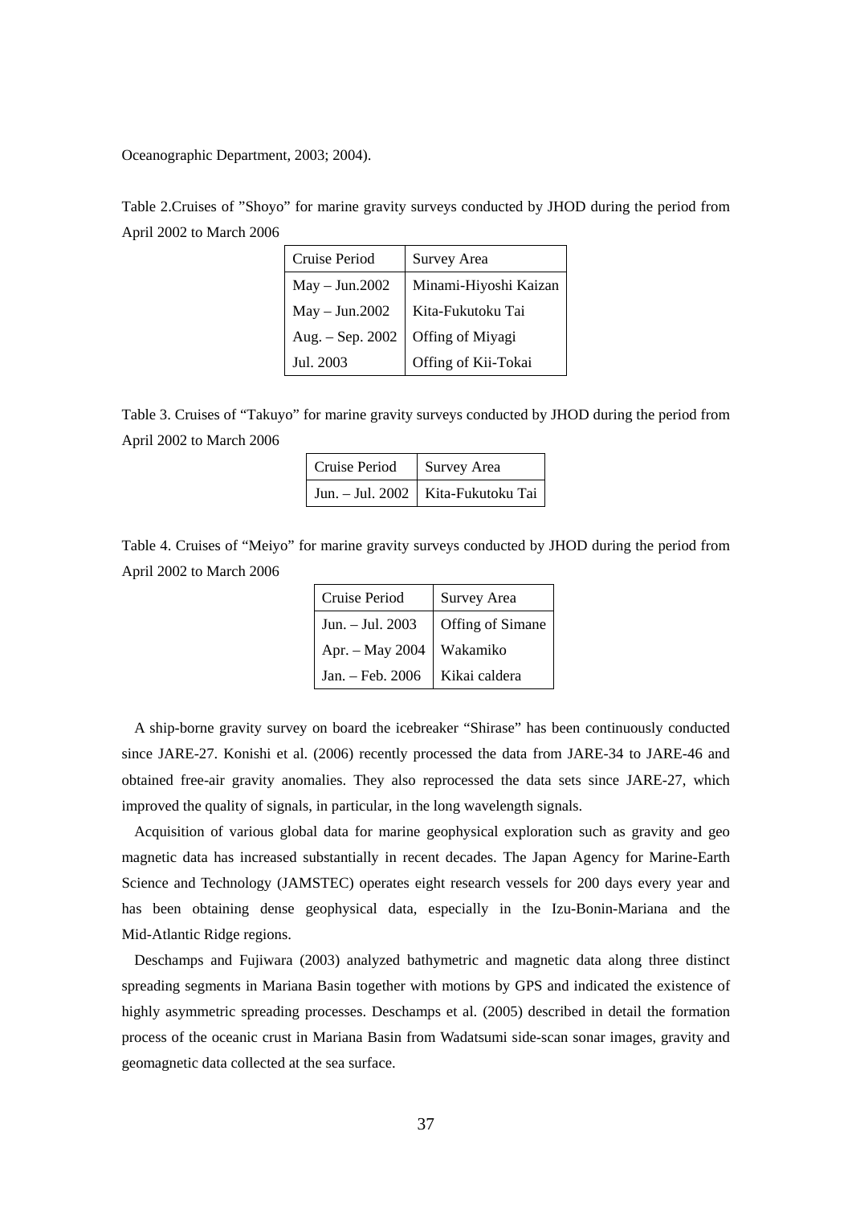Oceanographic Department, 2003; 2004).

Table 2.Cruises of "Shoyo" for marine gravity surveys conducted by JHOD during the period from April 2002 to March 2006

| Cruise Period | Survey Area |
|---|---|
| May – Jun.2002 | Minami-Hiyoshi Kaizan |
| May – Jun.2002 | Kita-Fukutoku Tai |
| Aug. – Sep. 2002 | Offing of Miyagi |
| Jul. 2003 | Offing of Kii-Tokai |

Table 3. Cruises of "Takuyo" for marine gravity surveys conducted by JHOD during the period from April 2002 to March 2006

| Cruise Period | Survey Area |
|---|---|
| Jun. – Jul. 2002 | Kita-Fukutoku Tai |

Table 4. Cruises of "Meiyo" for marine gravity surveys conducted by JHOD during the period from April 2002 to March 2006

| Cruise Period | Survey Area |
|---|---|
| Jun. – Jul. 2003 | Offing of Simane |
| Apr. – May 2004 | Wakamiko |
| Jan. – Feb. 2006 | Kikai caldera |

A ship-borne gravity survey on board the icebreaker "Shirase" has been continuously conducted since JARE-27. Konishi et al. (2006) recently processed the data from JARE-34 to JARE-46 and obtained free-air gravity anomalies. They also reprocessed the data sets since JARE-27, which improved the quality of signals, in particular, in the long wavelength signals.

Acquisition of various global data for marine geophysical exploration such as gravity and geo magnetic data has increased substantially in recent decades. The Japan Agency for Marine-Earth Science and Technology (JAMSTEC) operates eight research vessels for 200 days every year and has been obtaining dense geophysical data, especially in the Izu-Bonin-Mariana and the Mid-Atlantic Ridge regions.

Deschamps and Fujiwara (2003) analyzed bathymetric and magnetic data along three distinct spreading segments in Mariana Basin together with motions by GPS and indicated the existence of highly asymmetric spreading processes. Deschamps et al. (2005) described in detail the formation process of the oceanic crust in Mariana Basin from Wadatsumi side-scan sonar images, gravity and geomagnetic data collected at the sea surface.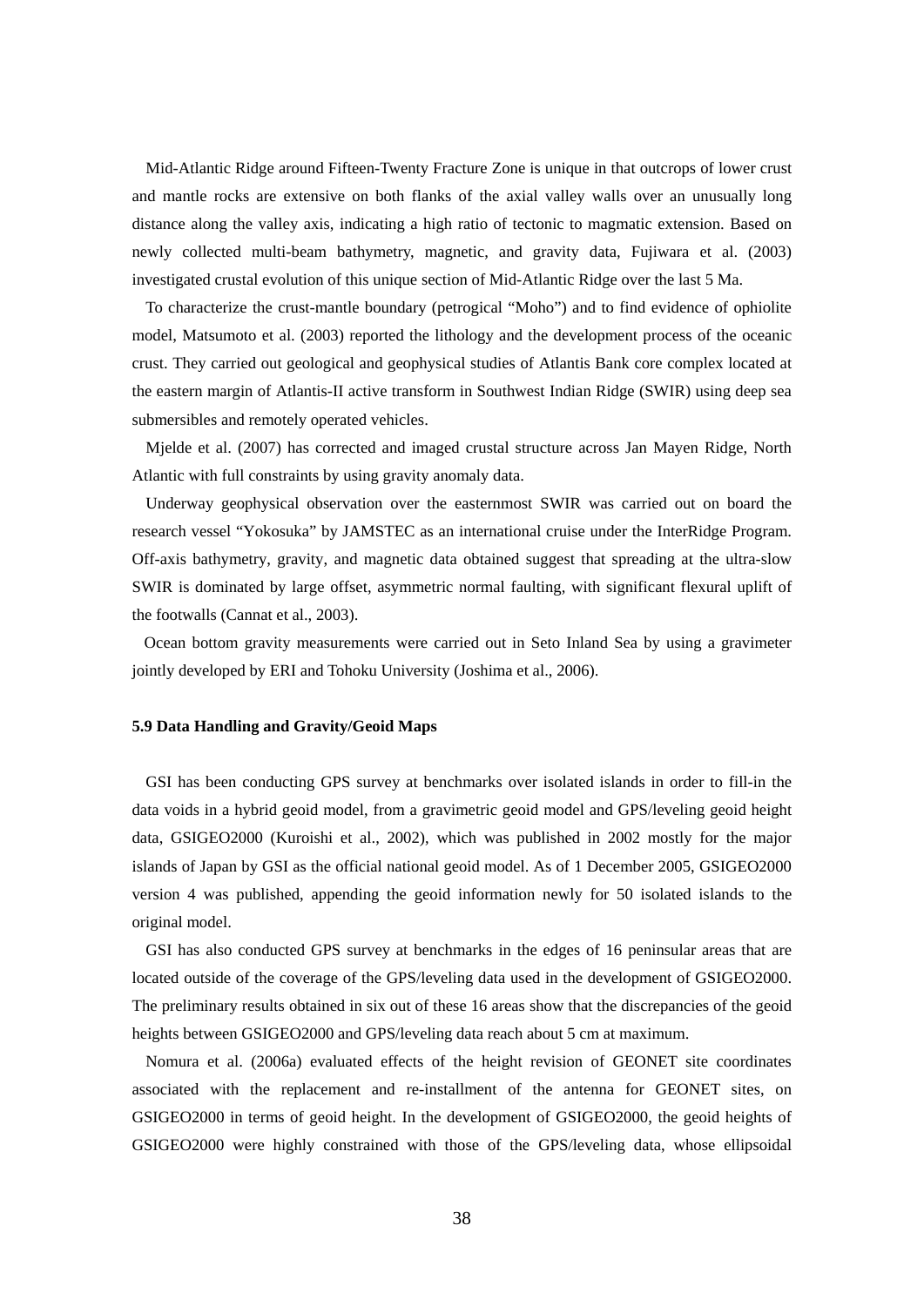Mid-Atlantic Ridge around Fifteen-Twenty Fracture Zone is unique in that outcrops of lower crust and mantle rocks are extensive on both flanks of the axial valley walls over an unusually long distance along the valley axis, indicating a high ratio of tectonic to magmatic extension. Based on newly collected multi-beam bathymetry, magnetic, and gravity data, Fujiwara et al. (2003) investigated crustal evolution of this unique section of Mid-Atlantic Ridge over the last 5 Ma.

To characterize the crust-mantle boundary (petrogical "Moho") and to find evidence of ophiolite model, Matsumoto et al. (2003) reported the lithology and the development process of the oceanic crust. They carried out geological and geophysical studies of Atlantis Bank core complex located at the eastern margin of Atlantis-II active transform in Southwest Indian Ridge (SWIR) using deep sea submersibles and remotely operated vehicles.

Mjelde et al. (2007) has corrected and imaged crustal structure across Jan Mayen Ridge, North Atlantic with full constraints by using gravity anomaly data.

Underway geophysical observation over the easternmost SWIR was carried out on board the research vessel "Yokosuka" by JAMSTEC as an international cruise under the InterRidge Program. Off-axis bathymetry, gravity, and magnetic data obtained suggest that spreading at the ultra-slow SWIR is dominated by large offset, asymmetric normal faulting, with significant flexural uplift of the footwalls (Cannat et al., 2003).

Ocean bottom gravity measurements were carried out in Seto Inland Sea by using a gravimeter jointly developed by ERI and Tohoku University (Joshima et al., 2006).

### 5.9 Data Handling and Gravity/Geoid Maps

GSI has been conducting GPS survey at benchmarks over isolated islands in order to fill-in the data voids in a hybrid geoid model, from a gravimetric geoid model and GPS/leveling geoid height data, GSIGEO2000 (Kuroishi et al., 2002), which was published in 2002 mostly for the major islands of Japan by GSI as the official national geoid model. As of 1 December 2005, GSIGEO2000 version 4 was published, appending the geoid information newly for 50 isolated islands to the original model.

GSI has also conducted GPS survey at benchmarks in the edges of 16 peninsular areas that are located outside of the coverage of the GPS/leveling data used in the development of GSIGEO2000. The preliminary results obtained in six out of these 16 areas show that the discrepancies of the geoid heights between GSIGEO2000 and GPS/leveling data reach about 5 cm at maximum.

Nomura et al. (2006a) evaluated effects of the height revision of GEONET site coordinates associated with the replacement and re-installment of the antenna for GEONET sites, on GSIGEO2000 in terms of geoid height. In the development of GSIGEO2000, the geoid heights of GSIGEO2000 were highly constrained with those of the GPS/leveling data, whose ellipsoidal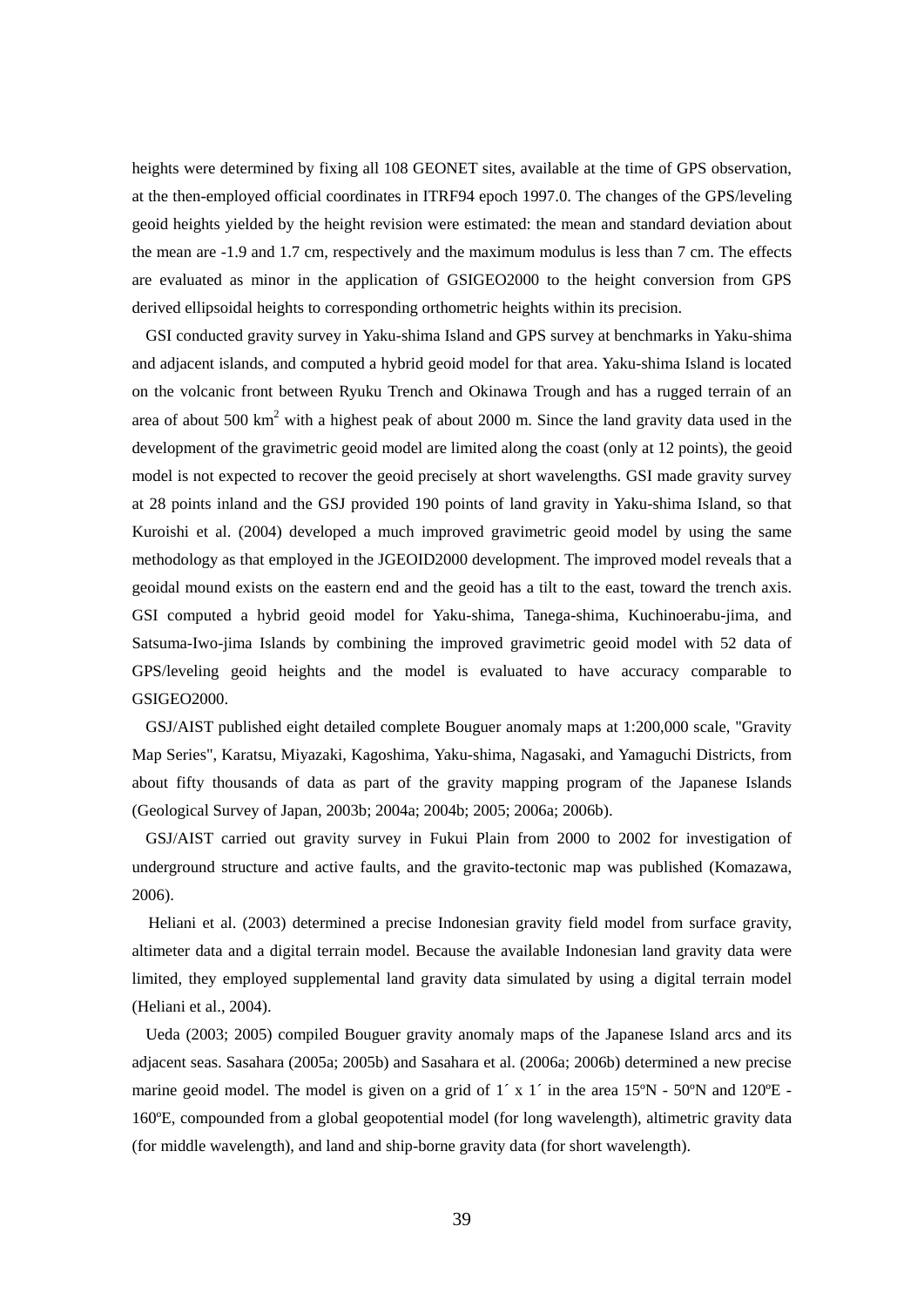heights were determined by fixing all 108 GEONET sites, available at the time of GPS observation, at the then-employed official coordinates in ITRF94 epoch 1997.0. The changes of the GPS/leveling geoid heights yielded by the height revision were estimated: the mean and standard deviation about the mean are -1.9 and 1.7 cm, respectively and the maximum modulus is less than 7 cm. The effects are evaluated as minor in the application of GSIGEO2000 to the height conversion from GPS derived ellipsoidal heights to corresponding orthometric heights within its precision.

GSI conducted gravity survey in Yaku-shima Island and GPS survey at benchmarks in Yaku-shima and adjacent islands, and computed a hybrid geoid model for that area. Yaku-shima Island is located on the volcanic front between Ryuku Trench and Okinawa Trough and has a rugged terrain of an area of about 500 km$^2$ with a highest peak of about 2000 m. Since the land gravity data used in the development of the gravimetric geoid model are limited along the coast (only at 12 points), the geoid model is not expected to recover the geoid precisely at short wavelengths. GSI made gravity survey at 28 points inland and the GSJ provided 190 points of land gravity in Yaku-shima Island, so that Kuroishi et al. (2004) developed a much improved gravimetric geoid model by using the same methodology as that employed in the JGEOID2000 development. The improved model reveals that a geoidal mound exists on the eastern end and the geoid has a tilt to the east, toward the trench axis. GSI computed a hybrid geoid model for Yaku-shima, Tanega-shima, Kuchinoerabu-jima, and Satsuma-Iwo-jima Islands by combining the improved gravimetric geoid model with 52 data of GPS/leveling geoid heights and the model is evaluated to have accuracy comparable to GSIGEO2000.

GSJ/AIST published eight detailed complete Bouguer anomaly maps at 1:200,000 scale, "Gravity Map Series", Karatsu, Miyazaki, Kagoshima, Yaku-shima, Nagasaki, and Yamaguchi Districts, from about fifty thousands of data as part of the gravity mapping program of the Japanese Islands (Geological Survey of Japan, 2003b; 2004a; 2004b; 2005; 2006a; 2006b).

GSJ/AIST carried out gravity survey in Fukui Plain from 2000 to 2002 for investigation of underground structure and active faults, and the gravito-tectonic map was published (Komazawa, 2006).

Heliani et al. (2003) determined a precise Indonesian gravity field model from surface gravity, altimeter data and a digital terrain model. Because the available Indonesian land gravity data were limited, they employed supplemental land gravity data simulated by using a digital terrain model (Heliani et al., 2004).

Ueda (2003; 2005) compiled Bouguer gravity anomaly maps of the Japanese Island arcs and its adjacent seas. Sasahara (2005a; 2005b) and Sasahara et al. (2006a; 2006b) determined a new precise marine geoid model. The model is given on a grid of 1´ x 1´ in the area 15ºN - 50ºN and 120ºE - 160ºE, compounded from a global geopotential model (for long wavelength), altimetric gravity data (for middle wavelength), and land and ship-borne gravity data (for short wavelength).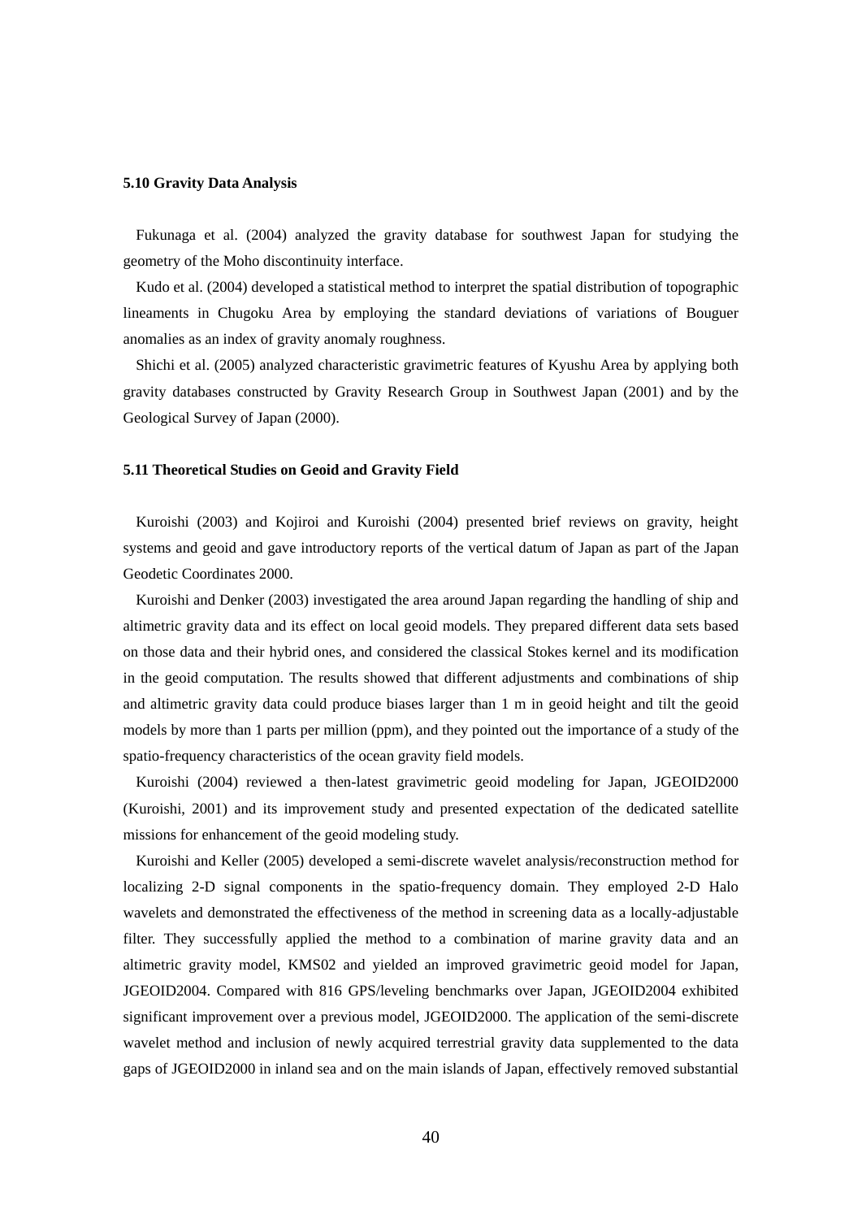### 5.10 Gravity Data Analysis

Fukunaga et al. (2004) analyzed the gravity database for southwest Japan for studying the geometry of the Moho discontinuity interface.

Kudo et al. (2004) developed a statistical method to interpret the spatial distribution of topographic lineaments in Chugoku Area by employing the standard deviations of variations of Bouguer anomalies as an index of gravity anomaly roughness.

Shichi et al. (2005) analyzed characteristic gravimetric features of Kyushu Area by applying both gravity databases constructed by Gravity Research Group in Southwest Japan (2001) and by the Geological Survey of Japan (2000).

### 5.11 Theoretical Studies on Geoid and Gravity Field

Kuroishi (2003) and Kojiroi and Kuroishi (2004) presented brief reviews on gravity, height systems and geoid and gave introductory reports of the vertical datum of Japan as part of the Japan Geodetic Coordinates 2000.

Kuroishi and Denker (2003) investigated the area around Japan regarding the handling of ship and altimetric gravity data and its effect on local geoid models. They prepared different data sets based on those data and their hybrid ones, and considered the classical Stokes kernel and its modification in the geoid computation. The results showed that different adjustments and combinations of ship and altimetric gravity data could produce biases larger than 1 m in geoid height and tilt the geoid models by more than 1 parts per million (ppm), and they pointed out the importance of a study of the spatio-frequency characteristics of the ocean gravity field models.

Kuroishi (2004) reviewed a then-latest gravimetric geoid modeling for Japan, JGEOID2000 (Kuroishi, 2001) and its improvement study and presented expectation of the dedicated satellite missions for enhancement of the geoid modeling study.

Kuroishi and Keller (2005) developed a semi-discrete wavelet analysis/reconstruction method for localizing 2-D signal components in the spatio-frequency domain. They employed 2-D Halo wavelets and demonstrated the effectiveness of the method in screening data as a locally-adjustable filter. They successfully applied the method to a combination of marine gravity data and an altimetric gravity model, KMS02 and yielded an improved gravimetric geoid model for Japan, JGEOID2004. Compared with 816 GPS/leveling benchmarks over Japan, JGEOID2004 exhibited significant improvement over a previous model, JGEOID2000. The application of the semi-discrete wavelet method and inclusion of newly acquired terrestrial gravity data supplemented to the data gaps of JGEOID2000 in inland sea and on the main islands of Japan, effectively removed substantial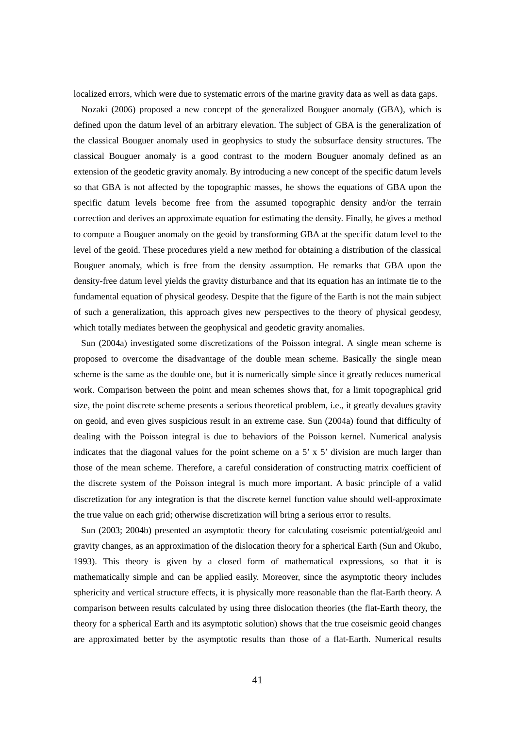localized errors, which were due to systematic errors of the marine gravity data as well as data gaps.

Nozaki (2006) proposed a new concept of the generalized Bouguer anomaly (GBA), which is defined upon the datum level of an arbitrary elevation. The subject of GBA is the generalization of the classical Bouguer anomaly used in geophysics to study the subsurface density structures. The classical Bouguer anomaly is a good contrast to the modern Bouguer anomaly defined as an extension of the geodetic gravity anomaly. By introducing a new concept of the specific datum levels so that GBA is not affected by the topographic masses, he shows the equations of GBA upon the specific datum levels become free from the assumed topographic density and/or the terrain correction and derives an approximate equation for estimating the density. Finally, he gives a method to compute a Bouguer anomaly on the geoid by transforming GBA at the specific datum level to the level of the geoid. These procedures yield a new method for obtaining a distribution of the classical Bouguer anomaly, which is free from the density assumption. He remarks that GBA upon the density-free datum level yields the gravity disturbance and that its equation has an intimate tie to the fundamental equation of physical geodesy. Despite that the figure of the Earth is not the main subject of such a generalization, this approach gives new perspectives to the theory of physical geodesy, which totally mediates between the geophysical and geodetic gravity anomalies.

Sun (2004a) investigated some discretizations of the Poisson integral. A single mean scheme is proposed to overcome the disadvantage of the double mean scheme. Basically the single mean scheme is the same as the double one, but it is numerically simple since it greatly reduces numerical work. Comparison between the point and mean schemes shows that, for a limit topographical grid size, the point discrete scheme presents a serious theoretical problem, i.e., it greatly devalues gravity on geoid, and even gives suspicious result in an extreme case. Sun (2004a) found that difficulty of dealing with the Poisson integral is due to behaviors of the Poisson kernel. Numerical analysis indicates that the diagonal values for the point scheme on a 5’ x 5’ division are much larger than those of the mean scheme. Therefore, a careful consideration of constructing matrix coefficient of the discrete system of the Poisson integral is much more important. A basic principle of a valid discretization for any integration is that the discrete kernel function value should well-approximate the true value on each grid; otherwise discretization will bring a serious error to results.

Sun (2003; 2004b) presented an asymptotic theory for calculating coseismic potential/geoid and gravity changes, as an approximation of the dislocation theory for a spherical Earth (Sun and Okubo, 1993). This theory is given by a closed form of mathematical expressions, so that it is mathematically simple and can be applied easily. Moreover, since the asymptotic theory includes sphericity and vertical structure effects, it is physically more reasonable than the flat-Earth theory. A comparison between results calculated by using three dislocation theories (the flat-Earth theory, the theory for a spherical Earth and its asymptotic solution) shows that the true coseismic geoid changes are approximated better by the asymptotic results than those of a flat-Earth. Numerical results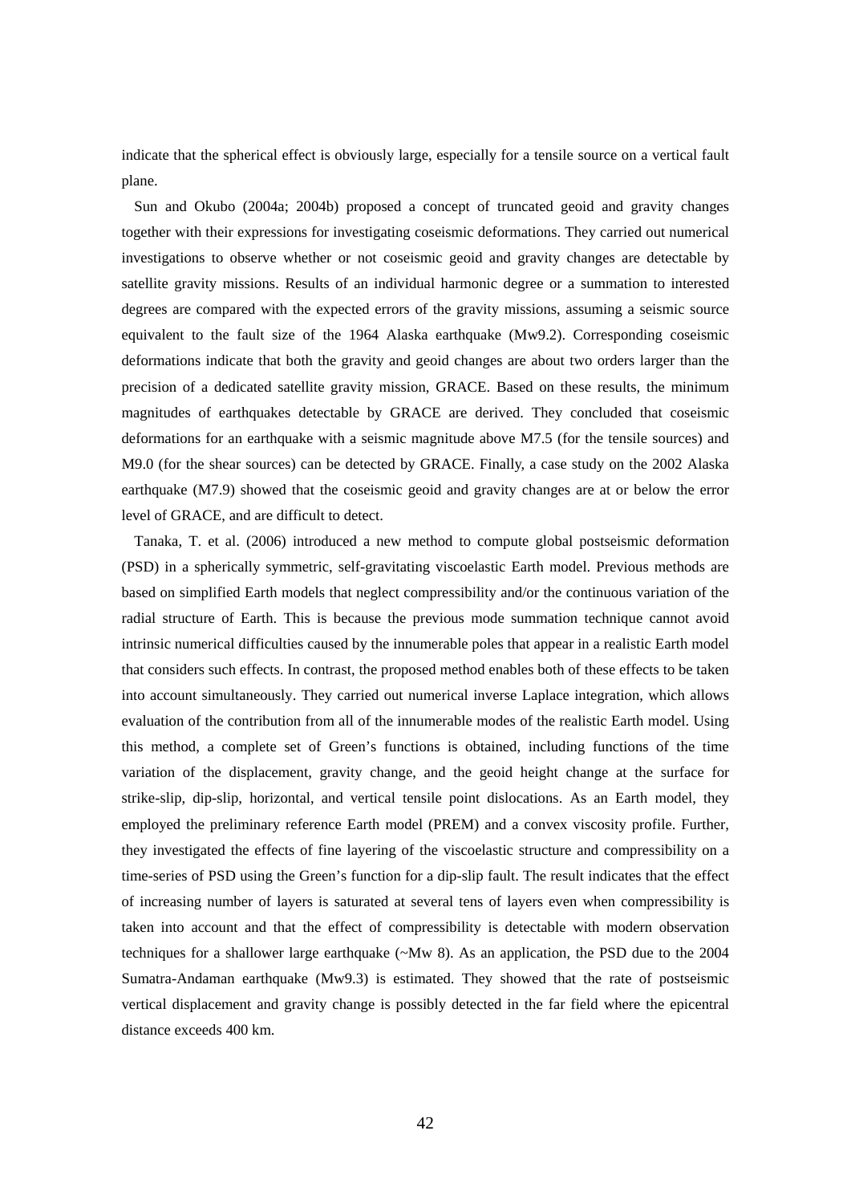indicate that the spherical effect is obviously large, especially for a tensile source on a vertical fault plane.

Sun and Okubo (2004a; 2004b) proposed a concept of truncated geoid and gravity changes together with their expressions for investigating coseismic deformations. They carried out numerical investigations to observe whether or not coseismic geoid and gravity changes are detectable by satellite gravity missions. Results of an individual harmonic degree or a summation to interested degrees are compared with the expected errors of the gravity missions, assuming a seismic source equivalent to the fault size of the 1964 Alaska earthquake (Mw9.2). Corresponding coseismic deformations indicate that both the gravity and geoid changes are about two orders larger than the precision of a dedicated satellite gravity mission, GRACE. Based on these results, the minimum magnitudes of earthquakes detectable by GRACE are derived. They concluded that coseismic deformations for an earthquake with a seismic magnitude above M7.5 (for the tensile sources) and M9.0 (for the shear sources) can be detected by GRACE. Finally, a case study on the 2002 Alaska earthquake (M7.9) showed that the coseismic geoid and gravity changes are at or below the error level of GRACE, and are difficult to detect.

Tanaka, T. et al. (2006) introduced a new method to compute global postseismic deformation (PSD) in a spherically symmetric, self-gravitating viscoelastic Earth model. Previous methods are based on simplified Earth models that neglect compressibility and/or the continuous variation of the radial structure of Earth. This is because the previous mode summation technique cannot avoid intrinsic numerical difficulties caused by the innumerable poles that appear in a realistic Earth model that considers such effects. In contrast, the proposed method enables both of these effects to be taken into account simultaneously. They carried out numerical inverse Laplace integration, which allows evaluation of the contribution from all of the innumerable modes of the realistic Earth model. Using this method, a complete set of Green's functions is obtained, including functions of the time variation of the displacement, gravity change, and the geoid height change at the surface for strike-slip, dip-slip, horizontal, and vertical tensile point dislocations. As an Earth model, they employed the preliminary reference Earth model (PREM) and a convex viscosity profile. Further, they investigated the effects of fine layering of the viscoelastic structure and compressibility on a time-series of PSD using the Green's function for a dip-slip fault. The result indicates that the effect of increasing number of layers is saturated at several tens of layers even when compressibility is taken into account and that the effect of compressibility is detectable with modern observation techniques for a shallower large earthquake (~Mw 8). As an application, the PSD due to the 2004 Sumatra-Andaman earthquake (Mw9.3) is estimated. They showed that the rate of postseismic vertical displacement and gravity change is possibly detected in the far field where the epicentral distance exceeds 400 km.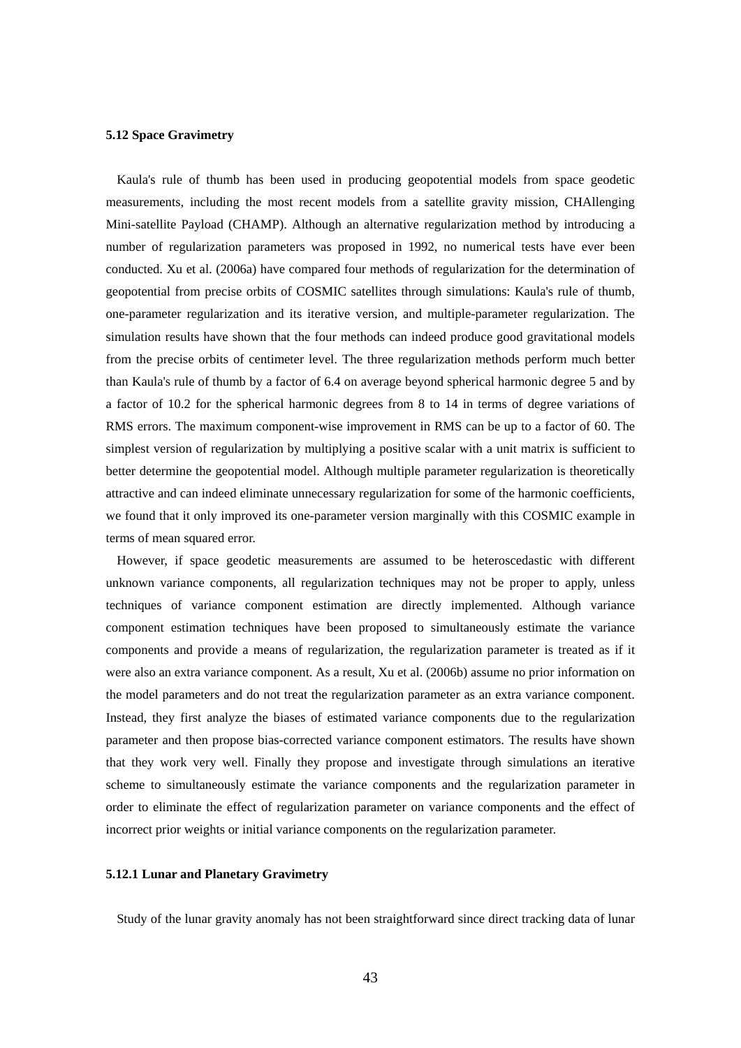### 5.12 Space Gravimetry

Kaula's rule of thumb has been used in producing geopotential models from space geodetic measurements, including the most recent models from a satellite gravity mission, CHAllenging Mini-satellite Payload (CHAMP). Although an alternative regularization method by introducing a number of regularization parameters was proposed in 1992, no numerical tests have ever been conducted. Xu et al. (2006a) have compared four methods of regularization for the determination of geopotential from precise orbits of COSMIC satellites through simulations: Kaula's rule of thumb, one-parameter regularization and its iterative version, and multiple-parameter regularization. The simulation results have shown that the four methods can indeed produce good gravitational models from the precise orbits of centimeter level. The three regularization methods perform much better than Kaula's rule of thumb by a factor of 6.4 on average beyond spherical harmonic degree 5 and by a factor of 10.2 for the spherical harmonic degrees from 8 to 14 in terms of degree variations of RMS errors. The maximum component-wise improvement in RMS can be up to a factor of 60. The simplest version of regularization by multiplying a positive scalar with a unit matrix is sufficient to better determine the geopotential model. Although multiple parameter regularization is theoretically attractive and can indeed eliminate unnecessary regularization for some of the harmonic coefficients, we found that it only improved its one-parameter version marginally with this COSMIC example in terms of mean squared error.

However, if space geodetic measurements are assumed to be heteroscedastic with different unknown variance components, all regularization techniques may not be proper to apply, unless techniques of variance component estimation are directly implemented. Although variance component estimation techniques have been proposed to simultaneously estimate the variance components and provide a means of regularization, the regularization parameter is treated as if it were also an extra variance component. As a result, Xu et al. (2006b) assume no prior information on the model parameters and do not treat the regularization parameter as an extra variance component. Instead, they first analyze the biases of estimated variance components due to the regularization parameter and then propose bias-corrected variance component estimators. The results have shown that they work very well. Finally they propose and investigate through simulations an iterative scheme to simultaneously estimate the variance components and the regularization parameter in order to eliminate the effect of regularization parameter on variance components and the effect of incorrect prior weights or initial variance components on the regularization parameter.

#### 5.12.1 Lunar and Planetary Gravimetry

Study of the lunar gravity anomaly has not been straightforward since direct tracking data of lunar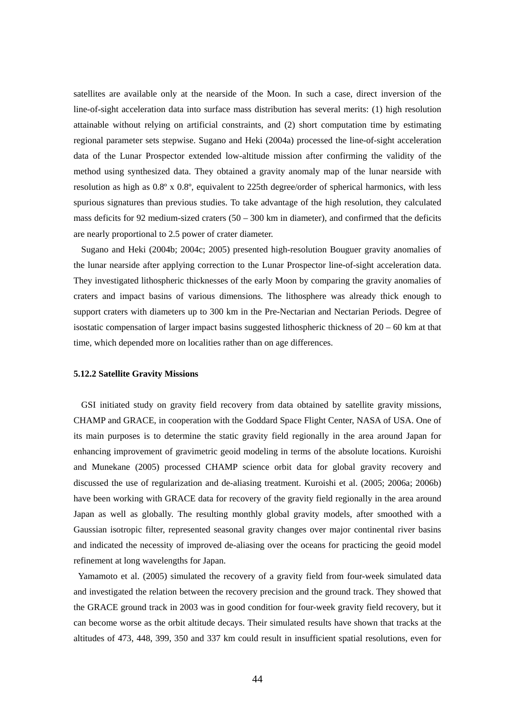satellites are available only at the nearside of the Moon. In such a case, direct inversion of the line-of-sight acceleration data into surface mass distribution has several merits: (1) high resolution attainable without relying on artificial constraints, and (2) short computation time by estimating regional parameter sets stepwise. Sugano and Heki (2004a) processed the line-of-sight acceleration data of the Lunar Prospector extended low-altitude mission after confirming the validity of the method using synthesized data. They obtained a gravity anomaly map of the lunar nearside with resolution as high as 0.8º x 0.8º, equivalent to 225th degree/order of spherical harmonics, with less spurious signatures than previous studies. To take advantage of the high resolution, they calculated mass deficits for 92 medium-sized craters (50 – 300 km in diameter), and confirmed that the deficits are nearly proportional to 2.5 power of crater diameter.

Sugano and Heki (2004b; 2004c; 2005) presented high-resolution Bouguer gravity anomalies of the lunar nearside after applying correction to the Lunar Prospector line-of-sight acceleration data. They investigated lithospheric thicknesses of the early Moon by comparing the gravity anomalies of craters and impact basins of various dimensions. The lithosphere was already thick enough to support craters with diameters up to 300 km in the Pre-Nectarian and Nectarian Periods. Degree of isostatic compensation of larger impact basins suggested lithospheric thickness of 20 – 60 km at that time, which depended more on localities rather than on age differences.

### 5.12.2 Satellite Gravity Missions

GSI initiated study on gravity field recovery from data obtained by satellite gravity missions, CHAMP and GRACE, in cooperation with the Goddard Space Flight Center, NASA of USA. One of its main purposes is to determine the static gravity field regionally in the area around Japan for enhancing improvement of gravimetric geoid modeling in terms of the absolute locations. Kuroishi and Munekane (2005) processed CHAMP science orbit data for global gravity recovery and discussed the use of regularization and de-aliasing treatment. Kuroishi et al. (2005; 2006a; 2006b) have been working with GRACE data for recovery of the gravity field regionally in the area around Japan as well as globally. The resulting monthly global gravity models, after smoothed with a Gaussian isotropic filter, represented seasonal gravity changes over major continental river basins and indicated the necessity of improved de-aliasing over the oceans for practicing the geoid model refinement at long wavelengths for Japan.

Yamamoto et al. (2005) simulated the recovery of a gravity field from four-week simulated data and investigated the relation between the recovery precision and the ground track. They showed that the GRACE ground track in 2003 was in good condition for four-week gravity field recovery, but it can become worse as the orbit altitude decays. Their simulated results have shown that tracks at the altitudes of 473, 448, 399, 350 and 337 km could result in insufficient spatial resolutions, even for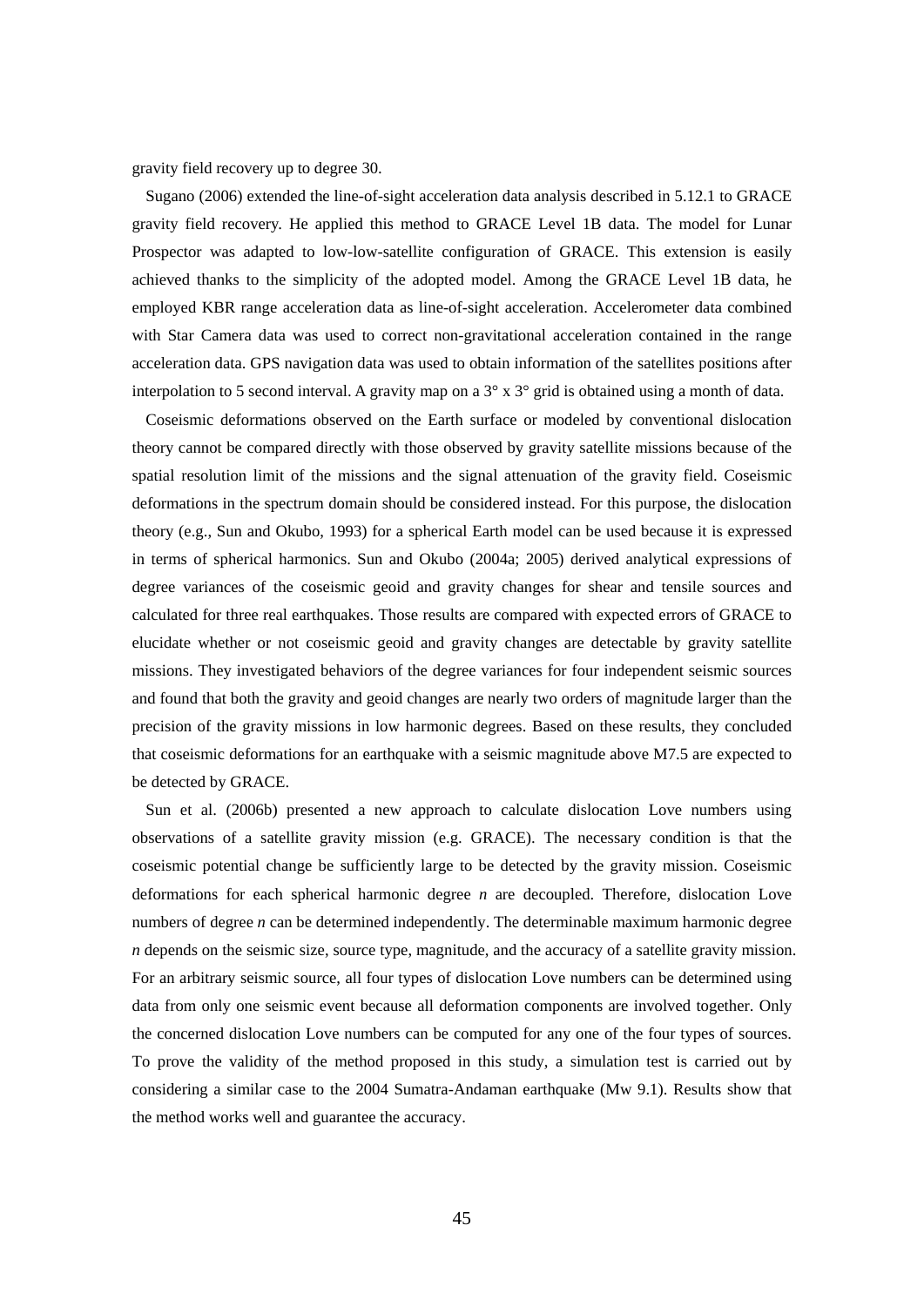gravity field recovery up to degree 30.

Sugano (2006) extended the line-of-sight acceleration data analysis described in 5.12.1 to GRACE gravity field recovery. He applied this method to GRACE Level 1B data. The model for Lunar Prospector was adapted to low-low-satellite configuration of GRACE. This extension is easily achieved thanks to the simplicity of the adopted model. Among the GRACE Level 1B data, he employed KBR range acceleration data as line-of-sight acceleration. Accelerometer data combined with Star Camera data was used to correct non-gravitational acceleration contained in the range acceleration data. GPS navigation data was used to obtain information of the satellites positions after interpolation to 5 second interval. A gravity map on a 3° x 3° grid is obtained using a month of data.

Coseismic deformations observed on the Earth surface or modeled by conventional dislocation theory cannot be compared directly with those observed by gravity satellite missions because of the spatial resolution limit of the missions and the signal attenuation of the gravity field. Coseismic deformations in the spectrum domain should be considered instead. For this purpose, the dislocation theory (e.g., Sun and Okubo, 1993) for a spherical Earth model can be used because it is expressed in terms of spherical harmonics. Sun and Okubo (2004a; 2005) derived analytical expressions of degree variances of the coseismic geoid and gravity changes for shear and tensile sources and calculated for three real earthquakes. Those results are compared with expected errors of GRACE to elucidate whether or not coseismic geoid and gravity changes are detectable by gravity satellite missions. They investigated behaviors of the degree variances for four independent seismic sources and found that both the gravity and geoid changes are nearly two orders of magnitude larger than the precision of the gravity missions in low harmonic degrees. Based on these results, they concluded that coseismic deformations for an earthquake with a seismic magnitude above M7.5 are expected to be detected by GRACE.

Sun et al. (2006b) presented a new approach to calculate dislocation Love numbers using observations of a satellite gravity mission (e.g. GRACE). The necessary condition is that the coseismic potential change be sufficiently large to be detected by the gravity mission. Coseismic deformations for each spherical harmonic degree $n$ are decoupled. Therefore, dislocation Love numbers of degree $n$ can be determined independently. The determinable maximum harmonic degree $n$ depends on the seismic size, source type, magnitude, and the accuracy of a satellite gravity mission. For an arbitrary seismic source, all four types of dislocation Love numbers can be determined using data from only one seismic event because all deformation components are involved together. Only the concerned dislocation Love numbers can be computed for any one of the four types of sources. To prove the validity of the method proposed in this study, a simulation test is carried out by considering a similar case to the 2004 Sumatra-Andaman earthquake (Mw 9.1). Results show that the method works well and guarantee the accuracy.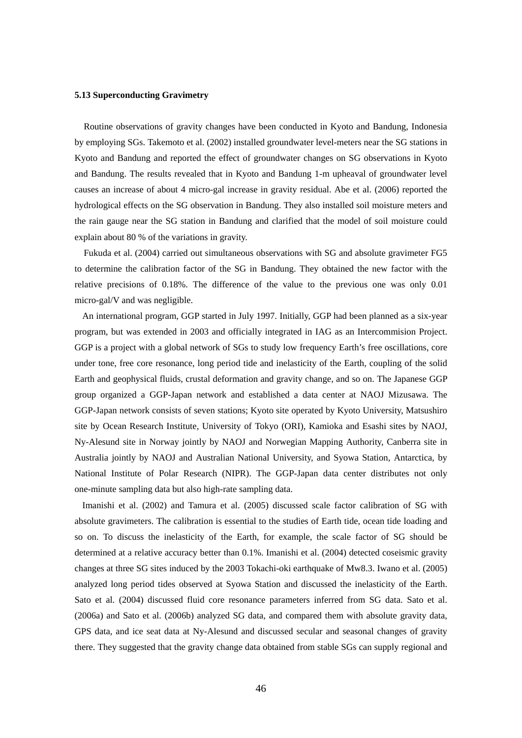### 5.13 Superconducting Gravimetry

Routine observations of gravity changes have been conducted in Kyoto and Bandung, Indonesia by employing SGs. Takemoto et al. (2002) installed groundwater level-meters near the SG stations in Kyoto and Bandung and reported the effect of groundwater changes on SG observations in Kyoto and Bandung. The results revealed that in Kyoto and Bandung 1-m upheaval of groundwater level causes an increase of about 4 micro-gal increase in gravity residual. Abe et al. (2006) reported the hydrological effects on the SG observation in Bandung. They also installed soil moisture meters and the rain gauge near the SG station in Bandung and clarified that the model of soil moisture could explain about 80 % of the variations in gravity.

Fukuda et al. (2004) carried out simultaneous observations with SG and absolute gravimeter FG5 to determine the calibration factor of the SG in Bandung. They obtained the new factor with the relative precisions of 0.18%. The difference of the value to the previous one was only 0.01 micro-gal/V and was negligible.

An international program, GGP started in July 1997. Initially, GGP had been planned as a six-year program, but was extended in 2003 and officially integrated in IAG as an Intercommision Project. GGP is a project with a global network of SGs to study low frequency Earth's free oscillations, core under tone, free core resonance, long period tide and inelasticity of the Earth, coupling of the solid Earth and geophysical fluids, crustal deformation and gravity change, and so on. The Japanese GGP group organized a GGP-Japan network and established a data center at NAOJ Mizusawa. The GGP-Japan network consists of seven stations; Kyoto site operated by Kyoto University, Matsushiro site by Ocean Research Institute, University of Tokyo (ORI), Kamioka and Esashi sites by NAOJ, Ny-Alesund site in Norway jointly by NAOJ and Norwegian Mapping Authority, Canberra site in Australia jointly by NAOJ and Australian National University, and Syowa Station, Antarctica, by National Institute of Polar Research (NIPR). The GGP-Japan data center distributes not only one-minute sampling data but also high-rate sampling data.

Imanishi et al. (2002) and Tamura et al. (2005) discussed scale factor calibration of SG with absolute gravimeters. The calibration is essential to the studies of Earth tide, ocean tide loading and so on. To discuss the inelasticity of the Earth, for example, the scale factor of SG should be determined at a relative accuracy better than 0.1%. Imanishi et al. (2004) detected coseismic gravity changes at three SG sites induced by the 2003 Tokachi-oki earthquake of Mw8.3. Iwano et al. (2005) analyzed long period tides observed at Syowa Station and discussed the inelasticity of the Earth. Sato et al. (2004) discussed fluid core resonance parameters inferred from SG data. Sato et al. (2006a) and Sato et al. (2006b) analyzed SG data, and compared them with absolute gravity data, GPS data, and ice seat data at Ny-Alesund and discussed secular and seasonal changes of gravity there. They suggested that the gravity change data obtained from stable SGs can supply regional and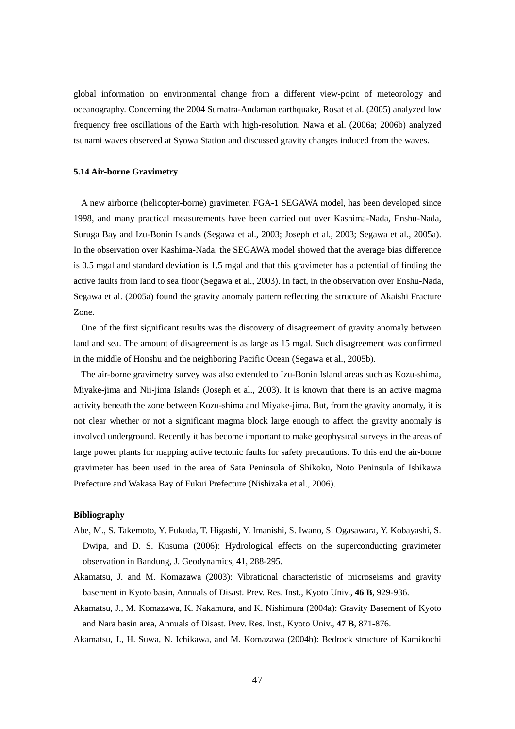global information on environmental change from a different view-point of meteorology and oceanography. Concerning the 2004 Sumatra-Andaman earthquake, Rosat et al. (2005) analyzed low frequency free oscillations of the Earth with high-resolution. Nawa et al. (2006a; 2006b) analyzed tsunami waves observed at Syowa Station and discussed gravity changes induced from the waves.

### 5.14 Air-borne Gravimetry

A new airborne (helicopter-borne) gravimeter, FGA-1 SEGAWA model, has been developed since 1998, and many practical measurements have been carried out over Kashima-Nada, Enshu-Nada, Suruga Bay and Izu-Bonin Islands (Segawa et al., 2003; Joseph et al., 2003; Segawa et al., 2005a). In the observation over Kashima-Nada, the SEGAWA model showed that the average bias difference is 0.5 mgal and standard deviation is 1.5 mgal and that this gravimeter has a potential of finding the active faults from land to sea floor (Segawa et al., 2003). In fact, in the observation over Enshu-Nada, Segawa et al. (2005a) found the gravity anomaly pattern reflecting the structure of Akaishi Fracture Zone.

One of the first significant results was the discovery of disagreement of gravity anomaly between land and sea. The amount of disagreement is as large as 15 mgal. Such disagreement was confirmed in the middle of Honshu and the neighboring Pacific Ocean (Segawa et al., 2005b).

The air-borne gravimetry survey was also extended to Izu-Bonin Island areas such as Kozu-shima, Miyake-jima and Nii-jima Islands (Joseph et al., 2003). It is known that there is an active magma activity beneath the zone between Kozu-shima and Miyake-jima. But, from the gravity anomaly, it is not clear whether or not a significant magma block large enough to affect the gravity anomaly is involved underground. Recently it has become important to make geophysical surveys in the areas of large power plants for mapping active tectonic faults for safety precautions. To this end the air-borne gravimeter has been used in the area of Sata Peninsula of Shikoku, Noto Peninsula of Ishikawa Prefecture and Wakasa Bay of Fukui Prefecture (Nishizaka et al., 2006).

### Bibliography

Abe, M., S. Takemoto, Y. Fukuda, T. Higashi, Y. Imanishi, S. Iwano, S. Ogasawara, Y. Kobayashi, S. Dwipa, and D. S. Kusuma (2006): Hydrological effects on the superconducting gravimeter observation in Bandung, J. Geodynamics, **41**, 288-295.

Akamatsu, J. and M. Komazawa (2003): Vibrational characteristic of microseisms and gravity basement in Kyoto basin, Annuals of Disast. Prev. Res. Inst., Kyoto Univ., **46 B**, 929-936.

Akamatsu, J., M. Komazawa, K. Nakamura, and K. Nishimura (2004a): Gravity Basement of Kyoto and Nara basin area, Annuals of Disast. Prev. Res. Inst., Kyoto Univ., **47 B**, 871-876.

Akamatsu, J., H. Suwa, N. Ichikawa, and M. Komazawa (2004b): Bedrock structure of Kamikochi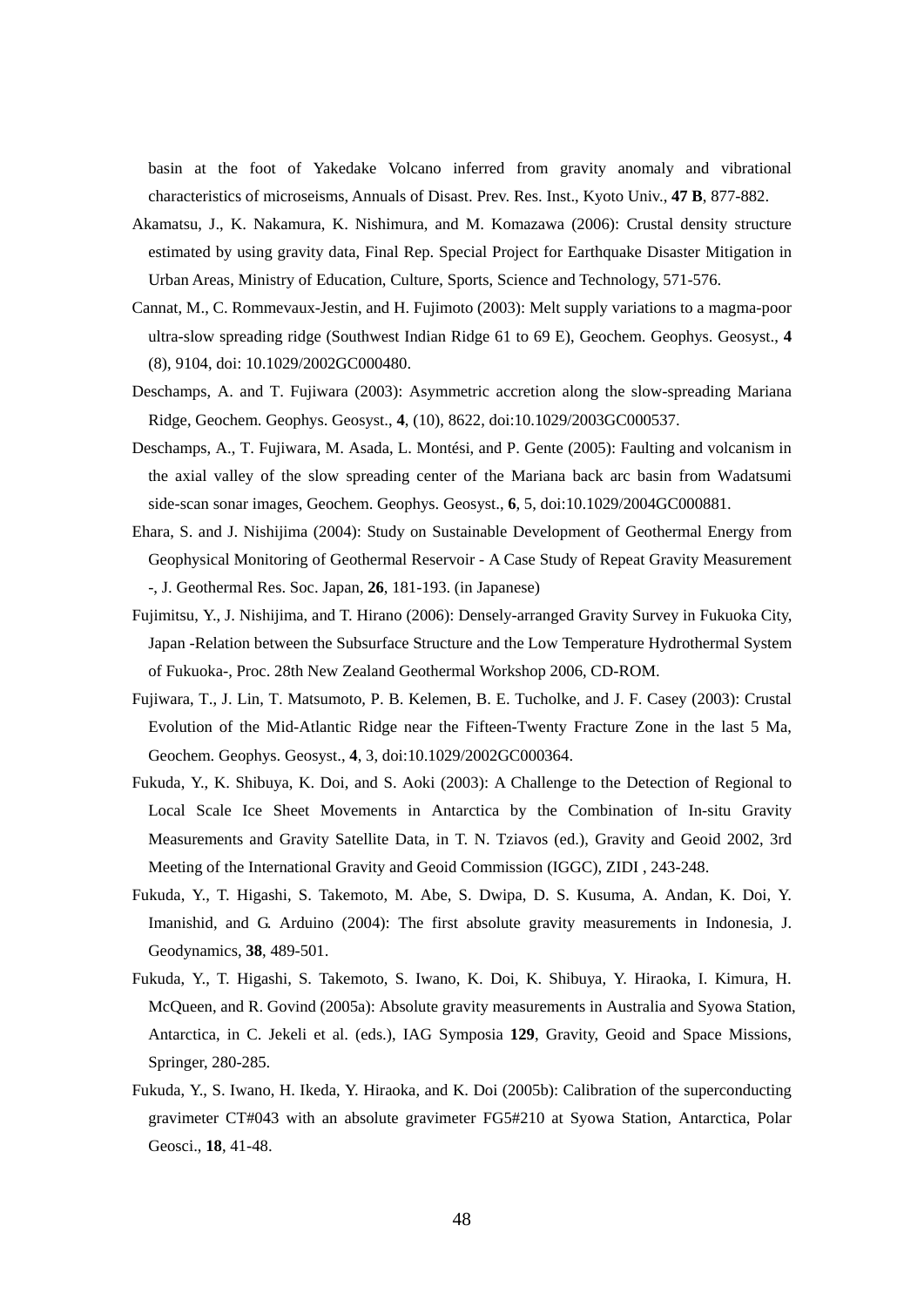basin at the foot of Yakedake Volcano inferred from gravity anomaly and vibrational characteristics of microseisms, Annuals of Disast. Prev. Res. Inst., Kyoto Univ., **47 B**, 877-882.

Akamatsu, J., K. Nakamura, K. Nishimura, and M. Komazawa (2006): Crustal density structure estimated by using gravity data, Final Rep. Special Project for Earthquake Disaster Mitigation in Urban Areas, Ministry of Education, Culture, Sports, Science and Technology, 571-576.

Cannat, M., C. Rommevaux-Jestin, and H. Fujimoto (2003): Melt supply variations to a magma-poor ultra-slow spreading ridge (Southwest Indian Ridge 61 to 69 E), Geochem. Geophys. Geosyst., **4** (8), 9104, doi: 10.1029/2002GC000480.

Deschamps, A. and T. Fujiwara (2003): Asymmetric accretion along the slow-spreading Mariana Ridge, Geochem. Geophys. Geosyst., **4**, (10), 8622, doi:10.1029/2003GC000537.

Deschamps, A., T. Fujiwara, M. Asada, L. Montési, and P. Gente (2005): Faulting and volcanism in the axial valley of the slow spreading center of the Mariana back arc basin from Wadatsumi side-scan sonar images, Geochem. Geophys. Geosyst., **6**, 5, doi:10.1029/2004GC000881.

Ehara, S. and J. Nishijima (2004): Study on Sustainable Development of Geothermal Energy from Geophysical Monitoring of Geothermal Reservoir - A Case Study of Repeat Gravity Measurement -, J. Geothermal Res. Soc. Japan, **26**, 181-193. (in Japanese)

Fujimitsu, Y., J. Nishijima, and T. Hirano (2006): Densely-arranged Gravity Survey in Fukuoka City, Japan -Relation between the Subsurface Structure and the Low Temperature Hydrothermal System of Fukuoka-, Proc. 28th New Zealand Geothermal Workshop 2006, CD-ROM.

Fujiwara, T., J. Lin, T. Matsumoto, P. B. Kelemen, B. E. Tucholke, and J. F. Casey (2003): Crustal Evolution of the Mid-Atlantic Ridge near the Fifteen-Twenty Fracture Zone in the last 5 Ma, Geochem. Geophys. Geosyst., **4**, 3, doi:10.1029/2002GC000364.

Fukuda, Y., K. Shibuya, K. Doi, and S. Aoki (2003): A Challenge to the Detection of Regional to Local Scale Ice Sheet Movements in Antarctica by the Combination of In-situ Gravity Measurements and Gravity Satellite Data, in T. N. Tziavos (ed.), Gravity and Geoid 2002, 3rd Meeting of the International Gravity and Geoid Commission (IGGC), ZIDI , 243-248.

Fukuda, Y., T. Higashi, S. Takemoto, M. Abe, S. Dwipa, D. S. Kusuma, A. Andan, K. Doi, Y. Imanishid, and G. Arduino (2004): The first absolute gravity measurements in Indonesia, J. Geodynamics, **38**, 489-501.

Fukuda, Y., T. Higashi, S. Takemoto, S. Iwano, K. Doi, K. Shibuya, Y. Hiraoka, I. Kimura, H. McQueen, and R. Govind (2005a): Absolute gravity measurements in Australia and Syowa Station, Antarctica, in C. Jekeli et al. (eds.), IAG Symposia **129**, Gravity, Geoid and Space Missions, Springer, 280-285.

Fukuda, Y., S. Iwano, H. Ikeda, Y. Hiraoka, and K. Doi (2005b): Calibration of the superconducting gravimeter CT#043 with an absolute gravimeter FG5#210 at Syowa Station, Antarctica, Polar Geosci., **18**, 41-48.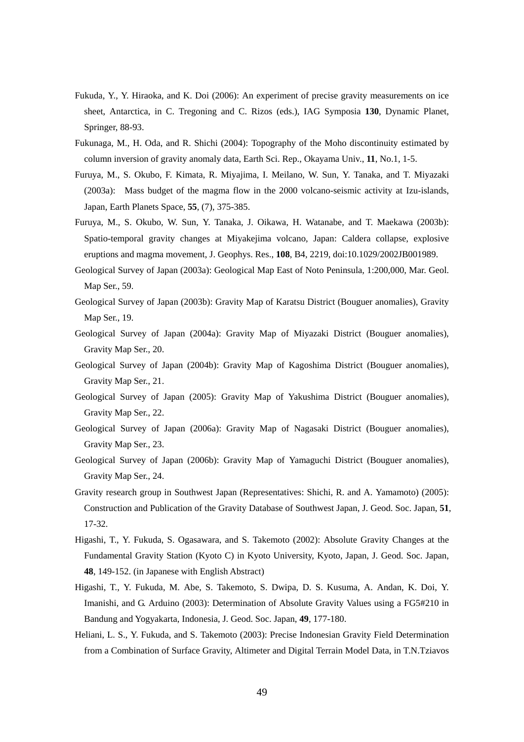Fukuda, Y., Y. Hiraoka, and K. Doi (2006): An experiment of precise gravity measurements on ice sheet, Antarctica, in C. Tregoning and C. Rizos (eds.), IAG Symposia **130**, Dynamic Planet, Springer, 88-93.

Fukunaga, M., H. Oda, and R. Shichi (2004): Topography of the Moho discontinuity estimated by column inversion of gravity anomaly data, Earth Sci. Rep., Okayama Univ., **11**, No.1, 1-5.

Furuya, M., S. Okubo, F. Kimata, R. Miyajima, I. Meilano, W. Sun, Y. Tanaka, and T. Miyazaki (2003a): Mass budget of the magma flow in the 2000 volcano-seismic activity at Izu-islands, Japan, Earth Planets Space, **55**, (7), 375-385.

Furuya, M., S. Okubo, W. Sun, Y. Tanaka, J. Oikawa, H. Watanabe, and T. Maekawa (2003b): Spatio-temporal gravity changes at Miyakejima volcano, Japan: Caldera collapse, explosive eruptions and magma movement, J. Geophys. Res., **108**, B4, 2219, doi:10.1029/2002JB001989.

Geological Survey of Japan (2003a): Geological Map East of Noto Peninsula, 1:200,000, Mar. Geol. Map Ser., 59.

Geological Survey of Japan (2003b): Gravity Map of Karatsu District (Bouguer anomalies), Gravity Map Ser., 19.

Geological Survey of Japan (2004a): Gravity Map of Miyazaki District (Bouguer anomalies), Gravity Map Ser., 20.

Geological Survey of Japan (2004b): Gravity Map of Kagoshima District (Bouguer anomalies), Gravity Map Ser., 21.

Geological Survey of Japan (2005): Gravity Map of Yakushima District (Bouguer anomalies), Gravity Map Ser., 22.

Geological Survey of Japan (2006a): Gravity Map of Nagasaki District (Bouguer anomalies), Gravity Map Ser., 23.

Geological Survey of Japan (2006b): Gravity Map of Yamaguchi District (Bouguer anomalies), Gravity Map Ser., 24.

Gravity research group in Southwest Japan (Representatives: Shichi, R. and A. Yamamoto) (2005): Construction and Publication of the Gravity Database of Southwest Japan, J. Geod. Soc. Japan, **51**, 17-32.

Higashi, T., Y. Fukuda, S. Ogasawara, and S. Takemoto (2002): Absolute Gravity Changes at the Fundamental Gravity Station (Kyoto C) in Kyoto University, Kyoto, Japan, J. Geod. Soc. Japan, **48**, 149-152. (in Japanese with English Abstract)

Higashi, T., Y. Fukuda, M. Abe, S. Takemoto, S. Dwipa, D. S. Kusuma, A. Andan, K. Doi, Y. Imanishi, and G. Arduino (2003): Determination of Absolute Gravity Values using a FG5#210 in Bandung and Yogyakarta, Indonesia, J. Geod. Soc. Japan, **49**, 177-180.

Heliani, L. S., Y. Fukuda, and S. Takemoto (2003): Precise Indonesian Gravity Field Determination from a Combination of Surface Gravity, Altimeter and Digital Terrain Model Data, in T.N.Tziavos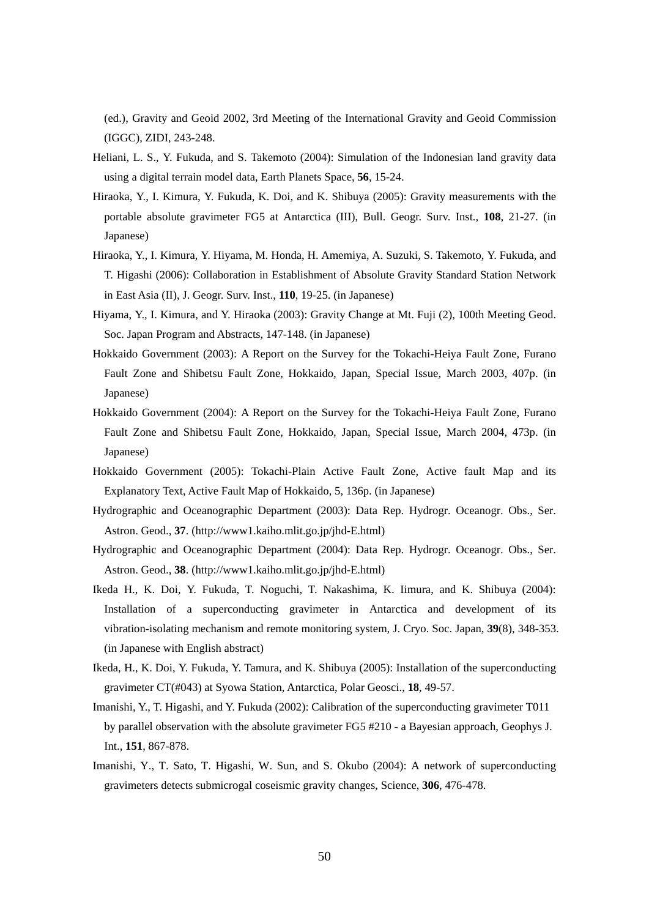(ed.), Gravity and Geoid 2002, 3rd Meeting of the International Gravity and Geoid Commission (IGGC), ZIDI, 243-248.

Heliani, L. S., Y. Fukuda, and S. Takemoto (2004): Simulation of the Indonesian land gravity data using a digital terrain model data, Earth Planets Space, **56**, 15-24.

Hiraoka, Y., I. Kimura, Y. Fukuda, K. Doi, and K. Shibuya (2005): Gravity measurements with the portable absolute gravimeter FG5 at Antarctica (III), Bull. Geogr. Surv. Inst., **108**, 21-27. (in Japanese)

Hiraoka, Y., I. Kimura, Y. Hiyama, M. Honda, H. Amemiya, A. Suzuki, S. Takemoto, Y. Fukuda, and T. Higashi (2006): Collaboration in Establishment of Absolute Gravity Standard Station Network in East Asia (II), J. Geogr. Surv. Inst., **110**, 19-25. (in Japanese)

Hiyama, Y., I. Kimura, and Y. Hiraoka (2003): Gravity Change at Mt. Fuji (2), 100th Meeting Geod. Soc. Japan Program and Abstracts, 147-148. (in Japanese)

Hokkaido Government (2003): A Report on the Survey for the Tokachi-Heiya Fault Zone, Furano Fault Zone and Shibetsu Fault Zone, Hokkaido, Japan, Special Issue, March 2003, 407p. (in Japanese)

Hokkaido Government (2004): A Report on the Survey for the Tokachi-Heiya Fault Zone, Furano Fault Zone and Shibetsu Fault Zone, Hokkaido, Japan, Special Issue, March 2004, 473p. (in Japanese)

Hokkaido Government (2005): Tokachi-Plain Active Fault Zone, Active fault Map and its Explanatory Text, Active Fault Map of Hokkaido, 5, 136p. (in Japanese)

Hydrographic and Oceanographic Department (2003): Data Rep. Hydrogr. Oceanogr. Obs., Ser. Astron. Geod., **37**. (http://www1.kaiho.mlit.go.jp/jhd-E.html)

Hydrographic and Oceanographic Department (2004): Data Rep. Hydrogr. Oceanogr. Obs., Ser. Astron. Geod., **38**. (http://www1.kaiho.mlit.go.jp/jhd-E.html)

Ikeda H., K. Doi, Y. Fukuda, T. Noguchi, T. Nakashima, K. Iimura, and K. Shibuya (2004): Installation of a superconducting gravimeter in Antarctica and development of its vibration-isolating mechanism and remote monitoring system, J. Cryo. Soc. Japan, **39**(8), 348-353. (in Japanese with English abstract)

Ikeda, H., K. Doi, Y. Fukuda, Y. Tamura, and K. Shibuya (2005): Installation of the superconducting gravimeter CT(#043) at Syowa Station, Antarctica, Polar Geosci., **18**, 49-57.

Imanishi, Y., T. Higashi, and Y. Fukuda (2002): Calibration of the superconducting gravimeter T011 by parallel observation with the absolute gravimeter FG5 #210 - a Bayesian approach, Geophys J. Int., **151**, 867-878.

Imanishi, Y., T. Sato, T. Higashi, W. Sun, and S. Okubo (2004): A network of superconducting gravimeters detects submicrogal coseismic gravity changes, Science, **306**, 476-478.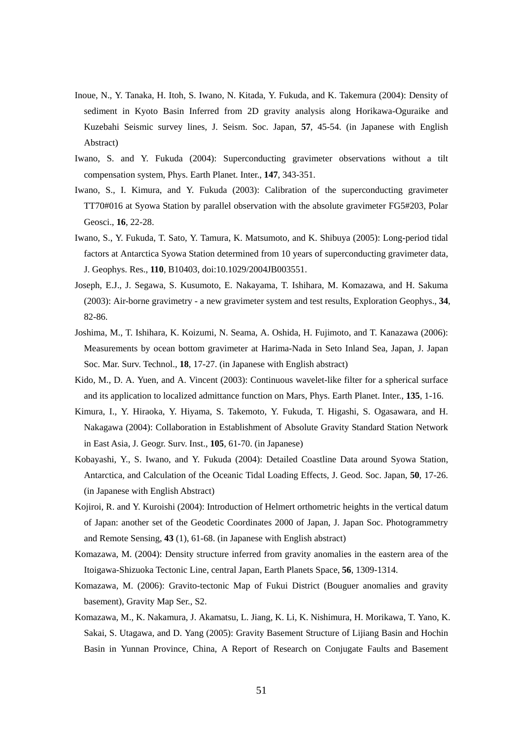Inoue, N., Y. Tanaka, H. Itoh, S. Iwano, N. Kitada, Y. Fukuda, and K. Takemura (2004): Density of sediment in Kyoto Basin Inferred from 2D gravity analysis along Horikawa-Oguraike and Kuzebahi Seismic survey lines, J. Seism. Soc. Japan, **57**, 45-54. (in Japanese with English Abstract)

Iwano, S. and Y. Fukuda (2004): Superconducting gravimeter observations without a tilt compensation system, Phys. Earth Planet. Inter., **147**, 343-351.

Iwano, S., I. Kimura, and Y. Fukuda (2003): Calibration of the superconducting gravimeter TT70#016 at Syowa Station by parallel observation with the absolute gravimeter FG5#203, Polar Geosci., **16**, 22-28.

Iwano, S., Y. Fukuda, T. Sato, Y. Tamura, K. Matsumoto, and K. Shibuya (2005): Long-period tidal factors at Antarctica Syowa Station determined from 10 years of superconducting gravimeter data, J. Geophys. Res., **110**, B10403, doi:10.1029/2004JB003551.

Joseph, E.J., J. Segawa, S. Kusumoto, E. Nakayama, T. Ishihara, M. Komazawa, and H. Sakuma (2003): Air-borne gravimetry - a new gravimeter system and test results, Exploration Geophys., **34**, 82-86.

Joshima, M., T. Ishihara, K. Koizumi, N. Seama, A. Oshida, H. Fujimoto, and T. Kanazawa (2006): Measurements by ocean bottom gravimeter at Harima-Nada in Seto Inland Sea, Japan, J. Japan Soc. Mar. Surv. Technol., **18**, 17-27. (in Japanese with English abstract)

Kido, M., D. A. Yuen, and A. Vincent (2003): Continuous wavelet-like filter for a spherical surface and its application to localized admittance function on Mars, Phys. Earth Planet. Inter., **135**, 1-16.

Kimura, I., Y. Hiraoka, Y. Hiyama, S. Takemoto, Y. Fukuda, T. Higashi, S. Ogasawara, and H. Nakagawa (2004): Collaboration in Establishment of Absolute Gravity Standard Station Network in East Asia, J. Geogr. Surv. Inst., **105**, 61-70. (in Japanese)

Kobayashi, Y., S. Iwano, and Y. Fukuda (2004): Detailed Coastline Data around Syowa Station, Antarctica, and Calculation of the Oceanic Tidal Loading Effects, J. Geod. Soc. Japan, **50**, 17-26. (in Japanese with English Abstract)

Kojiroi, R. and Y. Kuroishi (2004): Introduction of Helmert orthometric heights in the vertical datum of Japan: another set of the Geodetic Coordinates 2000 of Japan, J. Japan Soc. Photogrammetry and Remote Sensing, **43** (1), 61-68. (in Japanese with English abstract)

Komazawa, M. (2004): Density structure inferred from gravity anomalies in the eastern area of the Itoigawa-Shizuoka Tectonic Line, central Japan, Earth Planets Space, **56**, 1309-1314.

Komazawa, M. (2006): Gravito-tectonic Map of Fukui District (Bouguer anomalies and gravity basement), Gravity Map Ser., S2.

Komazawa, M., K. Nakamura, J. Akamatsu, L. Jiang, K. Li, K. Nishimura, H. Morikawa, T. Yano, K. Sakai, S. Utagawa, and D. Yang (2005): Gravity Basement Structure of Lijiang Basin and Hochin Basin in Yunnan Province, China, A Report of Research on Conjugate Faults and Basement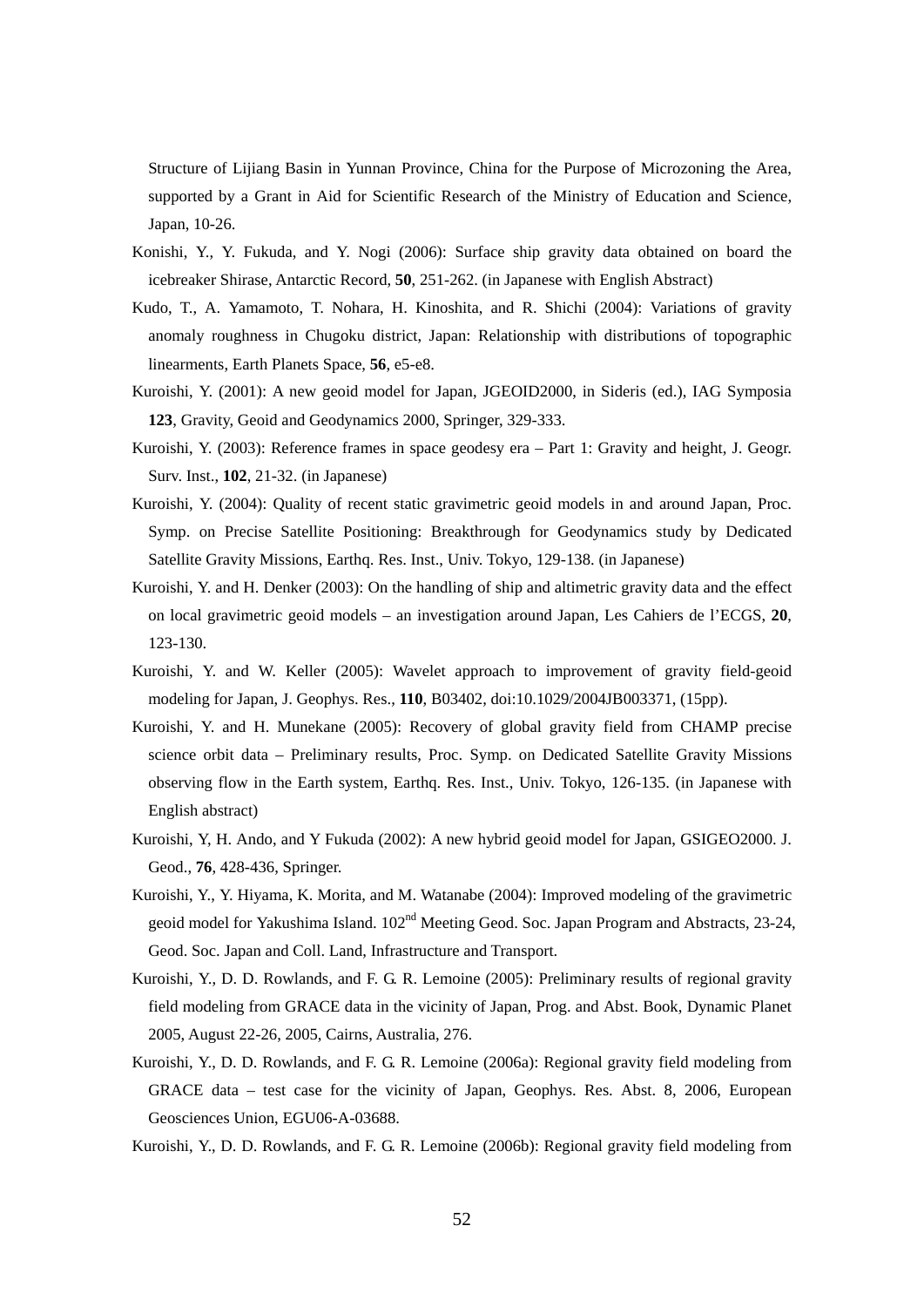Structure of Lijiang Basin in Yunnan Province, China for the Purpose of Microzoning the Area, supported by a Grant in Aid for Scientific Research of the Ministry of Education and Science, Japan, 10-26.

Konishi, Y., Y. Fukuda, and Y. Nogi (2006): Surface ship gravity data obtained on board the icebreaker Shirase, Antarctic Record, **50**, 251-262. (in Japanese with English Abstract)

Kudo, T., A. Yamamoto, T. Nohara, H. Kinoshita, and R. Shichi (2004): Variations of gravity anomaly roughness in Chugoku district, Japan: Relationship with distributions of topographic linearments, Earth Planets Space, **56**, e5-e8.

Kuroishi, Y. (2001): A new geoid model for Japan, JGEOID2000, in Sideris (ed.), IAG Symposia **123**, Gravity, Geoid and Geodynamics 2000, Springer, 329-333.

Kuroishi, Y. (2003): Reference frames in space geodesy era – Part 1: Gravity and height, J. Geogr. Surv. Inst., **102**, 21-32. (in Japanese)

Kuroishi, Y. (2004): Quality of recent static gravimetric geoid models in and around Japan, Proc. Symp. on Precise Satellite Positioning: Breakthrough for Geodynamics study by Dedicated Satellite Gravity Missions, Earthq. Res. Inst., Univ. Tokyo, 129-138. (in Japanese)

Kuroishi, Y. and H. Denker (2003): On the handling of ship and altimetric gravity data and the effect on local gravimetric geoid models – an investigation around Japan, Les Cahiers de l'ECGS, **20**, 123-130.

Kuroishi, Y. and W. Keller (2005): Wavelet approach to improvement of gravity field-geoid modeling for Japan, J. Geophys. Res., **110**, B03402, doi:10.1029/2004JB003371, (15pp).

Kuroishi, Y. and H. Munekane (2005): Recovery of global gravity field from CHAMP precise science orbit data – Preliminary results, Proc. Symp. on Dedicated Satellite Gravity Missions observing flow in the Earth system, Earthq. Res. Inst., Univ. Tokyo, 126-135. (in Japanese with English abstract)

Kuroishi, Y, H. Ando, and Y Fukuda (2002): A new hybrid geoid model for Japan, GSIGEO2000. J. Geod., **76**, 428-436, Springer.

Kuroishi, Y., Y. Hiyama, K. Morita, and M. Watanabe (2004): Improved modeling of the gravimetric geoid model for Yakushima Island. 102nd Meeting Geod. Soc. Japan Program and Abstracts, 23-24, Geod. Soc. Japan and Coll. Land, Infrastructure and Transport.

Kuroishi, Y., D. D. Rowlands, and F. G. R. Lemoine (2005): Preliminary results of regional gravity field modeling from GRACE data in the vicinity of Japan, Prog. and Abst. Book, Dynamic Planet 2005, August 22-26, 2005, Cairns, Australia, 276.

Kuroishi, Y., D. D. Rowlands, and F. G. R. Lemoine (2006a): Regional gravity field modeling from GRACE data – test case for the vicinity of Japan, Geophys. Res. Abst. 8, 2006, European Geosciences Union, EGU06-A-03688.

Kuroishi, Y., D. D. Rowlands, and F. G. R. Lemoine (2006b): Regional gravity field modeling from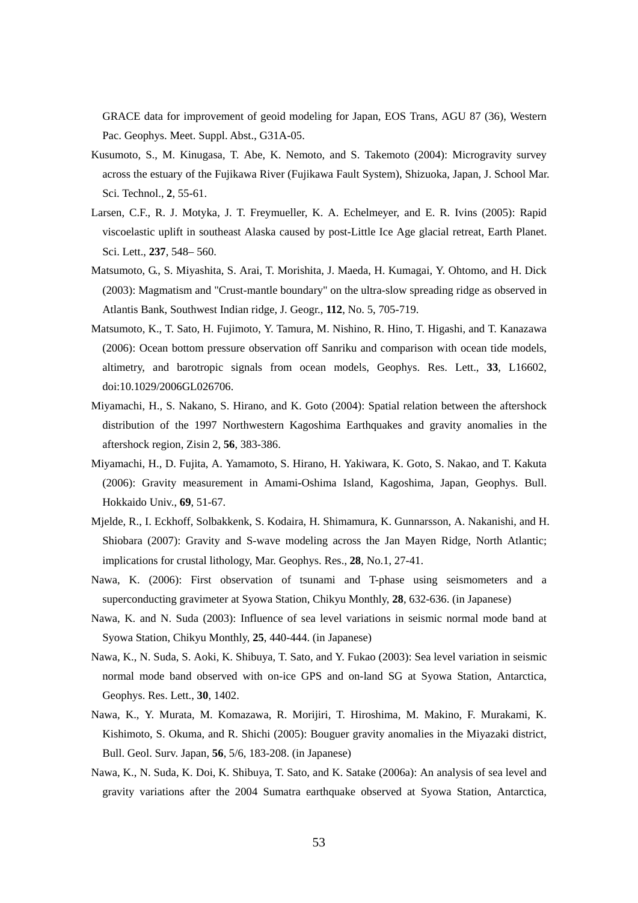GRACE data for improvement of geoid modeling for Japan, EOS Trans, AGU 87 (36), Western Pac. Geophys. Meet. Suppl. Abst., G31A-05.

Kusumoto, S., M. Kinugasa, T. Abe, K. Nemoto, and S. Takemoto (2004): Microgravity survey across the estuary of the Fujikawa River (Fujikawa Fault System), Shizuoka, Japan, J. School Mar. Sci. Technol., **2**, 55-61.

Larsen, C.F., R. J. Motyka, J. T. Freymueller, K. A. Echelmeyer, and E. R. Ivins (2005): Rapid viscoelastic uplift in southeast Alaska caused by post-Little Ice Age glacial retreat, Earth Planet. Sci. Lett., **237**, 548– 560.

Matsumoto, G., S. Miyashita, S. Arai, T. Morishita, J. Maeda, H. Kumagai, Y. Ohtomo, and H. Dick (2003): Magmatism and "Crust-mantle boundary" on the ultra-slow spreading ridge as observed in Atlantis Bank, Southwest Indian ridge, J. Geogr., **112**, No. 5, 705-719.

Matsumoto, K., T. Sato, H. Fujimoto, Y. Tamura, M. Nishino, R. Hino, T. Higashi, and T. Kanazawa (2006): Ocean bottom pressure observation off Sanriku and comparison with ocean tide models, altimetry, and barotropic signals from ocean models, Geophys. Res. Lett., **33**, L16602, doi:10.1029/2006GL026706.

Miyamachi, H., S. Nakano, S. Hirano, and K. Goto (2004): Spatial relation between the aftershock distribution of the 1997 Northwestern Kagoshima Earthquakes and gravity anomalies in the aftershock region, Zisin 2, **56**, 383-386.

Miyamachi, H., D. Fujita, A. Yamamoto, S. Hirano, H. Yakiwara, K. Goto, S. Nakao, and T. Kakuta (2006): Gravity measurement in Amami-Oshima Island, Kagoshima, Japan, Geophys. Bull. Hokkaido Univ., **69**, 51-67.

Mjelde, R., I. Eckhoff, Solbakkenk, S. Kodaira, H. Shimamura, K. Gunnarsson, A. Nakanishi, and H. Shiobara (2007): Gravity and S-wave modeling across the Jan Mayen Ridge, North Atlantic; implications for crustal lithology, Mar. Geophys. Res., **28**, No.1, 27-41.

Nawa, K. (2006): First observation of tsunami and T-phase using seismometers and a superconducting gravimeter at Syowa Station, Chikyu Monthly, **28**, 632-636. (in Japanese)

Nawa, K. and N. Suda (2003): Influence of sea level variations in seismic normal mode band at Syowa Station, Chikyu Monthly, **25**, 440-444. (in Japanese)

Nawa, K., N. Suda, S. Aoki, K. Shibuya, T. Sato, and Y. Fukao (2003): Sea level variation in seismic normal mode band observed with on-ice GPS and on-land SG at Syowa Station, Antarctica, Geophys. Res. Lett., **30**, 1402.

Nawa, K., Y. Murata, M. Komazawa, R. Morijiri, T. Hiroshima, M. Makino, F. Murakami, K. Kishimoto, S. Okuma, and R. Shichi (2005): Bouguer gravity anomalies in the Miyazaki district, Bull. Geol. Surv. Japan, **56**, 5/6, 183-208. (in Japanese)

Nawa, K., N. Suda, K. Doi, K. Shibuya, T. Sato, and K. Satake (2006a): An analysis of sea level and gravity variations after the 2004 Sumatra earthquake observed at Syowa Station, Antarctica,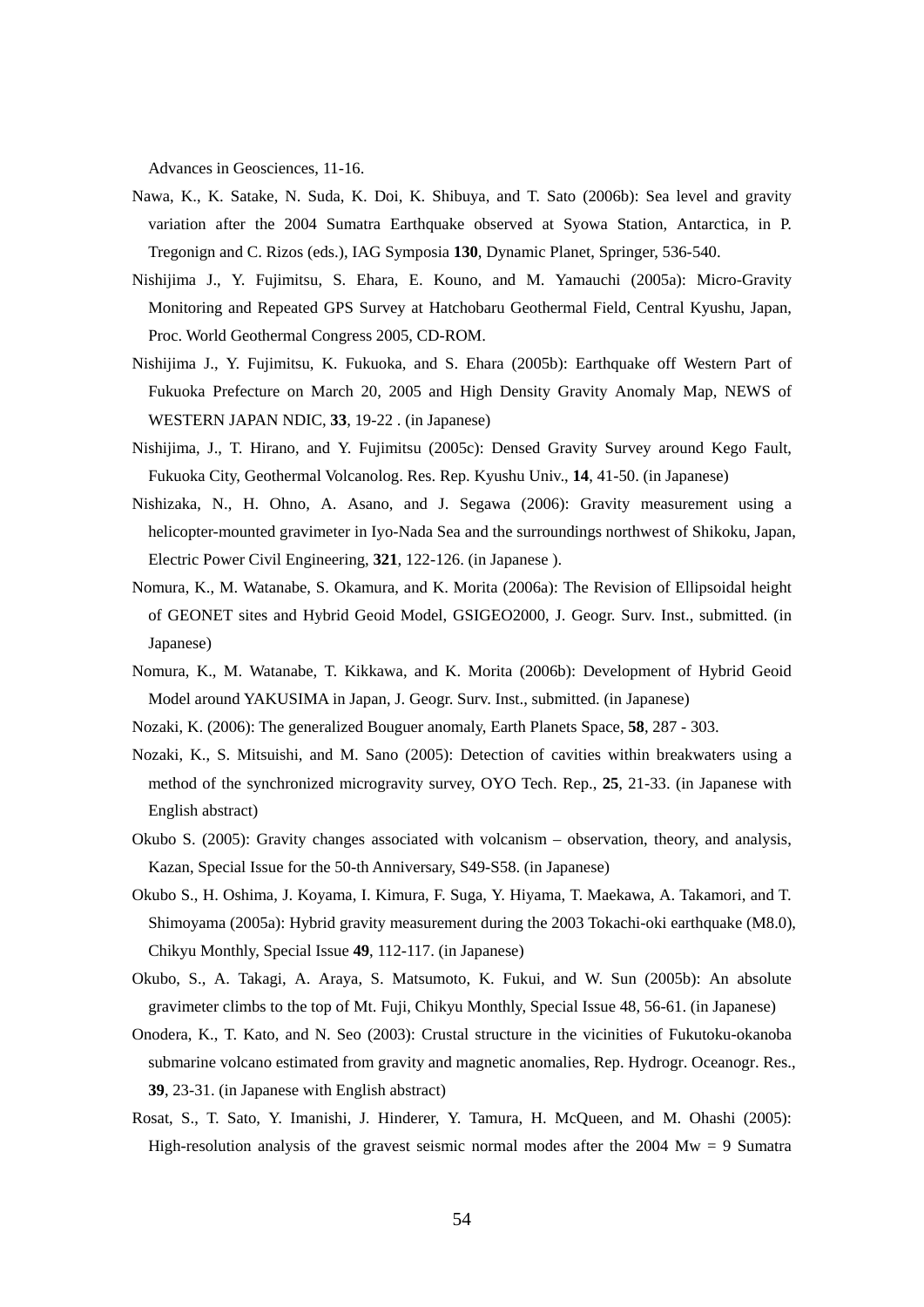Advances in Geosciences, 11-16.

Nawa, K., K. Satake, N. Suda, K. Doi, K. Shibuya, and T. Sato (2006b): Sea level and gravity variation after the 2004 Sumatra Earthquake observed at Syowa Station, Antarctica, in P. Tregonign and C. Rizos (eds.), IAG Symposia **130**, Dynamic Planet, Springer, 536-540.

Nishijima J., Y. Fujimitsu, S. Ehara, E. Kouno, and M. Yamauchi (2005a): Micro-Gravity Monitoring and Repeated GPS Survey at Hatchobaru Geothermal Field, Central Kyushu, Japan, Proc. World Geothermal Congress 2005, CD-ROM.

Nishijima J., Y. Fujimitsu, K. Fukuoka, and S. Ehara (2005b): Earthquake off Western Part of Fukuoka Prefecture on March 20, 2005 and High Density Gravity Anomaly Map, NEWS of WESTERN JAPAN NDIC, **33**, 19-22 . (in Japanese)

Nishijima, J., T. Hirano, and Y. Fujimitsu (2005c): Densed Gravity Survey around Kego Fault, Fukuoka City, Geothermal Volcanolog. Res. Rep. Kyushu Univ., **14**, 41-50. (in Japanese)

Nishizaka, N., H. Ohno, A. Asano, and J. Segawa (2006): Gravity measurement using a helicopter-mounted gravimeter in Iyo-Nada Sea and the surroundings northwest of Shikoku, Japan, Electric Power Civil Engineering, **321**, 122-126. (in Japanese ).

Nomura, K., M. Watanabe, S. Okamura, and K. Morita (2006a): The Revision of Ellipsoidal height of GEONET sites and Hybrid Geoid Model, GSIGEO2000, J. Geogr. Surv. Inst., submitted. (in Japanese)

Nomura, K., M. Watanabe, T. Kikkawa, and K. Morita (2006b): Development of Hybrid Geoid Model around YAKUSIMA in Japan, J. Geogr. Surv. Inst., submitted. (in Japanese)

Nozaki, K. (2006): The generalized Bouguer anomaly, Earth Planets Space, **58**, 287 - 303.

Nozaki, K., S. Mitsuishi, and M. Sano (2005): Detection of cavities within breakwaters using a method of the synchronized microgravity survey, OYO Tech. Rep., **25**, 21-33. (in Japanese with English abstract)

Okubo S. (2005): Gravity changes associated with volcanism – observation, theory, and analysis, Kazan, Special Issue for the 50-th Anniversary, S49-S58. (in Japanese)

Okubo S., H. Oshima, J. Koyama, I. Kimura, F. Suga, Y. Hiyama, T. Maekawa, A. Takamori, and T. Shimoyama (2005a): Hybrid gravity measurement during the 2003 Tokachi-oki earthquake (M8.0), Chikyu Monthly, Special Issue **49**, 112-117. (in Japanese)

Okubo, S., A. Takagi, A. Araya, S. Matsumoto, K. Fukui, and W. Sun (2005b): An absolute gravimeter climbs to the top of Mt. Fuji, Chikyu Monthly, Special Issue 48, 56-61. (in Japanese)

Onodera, K., T. Kato, and N. Seo (2003): Crustal structure in the vicinities of Fukutoku-okanoba submarine volcano estimated from gravity and magnetic anomalies, Rep. Hydrogr. Oceanogr. Res., **39**, 23-31. (in Japanese with English abstract)

Rosat, S., T. Sato, Y. Imanishi, J. Hinderer, Y. Tamura, H. McQueen, and M. Ohashi (2005): High-resolution analysis of the gravest seismic normal modes after the 2004 Mw = 9 Sumatra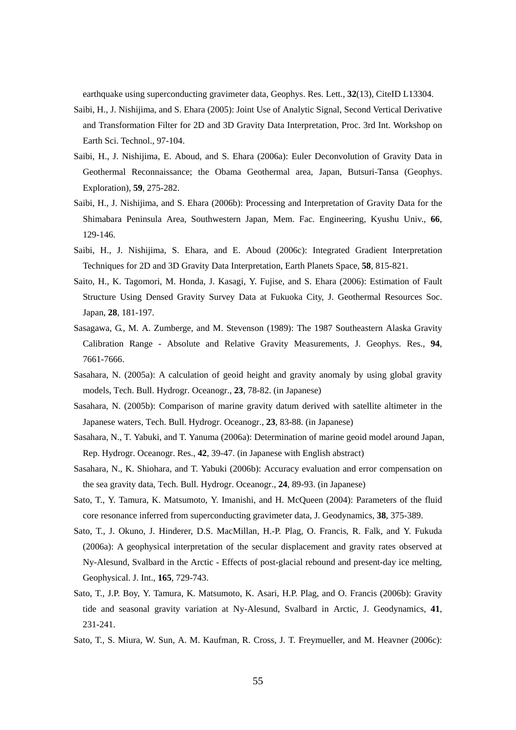earthquake using superconducting gravimeter data, Geophys. Res. Lett., **32**(13), CiteID L13304.

Saibi, H., J. Nishijima, and S. Ehara (2005): Joint Use of Analytic Signal, Second Vertical Derivative and Transformation Filter for 2D and 3D Gravity Data Interpretation, Proc. 3rd Int. Workshop on Earth Sci. Technol., 97-104.

Saibi, H., J. Nishijima, E. Aboud, and S. Ehara (2006a): Euler Deconvolution of Gravity Data in Geothermal Reconnaissance; the Obama Geothermal area, Japan, Butsuri-Tansa (Geophys. Exploration), **59**, 275-282.

Saibi, H., J. Nishijima, and S. Ehara (2006b): Processing and Interpretation of Gravity Data for the Shimabara Peninsula Area, Southwestern Japan, Mem. Fac. Engineering, Kyushu Univ., **66**, 129-146.

Saibi, H., J. Nishijima, S. Ehara, and E. Aboud (2006c): Integrated Gradient Interpretation Techniques for 2D and 3D Gravity Data Interpretation, Earth Planets Space, **58**, 815-821.

Saito, H., K. Tagomori, M. Honda, J. Kasagi, Y. Fujise, and S. Ehara (2006): Estimation of Fault Structure Using Densed Gravity Survey Data at Fukuoka City, J. Geothermal Resources Soc. Japan, **28**, 181-197.

Sasagawa, G., M. A. Zumberge, and M. Stevenson (1989): The 1987 Southeastern Alaska Gravity Calibration Range - Absolute and Relative Gravity Measurements, J. Geophys. Res., **94**, 7661-7666.

Sasahara, N. (2005a): A calculation of geoid height and gravity anomaly by using global gravity models, Tech. Bull. Hydrogr. Oceanogr., **23**, 78-82. (in Japanese)

Sasahara, N. (2005b): Comparison of marine gravity datum derived with satellite altimeter in the Japanese waters, Tech. Bull. Hydrogr. Oceanogr., **23**, 83-88. (in Japanese)

Sasahara, N., T. Yabuki, and T. Yanuma (2006a): Determination of marine geoid model around Japan, Rep. Hydrogr. Oceanogr. Res., **42**, 39-47. (in Japanese with English abstract)

Sasahara, N., K. Shiohara, and T. Yabuki (2006b): Accuracy evaluation and error compensation on the sea gravity data, Tech. Bull. Hydrogr. Oceanogr., **24**, 89-93. (in Japanese)

Sato, T., Y. Tamura, K. Matsumoto, Y. Imanishi, and H. McQueen (2004): Parameters of the fluid core resonance inferred from superconducting gravimeter data, J. Geodynamics, **38**, 375-389.

Sato, T., J. Okuno, J. Hinderer, D.S. MacMillan, H.-P. Plag, O. Francis, R. Falk, and Y. Fukuda (2006a): A geophysical interpretation of the secular displacement and gravity rates observed at Ny-Alesund, Svalbard in the Arctic - Effects of post-glacial rebound and present-day ice melting, Geophysical. J. Int., **165**, 729-743.

Sato, T., J.P. Boy, Y. Tamura, K. Matsumoto, K. Asari, H.P. Plag, and O. Francis (2006b): Gravity tide and seasonal gravity variation at Ny-Alesund, Svalbard in Arctic, J. Geodynamics, **41**, 231-241.

Sato, T., S. Miura, W. Sun, A. M. Kaufman, R. Cross, J. T. Freymueller, and M. Heavner (2006c):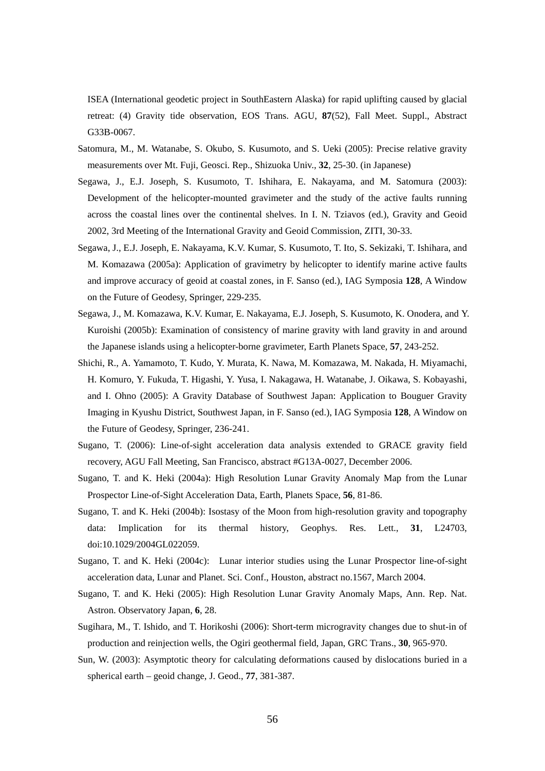ISEA (International geodetic project in SouthEastern Alaska) for rapid uplifting caused by glacial retreat: (4) Gravity tide observation, EOS Trans. AGU, **87**(52), Fall Meet. Suppl., Abstract G33B-0067.

Satomura, M., M. Watanabe, S. Okubo, S. Kusumoto, and S. Ueki (2005): Precise relative gravity measurements over Mt. Fuji, Geosci. Rep., Shizuoka Univ., **32**, 25-30. (in Japanese)

Segawa, J., E.J. Joseph, S. Kusumoto, T. Ishihara, E. Nakayama, and M. Satomura (2003): Development of the helicopter-mounted gravimeter and the study of the active faults running across the coastal lines over the continental shelves. In I. N. Tziavos (ed.), Gravity and Geoid 2002, 3rd Meeting of the International Gravity and Geoid Commission, ZITI, 30-33.

Segawa, J., E.J. Joseph, E. Nakayama, K.V. Kumar, S. Kusumoto, T. Ito, S. Sekizaki, T. Ishihara, and M. Komazawa (2005a): Application of gravimetry by helicopter to identify marine active faults and improve accuracy of geoid at coastal zones, in F. Sanso (ed.), IAG Symposia **128**, A Window on the Future of Geodesy, Springer, 229-235.

Segawa, J., M. Komazawa, K.V. Kumar, E. Nakayama, E.J. Joseph, S. Kusumoto, K. Onodera, and Y. Kuroishi (2005b): Examination of consistency of marine gravity with land gravity in and around the Japanese islands using a helicopter-borne gravimeter, Earth Planets Space, **57**, 243-252.

Shichi, R., A. Yamamoto, T. Kudo, Y. Murata, K. Nawa, M. Komazawa, M. Nakada, H. Miyamachi, H. Komuro, Y. Fukuda, T. Higashi, Y. Yusa, I. Nakagawa, H. Watanabe, J. Oikawa, S. Kobayashi, and I. Ohno (2005): A Gravity Database of Southwest Japan: Application to Bouguer Gravity Imaging in Kyushu District, Southwest Japan, in F. Sanso (ed.), IAG Symposia **128**, A Window on the Future of Geodesy, Springer, 236-241.

Sugano, T. (2006): Line-of-sight acceleration data analysis extended to GRACE gravity field recovery, AGU Fall Meeting, San Francisco, abstract #G13A-0027, December 2006.

Sugano, T. and K. Heki (2004a): High Resolution Lunar Gravity Anomaly Map from the Lunar Prospector Line-of-Sight Acceleration Data, Earth, Planets Space, **56**, 81-86.

Sugano, T. and K. Heki (2004b): Isostasy of the Moon from high-resolution gravity and topography data: Implication for its thermal history, Geophys. Res. Lett., **31**, L24703, doi:10.1029/2004GL022059.

Sugano, T. and K. Heki (2004c): Lunar interior studies using the Lunar Prospector line-of-sight acceleration data, Lunar and Planet. Sci. Conf., Houston, abstract no.1567, March 2004.

Sugano, T. and K. Heki (2005): High Resolution Lunar Gravity Anomaly Maps, Ann. Rep. Nat. Astron. Observatory Japan, **6**, 28.

Sugihara, M., T. Ishido, and T. Horikoshi (2006): Short-term microgravity changes due to shut-in of production and reinjection wells, the Ogiri geothermal field, Japan, GRC Trans., **30**, 965-970.

Sun, W. (2003): Asymptotic theory for calculating deformations caused by dislocations buried in a spherical earth – geoid change, J. Geod., **77**, 381-387.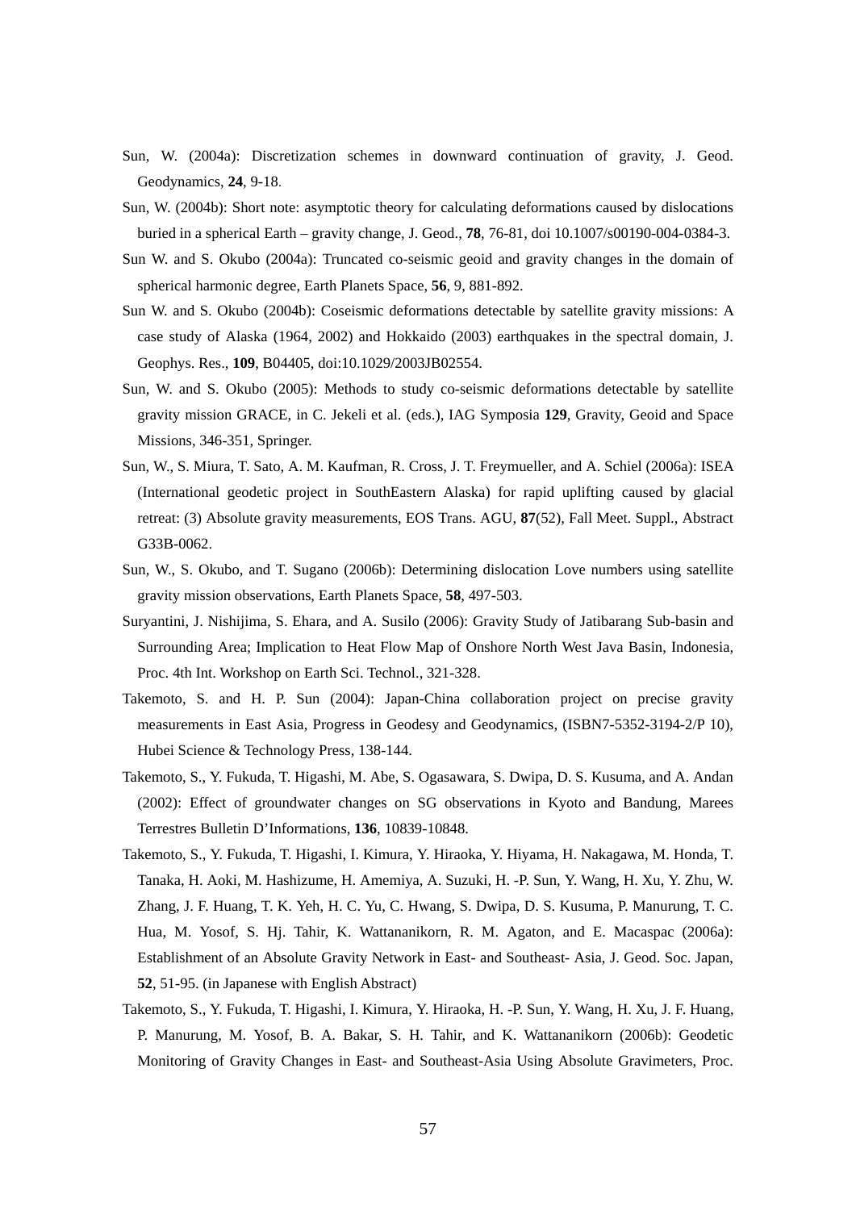Sun, W. (2004a): Discretization schemes in downward continuation of gravity, J. Geod. Geodynamics, **24**, 9-18.

Sun, W. (2004b): Short note: asymptotic theory for calculating deformations caused by dislocations buried in a spherical Earth – gravity change, J. Geod., **78**, 76-81, doi 10.1007/s00190-004-0384-3.

Sun W. and S. Okubo (2004a): Truncated co-seismic geoid and gravity changes in the domain of spherical harmonic degree, Earth Planets Space, **56**, 9, 881-892.

Sun W. and S. Okubo (2004b): Coseismic deformations detectable by satellite gravity missions: A case study of Alaska (1964, 2002) and Hokkaido (2003) earthquakes in the spectral domain, J. Geophys. Res., **109**, B04405, doi:10.1029/2003JB02554.

Sun, W. and S. Okubo (2005): Methods to study co-seismic deformations detectable by satellite gravity mission GRACE, in C. Jekeli et al. (eds.), IAG Symposia **129**, Gravity, Geoid and Space Missions, 346-351, Springer.

Sun, W., S. Miura, T. Sato, A. M. Kaufman, R. Cross, J. T. Freymueller, and A. Schiel (2006a): ISEA (International geodetic project in SouthEastern Alaska) for rapid uplifting caused by glacial retreat: (3) Absolute gravity measurements, EOS Trans. AGU, **87**(52), Fall Meet. Suppl., Abstract G33B-0062.

Sun, W., S. Okubo, and T. Sugano (2006b): Determining dislocation Love numbers using satellite gravity mission observations, Earth Planets Space, **58**, 497-503.

Suryantini, J. Nishijima, S. Ehara, and A. Susilo (2006): Gravity Study of Jatibarang Sub-basin and Surrounding Area; Implication to Heat Flow Map of Onshore North West Java Basin, Indonesia, Proc. 4th Int. Workshop on Earth Sci. Technol., 321-328.

Takemoto, S. and H. P. Sun (2004): Japan-China collaboration project on precise gravity measurements in East Asia, Progress in Geodesy and Geodynamics, (ISBN7-5352-3194-2/P 10), Hubei Science & Technology Press, 138-144.

Takemoto, S., Y. Fukuda, T. Higashi, M. Abe, S. Ogasawara, S. Dwipa, D. S. Kusuma, and A. Andan (2002): Effect of groundwater changes on SG observations in Kyoto and Bandung, Marees Terrestres Bulletin D'Informations, **136**, 10839-10848.

Takemoto, S., Y. Fukuda, T. Higashi, I. Kimura, Y. Hiraoka, Y. Hiyama, H. Nakagawa, M. Honda, T. Tanaka, H. Aoki, M. Hashizume, H. Amemiya, A. Suzuki, H. -P. Sun, Y. Wang, H. Xu, Y. Zhu, W. Zhang, J. F. Huang, T. K. Yeh, H. C. Yu, C. Hwang, S. Dwipa, D. S. Kusuma, P. Manurung, T. C. Hua, M. Yosof, S. Hj. Tahir, K. Wattananikorn, R. M. Agaton, and E. Macaspac (2006a): Establishment of an Absolute Gravity Network in East- and Southeast- Asia, J. Geod. Soc. Japan, **52**, 51-95. (in Japanese with English Abstract)

Takemoto, S., Y. Fukuda, T. Higashi, I. Kimura, Y. Hiraoka, H. -P. Sun, Y. Wang, H. Xu, J. F. Huang, P. Manurung, M. Yosof, B. A. Bakar, S. H. Tahir, and K. Wattananikorn (2006b): Geodetic Monitoring of Gravity Changes in East- and Southeast-Asia Using Absolute Gravimeters, Proc.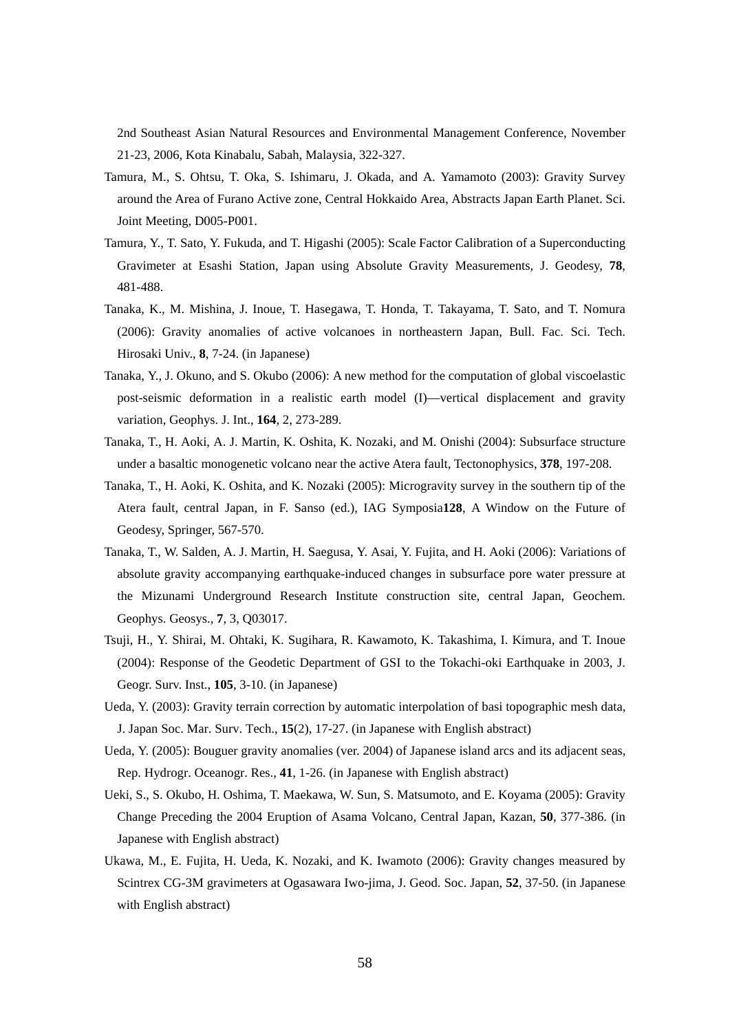2nd Southeast Asian Natural Resources and Environmental Management Conference, November 21-23, 2006, Kota Kinabalu, Sabah, Malaysia, 322-327.

Tamura, M., S. Ohtsu, T. Oka, S. Ishimaru, J. Okada, and A. Yamamoto (2003): Gravity Survey around the Area of Furano Active zone, Central Hokkaido Area, Abstracts Japan Earth Planet. Sci. Joint Meeting, D005-P001.

Tamura, Y., T. Sato, Y. Fukuda, and T. Higashi (2005): Scale Factor Calibration of a Superconducting Gravimeter at Esashi Station, Japan using Absolute Gravity Measurements, J. Geodesy, **78**, 481-488.

Tanaka, K., M. Mishina, J. Inoue, T. Hasegawa, T. Honda, T. Takayama, T. Sato, and T. Nomura (2006): Gravity anomalies of active volcanoes in northeastern Japan, Bull. Fac. Sci. Tech. Hirosaki Univ., **8**, 7-24. (in Japanese)

Tanaka, Y., J. Okuno, and S. Okubo (2006): A new method for the computation of global viscoelastic post-seismic deformation in a realistic earth model (I)—vertical displacement and gravity variation, Geophys. J. Int., **164**, 2, 273-289.

Tanaka, T., H. Aoki, A. J. Martin, K. Oshita, K. Nozaki, and M. Onishi (2004): Subsurface structure under a basaltic monogenetic volcano near the active Atera fault, Tectonophysics, **378**, 197-208.

Tanaka, T., H. Aoki, K. Oshita, and K. Nozaki (2005): Microgravity survey in the southern tip of the Atera fault, central Japan, in F. Sanso (ed.), IAG Symposia**128**, A Window on the Future of Geodesy, Springer, 567-570.

Tanaka, T., W. Salden, A. J. Martin, H. Saegusa, Y. Asai, Y. Fujita, and H. Aoki (2006): Variations of absolute gravity accompanying earthquake-induced changes in subsurface pore water pressure at the Mizunami Underground Research Institute construction site, central Japan, Geochem. Geophys. Geosys., **7**, 3, Q03017.

Tsuji, H., Y. Shirai, M. Ohtaki, K. Sugihara, R. Kawamoto, K. Takashima, I. Kimura, and T. Inoue (2004): Response of the Geodetic Department of GSI to the Tokachi-oki Earthquake in 2003, J. Geogr. Surv. Inst., **105**, 3-10. (in Japanese)

Ueda, Y. (2003): Gravity terrain correction by automatic interpolation of basi topographic mesh data, J. Japan Soc. Mar. Surv. Tech., **15**(2), 17-27. (in Japanese with English abstract)

Ueda, Y. (2005): Bouguer gravity anomalies (ver. 2004) of Japanese island arcs and its adjacent seas, Rep. Hydrogr. Oceanogr. Res., **41**, 1-26. (in Japanese with English abstract)

Ueki, S., S. Okubo, H. Oshima, T. Maekawa, W. Sun, S. Matsumoto, and E. Koyama (2005): Gravity Change Preceding the 2004 Eruption of Asama Volcano, Central Japan, Kazan, **50**, 377-386. (in Japanese with English abstract)

Ukawa, M., E. Fujita, H. Ueda, K. Nozaki, and K. Iwamoto (2006): Gravity changes measured by Scintrex CG-3M gravimeters at Ogasawara Iwo-jima, J. Geod. Soc. Japan, **52**, 37-50. (in Japanese with English abstract)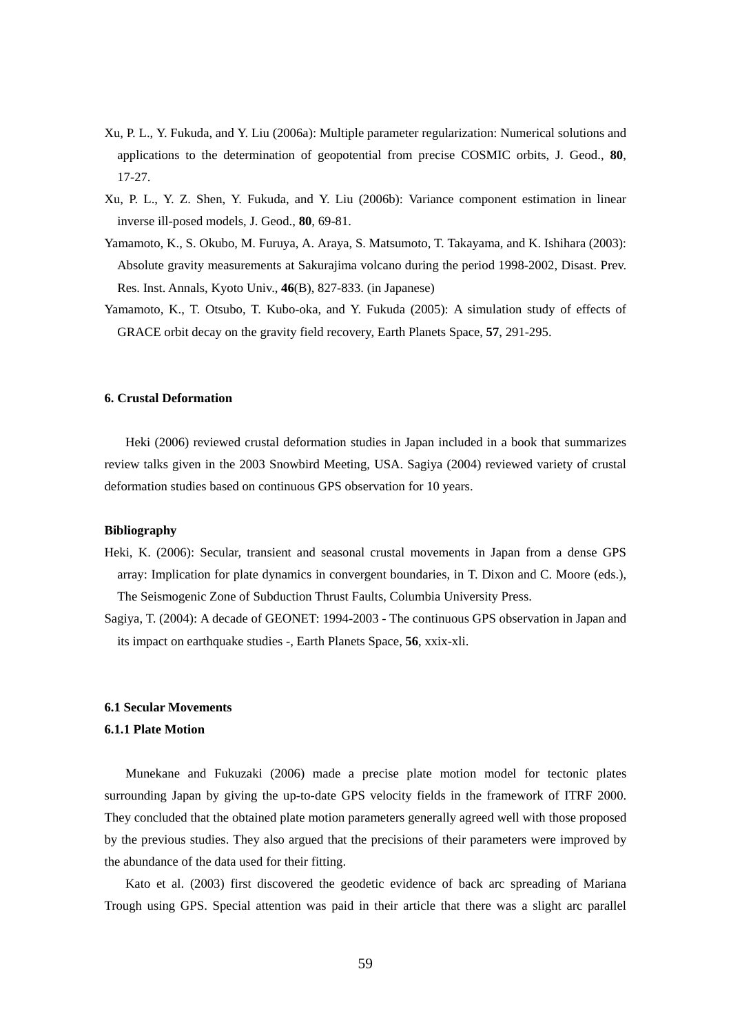Xu, P. L., Y. Fukuda, and Y. Liu (2006a): Multiple parameter regularization: Numerical solutions and applications to the determination of geopotential from precise COSMIC orbits, J. Geod., **80**, 17-27.

Xu, P. L., Y. Z. Shen, Y. Fukuda, and Y. Liu (2006b): Variance component estimation in linear inverse ill-posed models, J. Geod., **80**, 69-81.

Yamamoto, K., S. Okubo, M. Furuya, A. Araya, S. Matsumoto, T. Takayama, and K. Ishihara (2003): Absolute gravity measurements at Sakurajima volcano during the period 1998-2002, Disast. Prev. Res. Inst. Annals, Kyoto Univ., **46**(B), 827-833. (in Japanese)

Yamamoto, K., T. Otsubo, T. Kubo-oka, and Y. Fukuda (2005): A simulation study of effects of GRACE orbit decay on the gravity field recovery, Earth Planets Space, **57**, 291-295.

## 6. Crustal Deformation

Heki (2006) reviewed crustal deformation studies in Japan included in a book that summarizes review talks given in the 2003 Snowbird Meeting, USA. Sagiya (2004) reviewed variety of crustal deformation studies based on continuous GPS observation for 10 years.

**Bibliography**

Heki, K. (2006): Secular, transient and seasonal crustal movements in Japan from a dense GPS array: Implication for plate dynamics in convergent boundaries, in T. Dixon and C. Moore (eds.), The Seismogenic Zone of Subduction Thrust Faults, Columbia University Press.

Sagiya, T. (2004): A decade of GEONET: 1994-2003 - The continuous GPS observation in Japan and its impact on earthquake studies -, Earth Planets Space, **56**, xxix-xli.

### 6.1 Secular Movements

#### 6.1.1 Plate Motion

Munekane and Fukuzaki (2006) made a precise plate motion model for tectonic plates surrounding Japan by giving the up-to-date GPS velocity fields in the framework of ITRF 2000. They concluded that the obtained plate motion parameters generally agreed well with those proposed by the previous studies. They also argued that the precisions of their parameters were improved by the abundance of the data used for their fitting.

Kato et al. (2003) first discovered the geodetic evidence of back arc spreading of Mariana Trough using GPS. Special attention was paid in their article that there was a slight arc parallel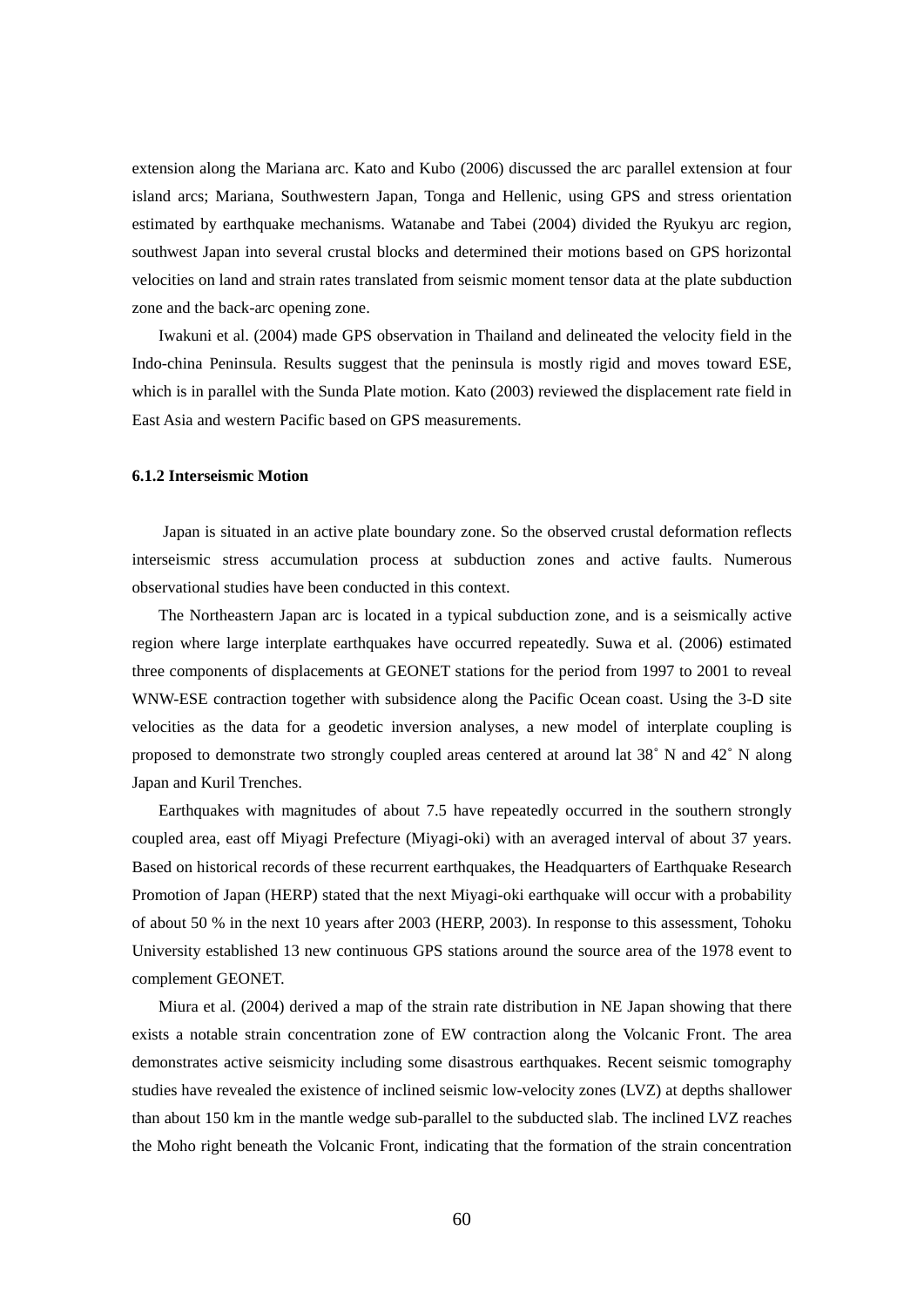extension along the Mariana arc. Kato and Kubo (2006) discussed the arc parallel extension at four island arcs; Mariana, Southwestern Japan, Tonga and Hellenic, using GPS and stress orientation estimated by earthquake mechanisms. Watanabe and Tabei (2004) divided the Ryukyu arc region, southwest Japan into several crustal blocks and determined their motions based on GPS horizontal velocities on land and strain rates translated from seismic moment tensor data at the plate subduction zone and the back-arc opening zone.

Iwakuni et al. (2004) made GPS observation in Thailand and delineated the velocity field in the Indo-china Peninsula. Results suggest that the peninsula is mostly rigid and moves toward ESE, which is in parallel with the Sunda Plate motion. Kato (2003) reviewed the displacement rate field in East Asia and western Pacific based on GPS measurements.

### 6.1.2 Interseismic Motion

Japan is situated in an active plate boundary zone. So the observed crustal deformation reflects interseismic stress accumulation process at subduction zones and active faults. Numerous observational studies have been conducted in this context.

The Northeastern Japan arc is located in a typical subduction zone, and is a seismically active region where large interplate earthquakes have occurred repeatedly. Suwa et al. (2006) estimated three components of displacements at GEONET stations for the period from 1997 to 2001 to reveal WNW-ESE contraction together with subsidence along the Pacific Ocean coast. Using the 3-D site velocities as the data for a geodetic inversion analyses, a new model of interplate coupling is proposed to demonstrate two strongly coupled areas centered at around lat 38˚ N and 42˚ N along Japan and Kuril Trenches.

Earthquakes with magnitudes of about 7.5 have repeatedly occurred in the southern strongly coupled area, east off Miyagi Prefecture (Miyagi-oki) with an averaged interval of about 37 years. Based on historical records of these recurrent earthquakes, the Headquarters of Earthquake Research Promotion of Japan (HERP) stated that the next Miyagi-oki earthquake will occur with a probability of about 50 % in the next 10 years after 2003 (HERP, 2003). In response to this assessment, Tohoku University established 13 new continuous GPS stations around the source area of the 1978 event to complement GEONET.

Miura et al. (2004) derived a map of the strain rate distribution in NE Japan showing that there exists a notable strain concentration zone of EW contraction along the Volcanic Front. The area demonstrates active seismicity including some disastrous earthquakes. Recent seismic tomography studies have revealed the existence of inclined seismic low-velocity zones (LVZ) at depths shallower than about 150 km in the mantle wedge sub-parallel to the subducted slab. The inclined LVZ reaches the Moho right beneath the Volcanic Front, indicating that the formation of the strain concentration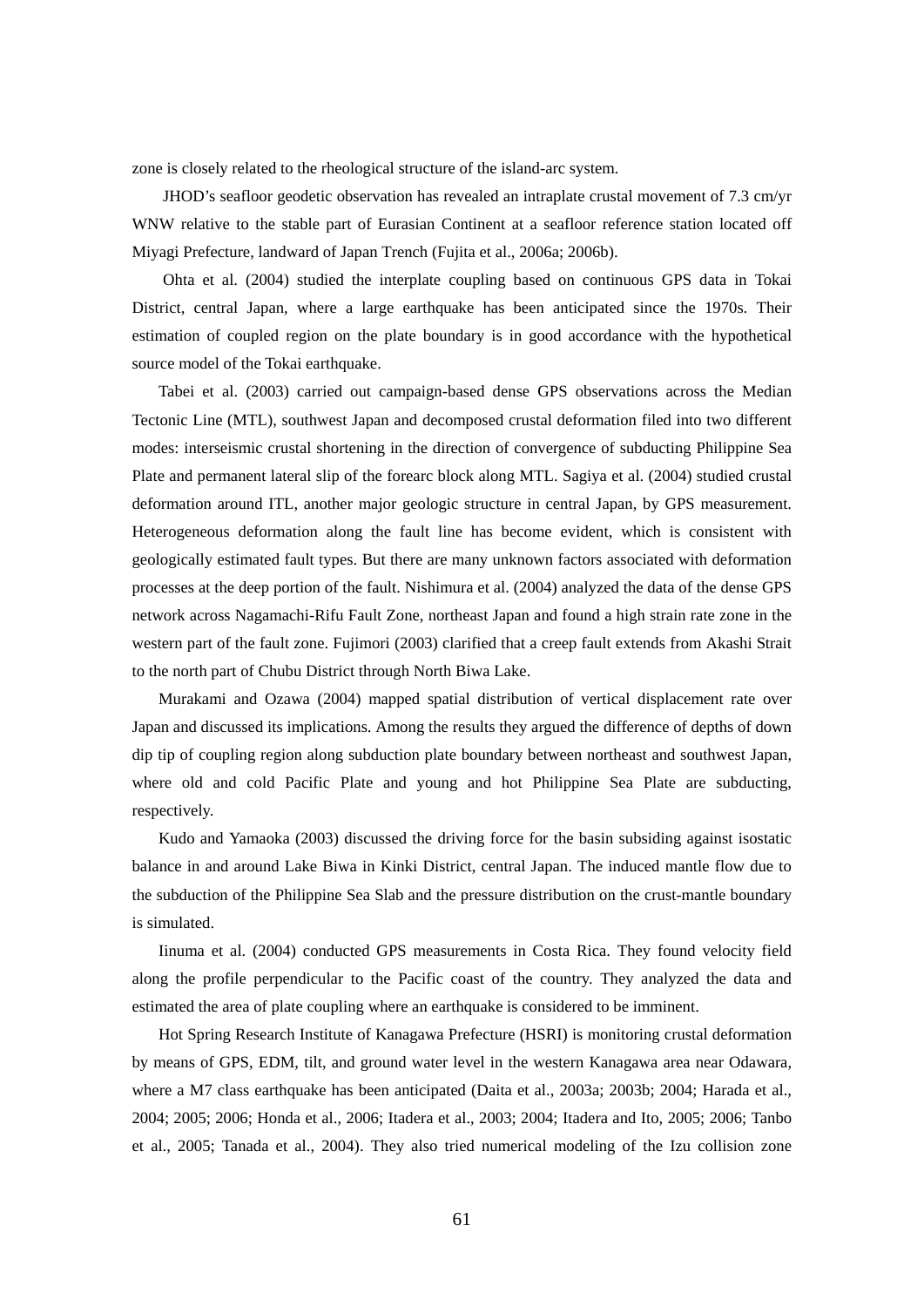zone is closely related to the rheological structure of the island-arc system.

JHOD's seafloor geodetic observation has revealed an intraplate crustal movement of 7.3 cm/yr WNW relative to the stable part of Eurasian Continent at a seafloor reference station located off Miyagi Prefecture, landward of Japan Trench (Fujita et al., 2006a; 2006b).

Ohta et al. (2004) studied the interplate coupling based on continuous GPS data in Tokai District, central Japan, where a large earthquake has been anticipated since the 1970s. Their estimation of coupled region on the plate boundary is in good accordance with the hypothetical source model of the Tokai earthquake.

Tabei et al. (2003) carried out campaign-based dense GPS observations across the Median Tectonic Line (MTL), southwest Japan and decomposed crustal deformation filed into two different modes: interseismic crustal shortening in the direction of convergence of subducting Philippine Sea Plate and permanent lateral slip of the forearc block along MTL. Sagiya et al. (2004) studied crustal deformation around ITL, another major geologic structure in central Japan, by GPS measurement. Heterogeneous deformation along the fault line has become evident, which is consistent with geologically estimated fault types. But there are many unknown factors associated with deformation processes at the deep portion of the fault. Nishimura et al. (2004) analyzed the data of the dense GPS network across Nagamachi-Rifu Fault Zone, northeast Japan and found a high strain rate zone in the western part of the fault zone. Fujimori (2003) clarified that a creep fault extends from Akashi Strait to the north part of Chubu District through North Biwa Lake.

Murakami and Ozawa (2004) mapped spatial distribution of vertical displacement rate over Japan and discussed its implications. Among the results they argued the difference of depths of down dip tip of coupling region along subduction plate boundary between northeast and southwest Japan, where old and cold Pacific Plate and young and hot Philippine Sea Plate are subducting, respectively.

Kudo and Yamaoka (2003) discussed the driving force for the basin subsiding against isostatic balance in and around Lake Biwa in Kinki District, central Japan. The induced mantle flow due to the subduction of the Philippine Sea Slab and the pressure distribution on the crust-mantle boundary is simulated.

Iinuma et al. (2004) conducted GPS measurements in Costa Rica. They found velocity field along the profile perpendicular to the Pacific coast of the country. They analyzed the data and estimated the area of plate coupling where an earthquake is considered to be imminent.

Hot Spring Research Institute of Kanagawa Prefecture (HSRI) is monitoring crustal deformation by means of GPS, EDM, tilt, and ground water level in the western Kanagawa area near Odawara, where a M7 class earthquake has been anticipated (Daita et al., 2003a; 2003b; 2004; Harada et al., 2004; 2005; 2006; Honda et al., 2006; Itadera et al., 2003; 2004; Itadera and Ito, 2005; 2006; Tanbo et al., 2005; Tanada et al., 2004). They also tried numerical modeling of the Izu collision zone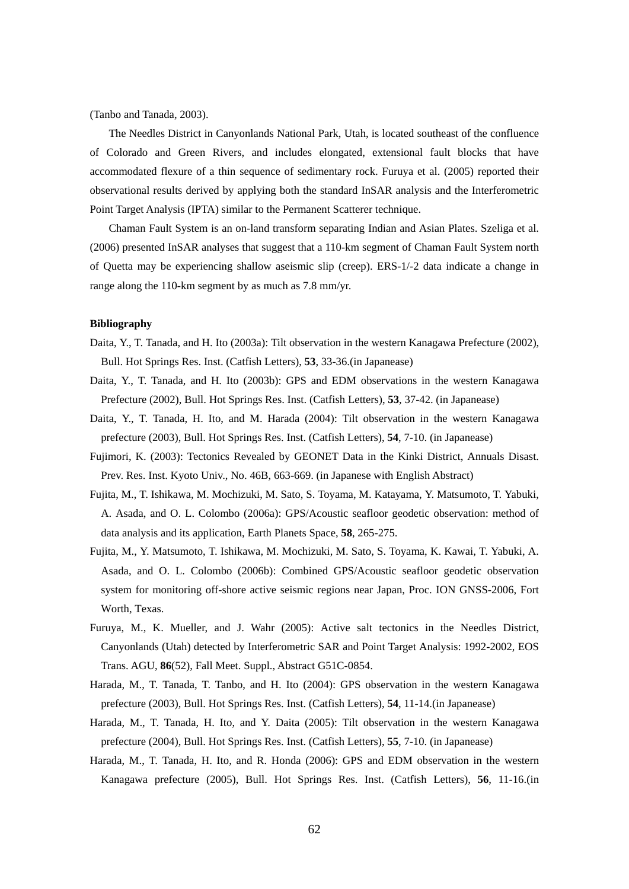(Tanbo and Tanada, 2003).

The Needles District in Canyonlands National Park, Utah, is located southeast of the confluence of Colorado and Green Rivers, and includes elongated, extensional fault blocks that have accommodated flexure of a thin sequence of sedimentary rock. Furuya et al. (2005) reported their observational results derived by applying both the standard InSAR analysis and the Interferometric Point Target Analysis (IPTA) similar to the Permanent Scatterer technique.

Chaman Fault System is an on-land transform separating Indian and Asian Plates. Szeliga et al. (2006) presented InSAR analyses that suggest that a 110-km segment of Chaman Fault System north of Quetta may be experiencing shallow aseismic slip (creep). ERS-1/-2 data indicate a change in range along the 110-km segment by as much as 7.8 mm/yr.

**Bibliography**

Daita, Y., T. Tanada, and H. Ito (2003a): Tilt observation in the western Kanagawa Prefecture (2002), Bull. Hot Springs Res. Inst. (Catfish Letters), **53**, 33-36.(in Japanease)

Daita, Y., T. Tanada, and H. Ito (2003b): GPS and EDM observations in the western Kanagawa Prefecture (2002), Bull. Hot Springs Res. Inst. (Catfish Letters), **53**, 37-42. (in Japanease)

Daita, Y., T. Tanada, H. Ito, and M. Harada (2004): Tilt observation in the western Kanagawa prefecture (2003), Bull. Hot Springs Res. Inst. (Catfish Letters), **54**, 7-10. (in Japanease)

Fujimori, K. (2003): Tectonics Revealed by GEONET Data in the Kinki District, Annuals Disast. Prev. Res. Inst. Kyoto Univ., No. 46B, 663-669. (in Japanese with English Abstract)

Fujita, M., T. Ishikawa, M. Mochizuki, M. Sato, S. Toyama, M. Katayama, Y. Matsumoto, T. Yabuki, A. Asada, and O. L. Colombo (2006a): GPS/Acoustic seafloor geodetic observation: method of data analysis and its application, Earth Planets Space, **58**, 265-275.

Fujita, M., Y. Matsumoto, T. Ishikawa, M. Mochizuki, M. Sato, S. Toyama, K. Kawai, T. Yabuki, A. Asada, and O. L. Colombo (2006b): Combined GPS/Acoustic seafloor geodetic observation system for monitoring off-shore active seismic regions near Japan, Proc. ION GNSS-2006, Fort Worth, Texas.

Furuya, M., K. Mueller, and J. Wahr (2005): Active salt tectonics in the Needles District, Canyonlands (Utah) detected by Interferometric SAR and Point Target Analysis: 1992-2002, EOS Trans. AGU, **86**(52), Fall Meet. Suppl., Abstract G51C-0854.

Harada, M., T. Tanada, T. Tanbo, and H. Ito (2004): GPS observation in the western Kanagawa prefecture (2003), Bull. Hot Springs Res. Inst. (Catfish Letters), **54**, 11-14.(in Japanease)

Harada, M., T. Tanada, H. Ito, and Y. Daita (2005): Tilt observation in the western Kanagawa prefecture (2004), Bull. Hot Springs Res. Inst. (Catfish Letters), **55**, 7-10. (in Japanease)

Harada, M., T. Tanada, H. Ito, and R. Honda (2006): GPS and EDM observation in the western Kanagawa prefecture (2005), Bull. Hot Springs Res. Inst. (Catfish Letters), **56**, 11-16.(in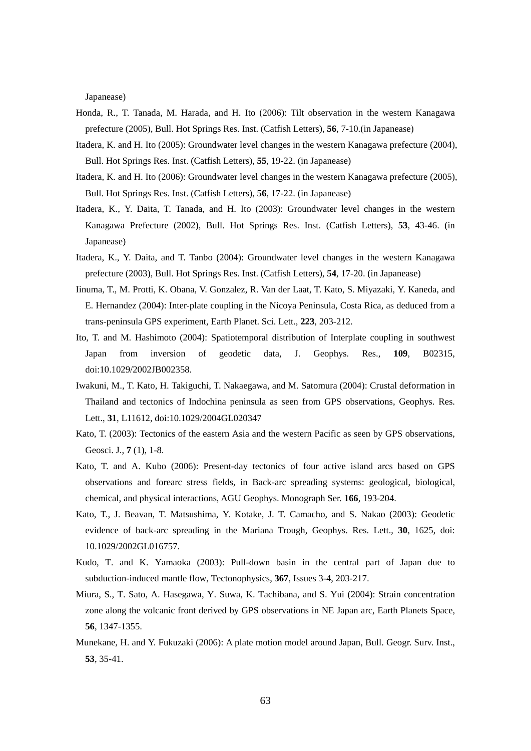Japanease)

Honda, R., T. Tanada, M. Harada, and H. Ito (2006): Tilt observation in the western Kanagawa prefecture (2005), Bull. Hot Springs Res. Inst. (Catfish Letters), **56**, 7-10.(in Japanease)

Itadera, K. and H. Ito (2005): Groundwater level changes in the western Kanagawa prefecture (2004), Bull. Hot Springs Res. Inst. (Catfish Letters), **55**, 19-22. (in Japanease)

Itadera, K. and H. Ito (2006): Groundwater level changes in the western Kanagawa prefecture (2005), Bull. Hot Springs Res. Inst. (Catfish Letters), **56**, 17-22. (in Japanease)

Itadera, K., Y. Daita, T. Tanada, and H. Ito (2003): Groundwater level changes in the western Kanagawa Prefecture (2002), Bull. Hot Springs Res. Inst. (Catfish Letters), **53**, 43-46. (in Japanease)

Itadera, K., Y. Daita, and T. Tanbo (2004): Groundwater level changes in the western Kanagawa prefecture (2003), Bull. Hot Springs Res. Inst. (Catfish Letters), **54**, 17-20. (in Japanease)

Iinuma, T., M. Protti, K. Obana, V. Gonzalez, R. Van der Laat, T. Kato, S. Miyazaki, Y. Kaneda, and E. Hernandez (2004): Inter-plate coupling in the Nicoya Peninsula, Costa Rica, as deduced from a trans-peninsula GPS experiment, Earth Planet. Sci. Lett., **223**, 203-212.

Ito, T. and M. Hashimoto (2004): Spatiotemporal distribution of Interplate coupling in southwest Japan from inversion of geodetic data, J. Geophys. Res., **109**, B02315, doi:10.1029/2002JB002358.

Iwakuni, M., T. Kato, H. Takiguchi, T. Nakaegawa, and M. Satomura (2004): Crustal deformation in Thailand and tectonics of Indochina peninsula as seen from GPS observations, Geophys. Res. Lett., **31**, L11612, doi:10.1029/2004GL020347

Kato, T. (2003): Tectonics of the eastern Asia and the western Pacific as seen by GPS observations, Geosci. J., **7** (1), 1-8.

Kato, T. and A. Kubo (2006): Present-day tectonics of four active island arcs based on GPS observations and forearc stress fields, in Back-arc spreading systems: geological, biological, chemical, and physical interactions, AGU Geophys. Monograph Ser. **166**, 193-204.

Kato, T., J. Beavan, T. Matsushima, Y. Kotake, J. T. Camacho, and S. Nakao (2003): Geodetic evidence of back-arc spreading in the Mariana Trough, Geophys. Res. Lett., **30**, 1625, doi: 10.1029/2002GL016757.

Kudo, T. and K. Yamaoka (2003): Pull-down basin in the central part of Japan due to subduction-induced mantle flow, Tectonophysics, **367**, Issues 3-4, 203-217.

Miura, S., T. Sato, A. Hasegawa, Y. Suwa, K. Tachibana, and S. Yui (2004): Strain concentration zone along the volcanic front derived by GPS observations in NE Japan arc, Earth Planets Space, **56**, 1347-1355.

Munekane, H. and Y. Fukuzaki (2006): A plate motion model around Japan, Bull. Geogr. Surv. Inst., **53**, 35-41.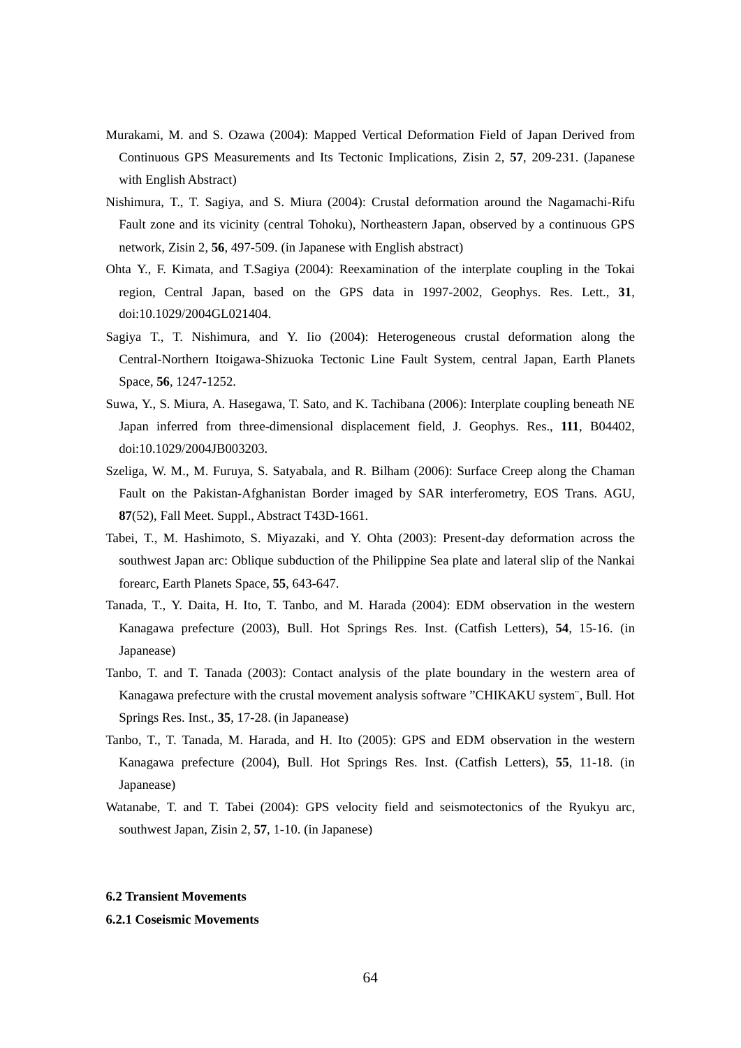Murakami, M. and S. Ozawa (2004): Mapped Vertical Deformation Field of Japan Derived from Continuous GPS Measurements and Its Tectonic Implications, Zisin 2, **57**, 209-231. (Japanese with English Abstract)

Nishimura, T., T. Sagiya, and S. Miura (2004): Crustal deformation around the Nagamachi-Rifu Fault zone and its vicinity (central Tohoku), Northeastern Japan, observed by a continuous GPS network, Zisin 2, **56**, 497-509. (in Japanese with English abstract)

Ohta Y., F. Kimata, and T.Sagiya (2004): Reexamination of the interplate coupling in the Tokai region, Central Japan, based on the GPS data in 1997-2002, Geophys. Res. Lett., **31**, doi:10.1029/2004GL021404.

Sagiya T., T. Nishimura, and Y. Iio (2004): Heterogeneous crustal deformation along the Central-Northern Itoigawa-Shizuoka Tectonic Line Fault System, central Japan, Earth Planets Space, **56**, 1247-1252.

Suwa, Y., S. Miura, A. Hasegawa, T. Sato, and K. Tachibana (2006): Interplate coupling beneath NE Japan inferred from three-dimensional displacement field, J. Geophys. Res., **111**, B04402, doi:10.1029/2004JB003203.

Szeliga, W. M., M. Furuya, S. Satyabala, and R. Bilham (2006): Surface Creep along the Chaman Fault on the Pakistan-Afghanistan Border imaged by SAR interferometry, EOS Trans. AGU, **87**(52), Fall Meet. Suppl., Abstract T43D-1661.

Tabei, T., M. Hashimoto, S. Miyazaki, and Y. Ohta (2003): Present-day deformation across the southwest Japan arc: Oblique subduction of the Philippine Sea plate and lateral slip of the Nankai forearc, Earth Planets Space, **55**, 643-647.

Tanada, T., Y. Daita, H. Ito, T. Tanbo, and M. Harada (2004): EDM observation in the western Kanagawa prefecture (2003), Bull. Hot Springs Res. Inst. (Catfish Letters), **54**, 15-16. (in Japanease)

Tanbo, T. and T. Tanada (2003): Contact analysis of the plate boundary in the western area of Kanagawa prefecture with the crustal movement analysis software "CHIKAKU system¨, Bull. Hot Springs Res. Inst., **35**, 17-28. (in Japanease)

Tanbo, T., T. Tanada, M. Harada, and H. Ito (2005): GPS and EDM observation in the western Kanagawa prefecture (2004), Bull. Hot Springs Res. Inst. (Catfish Letters), **55**, 11-18. (in Japanease)

Watanabe, T. and T. Tabei (2004): GPS velocity field and seismotectonics of the Ryukyu arc, southwest Japan, Zisin 2, **57**, 1-10. (in Japanese)

## 6.2 Transient Movements

### 6.2.1 Coseismic Movements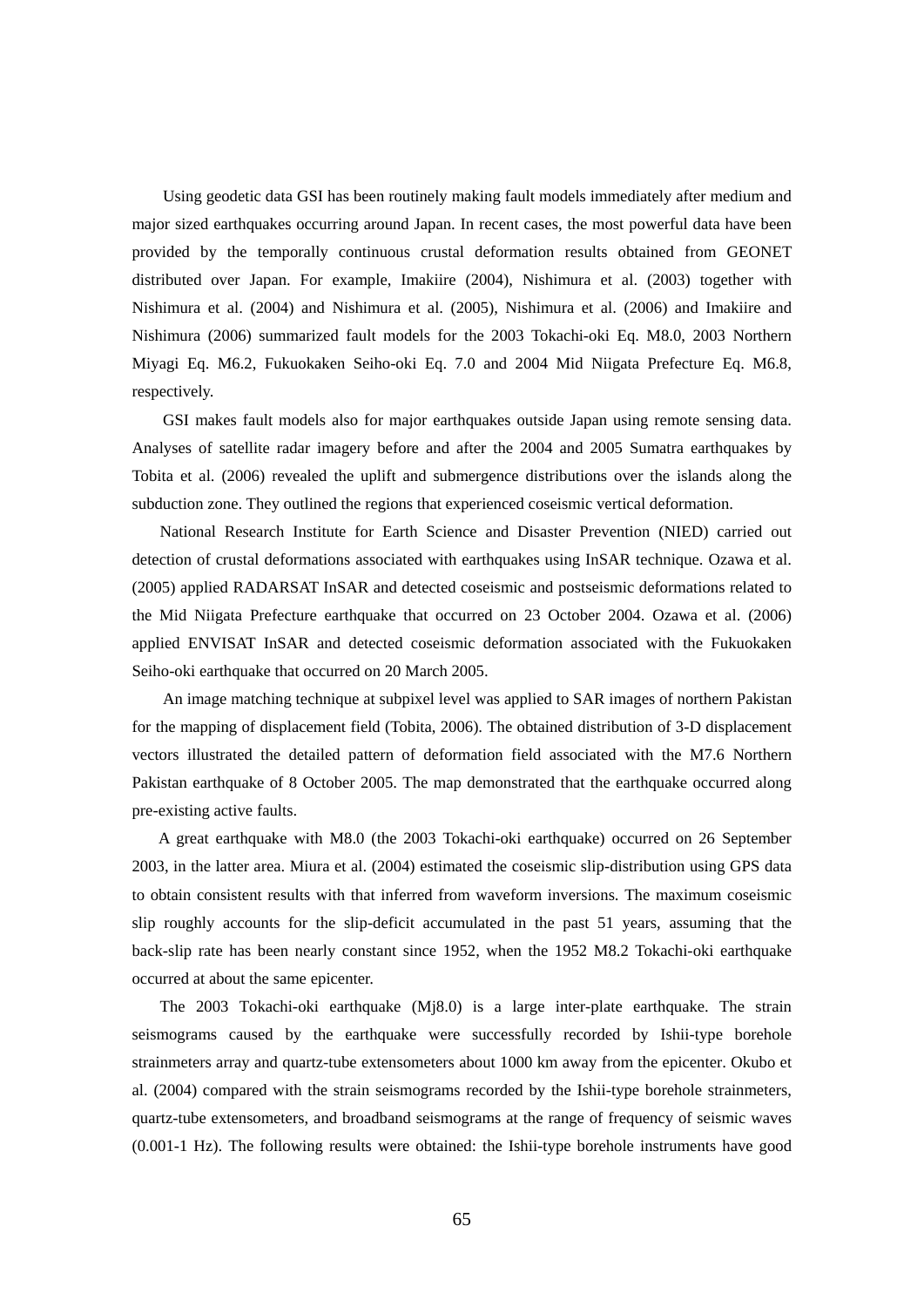Using geodetic data GSI has been routinely making fault models immediately after medium and major sized earthquakes occurring around Japan. In recent cases, the most powerful data have been provided by the temporally continuous crustal deformation results obtained from GEONET distributed over Japan. For example, Imakiire (2004), Nishimura et al. (2003) together with Nishimura et al. (2004) and Nishimura et al. (2005), Nishimura et al. (2006) and Imakiire and Nishimura (2006) summarized fault models for the 2003 Tokachi-oki Eq. M8.0, 2003 Northern Miyagi Eq. M6.2, Fukuokaken Seiho-oki Eq. 7.0 and 2004 Mid Niigata Prefecture Eq. M6.8, respectively.

GSI makes fault models also for major earthquakes outside Japan using remote sensing data. Analyses of satellite radar imagery before and after the 2004 and 2005 Sumatra earthquakes by Tobita et al. (2006) revealed the uplift and submergence distributions over the islands along the subduction zone. They outlined the regions that experienced coseismic vertical deformation.

National Research Institute for Earth Science and Disaster Prevention (NIED) carried out detection of crustal deformations associated with earthquakes using InSAR technique. Ozawa et al. (2005) applied RADARSAT InSAR and detected coseismic and postseismic deformations related to the Mid Niigata Prefecture earthquake that occurred on 23 October 2004. Ozawa et al. (2006) applied ENVISAT InSAR and detected coseismic deformation associated with the Fukuokaken Seiho-oki earthquake that occurred on 20 March 2005.

An image matching technique at subpixel level was applied to SAR images of northern Pakistan for the mapping of displacement field (Tobita, 2006). The obtained distribution of 3-D displacement vectors illustrated the detailed pattern of deformation field associated with the M7.6 Northern Pakistan earthquake of 8 October 2005. The map demonstrated that the earthquake occurred along pre-existing active faults.

A great earthquake with M8.0 (the 2003 Tokachi-oki earthquake) occurred on 26 September 2003, in the latter area. Miura et al. (2004) estimated the coseismic slip-distribution using GPS data to obtain consistent results with that inferred from waveform inversions. The maximum coseismic slip roughly accounts for the slip-deficit accumulated in the past 51 years, assuming that the back-slip rate has been nearly constant since 1952, when the 1952 M8.2 Tokachi-oki earthquake occurred at about the same epicenter.

The 2003 Tokachi-oki earthquake (Mj8.0) is a large inter-plate earthquake. The strain seismograms caused by the earthquake were successfully recorded by Ishii-type borehole strainmeters array and quartz-tube extensometers about 1000 km away from the epicenter. Okubo et al. (2004) compared with the strain seismograms recorded by the Ishii-type borehole strainmeters, quartz-tube extensometers, and broadband seismograms at the range of frequency of seismic waves (0.001-1 Hz). The following results were obtained: the Ishii-type borehole instruments have good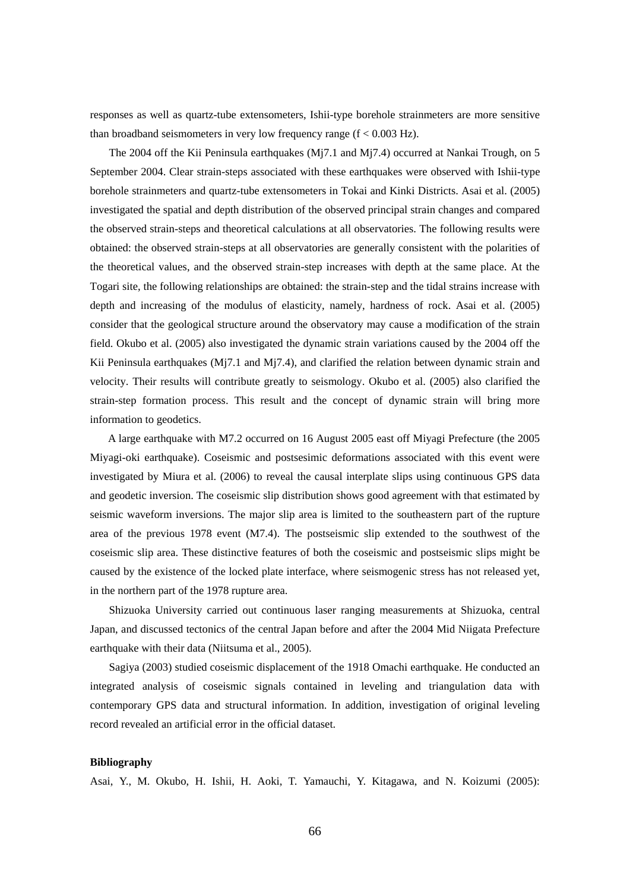responses as well as quartz-tube extensometers, Ishii-type borehole strainmeters are more sensitive than broadband seismometers in very low frequency range ($f < 0.003$ Hz).

The 2004 off the Kii Peninsula earthquakes (Mj7.1 and Mj7.4) occurred at Nankai Trough, on 5 September 2004. Clear strain-steps associated with these earthquakes were observed with Ishii-type borehole strainmeters and quartz-tube extensometers in Tokai and Kinki Districts. Asai et al. (2005) investigated the spatial and depth distribution of the observed principal strain changes and compared the observed strain-steps and theoretical calculations at all observatories. The following results were obtained: the observed strain-steps at all observatories are generally consistent with the polarities of the theoretical values, and the observed strain-step increases with depth at the same place. At the Togari site, the following relationships are obtained: the strain-step and the tidal strains increase with depth and increasing of the modulus of elasticity, namely, hardness of rock. Asai et al. (2005) consider that the geological structure around the observatory may cause a modification of the strain field. Okubo et al. (2005) also investigated the dynamic strain variations caused by the 2004 off the Kii Peninsula earthquakes (Mj7.1 and Mj7.4), and clarified the relation between dynamic strain and velocity. Their results will contribute greatly to seismology. Okubo et al. (2005) also clarified the strain-step formation process. This result and the concept of dynamic strain will bring more information to geodetics.

A large earthquake with M7.2 occurred on 16 August 2005 east off Miyagi Prefecture (the 2005 Miyagi-oki earthquake). Coseismic and postsesimic deformations associated with this event were investigated by Miura et al. (2006) to reveal the causal interplate slips using continuous GPS data and geodetic inversion. The coseismic slip distribution shows good agreement with that estimated by seismic waveform inversions. The major slip area is limited to the southeastern part of the rupture area of the previous 1978 event (M7.4). The postseismic slip extended to the southwest of the coseismic slip area. These distinctive features of both the coseismic and postseismic slips might be caused by the existence of the locked plate interface, where seismogenic stress has not released yet, in the northern part of the 1978 rupture area.

Shizuoka University carried out continuous laser ranging measurements at Shizuoka, central Japan, and discussed tectonics of the central Japan before and after the 2004 Mid Niigata Prefecture earthquake with their data (Niitsuma et al., 2005).

Sagiya (2003) studied coseismic displacement of the 1918 Omachi earthquake. He conducted an integrated analysis of coseismic signals contained in leveling and triangulation data with contemporary GPS data and structural information. In addition, investigation of original leveling record revealed an artificial error in the official dataset.

**Bibliography**

Asai, Y., M. Okubo, H. Ishii, H. Aoki, T. Yamauchi, Y. Kitagawa, and N. Koizumi (2005):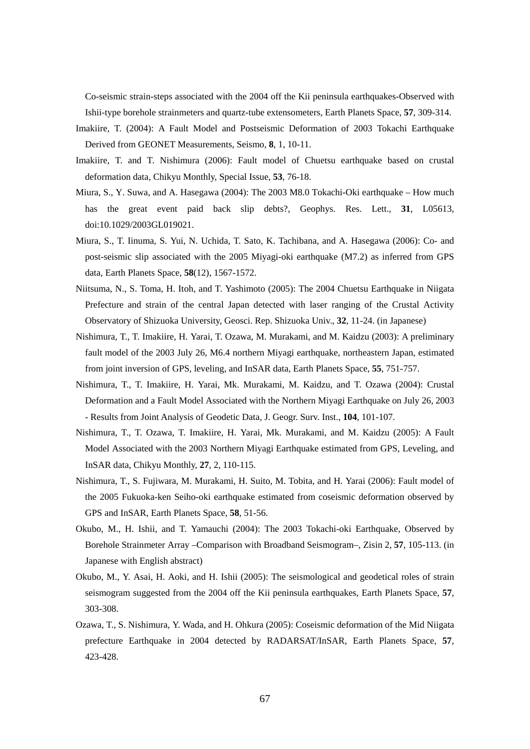Co-seismic strain-steps associated with the 2004 off the Kii peninsula earthquakes-Observed with Ishii-type borehole strainmeters and quartz-tube extensometers, Earth Planets Space, **57**, 309-314.

Imakiire, T. (2004): A Fault Model and Postseismic Deformation of 2003 Tokachi Earthquake Derived from GEONET Measurements, Seismo, **8**, 1, 10-11.

Imakiire, T. and T. Nishimura (2006): Fault model of Chuetsu earthquake based on crustal deformation data, Chikyu Monthly, Special Issue, **53**, 76-18.

Miura, S., Y. Suwa, and A. Hasegawa (2004): The 2003 M8.0 Tokachi-Oki earthquake – How much has the great event paid back slip debts?, Geophys. Res. Lett., **31**, L05613, doi:10.1029/2003GL019021.

Miura, S., T. Iinuma, S. Yui, N. Uchida, T. Sato, K. Tachibana, and A. Hasegawa (2006): Co- and post-seismic slip associated with the 2005 Miyagi-oki earthquake (M7.2) as inferred from GPS data, Earth Planets Space, **58**(12), 1567-1572.

Niitsuma, N., S. Toma, H. Itoh, and T. Yashimoto (2005): The 2004 Chuetsu Earthquake in Niigata Prefecture and strain of the central Japan detected with laser ranging of the Crustal Activity Observatory of Shizuoka University, Geosci. Rep. Shizuoka Univ., **32**, 11-24. (in Japanese)

Nishimura, T., T. Imakiire, H. Yarai, T. Ozawa, M. Murakami, and M. Kaidzu (2003): A preliminary fault model of the 2003 July 26, M6.4 northern Miyagi earthquake, northeastern Japan, estimated from joint inversion of GPS, leveling, and InSAR data, Earth Planets Space, **55**, 751-757.

Nishimura, T., T. Imakiire, H. Yarai, Mk. Murakami, M. Kaidzu, and T. Ozawa (2004): Crustal Deformation and a Fault Model Associated with the Northern Miyagi Earthquake on July 26, 2003 - Results from Joint Analysis of Geodetic Data, J. Geogr. Surv. Inst., **104**, 101-107.

Nishimura, T., T. Ozawa, T. Imakiire, H. Yarai, Mk. Murakami, and M. Kaidzu (2005): A Fault Model Associated with the 2003 Northern Miyagi Earthquake estimated from GPS, Leveling, and InSAR data, Chikyu Monthly, **27**, 2, 110-115.

Nishimura, T., S. Fujiwara, M. Murakami, H. Suito, M. Tobita, and H. Yarai (2006): Fault model of the 2005 Fukuoka-ken Seiho-oki earthquake estimated from coseismic deformation observed by GPS and InSAR, Earth Planets Space, **58**, 51-56.

Okubo, M., H. Ishii, and T. Yamauchi (2004): The 2003 Tokachi-oki Earthquake, Observed by Borehole Strainmeter Array –Comparison with Broadband Seismogram–, Zisin 2, **57**, 105-113. (in Japanese with English abstract)

Okubo, M., Y. Asai, H. Aoki, and H. Ishii (2005): The seismological and geodetical roles of strain seismogram suggested from the 2004 off the Kii peninsula earthquakes, Earth Planets Space, **57**, 303-308.

Ozawa, T., S. Nishimura, Y. Wada, and H. Ohkura (2005): Coseismic deformation of the Mid Niigata prefecture Earthquake in 2004 detected by RADARSAT/InSAR, Earth Planets Space, **57**, 423-428.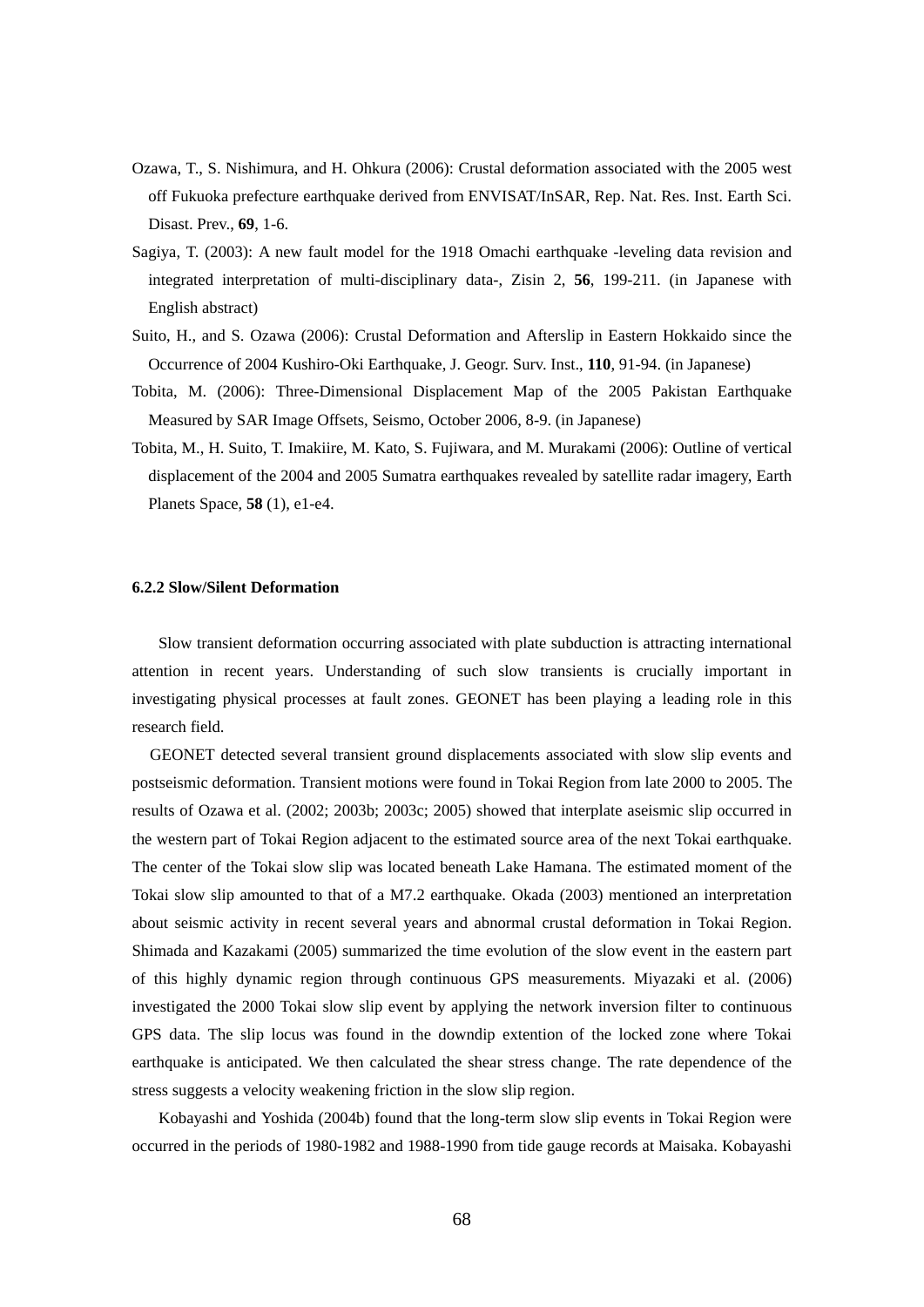Ozawa, T., S. Nishimura, and H. Ohkura (2006): Crustal deformation associated with the 2005 west off Fukuoka prefecture earthquake derived from ENVISAT/InSAR, Rep. Nat. Res. Inst. Earth Sci. Disast. Prev., **69**, 1-6.

Sagiya, T. (2003): A new fault model for the 1918 Omachi earthquake -leveling data revision and integrated interpretation of multi-disciplinary data-, Zisin 2, **56**, 199-211. (in Japanese with English abstract)

Suito, H., and S. Ozawa (2006): Crustal Deformation and Afterslip in Eastern Hokkaido since the Occurrence of 2004 Kushiro-Oki Earthquake, J. Geogr. Surv. Inst., **110**, 91-94. (in Japanese)

Tobita, M. (2006): Three-Dimensional Displacement Map of the 2005 Pakistan Earthquake Measured by SAR Image Offsets, Seismo, October 2006, 8-9. (in Japanese)

Tobita, M., H. Suito, T. Imakiire, M. Kato, S. Fujiwara, and M. Murakami (2006): Outline of vertical displacement of the 2004 and 2005 Sumatra earthquakes revealed by satellite radar imagery, Earth Planets Space, **58** (1), e1-e4.

### 6.2.2 Slow/Silent Deformation

Slow transient deformation occurring associated with plate subduction is attracting international attention in recent years. Understanding of such slow transients is crucially important in investigating physical processes at fault zones. GEONET has been playing a leading role in this research field.

GEONET detected several transient ground displacements associated with slow slip events and postseismic deformation. Transient motions were found in Tokai Region from late 2000 to 2005. The results of Ozawa et al. (2002; 2003b; 2003c; 2005) showed that interplate aseismic slip occurred in the western part of Tokai Region adjacent to the estimated source area of the next Tokai earthquake. The center of the Tokai slow slip was located beneath Lake Hamana. The estimated moment of the Tokai slow slip amounted to that of a M7.2 earthquake. Okada (2003) mentioned an interpretation about seismic activity in recent several years and abnormal crustal deformation in Tokai Region. Shimada and Kazakami (2005) summarized the time evolution of the slow event in the eastern part of this highly dynamic region through continuous GPS measurements. Miyazaki et al. (2006) investigated the 2000 Tokai slow slip event by applying the network inversion filter to continuous GPS data. The slip locus was found in the downdip extention of the locked zone where Tokai earthquake is anticipated. We then calculated the shear stress change. The rate dependence of the stress suggests a velocity weakening friction in the slow slip region.

Kobayashi and Yoshida (2004b) found that the long-term slow slip events in Tokai Region were occurred in the periods of 1980-1982 and 1988-1990 from tide gauge records at Maisaka. Kobayashi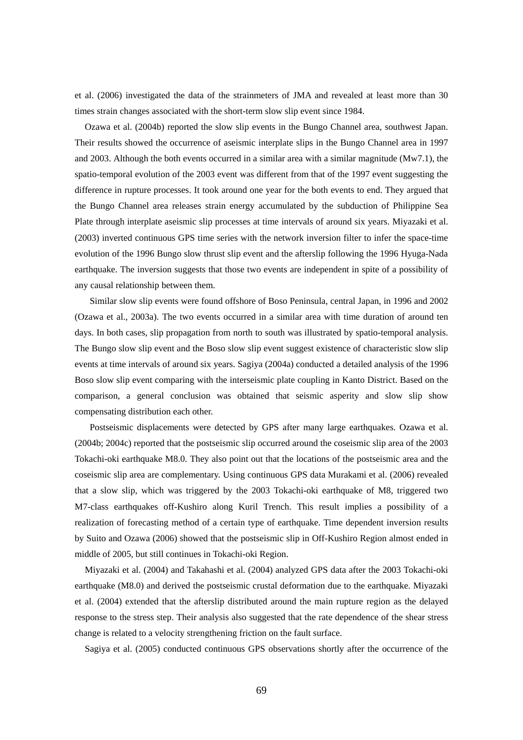et al. (2006) investigated the data of the strainmeters of JMA and revealed at least more than 30 times strain changes associated with the short-term slow slip event since 1984.

Ozawa et al. (2004b) reported the slow slip events in the Bungo Channel area, southwest Japan. Their results showed the occurrence of aseismic interplate slips in the Bungo Channel area in 1997 and 2003. Although the both events occurred in a similar area with a similar magnitude (Mw7.1), the spatio-temporal evolution of the 2003 event was different from that of the 1997 event suggesting the difference in rupture processes. It took around one year for the both events to end. They argued that the Bungo Channel area releases strain energy accumulated by the subduction of Philippine Sea Plate through interplate aseismic slip processes at time intervals of around six years. Miyazaki et al. (2003) inverted continuous GPS time series with the network inversion filter to infer the space-time evolution of the 1996 Bungo slow thrust slip event and the afterslip following the 1996 Hyuga-Nada earthquake. The inversion suggests that those two events are independent in spite of a possibility of any causal relationship between them.

Similar slow slip events were found offshore of Boso Peninsula, central Japan, in 1996 and 2002 (Ozawa et al., 2003a). The two events occurred in a similar area with time duration of around ten days. In both cases, slip propagation from north to south was illustrated by spatio-temporal analysis. The Bungo slow slip event and the Boso slow slip event suggest existence of characteristic slow slip events at time intervals of around six years. Sagiya (2004a) conducted a detailed analysis of the 1996 Boso slow slip event comparing with the interseismic plate coupling in Kanto District. Based on the comparison, a general conclusion was obtained that seismic asperity and slow slip show compensating distribution each other.

Postseismic displacements were detected by GPS after many large earthquakes. Ozawa et al. (2004b; 2004c) reported that the postseismic slip occurred around the coseismic slip area of the 2003 Tokachi-oki earthquake M8.0. They also point out that the locations of the postseismic area and the coseismic slip area are complementary. Using continuous GPS data Murakami et al. (2006) revealed that a slow slip, which was triggered by the 2003 Tokachi-oki earthquake of M8, triggered two M7-class earthquakes off-Kushiro along Kuril Trench. This result implies a possibility of a realization of forecasting method of a certain type of earthquake. Time dependent inversion results by Suito and Ozawa (2006) showed that the postseismic slip in Off-Kushiro Region almost ended in middle of 2005, but still continues in Tokachi-oki Region.

Miyazaki et al. (2004) and Takahashi et al. (2004) analyzed GPS data after the 2003 Tokachi-oki earthquake (M8.0) and derived the postseismic crustal deformation due to the earthquake. Miyazaki et al. (2004) extended that the afterslip distributed around the main rupture region as the delayed response to the stress step. Their analysis also suggested that the rate dependence of the shear stress change is related to a velocity strengthening friction on the fault surface.

Sagiya et al. (2005) conducted continuous GPS observations shortly after the occurrence of the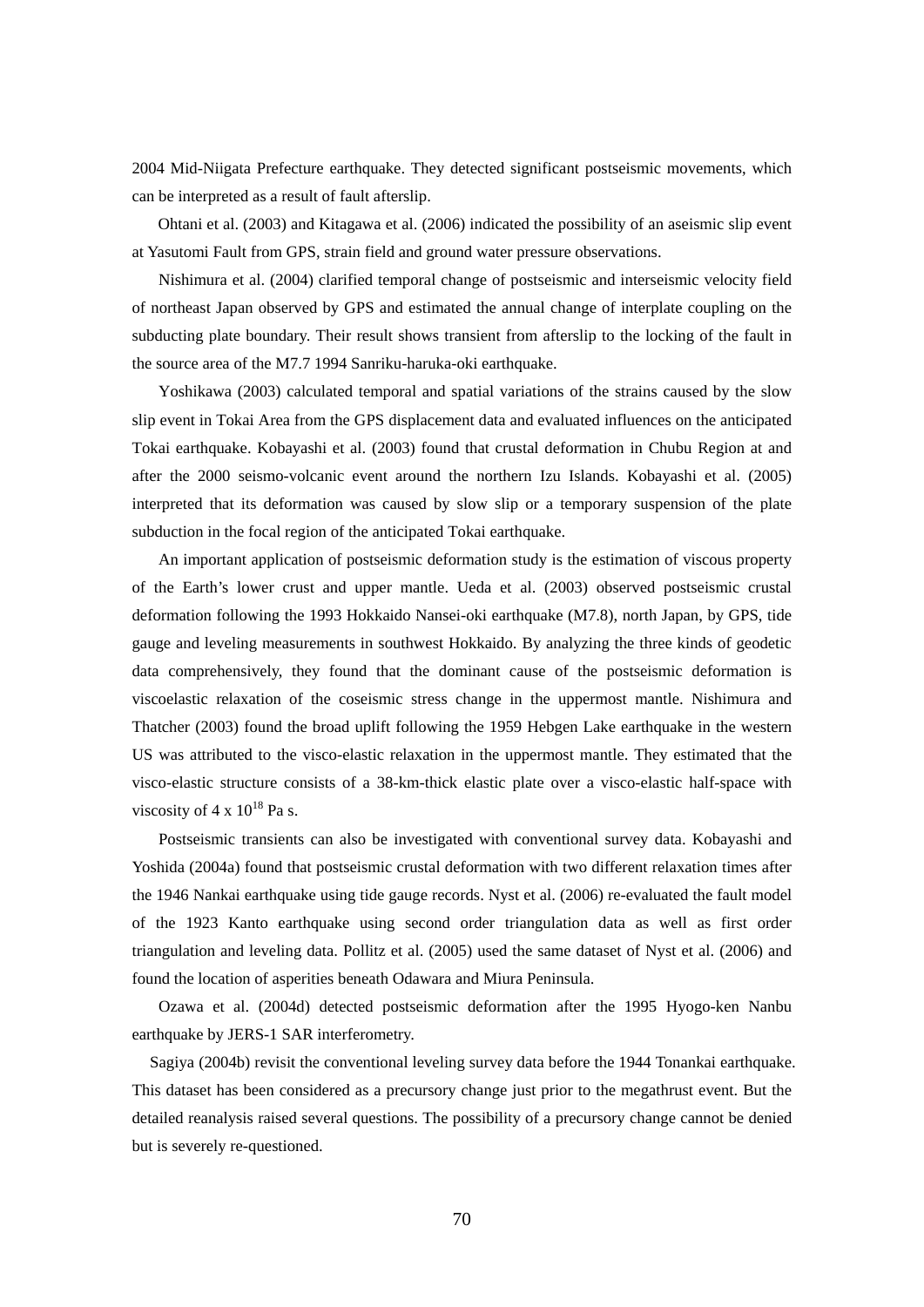2004 Mid-Niigata Prefecture earthquake. They detected significant postseismic movements, which can be interpreted as a result of fault afterslip.

Ohtani et al. (2003) and Kitagawa et al. (2006) indicated the possibility of an aseismic slip event at Yasutomi Fault from GPS, strain field and ground water pressure observations.

Nishimura et al. (2004) clarified temporal change of postseismic and interseismic velocity field of northeast Japan observed by GPS and estimated the annual change of interplate coupling on the subducting plate boundary. Their result shows transient from afterslip to the locking of the fault in the source area of the M7.7 1994 Sanriku-haruka-oki earthquake.

Yoshikawa (2003) calculated temporal and spatial variations of the strains caused by the slow slip event in Tokai Area from the GPS displacement data and evaluated influences on the anticipated Tokai earthquake. Kobayashi et al. (2003) found that crustal deformation in Chubu Region at and after the 2000 seismo-volcanic event around the northern Izu Islands. Kobayashi et al. (2005) interpreted that its deformation was caused by slow slip or a temporary suspension of the plate subduction in the focal region of the anticipated Tokai earthquake.

An important application of postseismic deformation study is the estimation of viscous property of the Earth's lower crust and upper mantle. Ueda et al. (2003) observed postseismic crustal deformation following the 1993 Hokkaido Nansei-oki earthquake (M7.8), north Japan, by GPS, tide gauge and leveling measurements in southwest Hokkaido. By analyzing the three kinds of geodetic data comprehensively, they found that the dominant cause of the postseismic deformation is viscoelastic relaxation of the coseismic stress change in the uppermost mantle. Nishimura and Thatcher (2003) found the broad uplift following the 1959 Hebgen Lake earthquake in the western US was attributed to the visco-elastic relaxation in the uppermost mantle. They estimated that the visco-elastic structure consists of a 38-km-thick elastic plate over a visco-elastic half-space with viscosity of $4 \times 10^{18}$ Pa s.

Postseismic transients can also be investigated with conventional survey data. Kobayashi and Yoshida (2004a) found that postseismic crustal deformation with two different relaxation times after the 1946 Nankai earthquake using tide gauge records. Nyst et al. (2006) re-evaluated the fault model of the 1923 Kanto earthquake using second order triangulation data as well as first order triangulation and leveling data. Pollitz et al. (2005) used the same dataset of Nyst et al. (2006) and found the location of asperities beneath Odawara and Miura Peninsula.

Ozawa et al. (2004d) detected postseismic deformation after the 1995 Hyogo-ken Nanbu earthquake by JERS-1 SAR interferometry.

Sagiya (2004b) revisit the conventional leveling survey data before the 1944 Tonankai earthquake. This dataset has been considered as a precursory change just prior to the megathrust event. But the detailed reanalysis raised several questions. The possibility of a precursory change cannot be denied but is severely re-questioned.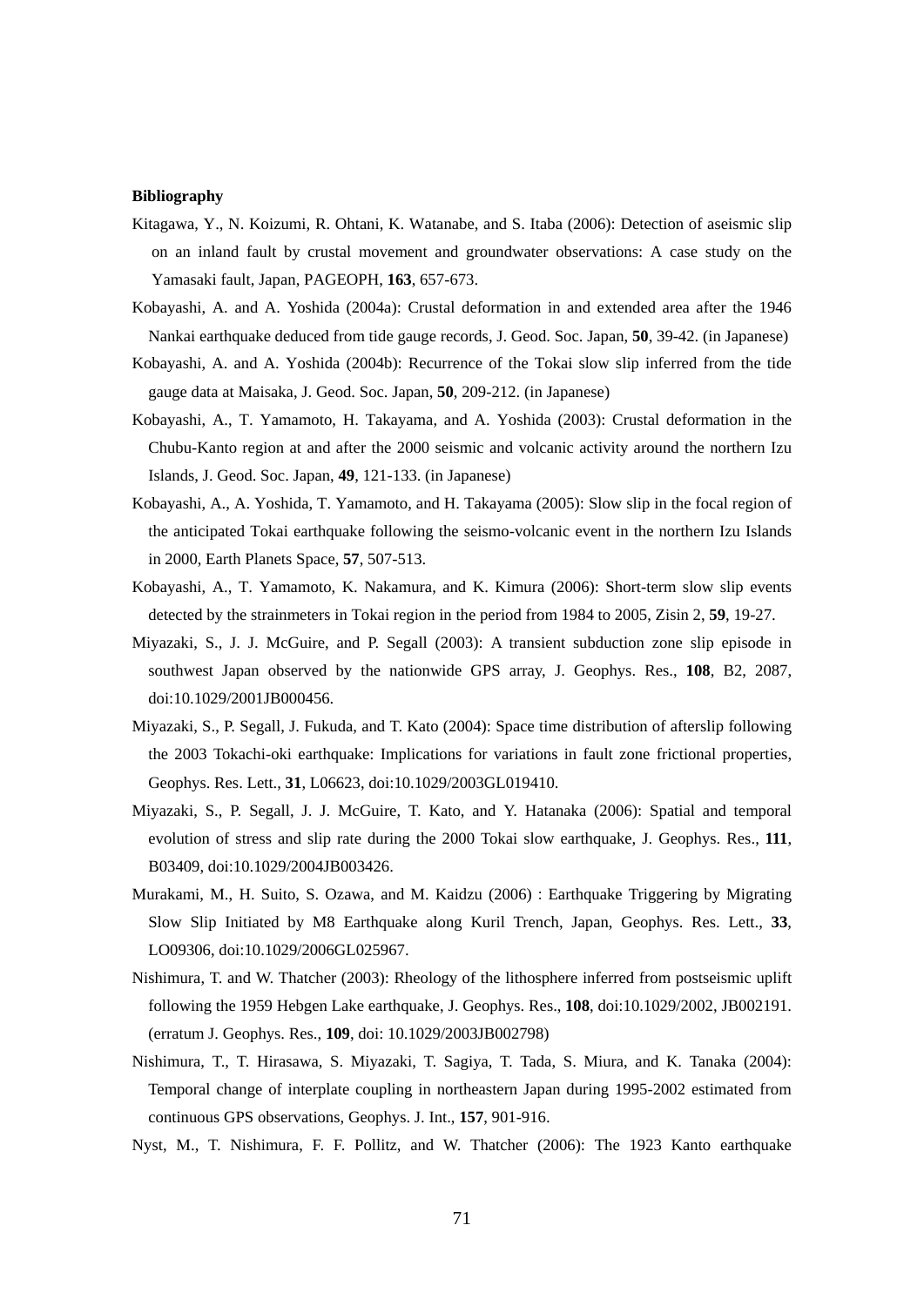**Bibliography**

Kitagawa, Y., N. Koizumi, R. Ohtani, K. Watanabe, and S. Itaba (2006): Detection of aseismic slip on an inland fault by crustal movement and groundwater observations: A case study on the Yamasaki fault, Japan, PAGEOPH, **163**, 657-673.

Kobayashi, A. and A. Yoshida (2004a): Crustal deformation in and extended area after the 1946 Nankai earthquake deduced from tide gauge records, J. Geod. Soc. Japan, **50**, 39-42. (in Japanese)

Kobayashi, A. and A. Yoshida (2004b): Recurrence of the Tokai slow slip inferred from the tide gauge data at Maisaka, J. Geod. Soc. Japan, **50**, 209-212. (in Japanese)

Kobayashi, A., T. Yamamoto, H. Takayama, and A. Yoshida (2003): Crustal deformation in the Chubu-Kanto region at and after the 2000 seismic and volcanic activity around the northern Izu Islands, J. Geod. Soc. Japan, **49**, 121-133. (in Japanese)

Kobayashi, A., A. Yoshida, T. Yamamoto, and H. Takayama (2005): Slow slip in the focal region of the anticipated Tokai earthquake following the seismo-volcanic event in the northern Izu Islands in 2000, Earth Planets Space, **57**, 507-513.

Kobayashi, A., T. Yamamoto, K. Nakamura, and K. Kimura (2006): Short-term slow slip events detected by the strainmeters in Tokai region in the period from 1984 to 2005, Zisin 2, **59**, 19-27.

Miyazaki, S., J. J. McGuire, and P. Segall (2003): A transient subduction zone slip episode in southwest Japan observed by the nationwide GPS array, J. Geophys. Res., **108**, B2, 2087, doi:10.1029/2001JB000456.

Miyazaki, S., P. Segall, J. Fukuda, and T. Kato (2004): Space time distribution of afterslip following the 2003 Tokachi-oki earthquake: Implications for variations in fault zone frictional properties, Geophys. Res. Lett., **31**, L06623, doi:10.1029/2003GL019410.

Miyazaki, S., P. Segall, J. J. McGuire, T. Kato, and Y. Hatanaka (2006): Spatial and temporal evolution of stress and slip rate during the 2000 Tokai slow earthquake, J. Geophys. Res., **111**, B03409, doi:10.1029/2004JB003426.

Murakami, M., H. Suito, S. Ozawa, and M. Kaidzu (2006) : Earthquake Triggering by Migrating Slow Slip Initiated by M8 Earthquake along Kuril Trench, Japan, Geophys. Res. Lett., **33**, LO09306, doi:10.1029/2006GL025967.

Nishimura, T. and W. Thatcher (2003): Rheology of the lithosphere inferred from postseismic uplift following the 1959 Hebgen Lake earthquake, J. Geophys. Res., **108**, doi:10.1029/2002, JB002191. (erratum J. Geophys. Res., **109**, doi: 10.1029/2003JB002798)

Nishimura, T., T. Hirasawa, S. Miyazaki, T. Sagiya, T. Tada, S. Miura, and K. Tanaka (2004): Temporal change of interplate coupling in northeastern Japan during 1995-2002 estimated from continuous GPS observations, Geophys. J. Int., **157**, 901-916.

Nyst, M., T. Nishimura, F. F. Pollitz, and W. Thatcher (2006): The 1923 Kanto earthquake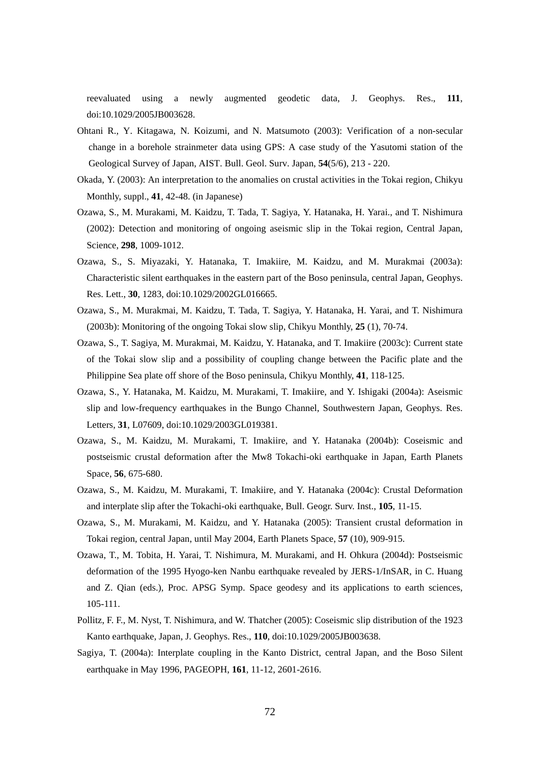reevaluated using a newly augmented geodetic data, J. Geophys. Res., **111**, doi:10.1029/2005JB003628.

Ohtani R., Y. Kitagawa, N. Koizumi, and N. Matsumoto (2003): Verification of a non-secular change in a borehole strainmeter data using GPS: A case study of the Yasutomi station of the Geological Survey of Japan, AIST. Bull. Geol. Surv. Japan, **54**(5/6), 213 - 220.

Okada, Y. (2003): An interpretation to the anomalies on crustal activities in the Tokai region, Chikyu Monthly, suppl., **41**, 42-48. (in Japanese)

Ozawa, S., M. Murakami, M. Kaidzu, T. Tada, T. Sagiya, Y. Hatanaka, H. Yarai., and T. Nishimura (2002): Detection and monitoring of ongoing aseismic slip in the Tokai region, Central Japan, Science, **298**, 1009-1012.

Ozawa, S., S. Miyazaki, Y. Hatanaka, T. Imakiire, M. Kaidzu, and M. Murakmai (2003a): Characteristic silent earthquakes in the eastern part of the Boso peninsula, central Japan, Geophys. Res. Lett., **30**, 1283, doi:10.1029/2002GL016665.

Ozawa, S., M. Murakmai, M. Kaidzu, T. Tada, T. Sagiya, Y. Hatanaka, H. Yarai, and T. Nishimura (2003b): Monitoring of the ongoing Tokai slow slip, Chikyu Monthly, **25** (1), 70-74.

Ozawa, S., T. Sagiya, M. Murakmai, M. Kaidzu, Y. Hatanaka, and T. Imakiire (2003c): Current state of the Tokai slow slip and a possibility of coupling change between the Pacific plate and the Philippine Sea plate off shore of the Boso peninsula, Chikyu Monthly, **41**, 118-125.

Ozawa, S., Y. Hatanaka, M. Kaidzu, M. Murakami, T. Imakiire, and Y. Ishigaki (2004a): Aseismic slip and low-frequency earthquakes in the Bungo Channel, Southwestern Japan, Geophys. Res. Letters, **31**, L07609, doi:10.1029/2003GL019381.

Ozawa, S., M. Kaidzu, M. Murakami, T. Imakiire, and Y. Hatanaka (2004b): Coseismic and postseismic crustal deformation after the Mw8 Tokachi-oki earthquake in Japan, Earth Planets Space, **56**, 675-680.

Ozawa, S., M. Kaidzu, M. Murakami, T. Imakiire, and Y. Hatanaka (2004c): Crustal Deformation and interplate slip after the Tokachi-oki earthquake, Bull. Geogr. Surv. Inst., **105**, 11-15.

Ozawa, S., M. Murakami, M. Kaidzu, and Y. Hatanaka (2005): Transient crustal deformation in Tokai region, central Japan, until May 2004, Earth Planets Space, **57** (10), 909-915.

Ozawa, T., M. Tobita, H. Yarai, T. Nishimura, M. Murakami, and H. Ohkura (2004d): Postseismic deformation of the 1995 Hyogo-ken Nanbu earthquake revealed by JERS-1/InSAR, in C. Huang and Z. Qian (eds.), Proc. APSG Symp. Space geodesy and its applications to earth sciences, 105-111.

Pollitz, F. F., M. Nyst, T. Nishimura, and W. Thatcher (2005): Coseismic slip distribution of the 1923 Kanto earthquake, Japan, J. Geophys. Res., **110**, doi:10.1029/2005JB003638.

Sagiya, T. (2004a): Interplate coupling in the Kanto District, central Japan, and the Boso Silent earthquake in May 1996, PAGEOPH, **161**, 11-12, 2601-2616.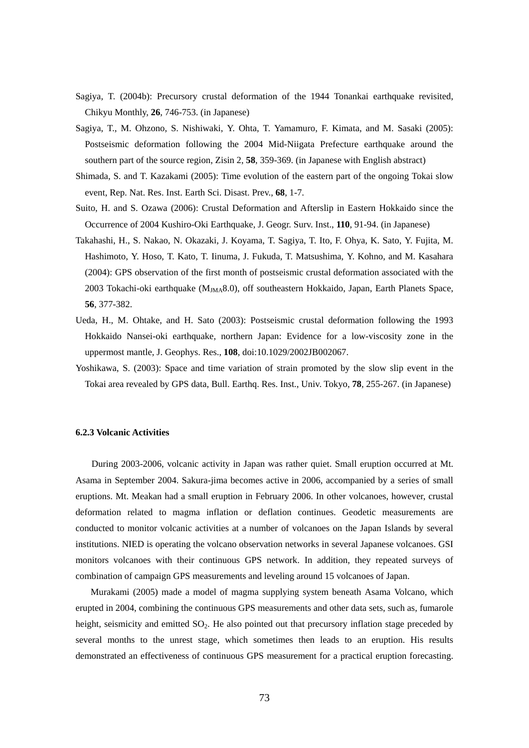Sagiya, T. (2004b): Precursory crustal deformation of the 1944 Tonankai earthquake revisited, Chikyu Monthly, **26**, 746-753. (in Japanese)

Sagiya, T., M. Ohzono, S. Nishiwaki, Y. Ohta, T. Yamamuro, F. Kimata, and M. Sasaki (2005): Postseismic deformation following the 2004 Mid-Niigata Prefecture earthquake around the southern part of the source region, Zisin 2, **58**, 359-369. (in Japanese with English abstract)

Shimada, S. and T. Kazakami (2005): Time evolution of the eastern part of the ongoing Tokai slow event, Rep. Nat. Res. Inst. Earth Sci. Disast. Prev., **68**, 1-7.

Suito, H. and S. Ozawa (2006): Crustal Deformation and Afterslip in Eastern Hokkaido since the Occurrence of 2004 Kushiro-Oki Earthquake, J. Geogr. Surv. Inst., **110**, 91-94. (in Japanese)

Takahashi, H., S. Nakao, N. Okazaki, J. Koyama, T. Sagiya, T. Ito, F. Ohya, K. Sato, Y. Fujita, M. Hashimoto, Y. Hoso, T. Kato, T. Iinuma, J. Fukuda, T. Matsushima, Y. Kohno, and M. Kasahara (2004): GPS observation of the first month of postseismic crustal deformation associated with the 2003 Tokachi-oki earthquake ($M_{JMA}$8.0), off southeastern Hokkaido, Japan, Earth Planets Space, **56**, 377-382.

Ueda, H., M. Ohtake, and H. Sato (2003): Postseismic crustal deformation following the 1993 Hokkaido Nansei-oki earthquake, northern Japan: Evidence for a low-viscosity zone in the uppermost mantle, J. Geophys. Res., **108**, doi:10.1029/2002JB002067.

Yoshikawa, S. (2003): Space and time variation of strain promoted by the slow slip event in the Tokai area revealed by GPS data, Bull. Earthq. Res. Inst., Univ. Tokyo, **78**, 255-267. (in Japanese)

### 6.2.3 Volcanic Activities

During 2003-2006, volcanic activity in Japan was rather quiet. Small eruption occurred at Mt. Asama in September 2004. Sakura-jima becomes active in 2006, accompanied by a series of small eruptions. Mt. Meakan had a small eruption in February 2006. In other volcanoes, however, crustal deformation related to magma inflation or deflation continues. Geodetic measurements are conducted to monitor volcanic activities at a number of volcanoes on the Japan Islands by several institutions. NIED is operating the volcano observation networks in several Japanese volcanoes. GSI monitors volcanoes with their continuous GPS network. In addition, they repeated surveys of combination of campaign GPS measurements and leveling around 15 volcanoes of Japan.

Murakami (2005) made a model of magma supplying system beneath Asama Volcano, which erupted in 2004, combining the continuous GPS measurements and other data sets, such as, fumarole height, seismicity and emitted $SO_2$. He also pointed out that precursory inflation stage preceded by several months to the unrest stage, which sometimes then leads to an eruption. His results demonstrated an effectiveness of continuous GPS measurement for a practical eruption forecasting.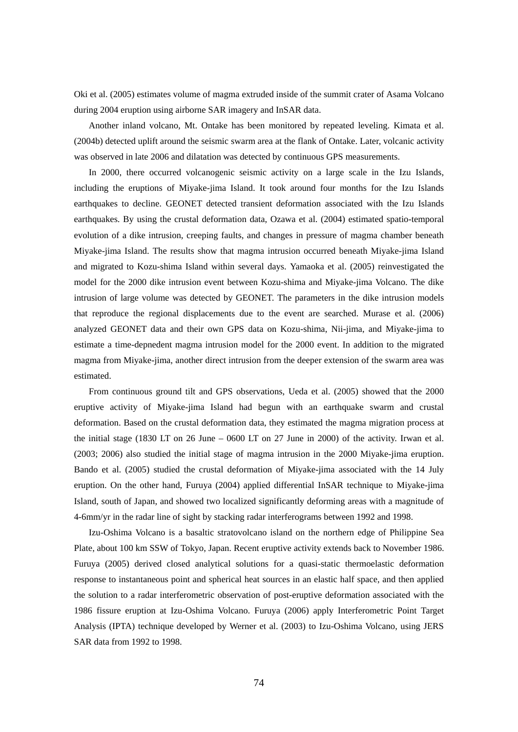Oki et al. (2005) estimates volume of magma extruded inside of the summit crater of Asama Volcano during 2004 eruption using airborne SAR imagery and InSAR data.

Another inland volcano, Mt. Ontake has been monitored by repeated leveling. Kimata et al. (2004b) detected uplift around the seismic swarm area at the flank of Ontake. Later, volcanic activity was observed in late 2006 and dilatation was detected by continuous GPS measurements.

In 2000, there occurred volcanogenic seismic activity on a large scale in the Izu Islands, including the eruptions of Miyake-jima Island. It took around four months for the Izu Islands earthquakes to decline. GEONET detected transient deformation associated with the Izu Islands earthquakes. By using the crustal deformation data, Ozawa et al. (2004) estimated spatio-temporal evolution of a dike intrusion, creeping faults, and changes in pressure of magma chamber beneath Miyake-jima Island. The results show that magma intrusion occurred beneath Miyake-jima Island and migrated to Kozu-shima Island within several days. Yamaoka et al. (2005) reinvestigated the model for the 2000 dike intrusion event between Kozu-shima and Miyake-jima Volcano. The dike intrusion of large volume was detected by GEONET. The parameters in the dike intrusion models that reproduce the regional displacements due to the event are searched. Murase et al. (2006) analyzed GEONET data and their own GPS data on Kozu-shima, Nii-jima, and Miyake-jima to estimate a time-depnedent magma intrusion model for the 2000 event. In addition to the migrated magma from Miyake-jima, another direct intrusion from the deeper extension of the swarm area was estimated.

From continuous ground tilt and GPS observations, Ueda et al. (2005) showed that the 2000 eruptive activity of Miyake-jima Island had begun with an earthquake swarm and crustal deformation. Based on the crustal deformation data, they estimated the magma migration process at the initial stage (1830 LT on 26 June – 0600 LT on 27 June in 2000) of the activity. Irwan et al. (2003; 2006) also studied the initial stage of magma intrusion in the 2000 Miyake-jima eruption. Bando et al. (2005) studied the crustal deformation of Miyake-jima associated with the 14 July eruption. On the other hand, Furuya (2004) applied differential InSAR technique to Miyake-jima Island, south of Japan, and showed two localized significantly deforming areas with a magnitude of 4-6mm/yr in the radar line of sight by stacking radar interferograms between 1992 and 1998.

Izu-Oshima Volcano is a basaltic stratovolcano island on the northern edge of Philippine Sea Plate, about 100 km SSW of Tokyo, Japan. Recent eruptive activity extends back to November 1986. Furuya (2005) derived closed analytical solutions for a quasi-static thermoelastic deformation response to instantaneous point and spherical heat sources in an elastic half space, and then applied the solution to a radar interferometric observation of post-eruptive deformation associated with the 1986 fissure eruption at Izu-Oshima Volcano. Furuya (2006) apply Interferometric Point Target Analysis (IPTA) technique developed by Werner et al. (2003) to Izu-Oshima Volcano, using JERS SAR data from 1992 to 1998.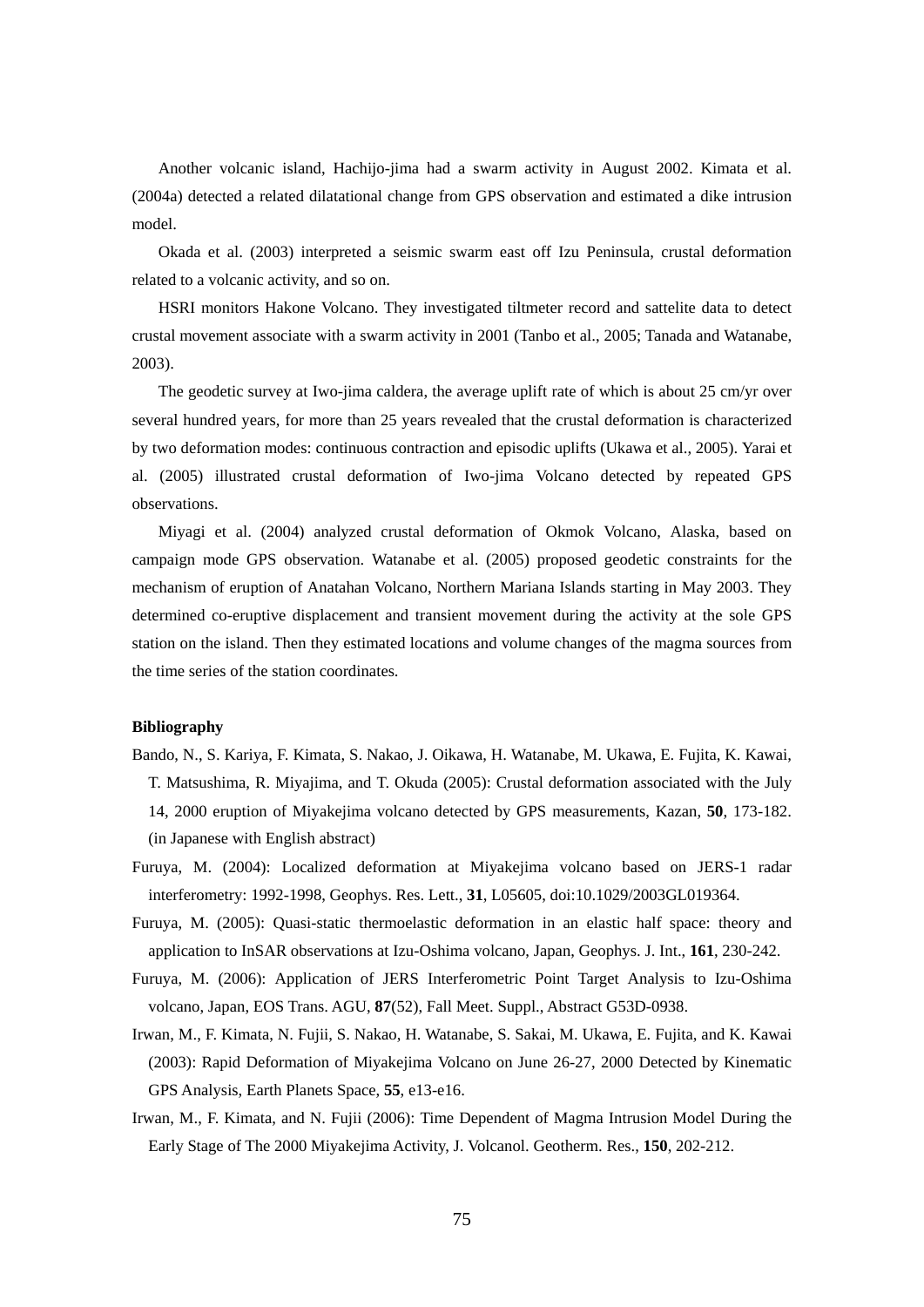Another volcanic island, Hachijo-jima had a swarm activity in August 2002. Kimata et al. (2004a) detected a related dilatational change from GPS observation and estimated a dike intrusion model.

Okada et al. (2003) interpreted a seismic swarm east off Izu Peninsula, crustal deformation related to a volcanic activity, and so on.

HSRI monitors Hakone Volcano. They investigated tiltmeter record and sattelite data to detect crustal movement associate with a swarm activity in 2001 (Tanbo et al., 2005; Tanada and Watanabe, 2003).

The geodetic survey at Iwo-jima caldera, the average uplift rate of which is about 25 cm/yr over several hundred years, for more than 25 years revealed that the crustal deformation is characterized by two deformation modes: continuous contraction and episodic uplifts (Ukawa et al., 2005). Yarai et al. (2005) illustrated crustal deformation of Iwo-jima Volcano detected by repeated GPS observations.

Miyagi et al. (2004) analyzed crustal deformation of Okmok Volcano, Alaska, based on campaign mode GPS observation. Watanabe et al. (2005) proposed geodetic constraints for the mechanism of eruption of Anatahan Volcano, Northern Mariana Islands starting in May 2003. They determined co-eruptive displacement and transient movement during the activity at the sole GPS station on the island. Then they estimated locations and volume changes of the magma sources from the time series of the station coordinates.

**Bibliography**

Bando, N., S. Kariya, F. Kimata, S. Nakao, J. Oikawa, H. Watanabe, M. Ukawa, E. Fujita, K. Kawai, T. Matsushima, R. Miyajima, and T. Okuda (2005): Crustal deformation associated with the July 14, 2000 eruption of Miyakejima volcano detected by GPS measurements, Kazan, **50**, 173-182. (in Japanese with English abstract)

Furuya, M. (2004): Localized deformation at Miyakejima volcano based on JERS-1 radar interferometry: 1992-1998, Geophys. Res. Lett., **31**, L05605, doi:10.1029/2003GL019364.

Furuya, M. (2005): Quasi-static thermoelastic deformation in an elastic half space: theory and application to InSAR observations at Izu-Oshima volcano, Japan, Geophys. J. Int., **161**, 230-242.

Furuya, M. (2006): Application of JERS Interferometric Point Target Analysis to Izu-Oshima volcano, Japan, EOS Trans. AGU, **87**(52), Fall Meet. Suppl., Abstract G53D-0938.

Irwan, M., F. Kimata, N. Fujii, S. Nakao, H. Watanabe, S. Sakai, M. Ukawa, E. Fujita, and K. Kawai (2003): Rapid Deformation of Miyakejima Volcano on June 26-27, 2000 Detected by Kinematic GPS Analysis, Earth Planets Space, **55**, e13-e16.

Irwan, M., F. Kimata, and N. Fujii (2006): Time Dependent of Magma Intrusion Model During the Early Stage of The 2000 Miyakejima Activity, J. Volcanol. Geotherm. Res., **150**, 202-212.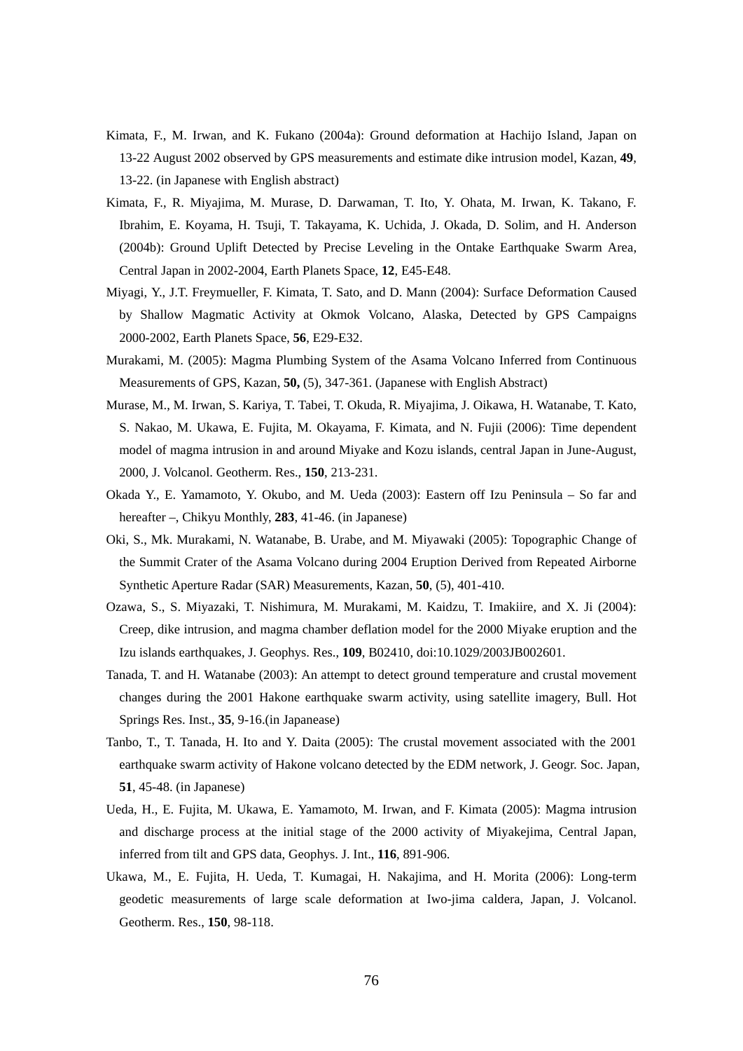Kimata, F., M. Irwan, and K. Fukano (2004a): Ground deformation at Hachijo Island, Japan on 13-22 August 2002 observed by GPS measurements and estimate dike intrusion model, Kazan, **49**, 13-22. (in Japanese with English abstract)

Kimata, F., R. Miyajima, M. Murase, D. Darwaman, T. Ito, Y. Ohata, M. Irwan, K. Takano, F. Ibrahim, E. Koyama, H. Tsuji, T. Takayama, K. Uchida, J. Okada, D. Solim, and H. Anderson (2004b): Ground Uplift Detected by Precise Leveling in the Ontake Earthquake Swarm Area, Central Japan in 2002-2004, Earth Planets Space, **12**, E45-E48.

Miyagi, Y., J.T. Freymueller, F. Kimata, T. Sato, and D. Mann (2004): Surface Deformation Caused by Shallow Magmatic Activity at Okmok Volcano, Alaska, Detected by GPS Campaigns 2000-2002, Earth Planets Space, **56**, E29-E32.

Murakami, M. (2005): Magma Plumbing System of the Asama Volcano Inferred from Continuous Measurements of GPS, Kazan, **50,** (5), 347-361. (Japanese with English Abstract)

Murase, M., M. Irwan, S. Kariya, T. Tabei, T. Okuda, R. Miyajima, J. Oikawa, H. Watanabe, T. Kato, S. Nakao, M. Ukawa, E. Fujita, M. Okayama, F. Kimata, and N. Fujii (2006): Time dependent model of magma intrusion in and around Miyake and Kozu islands, central Japan in June-August, 2000, J. Volcanol. Geotherm. Res., **150**, 213-231.

Okada Y., E. Yamamoto, Y. Okubo, and M. Ueda (2003): Eastern off Izu Peninsula – So far and hereafter –, Chikyu Monthly, **283**, 41-46. (in Japanese)

Oki, S., Mk. Murakami, N. Watanabe, B. Urabe, and M. Miyawaki (2005): Topographic Change of the Summit Crater of the Asama Volcano during 2004 Eruption Derived from Repeated Airborne Synthetic Aperture Radar (SAR) Measurements, Kazan, **50**, (5), 401-410.

Ozawa, S., S. Miyazaki, T. Nishimura, M. Murakami, M. Kaidzu, T. Imakiire, and X. Ji (2004): Creep, dike intrusion, and magma chamber deflation model for the 2000 Miyake eruption and the Izu islands earthquakes, J. Geophys. Res., **109**, B02410, doi:10.1029/2003JB002601.

Tanada, T. and H. Watanabe (2003): An attempt to detect ground temperature and crustal movement changes during the 2001 Hakone earthquake swarm activity, using satellite imagery, Bull. Hot Springs Res. Inst., **35**, 9-16.(in Japanease)

Tanbo, T., T. Tanada, H. Ito and Y. Daita (2005): The crustal movement associated with the 2001 earthquake swarm activity of Hakone volcano detected by the EDM network, J. Geogr. Soc. Japan, **51**, 45-48. (in Japanese)

Ueda, H., E. Fujita, M. Ukawa, E. Yamamoto, M. Irwan, and F. Kimata (2005): Magma intrusion and discharge process at the initial stage of the 2000 activity of Miyakejima, Central Japan, inferred from tilt and GPS data, Geophys. J. Int., **116**, 891-906.

Ukawa, M., E. Fujita, H. Ueda, T. Kumagai, H. Nakajima, and H. Morita (2006): Long-term geodetic measurements of large scale deformation at Iwo-jima caldera, Japan, J. Volcanol. Geotherm. Res., **150**, 98-118.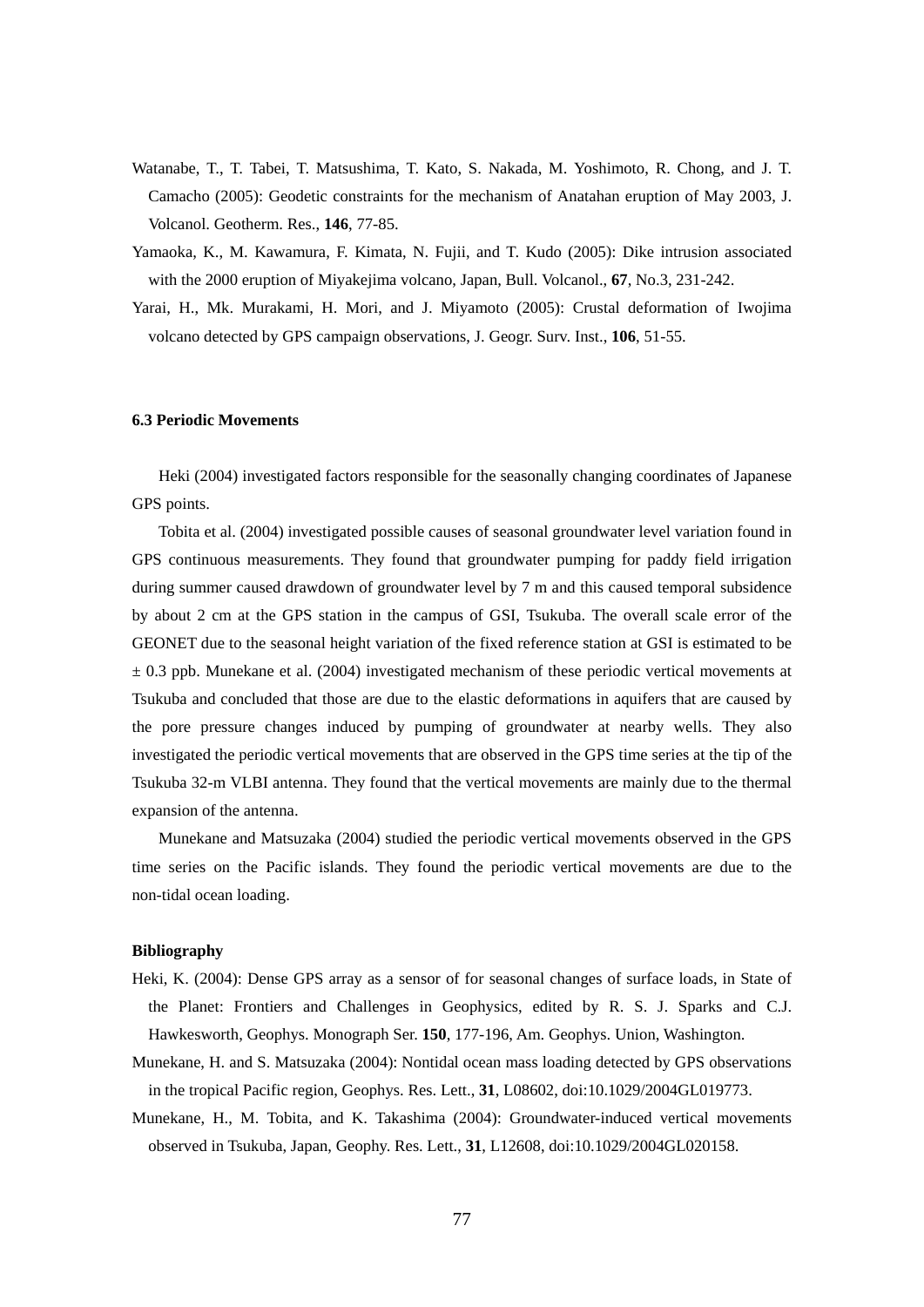Watanabe, T., T. Tabei, T. Matsushima, T. Kato, S. Nakada, M. Yoshimoto, R. Chong, and J. T. Camacho (2005): Geodetic constraints for the mechanism of Anatahan eruption of May 2003, J. Volcanol. Geotherm. Res., **146**, 77-85.

Yamaoka, K., M. Kawamura, F. Kimata, N. Fujii, and T. Kudo (2005): Dike intrusion associated with the 2000 eruption of Miyakejima volcano, Japan, Bull. Volcanol., **67**, No.3, 231-242.

Yarai, H., Mk. Murakami, H. Mori, and J. Miyamoto (2005): Crustal deformation of Iwojima volcano detected by GPS campaign observations, J. Geogr. Surv. Inst., **106**, 51-55.

### 6.3 Periodic Movements

Heki (2004) investigated factors responsible for the seasonally changing coordinates of Japanese GPS points.

Tobita et al. (2004) investigated possible causes of seasonal groundwater level variation found in GPS continuous measurements. They found that groundwater pumping for paddy field irrigation during summer caused drawdown of groundwater level by 7 m and this caused temporal subsidence by about 2 cm at the GPS station in the campus of GSI, Tsukuba. The overall scale error of the GEONET due to the seasonal height variation of the fixed reference station at GSI is estimated to be ± 0.3 ppb. Munekane et al. (2004) investigated mechanism of these periodic vertical movements at Tsukuba and concluded that those are due to the elastic deformations in aquifers that are caused by the pore pressure changes induced by pumping of groundwater at nearby wells. They also investigated the periodic vertical movements that are observed in the GPS time series at the tip of the Tsukuba 32-m VLBI antenna. They found that the vertical movements are mainly due to the thermal expansion of the antenna.

Munekane and Matsuzaka (2004) studied the periodic vertical movements observed in the GPS time series on the Pacific islands. They found the periodic vertical movements are due to the non-tidal ocean loading.

#### Bibliography

Heki, K. (2004): Dense GPS array as a sensor of for seasonal changes of surface loads, in State of the Planet: Frontiers and Challenges in Geophysics, edited by R. S. J. Sparks and C.J. Hawkesworth, Geophys. Monograph Ser. **150**, 177-196, Am. Geophys. Union, Washington.

Munekane, H. and S. Matsuzaka (2004): Nontidal ocean mass loading detected by GPS observations in the tropical Pacific region, Geophys. Res. Lett., **31**, L08602, doi:10.1029/2004GL019773.

Munekane, H., M. Tobita, and K. Takashima (2004): Groundwater-induced vertical movements observed in Tsukuba, Japan, Geophy. Res. Lett., **31**, L12608, doi:10.1029/2004GL020158.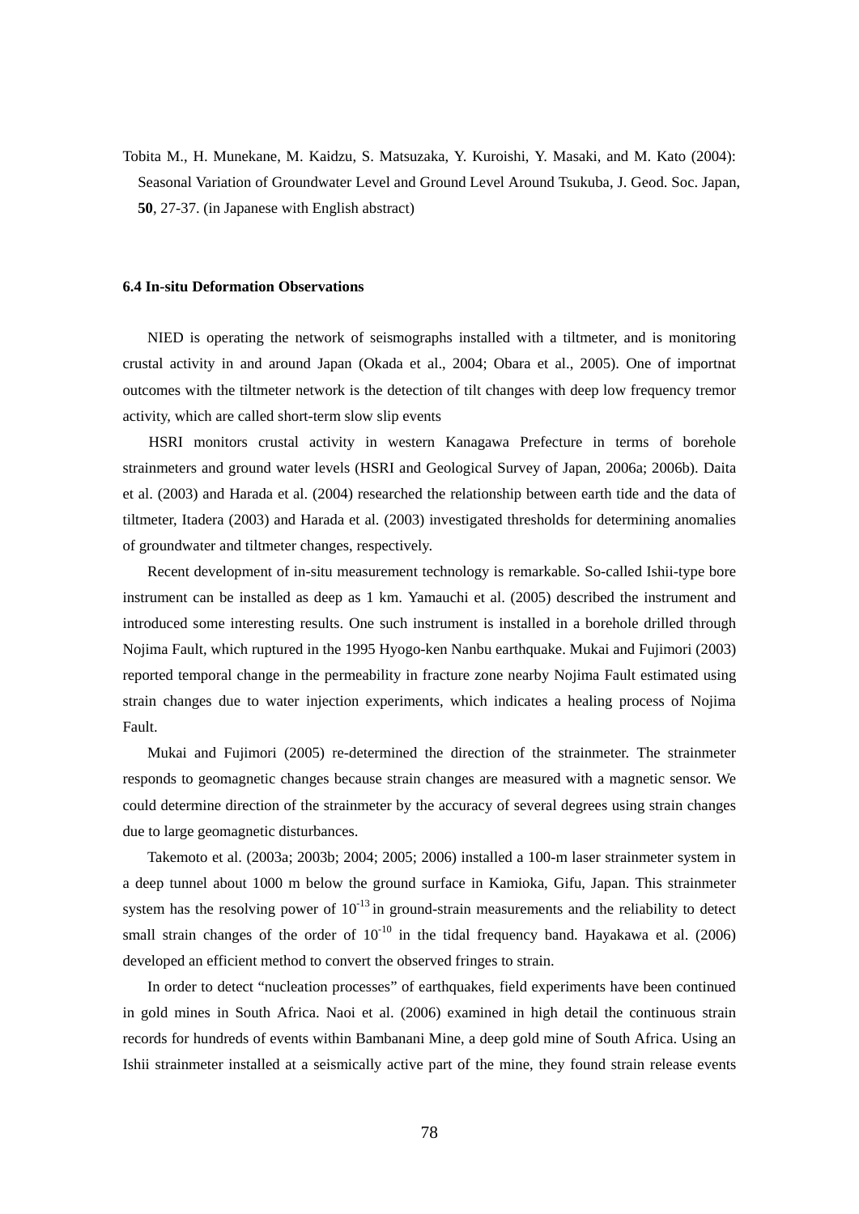Tobita M., H. Munekane, M. Kaidzu, S. Matsuzaka, Y. Kuroishi, Y. Masaki, and M. Kato (2004): Seasonal Variation of Groundwater Level and Ground Level Around Tsukuba, J. Geod. Soc. Japan, **50**, 27-37. (in Japanese with English abstract)

### 6.4 In-situ Deformation Observations

NIED is operating the network of seismographs installed with a tiltmeter, and is monitoring crustal activity in and around Japan (Okada et al., 2004; Obara et al., 2005). One of importnat outcomes with the tiltmeter network is the detection of tilt changes with deep low frequency tremor activity, which are called short-term slow slip events

HSRI monitors crustal activity in western Kanagawa Prefecture in terms of borehole strainmeters and ground water levels (HSRI and Geological Survey of Japan, 2006a; 2006b). Daita et al. (2003) and Harada et al. (2004) researched the relationship between earth tide and the data of tiltmeter, Itadera (2003) and Harada et al. (2003) investigated thresholds for determining anomalies of groundwater and tiltmeter changes, respectively.

Recent development of in-situ measurement technology is remarkable. So-called Ishii-type bore instrument can be installed as deep as 1 km. Yamauchi et al. (2005) described the instrument and introduced some interesting results. One such instrument is installed in a borehole drilled through Nojima Fault, which ruptured in the 1995 Hyogo-ken Nanbu earthquake. Mukai and Fujimori (2003) reported temporal change in the permeability in fracture zone nearby Nojima Fault estimated using strain changes due to water injection experiments, which indicates a healing process of Nojima Fault.

Mukai and Fujimori (2005) re-determined the direction of the strainmeter. The strainmeter responds to geomagnetic changes because strain changes are measured with a magnetic sensor. We could determine direction of the strainmeter by the accuracy of several degrees using strain changes due to large geomagnetic disturbances.

Takemoto et al. (2003a; 2003b; 2004; 2005; 2006) installed a 100-m laser strainmeter system in a deep tunnel about 1000 m below the ground surface in Kamioka, Gifu, Japan. This strainmeter system has the resolving power of $10^{-13}$ in ground-strain measurements and the reliability to detect small strain changes of the order of $10^{-10}$ in the tidal frequency band. Hayakawa et al. (2006) developed an efficient method to convert the observed fringes to strain.

In order to detect "nucleation processes" of earthquakes, field experiments have been continued in gold mines in South Africa. Naoi et al. (2006) examined in high detail the continuous strain records for hundreds of events within Bambanani Mine, a deep gold mine of South Africa. Using an Ishii strainmeter installed at a seismically active part of the mine, they found strain release events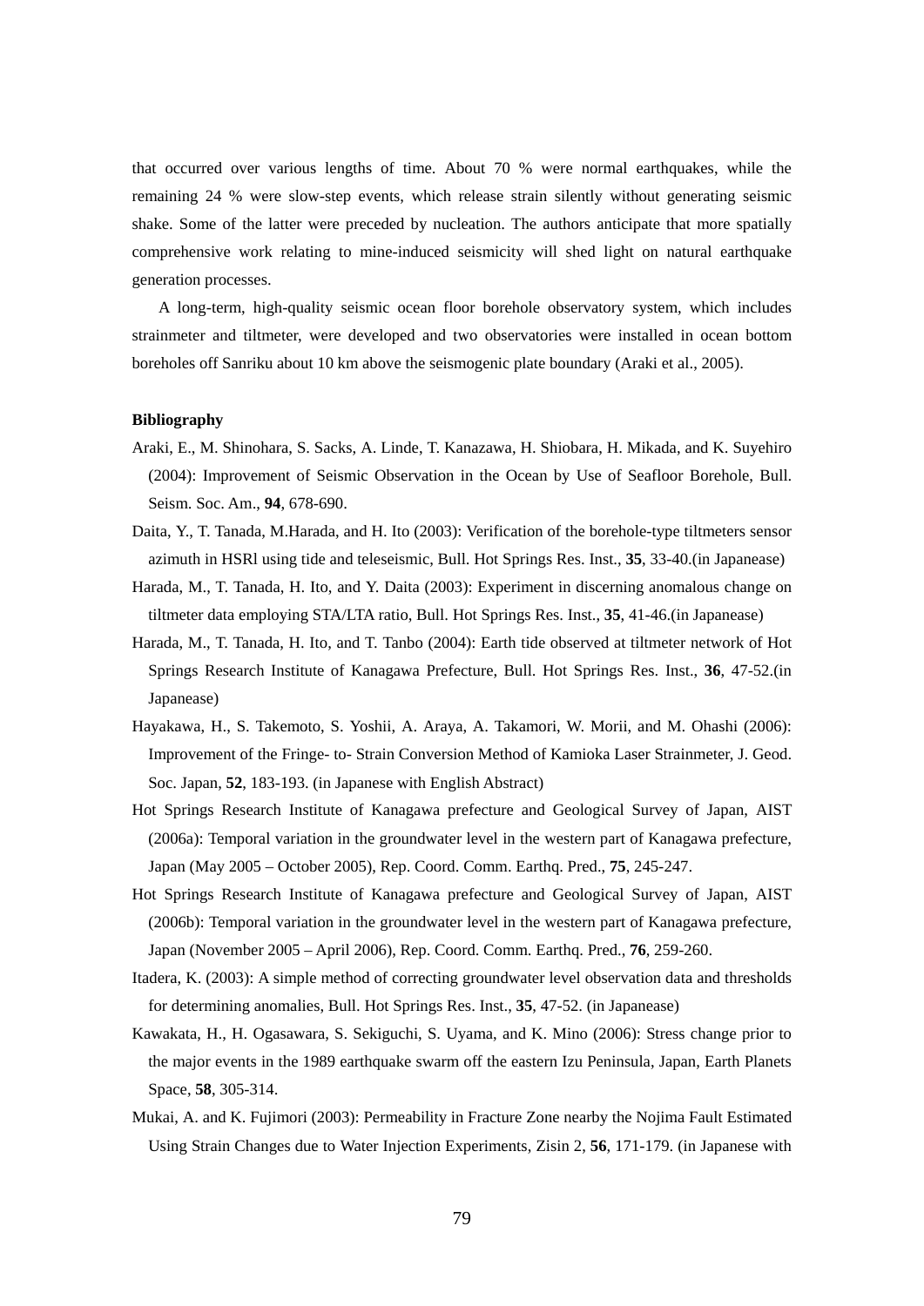that occurred over various lengths of time. About 70 % were normal earthquakes, while the remaining 24 % were slow-step events, which release strain silently without generating seismic shake. Some of the latter were preceded by nucleation. The authors anticipate that more spatially comprehensive work relating to mine-induced seismicity will shed light on natural earthquake generation processes.

A long-term, high-quality seismic ocean floor borehole observatory system, which includes strainmeter and tiltmeter, were developed and two observatories were installed in ocean bottom boreholes off Sanriku about 10 km above the seismogenic plate boundary (Araki et al., 2005).

**Bibliography**

Araki, E., M. Shinohara, S. Sacks, A. Linde, T. Kanazawa, H. Shiobara, H. Mikada, and K. Suyehiro (2004): Improvement of Seismic Observation in the Ocean by Use of Seafloor Borehole, Bull. Seism. Soc. Am., **94**, 678-690.

Daita, Y., T. Tanada, M.Harada, and H. Ito (2003): Verification of the borehole-type tiltmeters sensor azimuth in HSRl using tide and teleseismic, Bull. Hot Springs Res. Inst., **35**, 33-40.(in Japanease)

Harada, M., T. Tanada, H. Ito, and Y. Daita (2003): Experiment in discerning anomalous change on tiltmeter data employing STA/LTA ratio, Bull. Hot Springs Res. Inst., **35**, 41-46.(in Japanease)

Harada, M., T. Tanada, H. Ito, and T. Tanbo (2004): Earth tide observed at tiltmeter network of Hot Springs Research Institute of Kanagawa Prefecture, Bull. Hot Springs Res. Inst., **36**, 47-52.(in Japanease)

Hayakawa, H., S. Takemoto, S. Yoshii, A. Araya, A. Takamori, W. Morii, and M. Ohashi (2006): Improvement of the Fringe- to- Strain Conversion Method of Kamioka Laser Strainmeter, J. Geod. Soc. Japan, **52**, 183-193. (in Japanese with English Abstract)

Hot Springs Research Institute of Kanagawa prefecture and Geological Survey of Japan, AIST (2006a): Temporal variation in the groundwater level in the western part of Kanagawa prefecture, Japan (May 2005 – October 2005), Rep. Coord. Comm. Earthq. Pred., **75**, 245-247.

Hot Springs Research Institute of Kanagawa prefecture and Geological Survey of Japan, AIST (2006b): Temporal variation in the groundwater level in the western part of Kanagawa prefecture, Japan (November 2005 – April 2006), Rep. Coord. Comm. Earthq. Pred., **76**, 259-260.

Itadera, K. (2003): A simple method of correcting groundwater level observation data and thresholds for determining anomalies, Bull. Hot Springs Res. Inst., **35**, 47-52. (in Japanease)

Kawakata, H., H. Ogasawara, S. Sekiguchi, S. Uyama, and K. Mino (2006): Stress change prior to the major events in the 1989 earthquake swarm off the eastern Izu Peninsula, Japan, Earth Planets Space, **58**, 305-314.

Mukai, A. and K. Fujimori (2003): Permeability in Fracture Zone nearby the Nojima Fault Estimated Using Strain Changes due to Water Injection Experiments, Zisin 2, **56**, 171-179. (in Japanese with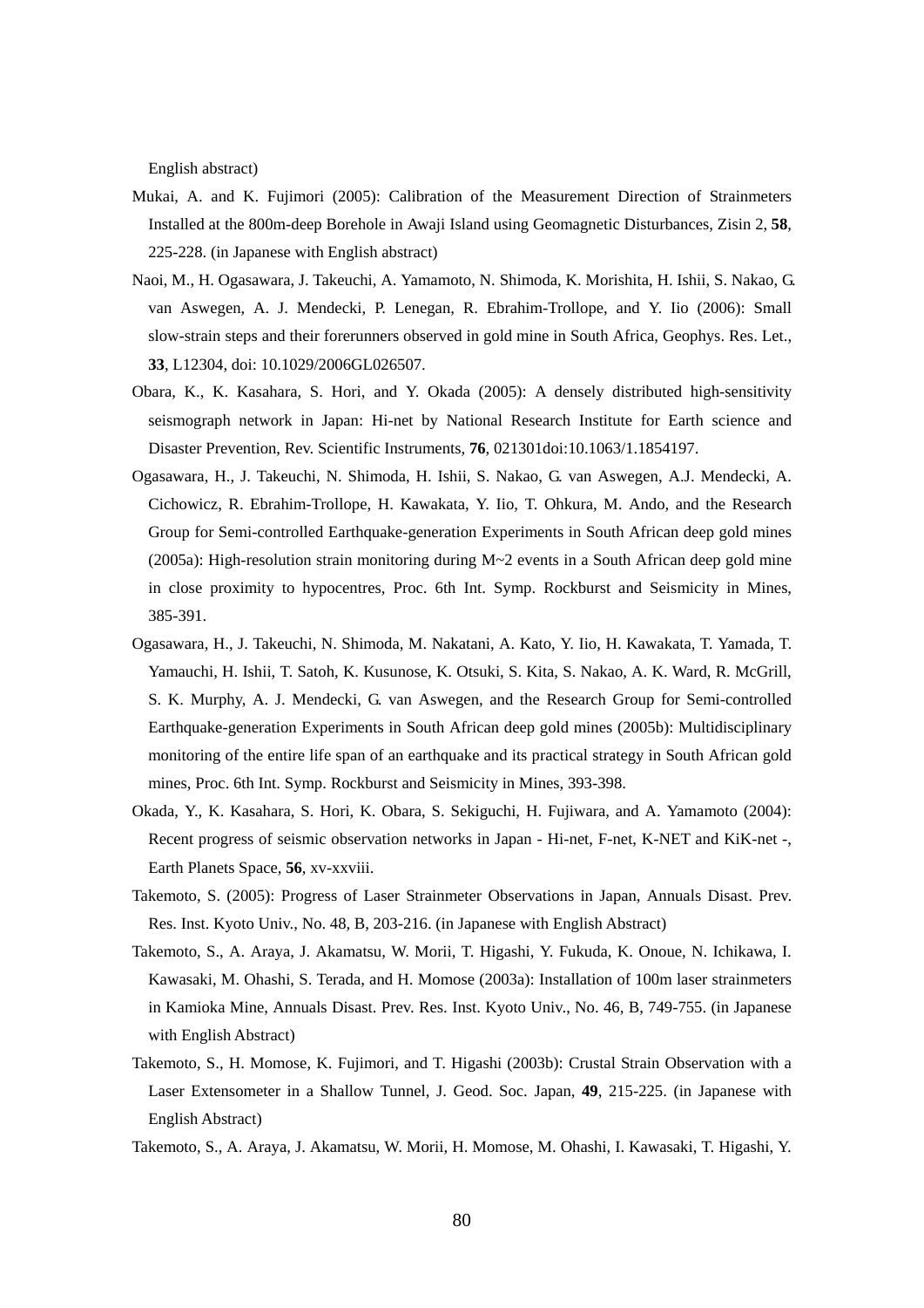English abstract)

Mukai, A. and K. Fujimori (2005): Calibration of the Measurement Direction of Strainmeters Installed at the 800m-deep Borehole in Awaji Island using Geomagnetic Disturbances, Zisin 2, **58**, 225-228. (in Japanese with English abstract)

Naoi, M., H. Ogasawara, J. Takeuchi, A. Yamamoto, N. Shimoda, K. Morishita, H. Ishii, S. Nakao, G. van Aswegen, A. J. Mendecki, P. Lenegan, R. Ebrahim-Trollope, and Y. Iio (2006): Small slow-strain steps and their forerunners observed in gold mine in South Africa, Geophys. Res. Let., **33**, L12304, doi: 10.1029/2006GL026507.

Obara, K., K. Kasahara, S. Hori, and Y. Okada (2005): A densely distributed high-sensitivity seismograph network in Japan: Hi-net by National Research Institute for Earth science and Disaster Prevention, Rev. Scientific Instruments, **76**, 021301doi:10.1063/1.1854197.

Ogasawara, H., J. Takeuchi, N. Shimoda, H. Ishii, S. Nakao, G. van Aswegen, A.J. Mendecki, A. Cichowicz, R. Ebrahim-Trollope, H. Kawakata, Y. Iio, T. Ohkura, M. Ando, and the Research Group for Semi-controlled Earthquake-generation Experiments in South African deep gold mines (2005a): High-resolution strain monitoring during M~2 events in a South African deep gold mine in close proximity to hypocentres, Proc. 6th Int. Symp. Rockburst and Seismicity in Mines, 385-391.

Ogasawara, H., J. Takeuchi, N. Shimoda, M. Nakatani, A. Kato, Y. Iio, H. Kawakata, T. Yamada, T. Yamauchi, H. Ishii, T. Satoh, K. Kusunose, K. Otsuki, S. Kita, S. Nakao, A. K. Ward, R. McGrill, S. K. Murphy, A. J. Mendecki, G. van Aswegen, and the Research Group for Semi-controlled Earthquake-generation Experiments in South African deep gold mines (2005b): Multidisciplinary monitoring of the entire life span of an earthquake and its practical strategy in South African gold mines, Proc. 6th Int. Symp. Rockburst and Seismicity in Mines, 393-398.

Okada, Y., K. Kasahara, S. Hori, K. Obara, S. Sekiguchi, H. Fujiwara, and A. Yamamoto (2004): Recent progress of seismic observation networks in Japan - Hi-net, F-net, K-NET and KiK-net -, Earth Planets Space, **56**, xv-xxviii.

Takemoto, S. (2005): Progress of Laser Strainmeter Observations in Japan, Annuals Disast. Prev. Res. Inst. Kyoto Univ., No. 48, B, 203-216. (in Japanese with English Abstract)

Takemoto, S., A. Araya, J. Akamatsu, W. Morii, T. Higashi, Y. Fukuda, K. Onoue, N. Ichikawa, I. Kawasaki, M. Ohashi, S. Terada, and H. Momose (2003a): Installation of 100m laser strainmeters in Kamioka Mine, Annuals Disast. Prev. Res. Inst. Kyoto Univ., No. 46, B, 749-755. (in Japanese with English Abstract)

Takemoto, S., H. Momose, K. Fujimori, and T. Higashi (2003b): Crustal Strain Observation with a Laser Extensometer in a Shallow Tunnel, J. Geod. Soc. Japan, **49**, 215-225. (in Japanese with English Abstract)

Takemoto, S., A. Araya, J. Akamatsu, W. Morii, H. Momose, M. Ohashi, I. Kawasaki, T. Higashi, Y.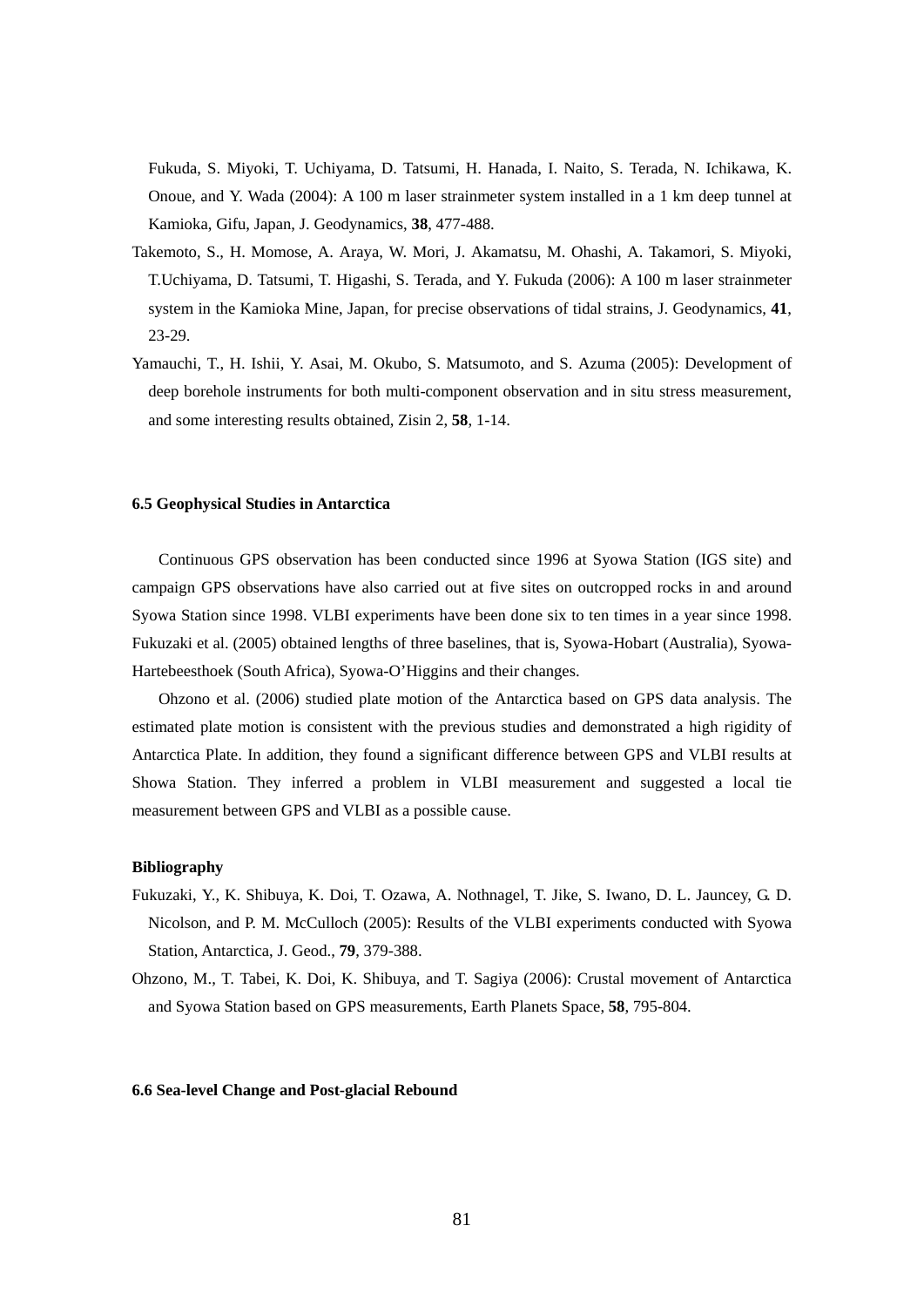Fukuda, S. Miyoki, T. Uchiyama, D. Tatsumi, H. Hanada, I. Naito, S. Terada, N. Ichikawa, K. Onoue, and Y. Wada (2004): A 100 m laser strainmeter system installed in a 1 km deep tunnel at Kamioka, Gifu, Japan, J. Geodynamics, **38**, 477-488.

Takemoto, S., H. Momose, A. Araya, W. Mori, J. Akamatsu, M. Ohashi, A. Takamori, S. Miyoki, T.Uchiyama, D. Tatsumi, T. Higashi, S. Terada, and Y. Fukuda (2006): A 100 m laser strainmeter system in the Kamioka Mine, Japan, for precise observations of tidal strains, J. Geodynamics, **41**, 23-29.

Yamauchi, T., H. Ishii, Y. Asai, M. Okubo, S. Matsumoto, and S. Azuma (2005): Development of deep borehole instruments for both multi-component observation and in situ stress measurement, and some interesting results obtained, Zisin 2, **58**, 1-14.

### 6.5 Geophysical Studies in Antarctica

Continuous GPS observation has been conducted since 1996 at Syowa Station (IGS site) and campaign GPS observations have also carried out at five sites on outcropped rocks in and around Syowa Station since 1998. VLBI experiments have been done six to ten times in a year since 1998. Fukuzaki et al. (2005) obtained lengths of three baselines, that is, Syowa-Hobart (Australia), Syowa-Hartebeesthoek (South Africa), Syowa-O'Higgins and their changes.

Ohzono et al. (2006) studied plate motion of the Antarctica based on GPS data analysis. The estimated plate motion is consistent with the previous studies and demonstrated a high rigidity of Antarctica Plate. In addition, they found a significant difference between GPS and VLBI results at Showa Station. They inferred a problem in VLBI measurement and suggested a local tie measurement between GPS and VLBI as a possible cause.

#### Bibliography

Fukuzaki, Y., K. Shibuya, K. Doi, T. Ozawa, A. Nothnagel, T. Jike, S. Iwano, D. L. Jauncey, G. D. Nicolson, and P. M. McCulloch (2005): Results of the VLBI experiments conducted with Syowa Station, Antarctica, J. Geod., **79**, 379-388.

Ohzono, M., T. Tabei, K. Doi, K. Shibuya, and T. Sagiya (2006): Crustal movement of Antarctica and Syowa Station based on GPS measurements, Earth Planets Space, **58**, 795-804.

### 6.6 Sea-level Change and Post-glacial Rebound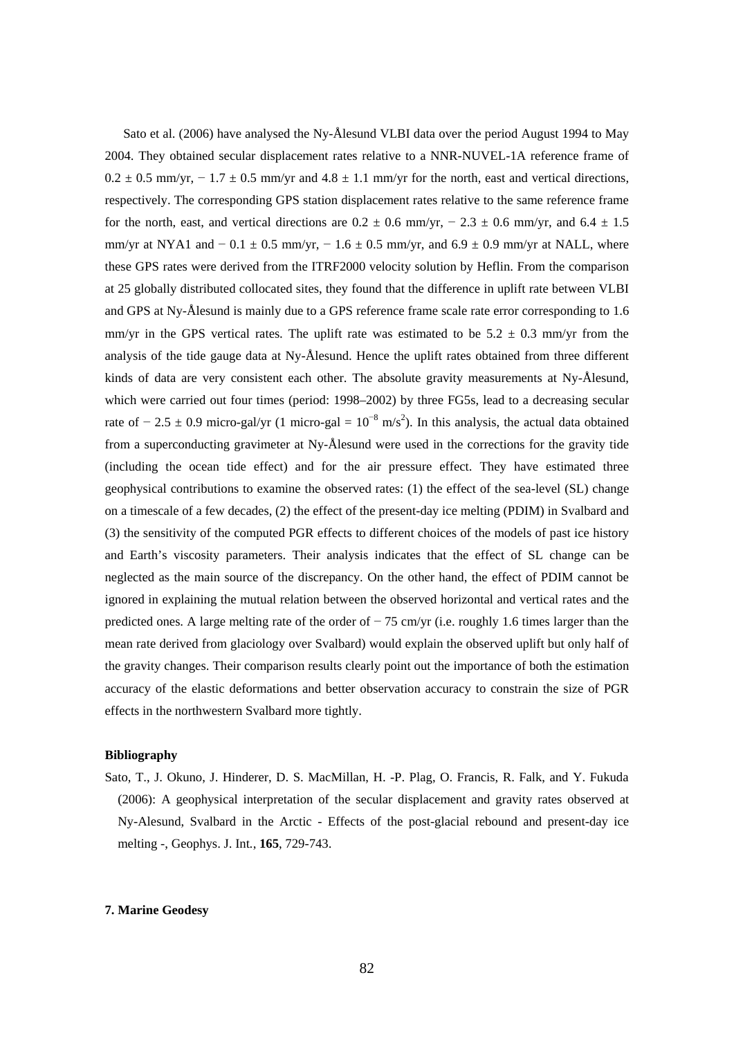Sato et al. (2006) have analysed the Ny-Ålesund VLBI data over the period August 1994 to May 2004. They obtained secular displacement rates relative to a NNR-NUVEL-1A reference frame of $0.2 \pm 0.5$ mm/yr, $-1.7 \pm 0.5$ mm/yr and $4.8 \pm 1.1$ mm/yr for the north, east and vertical directions, respectively. The corresponding GPS station displacement rates relative to the same reference frame for the north, east, and vertical directions are $0.2 \pm 0.6$ mm/yr, $-2.3 \pm 0.6$ mm/yr, and $6.4 \pm 1.5$ mm/yr at NYA1 and $-0.1 \pm 0.5$ mm/yr, $-1.6 \pm 0.5$ mm/yr, and $6.9 \pm 0.9$ mm/yr at NALL, where these GPS rates were derived from the ITRF2000 velocity solution by Heflin. From the comparison at 25 globally distributed collocated sites, they found that the difference in uplift rate between VLBI and GPS at Ny-Ålesund is mainly due to a GPS reference frame scale rate error corresponding to 1.6 mm/yr in the GPS vertical rates. The uplift rate was estimated to be $5.2 \pm 0.3$ mm/yr from the analysis of the tide gauge data at Ny-Ålesund. Hence the uplift rates obtained from three different kinds of data are very consistent each other. The absolute gravity measurements at Ny-Ålesund, which were carried out four times (period: 1998–2002) by three FG5s, lead to a decreasing secular rate of $-2.5 \pm 0.9$ micro-gal/yr (1 micro-gal = $10^{-8}$ m/s$^2$). In this analysis, the actual data obtained from a superconducting gravimeter at Ny-Ålesund were used in the corrections for the gravity tide (including the ocean tide effect) and for the air pressure effect. They have estimated three geophysical contributions to examine the observed rates: (1) the effect of the sea-level (SL) change on a timescale of a few decades, (2) the effect of the present-day ice melting (PDIM) in Svalbard and (3) the sensitivity of the computed PGR effects to different choices of the models of past ice history and Earth's viscosity parameters. Their analysis indicates that the effect of SL change can be neglected as the main source of the discrepancy. On the other hand, the effect of PDIM cannot be ignored in explaining the mutual relation between the observed horizontal and vertical rates and the predicted ones. A large melting rate of the order of $-75$ cm/yr (i.e. roughly 1.6 times larger than the mean rate derived from glaciology over Svalbard) would explain the observed uplift but only half of the gravity changes. Their comparison results clearly point out the importance of both the estimation accuracy of the elastic deformations and better observation accuracy to constrain the size of PGR effects in the northwestern Svalbard more tightly.

**Bibliography**

Sato, T., J. Okuno, J. Hinderer, D. S. MacMillan, H. -P. Plag, O. Francis, R. Falk, and Y. Fukuda (2006): A geophysical interpretation of the secular displacement and gravity rates observed at Ny-Alesund, Svalbard in the Arctic - Effects of the post-glacial rebound and present-day ice melting -, Geophys. J. Int., **165**, 729-743.

**7. Marine Geodesy**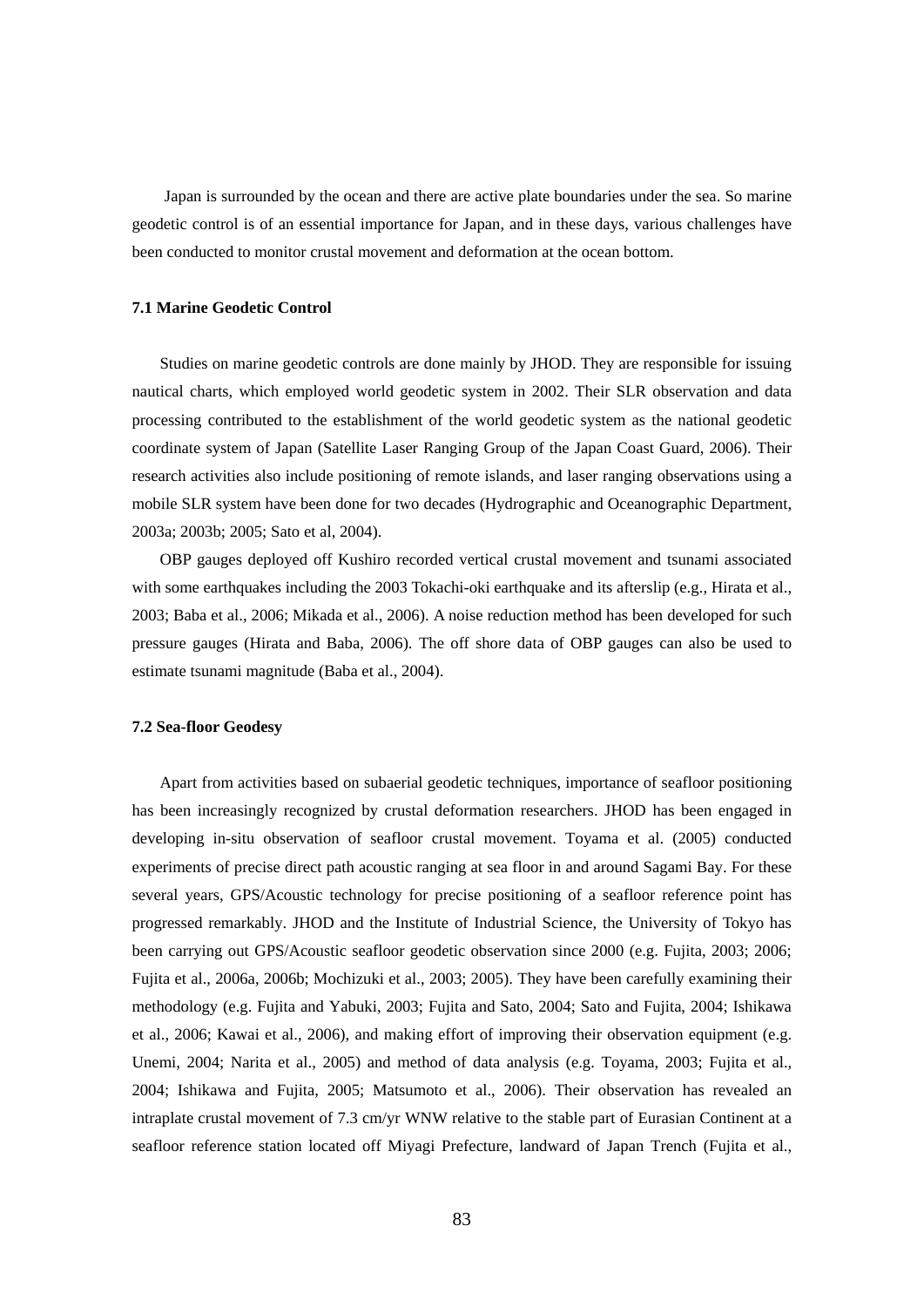Japan is surrounded by the ocean and there are active plate boundaries under the sea. So marine geodetic control is of an essential importance for Japan, and in these days, various challenges have been conducted to monitor crustal movement and deformation at the ocean bottom.

### 7.1 Marine Geodetic Control

Studies on marine geodetic controls are done mainly by JHOD. They are responsible for issuing nautical charts, which employed world geodetic system in 2002. Their SLR observation and data processing contributed to the establishment of the world geodetic system as the national geodetic coordinate system of Japan (Satellite Laser Ranging Group of the Japan Coast Guard, 2006). Their research activities also include positioning of remote islands, and laser ranging observations using a mobile SLR system have been done for two decades (Hydrographic and Oceanographic Department, 2003a; 2003b; 2005; Sato et al, 2004).

OBP gauges deployed off Kushiro recorded vertical crustal movement and tsunami associated with some earthquakes including the 2003 Tokachi-oki earthquake and its afterslip (e.g., Hirata et al., 2003; Baba et al., 2006; Mikada et al., 2006). A noise reduction method has been developed for such pressure gauges (Hirata and Baba, 2006). The off shore data of OBP gauges can also be used to estimate tsunami magnitude (Baba et al., 2004).

### 7.2 Sea-floor Geodesy

Apart from activities based on subaerial geodetic techniques, importance of seafloor positioning has been increasingly recognized by crustal deformation researchers. JHOD has been engaged in developing in-situ observation of seafloor crustal movement. Toyama et al. (2005) conducted experiments of precise direct path acoustic ranging at sea floor in and around Sagami Bay. For these several years, GPS/Acoustic technology for precise positioning of a seafloor reference point has progressed remarkably. JHOD and the Institute of Industrial Science, the University of Tokyo has been carrying out GPS/Acoustic seafloor geodetic observation since 2000 (e.g. Fujita, 2003; 2006; Fujita et al., 2006a, 2006b; Mochizuki et al., 2003; 2005). They have been carefully examining their methodology (e.g. Fujita and Yabuki, 2003; Fujita and Sato, 2004; Sato and Fujita, 2004; Ishikawa et al., 2006; Kawai et al., 2006), and making effort of improving their observation equipment (e.g. Unemi, 2004; Narita et al., 2005) and method of data analysis (e.g. Toyama, 2003; Fujita et al., 2004; Ishikawa and Fujita, 2005; Matsumoto et al., 2006). Their observation has revealed an intraplate crustal movement of 7.3 cm/yr WNW relative to the stable part of Eurasian Continent at a seafloor reference station located off Miyagi Prefecture, landward of Japan Trench (Fujita et al.,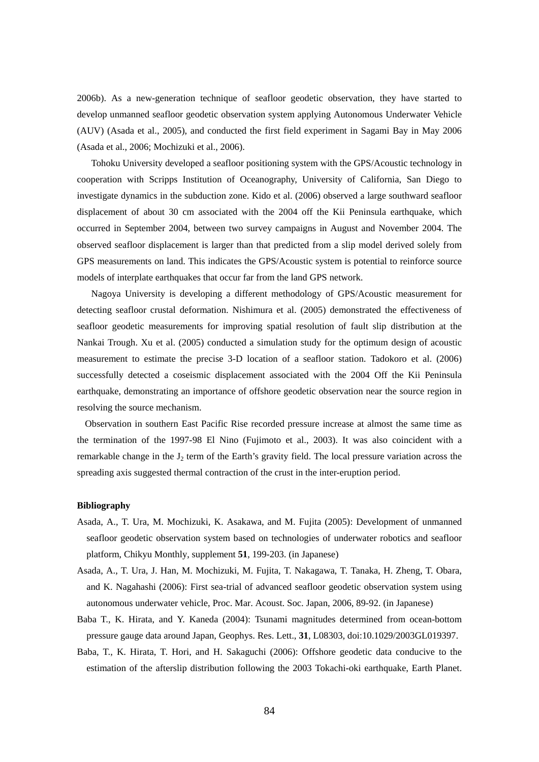2006b). As a new-generation technique of seafloor geodetic observation, they have started to develop unmanned seafloor geodetic observation system applying Autonomous Underwater Vehicle (AUV) (Asada et al., 2005), and conducted the first field experiment in Sagami Bay in May 2006 (Asada et al., 2006; Mochizuki et al., 2006).

Tohoku University developed a seafloor positioning system with the GPS/Acoustic technology in cooperation with Scripps Institution of Oceanography, University of California, San Diego to investigate dynamics in the subduction zone. Kido et al. (2006) observed a large southward seafloor displacement of about 30 cm associated with the 2004 off the Kii Peninsula earthquake, which occurred in September 2004, between two survey campaigns in August and November 2004. The observed seafloor displacement is larger than that predicted from a slip model derived solely from GPS measurements on land. This indicates the GPS/Acoustic system is potential to reinforce source models of interplate earthquakes that occur far from the land GPS network.

Nagoya University is developing a different methodology of GPS/Acoustic measurement for detecting seafloor crustal deformation. Nishimura et al. (2005) demonstrated the effectiveness of seafloor geodetic measurements for improving spatial resolution of fault slip distribution at the Nankai Trough. Xu et al. (2005) conducted a simulation study for the optimum design of acoustic measurement to estimate the precise 3-D location of a seafloor station. Tadokoro et al. (2006) successfully detected a coseismic displacement associated with the 2004 Off the Kii Peninsula earthquake, demonstrating an importance of offshore geodetic observation near the source region in resolving the source mechanism.

Observation in southern East Pacific Rise recorded pressure increase at almost the same time as the termination of the 1997-98 El Nino (Fujimoto et al., 2003). It was also coincident with a remarkable change in the $J_2$ term of the Earth's gravity field. The local pressure variation across the spreading axis suggested thermal contraction of the crust in the inter-eruption period.

**Bibliography**

Asada, A., T. Ura, M. Mochizuki, K. Asakawa, and M. Fujita (2005): Development of unmanned seafloor geodetic observation system based on technologies of underwater robotics and seafloor platform, Chikyu Monthly, supplement **51**, 199-203. (in Japanese)

Asada, A., T. Ura, J. Han, M. Mochizuki, M. Fujita, T. Nakagawa, T. Tanaka, H. Zheng, T. Obara, and K. Nagahashi (2006): First sea-trial of advanced seafloor geodetic observation system using autonomous underwater vehicle, Proc. Mar. Acoust. Soc. Japan, 2006, 89-92. (in Japanese)

Baba T., K. Hirata, and Y. Kaneda (2004): Tsunami magnitudes determined from ocean-bottom pressure gauge data around Japan, Geophys. Res. Lett., **31**, L08303, doi:10.1029/2003GL019397.

Baba, T., K. Hirata, T. Hori, and H. Sakaguchi (2006): Offshore geodetic data conducive to the estimation of the afterslip distribution following the 2003 Tokachi-oki earthquake, Earth Planet.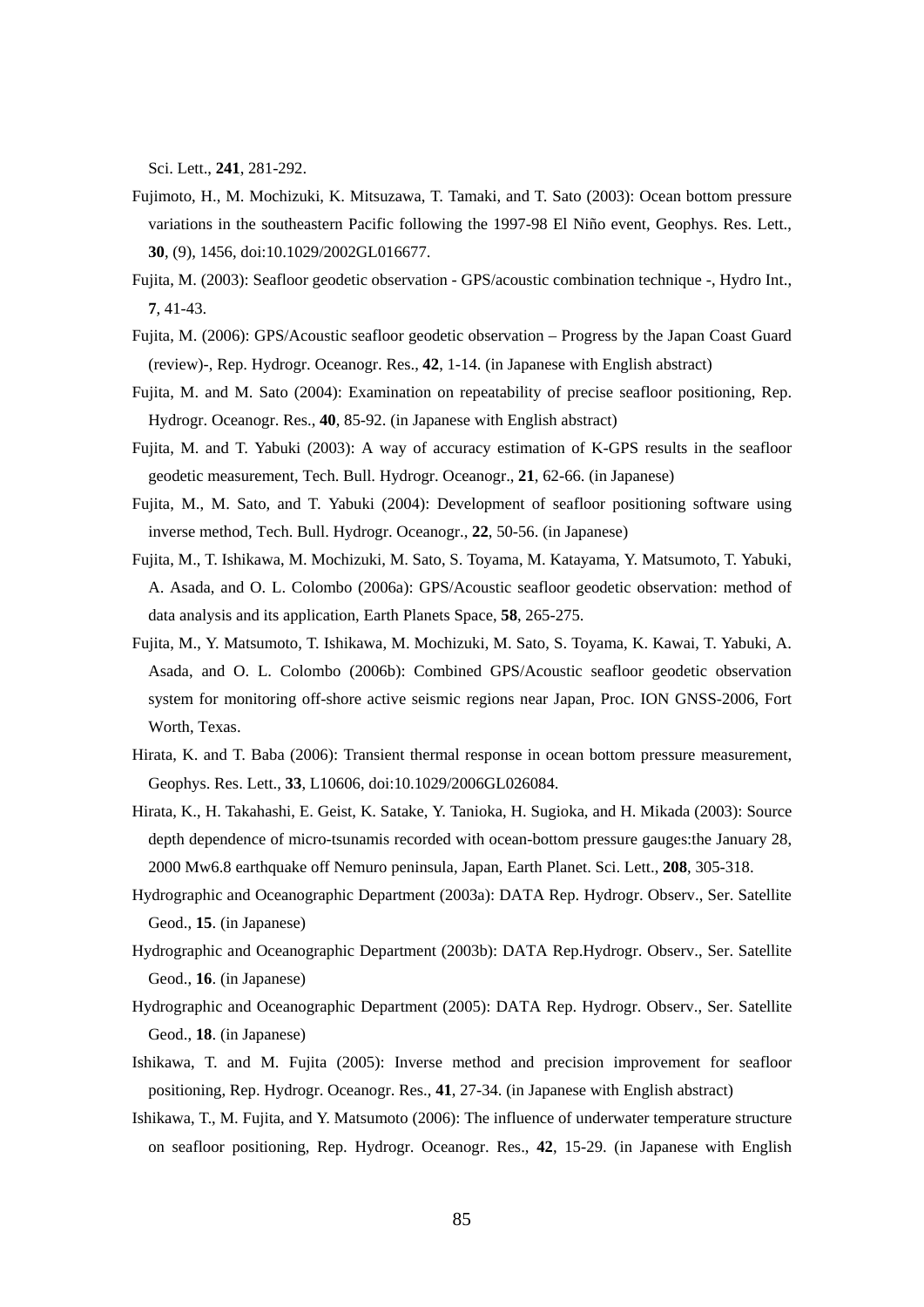Sci. Lett., **241**, 281-292.

Fujimoto, H., M. Mochizuki, K. Mitsuzawa, T. Tamaki, and T. Sato (2003): Ocean bottom pressure variations in the southeastern Pacific following the 1997-98 El Niño event, Geophys. Res. Lett., **30**, (9), 1456, doi:10.1029/2002GL016677.

Fujita, M. (2003): Seafloor geodetic observation - GPS/acoustic combination technique -, Hydro Int., **7**, 41-43.

Fujita, M. (2006): GPS/Acoustic seafloor geodetic observation – Progress by the Japan Coast Guard (review)-, Rep. Hydrogr. Oceanogr. Res., **42**, 1-14. (in Japanese with English abstract)

Fujita, M. and M. Sato (2004): Examination on repeatability of precise seafloor positioning, Rep. Hydrogr. Oceanogr. Res., **40**, 85-92. (in Japanese with English abstract)

Fujita, M. and T. Yabuki (2003): A way of accuracy estimation of K-GPS results in the seafloor geodetic measurement, Tech. Bull. Hydrogr. Oceanogr., **21**, 62-66. (in Japanese)

Fujita, M., M. Sato, and T. Yabuki (2004): Development of seafloor positioning software using inverse method, Tech. Bull. Hydrogr. Oceanogr., **22**, 50-56. (in Japanese)

Fujita, M., T. Ishikawa, M. Mochizuki, M. Sato, S. Toyama, M. Katayama, Y. Matsumoto, T. Yabuki, A. Asada, and O. L. Colombo (2006a): GPS/Acoustic seafloor geodetic observation: method of data analysis and its application, Earth Planets Space, **58**, 265-275.

Fujita, M., Y. Matsumoto, T. Ishikawa, M. Mochizuki, M. Sato, S. Toyama, K. Kawai, T. Yabuki, A. Asada, and O. L. Colombo (2006b): Combined GPS/Acoustic seafloor geodetic observation system for monitoring off-shore active seismic regions near Japan, Proc. ION GNSS-2006, Fort Worth, Texas.

Hirata, K. and T. Baba (2006): Transient thermal response in ocean bottom pressure measurement, Geophys. Res. Lett., **33**, L10606, doi:10.1029/2006GL026084.

Hirata, K., H. Takahashi, E. Geist, K. Satake, Y. Tanioka, H. Sugioka, and H. Mikada (2003): Source depth dependence of micro-tsunamis recorded with ocean-bottom pressure gauges:the January 28, 2000 Mw6.8 earthquake off Nemuro peninsula, Japan, Earth Planet. Sci. Lett., **208**, 305-318.

Hydrographic and Oceanographic Department (2003a): DATA Rep. Hydrogr. Observ., Ser. Satellite Geod., **15**. (in Japanese)

Hydrographic and Oceanographic Department (2003b): DATA Rep.Hydrogr. Observ., Ser. Satellite Geod., **16**. (in Japanese)

Hydrographic and Oceanographic Department (2005): DATA Rep. Hydrogr. Observ., Ser. Satellite Geod., **18**. (in Japanese)

Ishikawa, T. and M. Fujita (2005): Inverse method and precision improvement for seafloor positioning, Rep. Hydrogr. Oceanogr. Res., **41**, 27-34. (in Japanese with English abstract)

Ishikawa, T., M. Fujita, and Y. Matsumoto (2006): The influence of underwater temperature structure on seafloor positioning, Rep. Hydrogr. Oceanogr. Res., **42**, 15-29. (in Japanese with English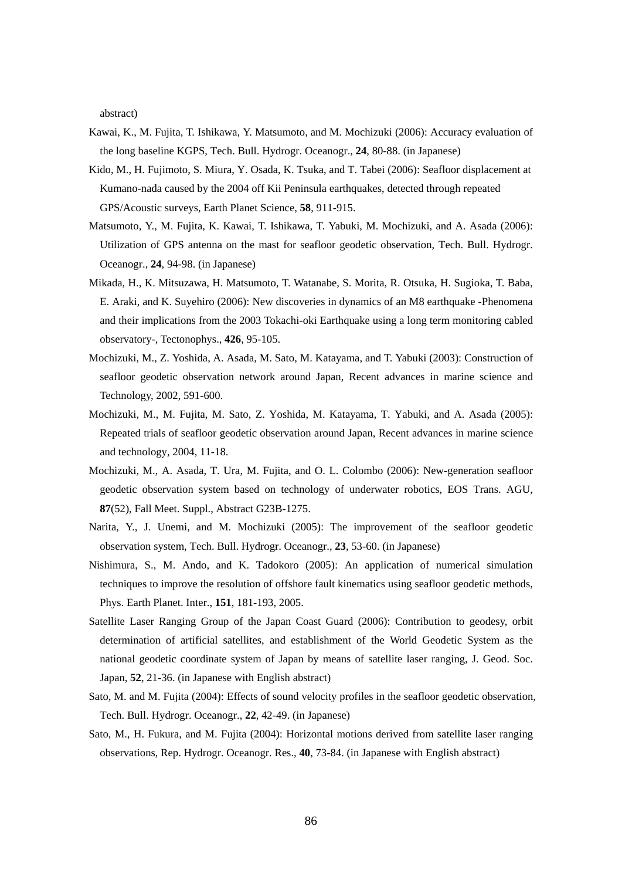abstract)

Kawai, K., M. Fujita, T. Ishikawa, Y. Matsumoto, and M. Mochizuki (2006): Accuracy evaluation of the long baseline KGPS, Tech. Bull. Hydrogr. Oceanogr., **24**, 80-88. (in Japanese)

Kido, M., H. Fujimoto, S. Miura, Y. Osada, K. Tsuka, and T. Tabei (2006): Seafloor displacement at Kumano-nada caused by the 2004 off Kii Peninsula earthquakes, detected through repeated GPS/Acoustic surveys, Earth Planet Science, **58**, 911-915.

Matsumoto, Y., M. Fujita, K. Kawai, T. Ishikawa, T. Yabuki, M. Mochizuki, and A. Asada (2006): Utilization of GPS antenna on the mast for seafloor geodetic observation, Tech. Bull. Hydrogr. Oceanogr., **24**, 94-98. (in Japanese)

Mikada, H., K. Mitsuzawa, H. Matsumoto, T. Watanabe, S. Morita, R. Otsuka, H. Sugioka, T. Baba, E. Araki, and K. Suyehiro (2006): New discoveries in dynamics of an M8 earthquake -Phenomena and their implications from the 2003 Tokachi-oki Earthquake using a long term monitoring cabled observatory-, Tectonophys., **426**, 95-105.

Mochizuki, M., Z. Yoshida, A. Asada, M. Sato, M. Katayama, and T. Yabuki (2003): Construction of seafloor geodetic observation network around Japan, Recent advances in marine science and Technology, 2002, 591-600.

Mochizuki, M., M. Fujita, M. Sato, Z. Yoshida, M. Katayama, T. Yabuki, and A. Asada (2005): Repeated trials of seafloor geodetic observation around Japan, Recent advances in marine science and technology, 2004, 11-18.

Mochizuki, M., A. Asada, T. Ura, M. Fujita, and O. L. Colombo (2006): New-generation seafloor geodetic observation system based on technology of underwater robotics, EOS Trans. AGU, **87**(52), Fall Meet. Suppl., Abstract G23B-1275.

Narita, Y., J. Unemi, and M. Mochizuki (2005): The improvement of the seafloor geodetic observation system, Tech. Bull. Hydrogr. Oceanogr., **23**, 53-60. (in Japanese)

Nishimura, S., M. Ando, and K. Tadokoro (2005): An application of numerical simulation techniques to improve the resolution of offshore fault kinematics using seafloor geodetic methods, Phys. Earth Planet. Inter., **151**, 181-193, 2005.

Satellite Laser Ranging Group of the Japan Coast Guard (2006): Contribution to geodesy, orbit determination of artificial satellites, and establishment of the World Geodetic System as the national geodetic coordinate system of Japan by means of satellite laser ranging, J. Geod. Soc. Japan, **52**, 21-36. (in Japanese with English abstract)

Sato, M. and M. Fujita (2004): Effects of sound velocity profiles in the seafloor geodetic observation, Tech. Bull. Hydrogr. Oceanogr., **22**, 42-49. (in Japanese)

Sato, M., H. Fukura, and M. Fujita (2004): Horizontal motions derived from satellite laser ranging observations, Rep. Hydrogr. Oceanogr. Res., **40**, 73-84. (in Japanese with English abstract)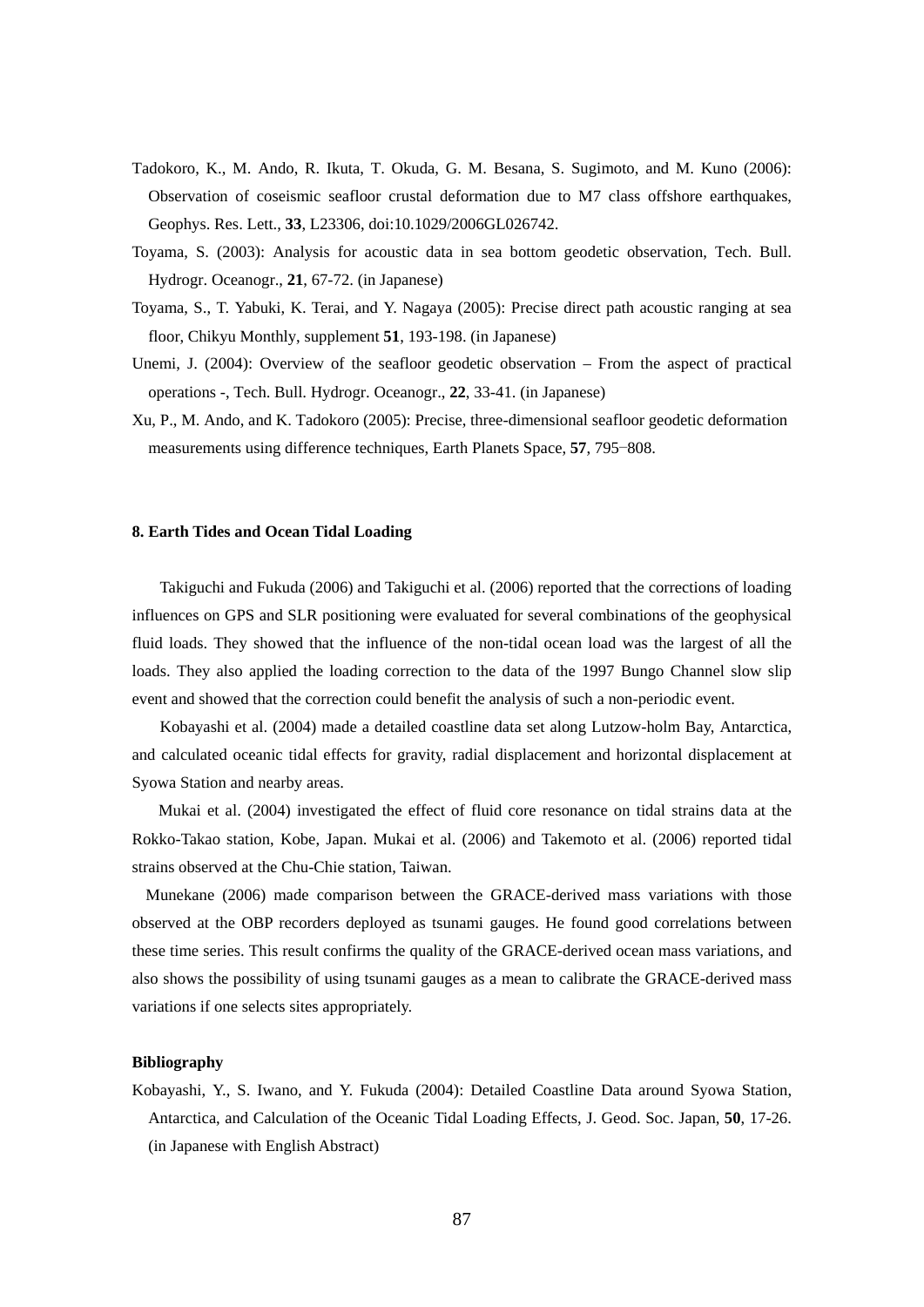Tadokoro, K., M. Ando, R. Ikuta, T. Okuda, G. M. Besana, S. Sugimoto, and M. Kuno (2006): Observation of coseismic seafloor crustal deformation due to M7 class offshore earthquakes, Geophys. Res. Lett., **33**, L23306, doi:10.1029/2006GL026742.

Toyama, S. (2003): Analysis for acoustic data in sea bottom geodetic observation, Tech. Bull. Hydrogr. Oceanogr., **21**, 67-72. (in Japanese)

Toyama, S., T. Yabuki, K. Terai, and Y. Nagaya (2005): Precise direct path acoustic ranging at sea floor, Chikyu Monthly, supplement **51**, 193-198. (in Japanese)

Unemi, J. (2004): Overview of the seafloor geodetic observation – From the aspect of practical operations -, Tech. Bull. Hydrogr. Oceanogr., **22**, 33-41. (in Japanese)

Xu, P., M. Ando, and K. Tadokoro (2005): Precise, three-dimensional seafloor geodetic deformation measurements using difference techniques, Earth Planets Space, **57**, 795−808.

## 8. Earth Tides and Ocean Tidal Loading

Takiguchi and Fukuda (2006) and Takiguchi et al. (2006) reported that the corrections of loading influences on GPS and SLR positioning were evaluated for several combinations of the geophysical fluid loads. They showed that the influence of the non-tidal ocean load was the largest of all the loads. They also applied the loading correction to the data of the 1997 Bungo Channel slow slip event and showed that the correction could benefit the analysis of such a non-periodic event.

Kobayashi et al. (2004) made a detailed coastline data set along Lutzow-holm Bay, Antarctica, and calculated oceanic tidal effects for gravity, radial displacement and horizontal displacement at Syowa Station and nearby areas.

Mukai et al. (2004) investigated the effect of fluid core resonance on tidal strains data at the Rokko-Takao station, Kobe, Japan. Mukai et al. (2006) and Takemoto et al. (2006) reported tidal strains observed at the Chu-Chie station, Taiwan.

Munekane (2006) made comparison between the GRACE-derived mass variations with those observed at the OBP recorders deployed as tsunami gauges. He found good correlations between these time series. This result confirms the quality of the GRACE-derived ocean mass variations, and also shows the possibility of using tsunami gauges as a mean to calibrate the GRACE-derived mass variations if one selects sites appropriately.

### Bibliography

Kobayashi, Y., S. Iwano, and Y. Fukuda (2004): Detailed Coastline Data around Syowa Station, Antarctica, and Calculation of the Oceanic Tidal Loading Effects, J. Geod. Soc. Japan, **50**, 17-26. (in Japanese with English Abstract)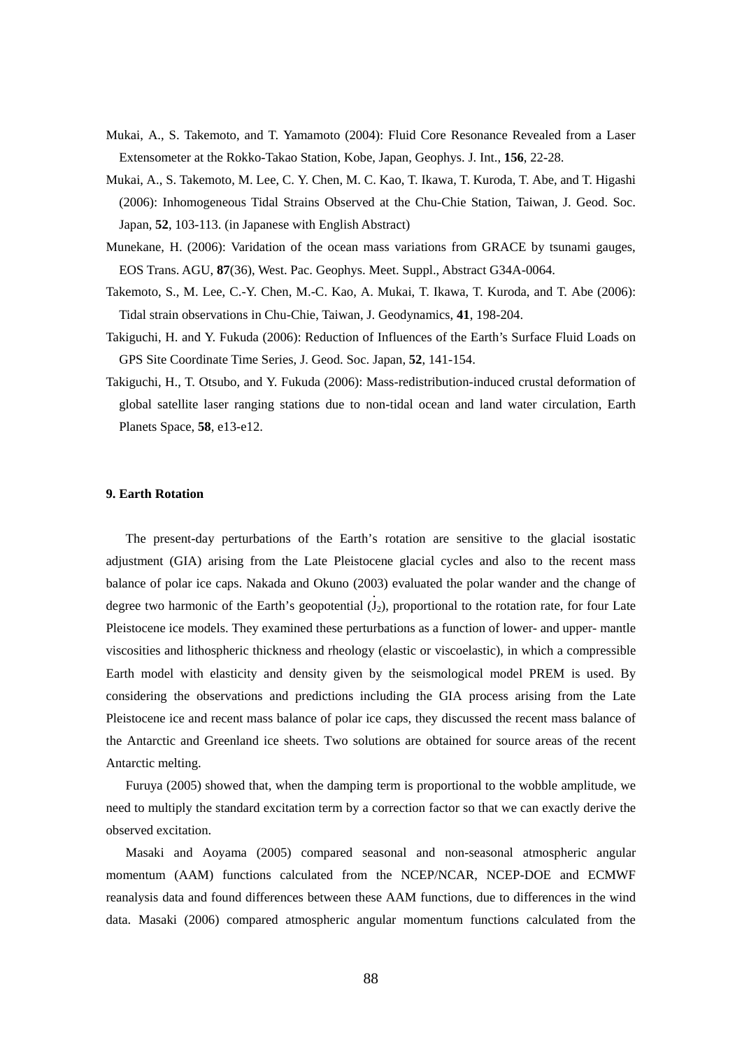Mukai, A., S. Takemoto, and T. Yamamoto (2004): Fluid Core Resonance Revealed from a Laser Extensometer at the Rokko-Takao Station, Kobe, Japan, Geophys. J. Int., **156**, 22-28.

Mukai, A., S. Takemoto, M. Lee, C. Y. Chen, M. C. Kao, T. Ikawa, T. Kuroda, T. Abe, and T. Higashi (2006): Inhomogeneous Tidal Strains Observed at the Chu-Chie Station, Taiwan, J. Geod. Soc. Japan, **52**, 103-113. (in Japanese with English Abstract)

Munekane, H. (2006): Varidation of the ocean mass variations from GRACE by tsunami gauges, EOS Trans. AGU, **87**(36), West. Pac. Geophys. Meet. Suppl., Abstract G34A-0064.

Takemoto, S., M. Lee, C.-Y. Chen, M.-C. Kao, A. Mukai, T. Ikawa, T. Kuroda, and T. Abe (2006): Tidal strain observations in Chu-Chie, Taiwan, J. Geodynamics, **41**, 198-204.

Takiguchi, H. and Y. Fukuda (2006): Reduction of Influences of the Earth's Surface Fluid Loads on GPS Site Coordinate Time Series, J. Geod. Soc. Japan, **52**, 141-154.

Takiguchi, H., T. Otsubo, and Y. Fukuda (2006): Mass-redistribution-induced crustal deformation of global satellite laser ranging stations due to non-tidal ocean and land water circulation, Earth Planets Space, **58**, e13-e12.

## 9. Earth Rotation

The present-day perturbations of the Earth's rotation are sensitive to the glacial isostatic adjustment (GIA) arising from the Late Pleistocene glacial cycles and also to the recent mass balance of polar ice caps. Nakada and Okuno (2003) evaluated the polar wander and the change of degree two harmonic of the Earth's geopotential ($\dot{J}_2$), proportional to the rotation rate, for four Late Pleistocene ice models. They examined these perturbations as a function of lower- and upper- mantle viscosities and lithospheric thickness and rheology (elastic or viscoelastic), in which a compressible Earth model with elasticity and density given by the seismological model PREM is used. By considering the observations and predictions including the GIA process arising from the Late Pleistocene ice and recent mass balance of polar ice caps, they discussed the recent mass balance of the Antarctic and Greenland ice sheets. Two solutions are obtained for source areas of the recent Antarctic melting.

Furuya (2005) showed that, when the damping term is proportional to the wobble amplitude, we need to multiply the standard excitation term by a correction factor so that we can exactly derive the observed excitation.

Masaki and Aoyama (2005) compared seasonal and non-seasonal atmospheric angular momentum (AAM) functions calculated from the NCEP/NCAR, NCEP-DOE and ECMWF reanalysis data and found differences between these AAM functions, due to differences in the wind data. Masaki (2006) compared atmospheric angular momentum functions calculated from the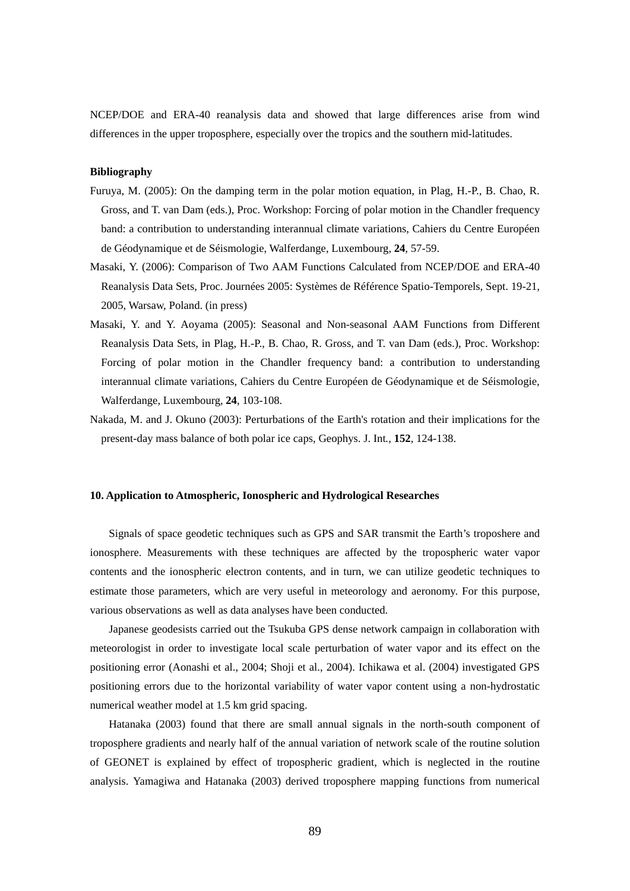NCEP/DOE and ERA-40 reanalysis data and showed that large differences arise from wind differences in the upper troposphere, especially over the tropics and the southern mid-latitudes.

**Bibliography**

Furuya, M. (2005): On the damping term in the polar motion equation, in Plag, H.-P., B. Chao, R. Gross, and T. van Dam (eds.), Proc. Workshop: Forcing of polar motion in the Chandler frequency band: a contribution to understanding interannual climate variations, Cahiers du Centre Européen de Géodynamique et de Séismologie, Walferdange, Luxembourg, **24**, 57-59.

Masaki, Y. (2006): Comparison of Two AAM Functions Calculated from NCEP/DOE and ERA-40 Reanalysis Data Sets, Proc. Journées 2005: Systèmes de Référence Spatio-Temporels, Sept. 19-21, 2005, Warsaw, Poland. (in press)

Masaki, Y. and Y. Aoyama (2005): Seasonal and Non-seasonal AAM Functions from Different Reanalysis Data Sets, in Plag, H.-P., B. Chao, R. Gross, and T. van Dam (eds.), Proc. Workshop: Forcing of polar motion in the Chandler frequency band: a contribution to understanding interannual climate variations, Cahiers du Centre Européen de Géodynamique et de Séismologie, Walferdange, Luxembourg, **24**, 103-108.

Nakada, M. and J. Okuno (2003): Perturbations of the Earth's rotation and their implications for the present-day mass balance of both polar ice caps, Geophys. J. Int*.*, **152**, 124-138.

## 10. Application to Atmospheric, Ionospheric and Hydrological Researches

Signals of space geodetic techniques such as GPS and SAR transmit the Earth's troposhere and ionosphere. Measurements with these techniques are affected by the tropospheric water vapor contents and the ionospheric electron contents, and in turn, we can utilize geodetic techniques to estimate those parameters, which are very useful in meteorology and aeronomy. For this purpose, various observations as well as data analyses have been conducted.

Japanese geodesists carried out the Tsukuba GPS dense network campaign in collaboration with meteorologist in order to investigate local scale perturbation of water vapor and its effect on the positioning error (Aonashi et al., 2004; Shoji et al., 2004). Ichikawa et al. (2004) investigated GPS positioning errors due to the horizontal variability of water vapor content using a non-hydrostatic numerical weather model at 1.5 km grid spacing.

Hatanaka (2003) found that there are small annual signals in the north-south component of troposphere gradients and nearly half of the annual variation of network scale of the routine solution of GEONET is explained by effect of tropospheric gradient, which is neglected in the routine analysis. Yamagiwa and Hatanaka (2003) derived troposphere mapping functions from numerical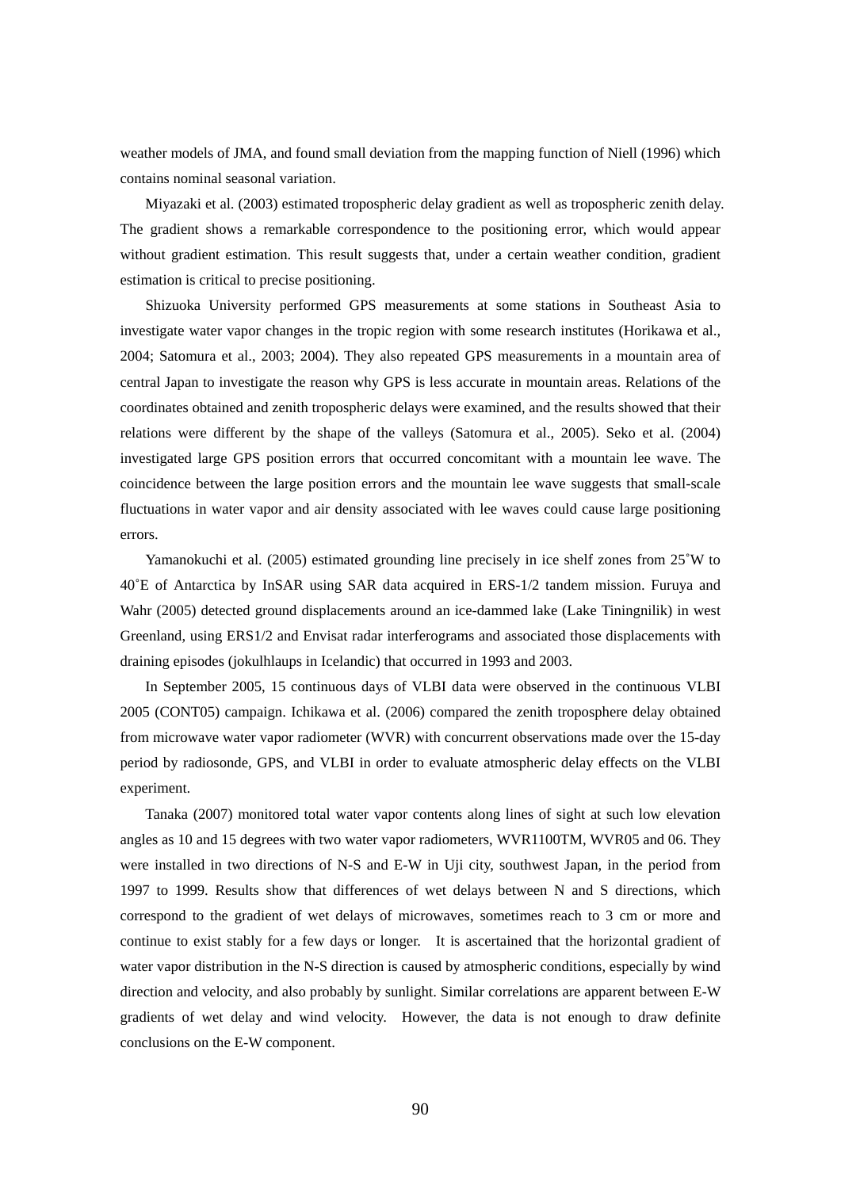weather models of JMA, and found small deviation from the mapping function of Niell (1996) which contains nominal seasonal variation.

Miyazaki et al. (2003) estimated tropospheric delay gradient as well as tropospheric zenith delay. The gradient shows a remarkable correspondence to the positioning error, which would appear without gradient estimation. This result suggests that, under a certain weather condition, gradient estimation is critical to precise positioning.

Shizuoka University performed GPS measurements at some stations in Southeast Asia to investigate water vapor changes in the tropic region with some research institutes (Horikawa et al., 2004; Satomura et al., 2003; 2004). They also repeated GPS measurements in a mountain area of central Japan to investigate the reason why GPS is less accurate in mountain areas. Relations of the coordinates obtained and zenith tropospheric delays were examined, and the results showed that their relations were different by the shape of the valleys (Satomura et al., 2005). Seko et al. (2004) investigated large GPS position errors that occurred concomitant with a mountain lee wave. The coincidence between the large position errors and the mountain lee wave suggests that small-scale fluctuations in water vapor and air density associated with lee waves could cause large positioning errors.

Yamanokuchi et al. (2005) estimated grounding line precisely in ice shelf zones from 25˚W to 40˚E of Antarctica by InSAR using SAR data acquired in ERS-1/2 tandem mission. Furuya and Wahr (2005) detected ground displacements around an ice-dammed lake (Lake Tiningnilik) in west Greenland, using ERS1/2 and Envisat radar interferograms and associated those displacements with draining episodes (jokulhlaups in Icelandic) that occurred in 1993 and 2003.

In September 2005, 15 continuous days of VLBI data were observed in the continuous VLBI 2005 (CONT05) campaign. Ichikawa et al. (2006) compared the zenith troposphere delay obtained from microwave water vapor radiometer (WVR) with concurrent observations made over the 15-day period by radiosonde, GPS, and VLBI in order to evaluate atmospheric delay effects on the VLBI experiment.

Tanaka (2007) monitored total water vapor contents along lines of sight at such low elevation angles as 10 and 15 degrees with two water vapor radiometers, WVR1100TM, WVR05 and 06. They were installed in two directions of N-S and E-W in Uji city, southwest Japan, in the period from 1997 to 1999. Results show that differences of wet delays between N and S directions, which correspond to the gradient of wet delays of microwaves, sometimes reach to 3 cm or more and continue to exist stably for a few days or longer. It is ascertained that the horizontal gradient of water vapor distribution in the N-S direction is caused by atmospheric conditions, especially by wind direction and velocity, and also probably by sunlight. Similar correlations are apparent between E-W gradients of wet delay and wind velocity. However, the data is not enough to draw definite conclusions on the E-W component.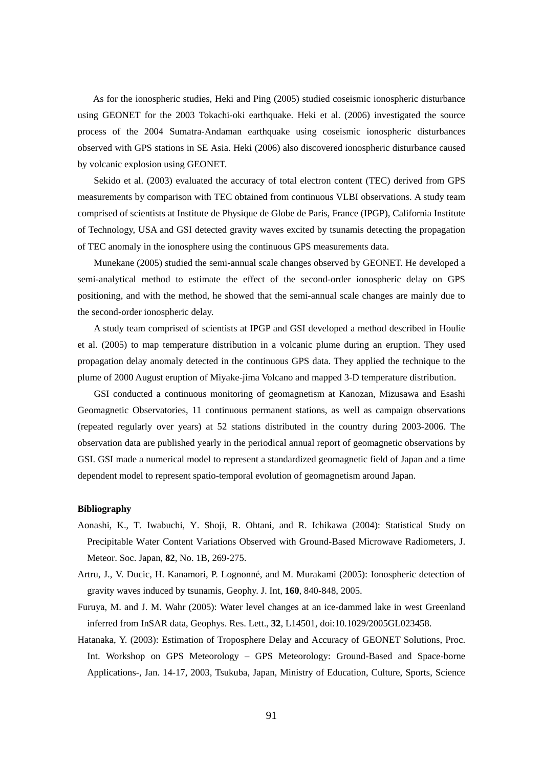As for the ionospheric studies, Heki and Ping (2005) studied coseismic ionospheric disturbance using GEONET for the 2003 Tokachi-oki earthquake. Heki et al. (2006) investigated the source process of the 2004 Sumatra-Andaman earthquake using coseismic ionospheric disturbances observed with GPS stations in SE Asia. Heki (2006) also discovered ionospheric disturbance caused by volcanic explosion using GEONET.

Sekido et al. (2003) evaluated the accuracy of total electron content (TEC) derived from GPS measurements by comparison with TEC obtained from continuous VLBI observations. A study team comprised of scientists at Institute de Physique de Globe de Paris, France (IPGP), California Institute of Technology, USA and GSI detected gravity waves excited by tsunamis detecting the propagation of TEC anomaly in the ionosphere using the continuous GPS measurements data.

Munekane (2005) studied the semi-annual scale changes observed by GEONET. He developed a semi-analytical method to estimate the effect of the second-order ionospheric delay on GPS positioning, and with the method, he showed that the semi-annual scale changes are mainly due to the second-order ionospheric delay.

A study team comprised of scientists at IPGP and GSI developed a method described in Houlie et al. (2005) to map temperature distribution in a volcanic plume during an eruption. They used propagation delay anomaly detected in the continuous GPS data. They applied the technique to the plume of 2000 August eruption of Miyake-jima Volcano and mapped 3-D temperature distribution.

GSI conducted a continuous monitoring of geomagnetism at Kanozan, Mizusawa and Esashi Geomagnetic Observatories, 11 continuous permanent stations, as well as campaign observations (repeated regularly over years) at 52 stations distributed in the country during 2003-2006. The observation data are published yearly in the periodical annual report of geomagnetic observations by GSI. GSI made a numerical model to represent a standardized geomagnetic field of Japan and a time dependent model to represent spatio-temporal evolution of geomagnetism around Japan.

**Bibliography**

Aonashi, K., T. Iwabuchi, Y. Shoji, R. Ohtani, and R. Ichikawa (2004): Statistical Study on Precipitable Water Content Variations Observed with Ground-Based Microwave Radiometers, J. Meteor. Soc. Japan, **82**, No. 1B, 269-275.

Artru, J., V. Ducic, H. Kanamori, P. Lognonné, and M. Murakami (2005): Ionospheric detection of gravity waves induced by tsunamis, Geophy. J. Int, **160**, 840-848, 2005.

Furuya, M. and J. M. Wahr (2005): Water level changes at an ice-dammed lake in west Greenland inferred from InSAR data, Geophys. Res. Lett., **32**, L14501, doi:10.1029/2005GL023458.

Hatanaka, Y. (2003): Estimation of Troposphere Delay and Accuracy of GEONET Solutions, Proc. Int. Workshop on GPS Meteorology – GPS Meteorology: Ground-Based and Space-borne Applications-, Jan. 14-17, 2003, Tsukuba, Japan, Ministry of Education, Culture, Sports, Science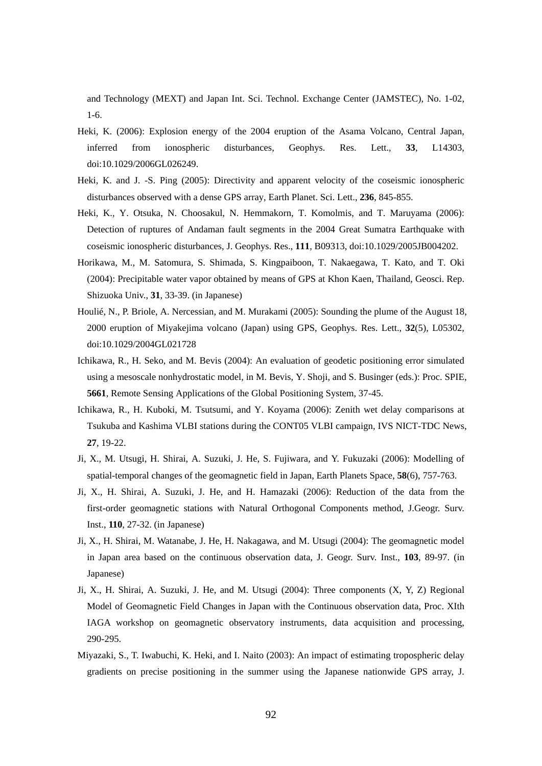and Technology (MEXT) and Japan Int. Sci. Technol. Exchange Center (JAMSTEC), No. 1-02, 1-6.

Heki, K. (2006): Explosion energy of the 2004 eruption of the Asama Volcano, Central Japan, inferred from ionospheric disturbances, Geophys. Res. Lett., **33**, L14303, doi:10.1029/2006GL026249.

Heki, K. and J. -S. Ping (2005): Directivity and apparent velocity of the coseismic ionospheric disturbances observed with a dense GPS array, Earth Planet. Sci. Lett., **236**, 845-855.

Heki, K., Y. Otsuka, N. Choosakul, N. Hemmakorn, T. Komolmis, and T. Maruyama (2006): Detection of ruptures of Andaman fault segments in the 2004 Great Sumatra Earthquake with coseismic ionospheric disturbances, J. Geophys. Res., **111**, B09313, doi:10.1029/2005JB004202.

Horikawa, M., M. Satomura, S. Shimada, S. Kingpaiboon, T. Nakaegawa, T. Kato, and T. Oki (2004): Precipitable water vapor obtained by means of GPS at Khon Kaen, Thailand, Geosci. Rep. Shizuoka Univ., **31**, 33-39. (in Japanese)

Houlié, N., P. Briole, A. Nercessian, and M. Murakami (2005): Sounding the plume of the August 18, 2000 eruption of Miyakejima volcano (Japan) using GPS, Geophys. Res. Lett., **32**(5), L05302, doi:10.1029/2004GL021728

Ichikawa, R., H. Seko, and M. Bevis (2004): An evaluation of geodetic positioning error simulated using a mesoscale nonhydrostatic model, in M. Bevis, Y. Shoji, and S. Businger (eds.): Proc. SPIE, **5661**, Remote Sensing Applications of the Global Positioning System, 37-45.

Ichikawa, R., H. Kuboki, M. Tsutsumi, and Y. Koyama (2006): Zenith wet delay comparisons at Tsukuba and Kashima VLBI stations during the CONT05 VLBI campaign, IVS NICT-TDC News, **27**, 19-22.

Ji, X., M. Utsugi, H. Shirai, A. Suzuki, J. He, S. Fujiwara, and Y. Fukuzaki (2006): Modelling of spatial-temporal changes of the geomagnetic field in Japan, Earth Planets Space, **58**(6), 757-763.

Ji, X., H. Shirai, A. Suzuki, J. He, and H. Hamazaki (2006): Reduction of the data from the first-order geomagnetic stations with Natural Orthogonal Components method, J.Geogr. Surv. Inst., **110**, 27-32. (in Japanese)

Ji, X., H. Shirai, M. Watanabe, J. He, H. Nakagawa, and M. Utsugi (2004): The geomagnetic model in Japan area based on the continuous observation data, J. Geogr. Surv. Inst., **103**, 89-97. (in Japanese)

Ji, X., H. Shirai, A. Suzuki, J. He, and M. Utsugi (2004): Three components (X, Y, Z) Regional Model of Geomagnetic Field Changes in Japan with the Continuous observation data, Proc. XIth IAGA workshop on geomagnetic observatory instruments, data acquisition and processing, 290-295.

Miyazaki, S., T. Iwabuchi, K. Heki, and I. Naito (2003): An impact of estimating tropospheric delay gradients on precise positioning in the summer using the Japanese nationwide GPS array, J.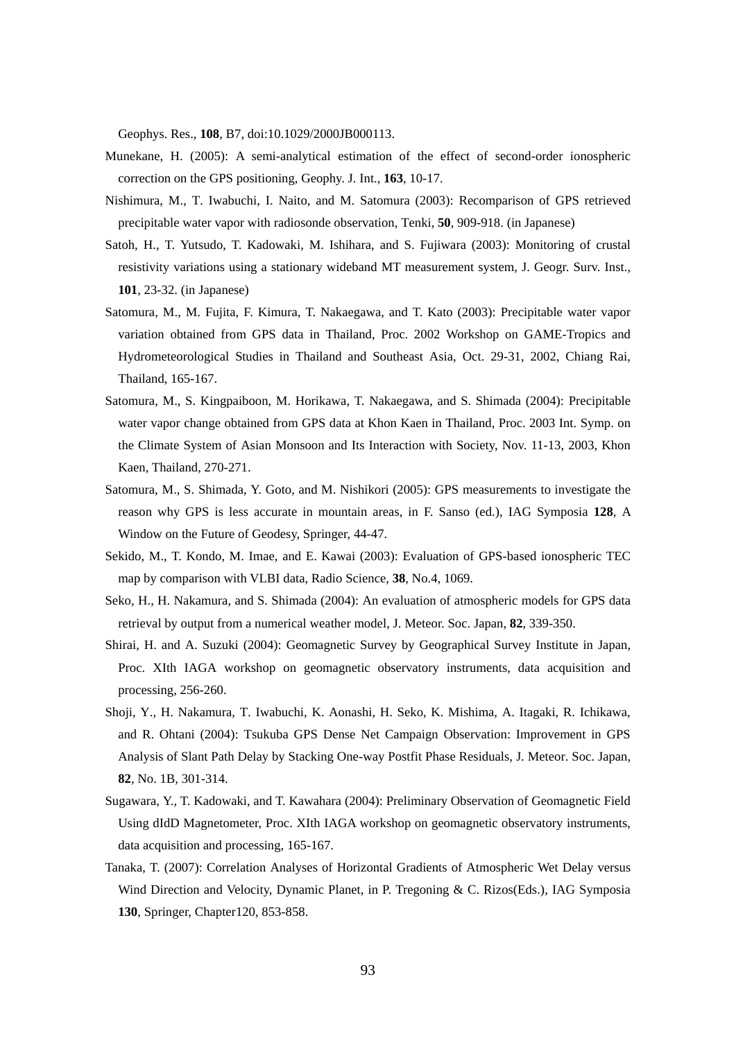Geophys. Res., **108**, B7, doi:10.1029/2000JB000113.

Munekane, H. (2005): A semi-analytical estimation of the effect of second-order ionospheric correction on the GPS positioning, Geophy. J. Int., **163**, 10-17.

Nishimura, M., T. Iwabuchi, I. Naito, and M. Satomura (2003): Recomparison of GPS retrieved precipitable water vapor with radiosonde observation, Tenki, **50**, 909-918. (in Japanese)

Satoh, H., T. Yutsudo, T. Kadowaki, M. Ishihara, and S. Fujiwara (2003): Monitoring of crustal resistivity variations using a stationary wideband MT measurement system, J. Geogr. Surv. Inst., **101**, 23-32. (in Japanese)

Satomura, M., M. Fujita, F. Kimura, T. Nakaegawa, and T. Kato (2003): Precipitable water vapor variation obtained from GPS data in Thailand, Proc. 2002 Workshop on GAME-Tropics and Hydrometeorological Studies in Thailand and Southeast Asia, Oct. 29-31, 2002, Chiang Rai, Thailand, 165-167.

Satomura, M., S. Kingpaiboon, M. Horikawa, T. Nakaegawa, and S. Shimada (2004): Precipitable water vapor change obtained from GPS data at Khon Kaen in Thailand, Proc. 2003 Int. Symp. on the Climate System of Asian Monsoon and Its Interaction with Society, Nov. 11-13, 2003, Khon Kaen, Thailand, 270-271.

Satomura, M., S. Shimada, Y. Goto, and M. Nishikori (2005): GPS measurements to investigate the reason why GPS is less accurate in mountain areas, in F. Sanso (ed.), IAG Symposia **128**, A Window on the Future of Geodesy, Springer, 44-47.

Sekido, M., T. Kondo, M. Imae, and E. Kawai (2003): Evaluation of GPS-based ionospheric TEC map by comparison with VLBI data, Radio Science, **38**, No.4, 1069.

Seko, H., H. Nakamura, and S. Shimada (2004): An evaluation of atmospheric models for GPS data retrieval by output from a numerical weather model, J. Meteor. Soc. Japan, **82**, 339-350.

Shirai, H. and A. Suzuki (2004): Geomagnetic Survey by Geographical Survey Institute in Japan, Proc. XIth IAGA workshop on geomagnetic observatory instruments, data acquisition and processing, 256-260.

Shoji, Y., H. Nakamura, T. Iwabuchi, K. Aonashi, H. Seko, K. Mishima, A. Itagaki, R. Ichikawa, and R. Ohtani (2004): Tsukuba GPS Dense Net Campaign Observation: Improvement in GPS Analysis of Slant Path Delay by Stacking One-way Postfit Phase Residuals, J. Meteor. Soc. Japan, **82**, No. 1B, 301-314.

Sugawara, Y., T. Kadowaki, and T. Kawahara (2004): Preliminary Observation of Geomagnetic Field Using dIdD Magnetometer, Proc. XIth IAGA workshop on geomagnetic observatory instruments, data acquisition and processing, 165-167.

Tanaka, T. (2007): Correlation Analyses of Horizontal Gradients of Atmospheric Wet Delay versus Wind Direction and Velocity, Dynamic Planet, in P. Tregoning & C. Rizos(Eds.), IAG Symposia **130**, Springer, Chapter120, 853-858.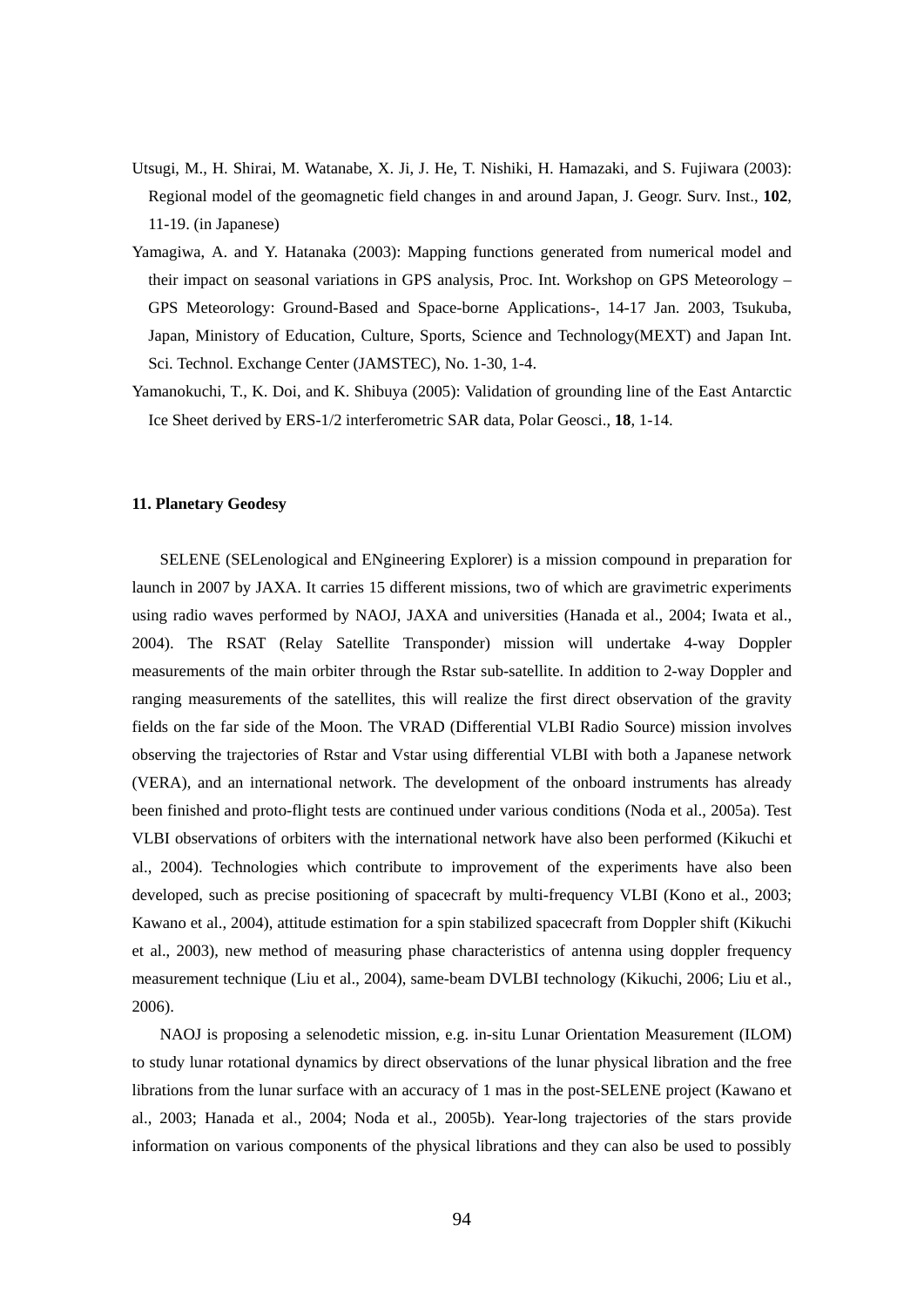Utsugi, M., H. Shirai, M. Watanabe, X. Ji, J. He, T. Nishiki, H. Hamazaki, and S. Fujiwara (2003): Regional model of the geomagnetic field changes in and around Japan, J. Geogr. Surv. Inst., **102**, 11-19. (in Japanese)

Yamagiwa, A. and Y. Hatanaka (2003): Mapping functions generated from numerical model and their impact on seasonal variations in GPS analysis, Proc. Int. Workshop on GPS Meteorology – GPS Meteorology: Ground-Based and Space-borne Applications-, 14-17 Jan. 2003, Tsukuba, Japan, Ministry of Education, Culture, Sports, Science and Technology(MEXT) and Japan Int. Sci. Technol. Exchange Center (JAMSTEC), No. 1-30, 1-4.

Yamanokuchi, T., K. Doi, and K. Shibuya (2005): Validation of grounding line of the East Antarctic Ice Sheet derived by ERS-1/2 interferometric SAR data, Polar Geosci., **18**, 1-14.

## 11. Planetary Geodesy

SELENE (SELenological and ENgineering Explorer) is a mission compound in preparation for launch in 2007 by JAXA. It carries 15 different missions, two of which are gravimetric experiments using radio waves performed by NAOJ, JAXA and universities (Hanada et al., 2004; Iwata et al., 2004). The RSAT (Relay Satellite Transponder) mission will undertake 4-way Doppler measurements of the main orbiter through the Rstar sub-satellite. In addition to 2-way Doppler and ranging measurements of the satellites, this will realize the first direct observation of the gravity fields on the far side of the Moon. The VRAD (Differential VLBI Radio Source) mission involves observing the trajectories of Rstar and Vstar using differential VLBI with both a Japanese network (VERA), and an international network. The development of the onboard instruments has already been finished and proto-flight tests are continued under various conditions (Noda et al., 2005a). Test VLBI observations of orbiters with the international network have also been performed (Kikuchi et al., 2004). Technologies which contribute to improvement of the experiments have also been developed, such as precise positioning of spacecraft by multi-frequency VLBI (Kono et al., 2003; Kawano et al., 2004), attitude estimation for a spin stabilized spacecraft from Doppler shift (Kikuchi et al., 2003), new method of measuring phase characteristics of antenna using doppler frequency measurement technique (Liu et al., 2004), same-beam DVLBI technology (Kikuchi, 2006; Liu et al., 2006).

NAOJ is proposing a selenodetic mission, e.g. in-situ Lunar Orientation Measurement (ILOM) to study lunar rotational dynamics by direct observations of the lunar physical libration and the free librations from the lunar surface with an accuracy of 1 mas in the post-SELENE project (Kawano et al., 2003; Hanada et al., 2004; Noda et al., 2005b). Year-long trajectories of the stars provide information on various components of the physical librations and they can also be used to possibly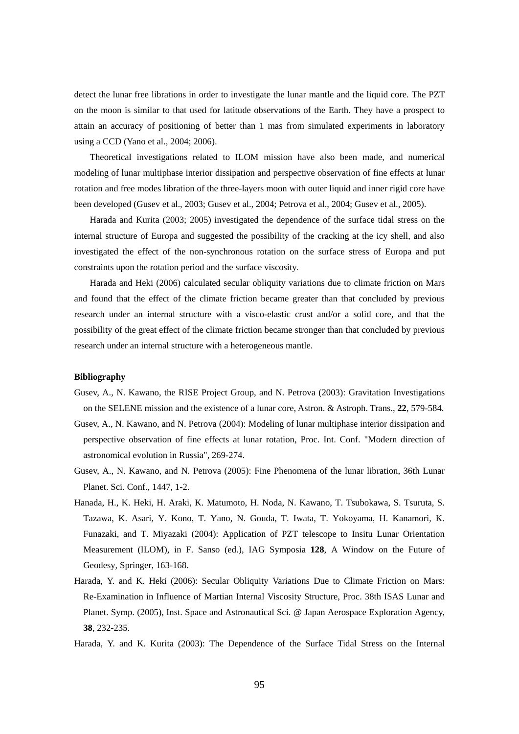detect the lunar free librations in order to investigate the lunar mantle and the liquid core. The PZT on the moon is similar to that used for latitude observations of the Earth. They have a prospect to attain an accuracy of positioning of better than 1 mas from simulated experiments in laboratory using a CCD (Yano et al., 2004; 2006).

Theoretical investigations related to ILOM mission have also been made, and numerical modeling of lunar multiphase interior dissipation and perspective observation of fine effects at lunar rotation and free modes libration of the three-layers moon with outer liquid and inner rigid core have been developed (Gusev et al., 2003; Gusev et al., 2004; Petrova et al., 2004; Gusev et al., 2005).

Harada and Kurita (2003; 2005) investigated the dependence of the surface tidal stress on the internal structure of Europa and suggested the possibility of the cracking at the icy shell, and also investigated the effect of the non-synchronous rotation on the surface stress of Europa and put constraints upon the rotation period and the surface viscosity.

Harada and Heki (2006) calculated secular obliquity variations due to climate friction on Mars and found that the effect of the climate friction became greater than that concluded by previous research under an internal structure with a visco-elastic crust and/or a solid core, and that the possibility of the great effect of the climate friction became stronger than that concluded by previous research under an internal structure with a heterogeneous mantle.

### Bibliography

Gusev, A., N. Kawano, the RISE Project Group, and N. Petrova (2003): Gravitation Investigations on the SELENE mission and the existence of a lunar core, Astron. & Astroph. Trans., **22**, 579-584.

Gusev, A., N. Kawano, and N. Petrova (2004): Modeling of lunar multiphase interior dissipation and perspective observation of fine effects at lunar rotation, Proc. Int. Conf. "Modern direction of astronomical evolution in Russia", 269-274.

Gusev, A., N. Kawano, and N. Petrova (2005): Fine Phenomena of the lunar libration, 36th Lunar Planet. Sci. Conf., 1447, 1-2.

Hanada, H., K. Heki, H. Araki, K. Matumoto, H. Noda, N. Kawano, T. Tsubokawa, S. Tsuruta, S. Tazawa, K. Asari, Y. Kono, T. Yano, N. Gouda, T. Iwata, T. Yokoyama, H. Kanamori, K. Funazaki, and T. Miyazaki (2004): Application of PZT telescope to Insitu Lunar Orientation Measurement (ILOM), in F. Sanso (ed.), IAG Symposia **128**, A Window on the Future of Geodesy, Springer, 163-168.

Harada, Y. and K. Heki (2006): Secular Obliquity Variations Due to Climate Friction on Mars: Re-Examination in Influence of Martian Internal Viscosity Structure, Proc. 38th ISAS Lunar and Planet. Symp. (2005), Inst. Space and Astronautical Sci. @ Japan Aerospace Exploration Agency, **38**, 232-235.

Harada, Y. and K. Kurita (2003): The Dependence of the Surface Tidal Stress on the Internal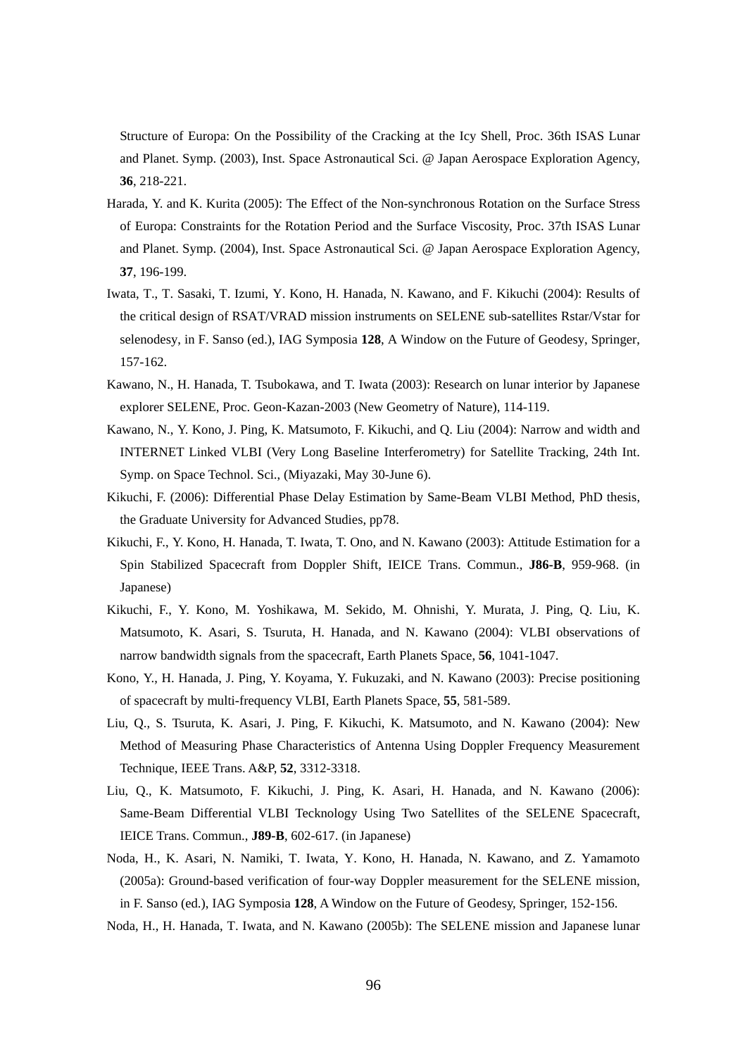Structure of Europa: On the Possibility of the Cracking at the Icy Shell, Proc. 36th ISAS Lunar and Planet. Symp. (2003), Inst. Space Astronautical Sci. @ Japan Aerospace Exploration Agency, **36**, 218-221.

Harada, Y. and K. Kurita (2005): The Effect of the Non-synchronous Rotation on the Surface Stress of Europa: Constraints for the Rotation Period and the Surface Viscosity, Proc. 37th ISAS Lunar and Planet. Symp. (2004), Inst. Space Astronautical Sci. @ Japan Aerospace Exploration Agency, **37**, 196-199.

Iwata, T., T. Sasaki, T. Izumi, Y. Kono, H. Hanada, N. Kawano, and F. Kikuchi (2004): Results of the critical design of RSAT/VRAD mission instruments on SELENE sub-satellites Rstar/Vstar for selenodesy, in F. Sanso (ed.), IAG Symposia **128**, A Window on the Future of Geodesy, Springer, 157-162.

Kawano, N., H. Hanada, T. Tsubokawa, and T. Iwata (2003): Research on lunar interior by Japanese explorer SELENE, Proc. Geon-Kazan-2003 (New Geometry of Nature), 114-119.

Kawano, N., Y. Kono, J. Ping, K. Matsumoto, F. Kikuchi, and Q. Liu (2004): Narrow and width and INTERNET Linked VLBI (Very Long Baseline Interferometry) for Satellite Tracking, 24th Int. Symp. on Space Technol. Sci., (Miyazaki, May 30-June 6).

Kikuchi, F. (2006): Differential Phase Delay Estimation by Same-Beam VLBI Method, PhD thesis, the Graduate University for Advanced Studies, pp78.

Kikuchi, F., Y. Kono, H. Hanada, T. Iwata, T. Ono, and N. Kawano (2003): Attitude Estimation for a Spin Stabilized Spacecraft from Doppler Shift, IEICE Trans. Commun., **J86-B**, 959-968. (in Japanese)

Kikuchi, F., Y. Kono, M. Yoshikawa, M. Sekido, M. Ohnishi, Y. Murata, J. Ping, Q. Liu, K. Matsumoto, K. Asari, S. Tsuruta, H. Hanada, and N. Kawano (2004): VLBI observations of narrow bandwidth signals from the spacecraft, Earth Planets Space, **56**, 1041-1047.

Kono, Y., H. Hanada, J. Ping, Y. Koyama, Y. Fukuzaki, and N. Kawano (2003): Precise positioning of spacecraft by multi-frequency VLBI, Earth Planets Space, **55**, 581-589.

Liu, Q., S. Tsuruta, K. Asari, J. Ping, F. Kikuchi, K. Matsumoto, and N. Kawano (2004): New Method of Measuring Phase Characteristics of Antenna Using Doppler Frequency Measurement Technique, IEEE Trans. A&P, **52**, 3312-3318.

Liu, Q., K. Matsumoto, F. Kikuchi, J. Ping, K. Asari, H. Hanada, and N. Kawano (2006): Same-Beam Differential VLBI Tecknology Using Two Satellites of the SELENE Spacecraft, IEICE Trans. Commun., **J89-B**, 602-617. (in Japanese)

Noda, H., K. Asari, N. Namiki, T. Iwata, Y. Kono, H. Hanada, N. Kawano, and Z. Yamamoto (2005a): Ground-based verification of four-way Doppler measurement for the SELENE mission, in F. Sanso (ed.), IAG Symposia **128**, A Window on the Future of Geodesy, Springer, 152-156.

Noda, H., H. Hanada, T. Iwata, and N. Kawano (2005b): The SELENE mission and Japanese lunar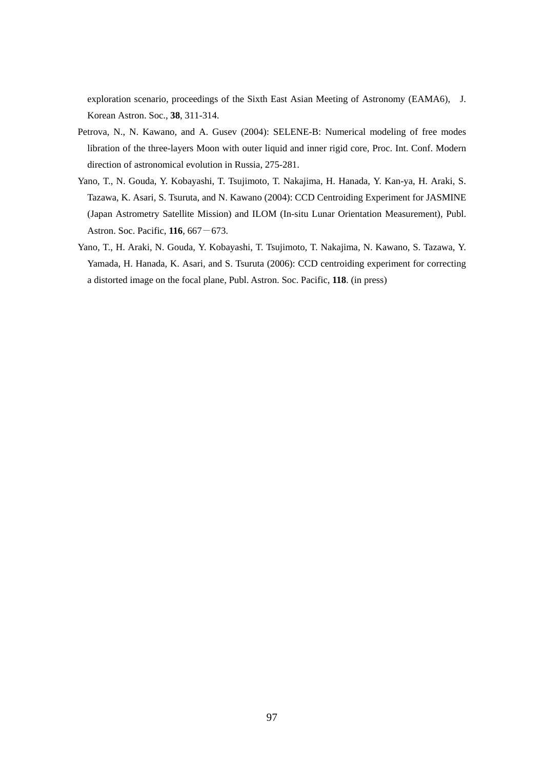exploration scenario, proceedings of the Sixth East Asian Meeting of Astronomy (EAMA6), J. Korean Astron. Soc., **38**, 311-314.

Petrova, N., N. Kawano, and A. Gusev (2004): SELENE-B: Numerical modeling of free modes libration of the three-layers Moon with outer liquid and inner rigid core, Proc. Int. Conf. Modern direction of astronomical evolution in Russia, 275-281.

Yano, T., N. Gouda, Y. Kobayashi, T. Tsujimoto, T. Nakajima, H. Hanada, Y. Kan-ya, H. Araki, S. Tazawa, K. Asari, S. Tsuruta, and N. Kawano (2004): CCD Centroiding Experiment for JASMINE (Japan Astrometry Satellite Mission) and ILOM (In-situ Lunar Orientation Measurement), Publ. Astron. Soc. Pacific, **116**, 667－673.

Yano, T., H. Araki, N. Gouda, Y. Kobayashi, T. Tsujimoto, T. Nakajima, N. Kawano, S. Tazawa, Y. Yamada, H. Hanada, K. Asari, and S. Tsuruta (2006): CCD centroiding experiment for correcting a distorted image on the focal plane, Publ. Astron. Soc. Pacific, **118**. (in press)